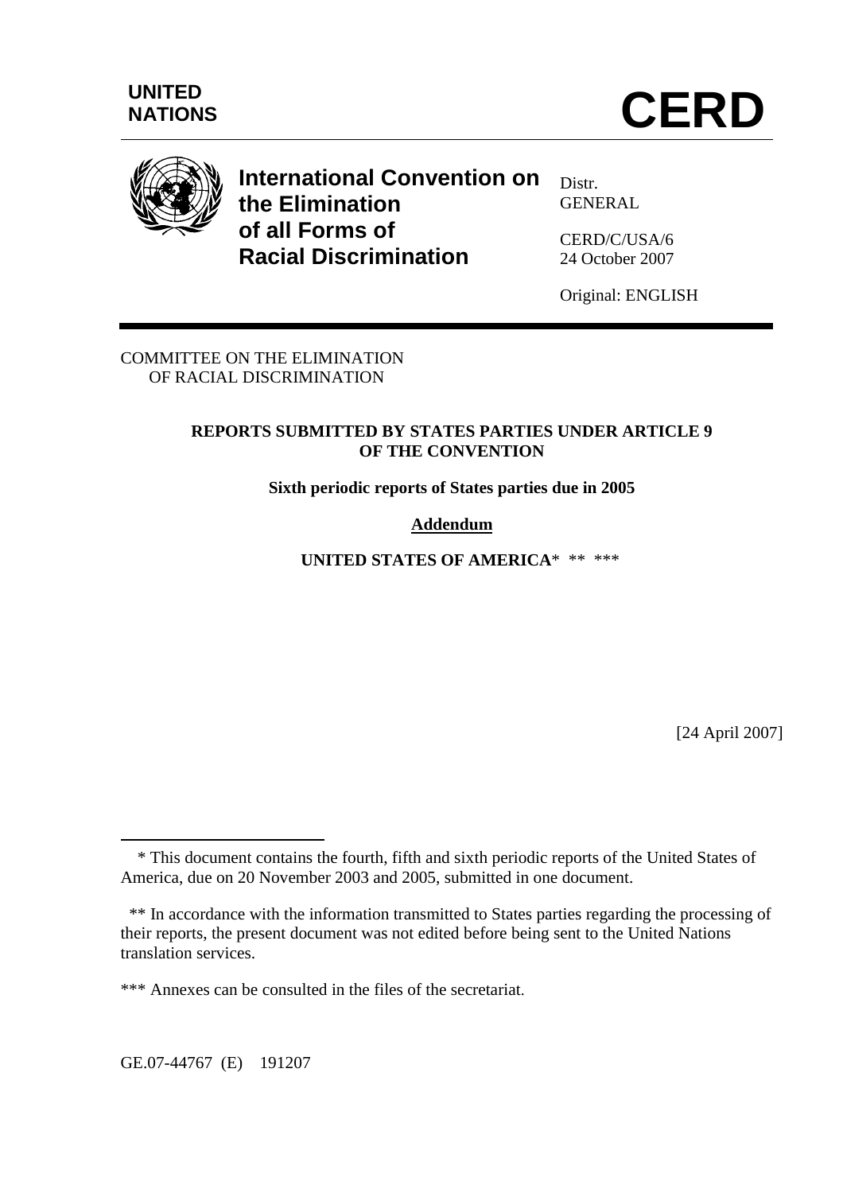UNITED NATIONS

# CERD

**International Convention on the Elimination of all Forms of Racial Discrimination**

Distr.
GENERAL

CERD/C/USA/6
24 October 2007

Original: ENGLISH

COMMITTEE ON THE ELIMINATION OF RACIAL DISCRIMINATION

**REPORTS SUBMITTED BY STATES PARTIES UNDER ARTICLE 9 OF THE CONVENTION**

**Sixth periodic reports of States parties due in 2005**

**Addendum**

**UNITED STATES OF AMERICA*** ** ***

[24 April 2007]

---

\* This document contains the fourth, fifth and sixth periodic reports of the United States of America, due on 20 November 2003 and 2005, submitted in one document.

\*\* In accordance with the information transmitted to States parties regarding the processing of their reports, the present document was not edited before being sent to the United Nations translation services.

\*\*\* Annexes can be consulted in the files of the secretariat.

GE.07-44767 (E) 191207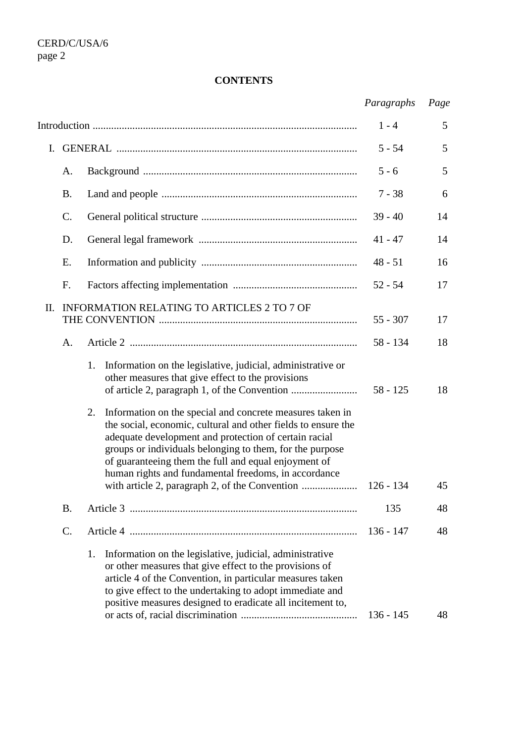**CONTENTS**

| | *Paragraphs* | *Page* |
|---|---|---|
| Introduction | 1 - 4 | 5 |
| I. GENERAL | 5 - 54 | 5 |
| A. Background | 5 - 6 | 5 |
| B. Land and people | 7 - 38 | 6 |
| C. General political structure | 39 - 40 | 14 |
| D. General legal framework | 41 - 47 | 14 |
| E. Information and publicity | 48 - 51 | 16 |
| F. Factors affecting implementation | 52 - 54 | 17 |
| II. INFORMATION RELATING TO ARTICLES 2 TO 7 OF THE CONVENTION | 55 - 307 | 17 |
| A. Article 2 | 58 - 134 | 18 |
| 1. Information on the legislative, judicial, administrative or other measures that give effect to the provisions of article 2, paragraph 1, of the Convention | 58 - 125 | 18 |
| 2. Information on the special and concrete measures taken in the social, economic, cultural and other fields to ensure the adequate development and protection of certain racial groups or individuals belonging to them, for the purpose of guaranteeing them the full and equal enjoyment of human rights and fundamental freedoms, in accordance with article 2, paragraph 2, of the Convention | 126 - 134 | 45 |
| B. Article 3 | 135 | 48 |
| C. Article 4 | 136 - 147 | 48 |
| 1. Information on the legislative, judicial, administrative or other measures that give effect to the provisions of article 4 of the Convention, in particular measures taken to give effect to the undertaking to adopt immediate and positive measures designed to eradicate all incitement to, or acts of, racial discrimination | 136 - 145 | 48 |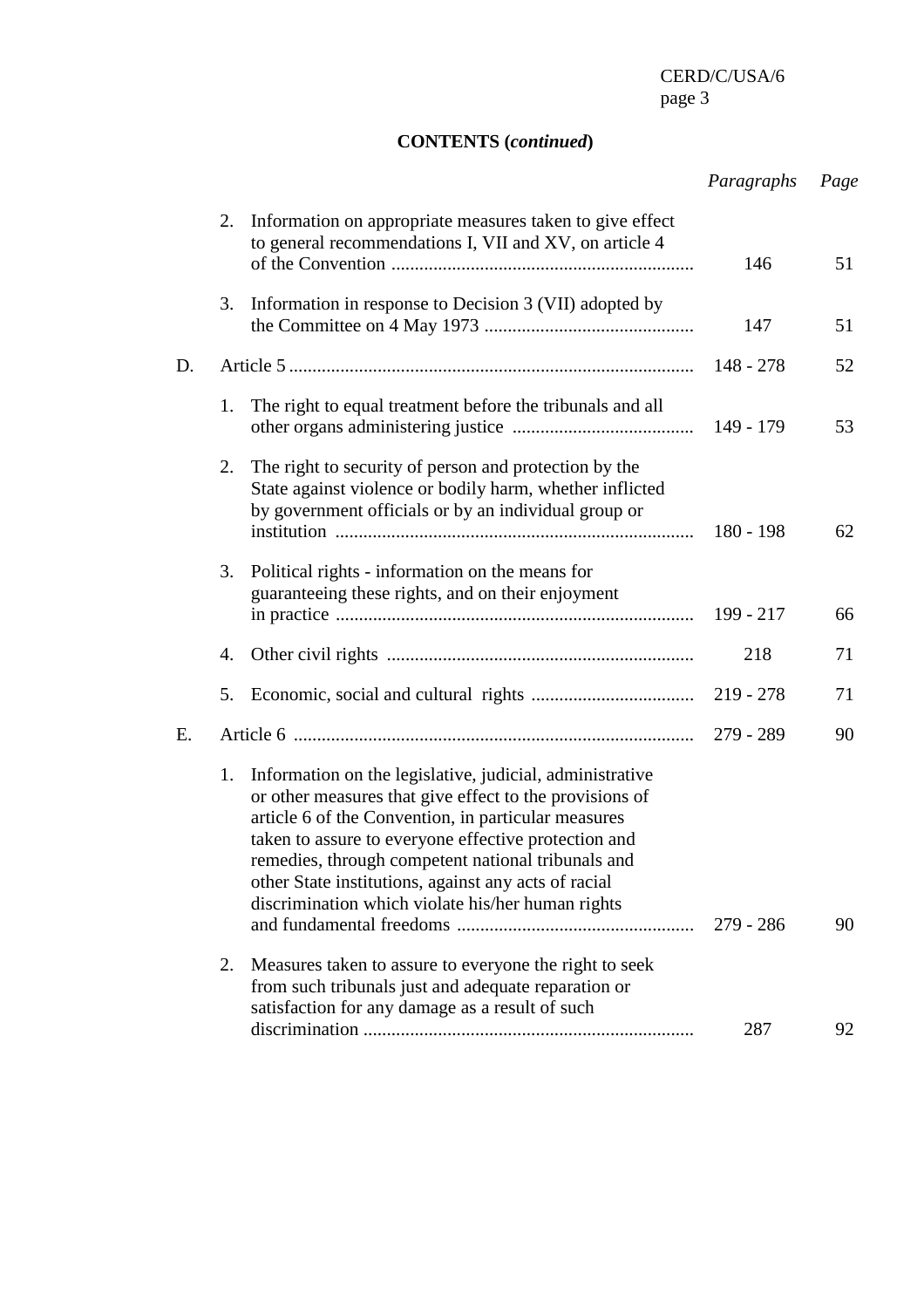**CONTENTS (*continued*)**

| | | *Paragraphs* | *Page* |
|---|---|---|---|
| | 2. Information on appropriate measures taken to give effect to general recommendations I, VII and XV, on article 4 of the Convention | 146 | 51 |
| | 3. Information in response to Decision 3 (VII) adopted by the Committee on 4 May 1973 | 147 | 51 |
| D. | Article 5 | 148 - 278 | 52 |
| | 1. The right to equal treatment before the tribunals and all other organs administering justice | 149 - 179 | 53 |
| | 2. The right to security of person and protection by the State against violence or bodily harm, whether inflicted by government officials or by an individual group or institution | 180 - 198 | 62 |
| | 3. Political rights - information on the means for guaranteeing these rights, and on their enjoyment in practice | 199 - 217 | 66 |
| | 4. Other civil rights | 218 | 71 |
| | 5. Economic, social and cultural rights | 219 - 278 | 71 |
| E. | Article 6 | 279 - 289 | 90 |
| | 1. Information on the legislative, judicial, administrative or other measures that give effect to the provisions of article 6 of the Convention, in particular measures taken to assure to everyone effective protection and remedies, through competent national tribunals and other State institutions, against any acts of racial discrimination which violate his/her human rights and fundamental freedoms | 279 - 286 | 90 |
| | 2. Measures taken to assure to everyone the right to seek from such tribunals just and adequate reparation or satisfaction for any damage as a result of such discrimination | 287 | 92 |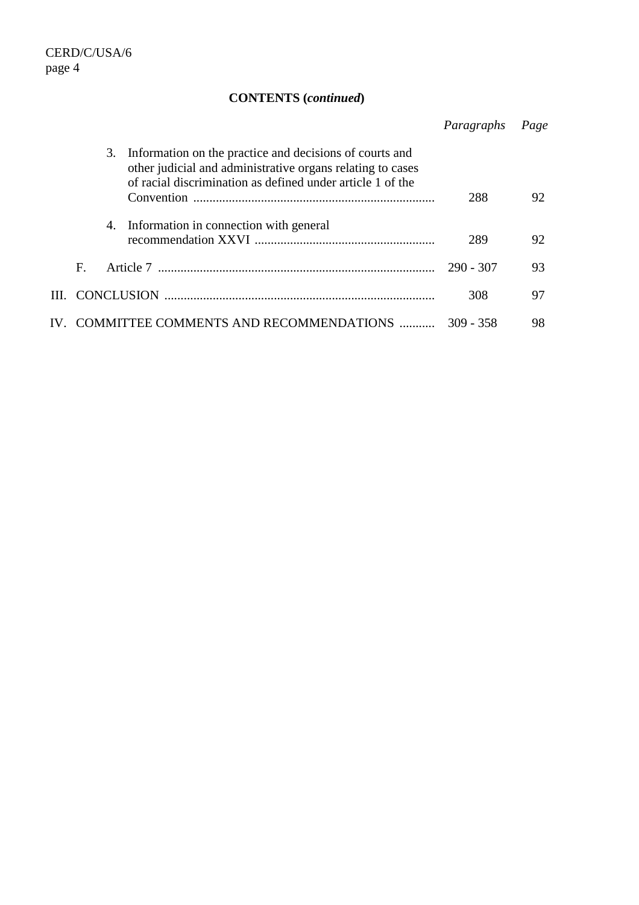**CONTENTS (*continued*)**

| | *Paragraphs* | *Page* |
|---|---|---|
| 3. Information on the practice and decisions of courts and other judicial and administrative organs relating to cases of racial discrimination as defined under article 1 of the Convention | 288 | 92 |
| 4. Information in connection with general recommendation XXVI | 289 | 92 |
| F. Article 7 | 290 - 307 | 93 |
| III. CONCLUSION | 308 | 97 |
| IV. COMMITTEE COMMENTS AND RECOMMENDATIONS | 309 - 358 | 98 |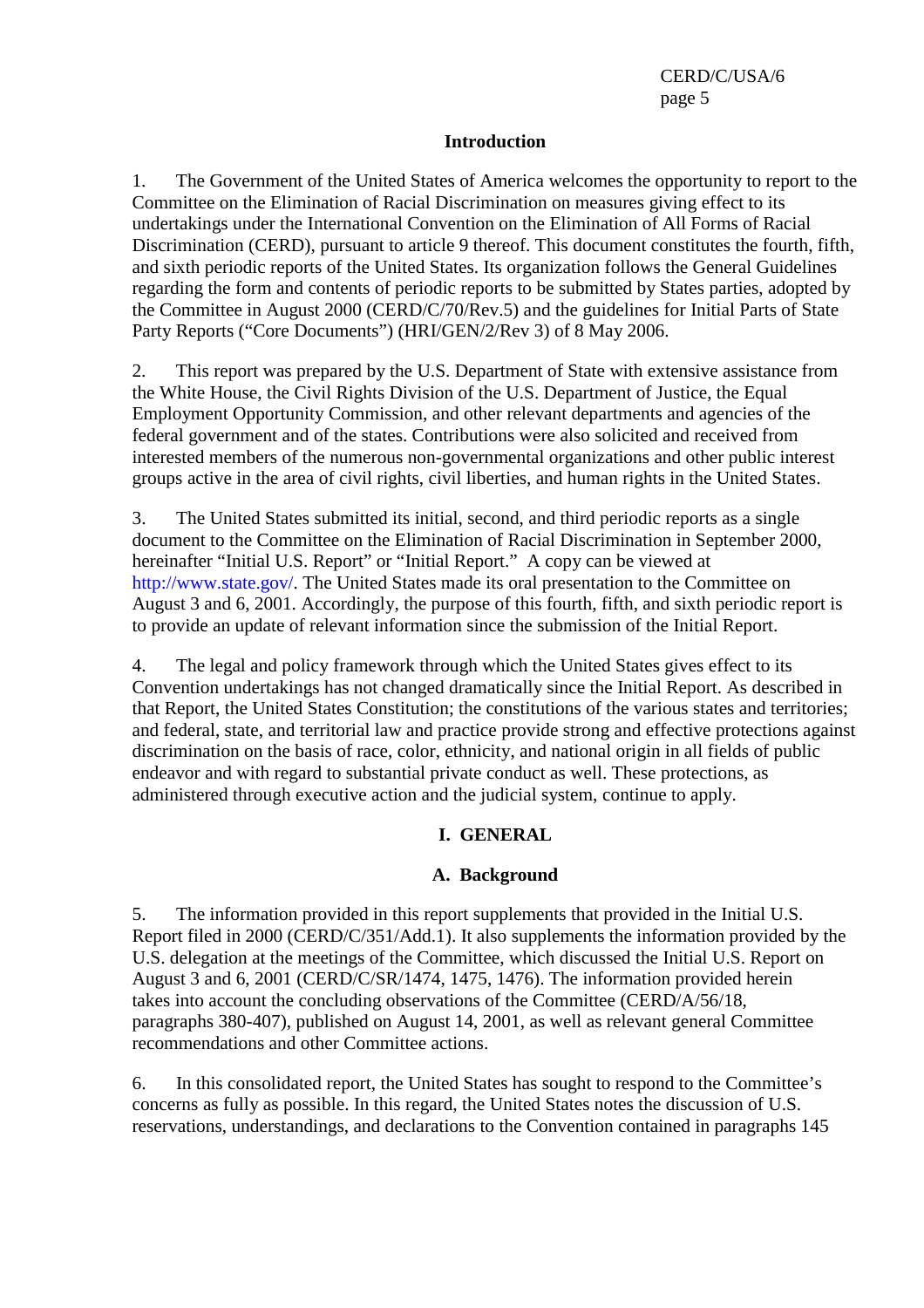## Introduction

1. The Government of the United States of America welcomes the opportunity to report to the Committee on the Elimination of Racial Discrimination on measures giving effect to its undertakings under the International Convention on the Elimination of All Forms of Racial Discrimination (CERD), pursuant to article 9 thereof. This document constitutes the fourth, fifth, and sixth periodic reports of the United States. Its organization follows the General Guidelines regarding the form and contents of periodic reports to be submitted by States parties, adopted by the Committee in August 2000 (CERD/C/70/Rev.5) and the guidelines for Initial Parts of State Party Reports ("Core Documents") (HRI/GEN/2/Rev 3) of 8 May 2006.

2. This report was prepared by the U.S. Department of State with extensive assistance from the White House, the Civil Rights Division of the U.S. Department of Justice, the Equal Employment Opportunity Commission, and other relevant departments and agencies of the federal government and of the states. Contributions were also solicited and received from interested members of the numerous non-governmental organizations and other public interest groups active in the area of civil rights, civil liberties, and human rights in the United States.

3. The United States submitted its initial, second, and third periodic reports as a single document to the Committee on the Elimination of Racial Discrimination in September 2000, hereinafter "Initial U.S. Report" or "Initial Report." A copy can be viewed at http://www.state.gov/. The United States made its oral presentation to the Committee on August 3 and 6, 2001. Accordingly, the purpose of this fourth, fifth, and sixth periodic report is to provide an update of relevant information since the submission of the Initial Report.

4. The legal and policy framework through which the United States gives effect to its Convention undertakings has not changed dramatically since the Initial Report. As described in that Report, the United States Constitution; the constitutions of the various states and territories; and federal, state, and territorial law and practice provide strong and effective protections against discrimination on the basis of race, color, ethnicity, and national origin in all fields of public endeavor and with regard to substantial private conduct as well. These protections, as administered through executive action and the judicial system, continue to apply.

## I. GENERAL

### A. Background

5. The information provided in this report supplements that provided in the Initial U.S. Report filed in 2000 (CERD/C/351/Add.1). It also supplements the information provided by the U.S. delegation at the meetings of the Committee, which discussed the Initial U.S. Report on August 3 and 6, 2001 (CERD/C/SR/1474, 1475, 1476). The information provided herein takes into account the concluding observations of the Committee (CERD/A/56/18, paragraphs 380-407), published on August 14, 2001, as well as relevant general Committee recommendations and other Committee actions.

6. In this consolidated report, the United States has sought to respond to the Committee's concerns as fully as possible. In this regard, the United States notes the discussion of U.S. reservations, understandings, and declarations to the Convention contained in paragraphs 145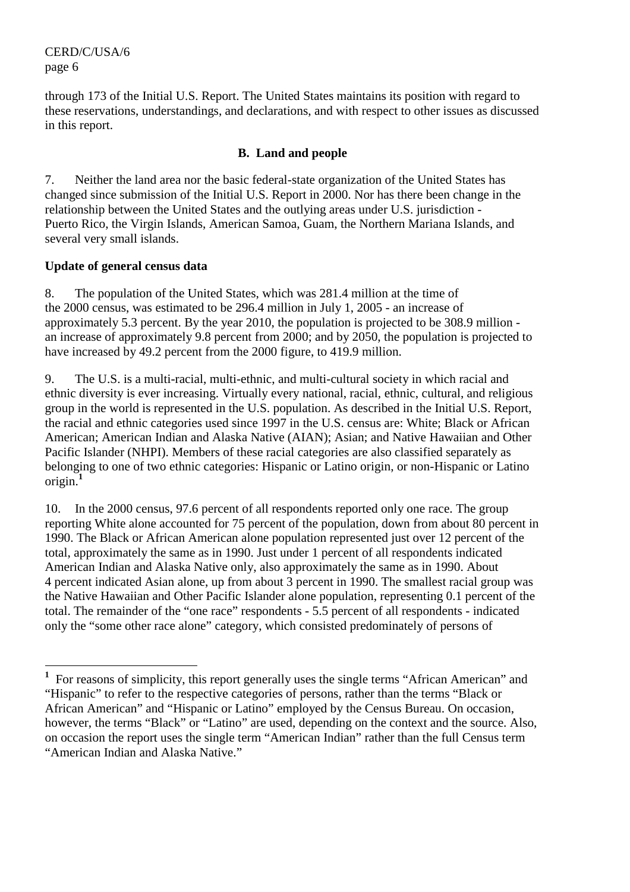through 173 of the Initial U.S. Report. The United States maintains its position with regard to these reservations, understandings, and declarations, and with respect to other issues as discussed in this report.

## B. Land and people

7. Neither the land area nor the basic federal-state organization of the United States has changed since submission of the Initial U.S. Report in 2000. Nor has there been change in the relationship between the United States and the outlying areas under U.S. jurisdiction - Puerto Rico, the Virgin Islands, American Samoa, Guam, the Northern Mariana Islands, and several very small islands.

### Update of general census data

8. The population of the United States, which was 281.4 million at the time of the 2000 census, was estimated to be 296.4 million in July 1, 2005 - an increase of approximately 5.3 percent. By the year 2010, the population is projected to be 308.9 million - an increase of approximately 9.8 percent from 2000; and by 2050, the population is projected to have increased by 49.2 percent from the 2000 figure, to 419.9 million.

9. The U.S. is a multi-racial, multi-ethnic, and multi-cultural society in which racial and ethnic diversity is ever increasing. Virtually every national, racial, ethnic, cultural, and religious group in the world is represented in the U.S. population. As described in the Initial U.S. Report, the racial and ethnic categories used since 1997 in the U.S. census are: White; Black or African American; American Indian and Alaska Native (AIAN); Asian; and Native Hawaiian and Other Pacific Islander (NHPI). Members of these racial categories are also classified separately as belonging to one of two ethnic categories: Hispanic or Latino origin, or non-Hispanic or Latino origin.[1]

10. In the 2000 census, 97.6 percent of all respondents reported only one race. The group reporting White alone accounted for 75 percent of the population, down from about 80 percent in 1990. The Black or African American alone population represented just over 12 percent of the total, approximately the same as in 1990. Just under 1 percent of all respondents indicated American Indian and Alaska Native only, also approximately the same as in 1990. About 4 percent indicated Asian alone, up from about 3 percent in 1990. The smallest racial group was the Native Hawaiian and Other Pacific Islander alone population, representing 0.1 percent of the total. The remainder of the "one race" respondents - 5.5 percent of all respondents - indicated only the "some other race alone" category, which consisted predominately of persons of

---

[1] For reasons of simplicity, this report generally uses the single terms "African American" and "Hispanic" to refer to the respective categories of persons, rather than the terms "Black or African American" and "Hispanic or Latino" employed by the Census Bureau. On occasion, however, the terms "Black" or "Latino" are used, depending on the context and the source. Also, on occasion the report uses the single term "American Indian" rather than the full Census term "American Indian and Alaska Native."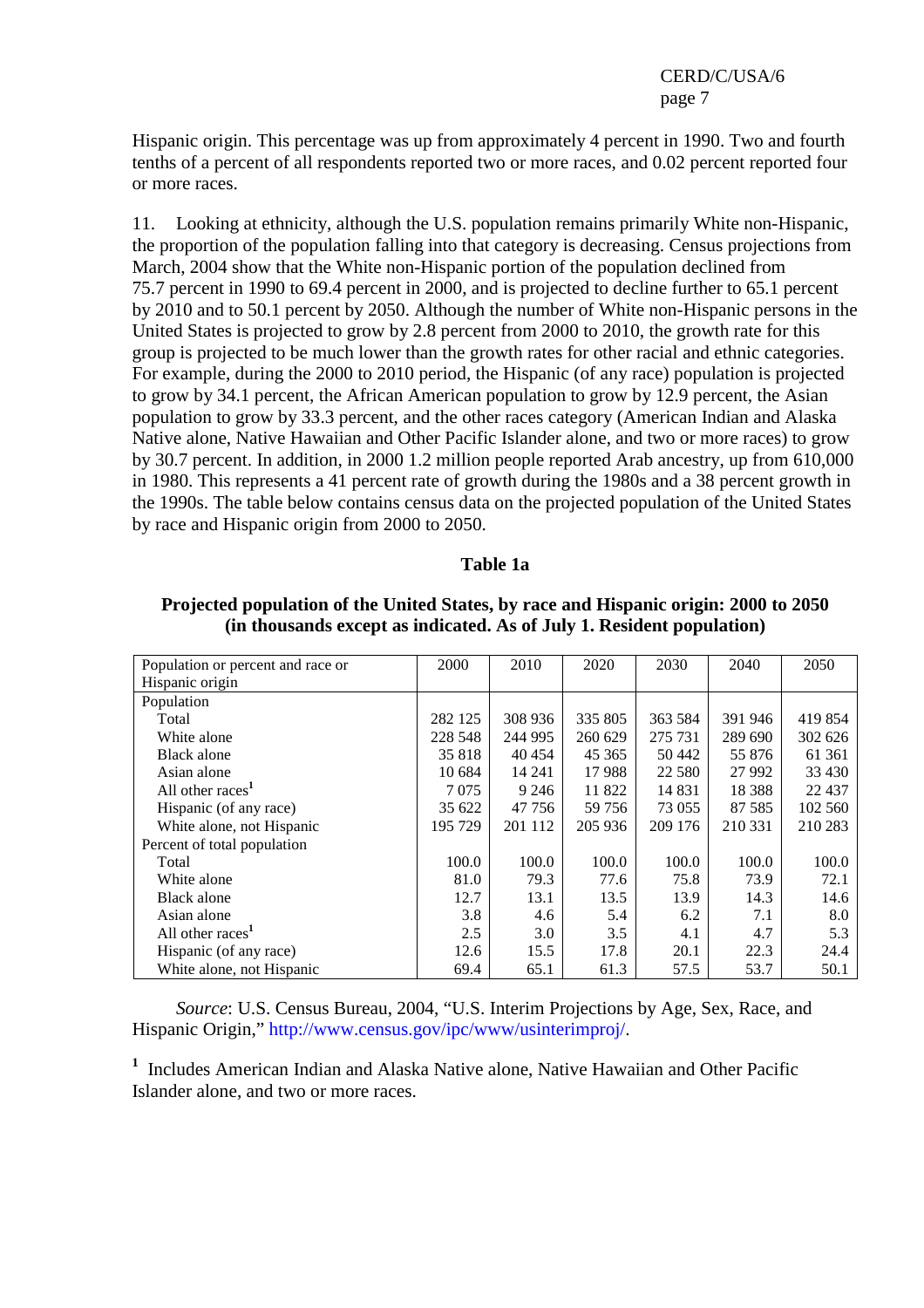Hispanic origin. This percentage was up from approximately 4 percent in 1990. Two and fourth tenths of a percent of all respondents reported two or more races, and 0.02 percent reported four or more races.

11. Looking at ethnicity, although the U.S. population remains primarily White non-Hispanic, the proportion of the population falling into that category is decreasing. Census projections from March, 2004 show that the White non-Hispanic portion of the population declined from 75.7 percent in 1990 to 69.4 percent in 2000, and is projected to decline further to 65.1 percent by 2010 and to 50.1 percent by 2050. Although the number of White non-Hispanic persons in the United States is projected to grow by 2.8 percent from 2000 to 2010, the growth rate for this group is projected to be much lower than the growth rates for other racial and ethnic categories. For example, during the 2000 to 2010 period, the Hispanic (of any race) population is projected to grow by 34.1 percent, the African American population to grow by 12.9 percent, the Asian population to grow by 33.3 percent, and the other races category (American Indian and Alaska Native alone, Native Hawaiian and Other Pacific Islander alone, and two or more races) to grow by 30.7 percent. In addition, in 2000 1.2 million people reported Arab ancestry, up from 610,000 in 1980. This represents a 41 percent rate of growth during the 1980s and a 38 percent growth in the 1990s. The table below contains census data on the projected population of the United States by race and Hispanic origin from 2000 to 2050.

**Table 1a**

**Projected population of the United States, by race and Hispanic origin: 2000 to 2050 (in thousands except as indicated. As of July 1. Resident population)**

| Population or percent and race or Hispanic origin | 2000 | 2010 | 2020 | 2030 | 2040 | 2050 |
|---|---|---|---|---|---|---|
| Population | | | | | | |
| Total | 282 125 | 308 936 | 335 805 | 363 584 | 391 946 | 419 854 |
| White alone | 228 548 | 244 995 | 260 629 | 275 731 | 289 690 | 302 626 |
| Black alone | 35 818 | 40 454 | 45 365 | 50 442 | 55 876 | 61 361 |
| Asian alone | 10 684 | 14 241 | 17 988 | 22 580 | 27 992 | 33 430 |
| All other races[1] | 7 075 | 9 246 | 11 822 | 14 831 | 18 388 | 22 437 |
| Hispanic (of any race) | 35 622 | 47 756 | 59 756 | 73 055 | 87 585 | 102 560 |
| White alone, not Hispanic | 195 729 | 201 112 | 205 936 | 209 176 | 210 331 | 210 283 |
| Percent of total population | | | | | | |
| Total | 100.0 | 100.0 | 100.0 | 100.0 | 100.0 | 100.0 |
| White alone | 81.0 | 79.3 | 77.6 | 75.8 | 73.9 | 72.1 |
| Black alone | 12.7 | 13.1 | 13.5 | 13.9 | 14.3 | 14.6 |
| Asian alone | 3.8 | 4.6 | 5.4 | 6.2 | 7.1 | 8.0 |
| All other races[1] | 2.5 | 3.0 | 3.5 | 4.1 | 4.7 | 5.3 |
| Hispanic (of any race) | 12.6 | 15.5 | 17.8 | 20.1 | 22.3 | 24.4 |
| White alone, not Hispanic | 69.4 | 65.1 | 61.3 | 57.5 | 53.7 | 50.1 |

*Source*: U.S. Census Bureau, 2004, "U.S. Interim Projections by Age, Sex, Race, and Hispanic Origin," http://www.census.gov/ipc/www/usinterimproj/.

[1] Includes American Indian and Alaska Native alone, Native Hawaiian and Other Pacific Islander alone, and two or more races.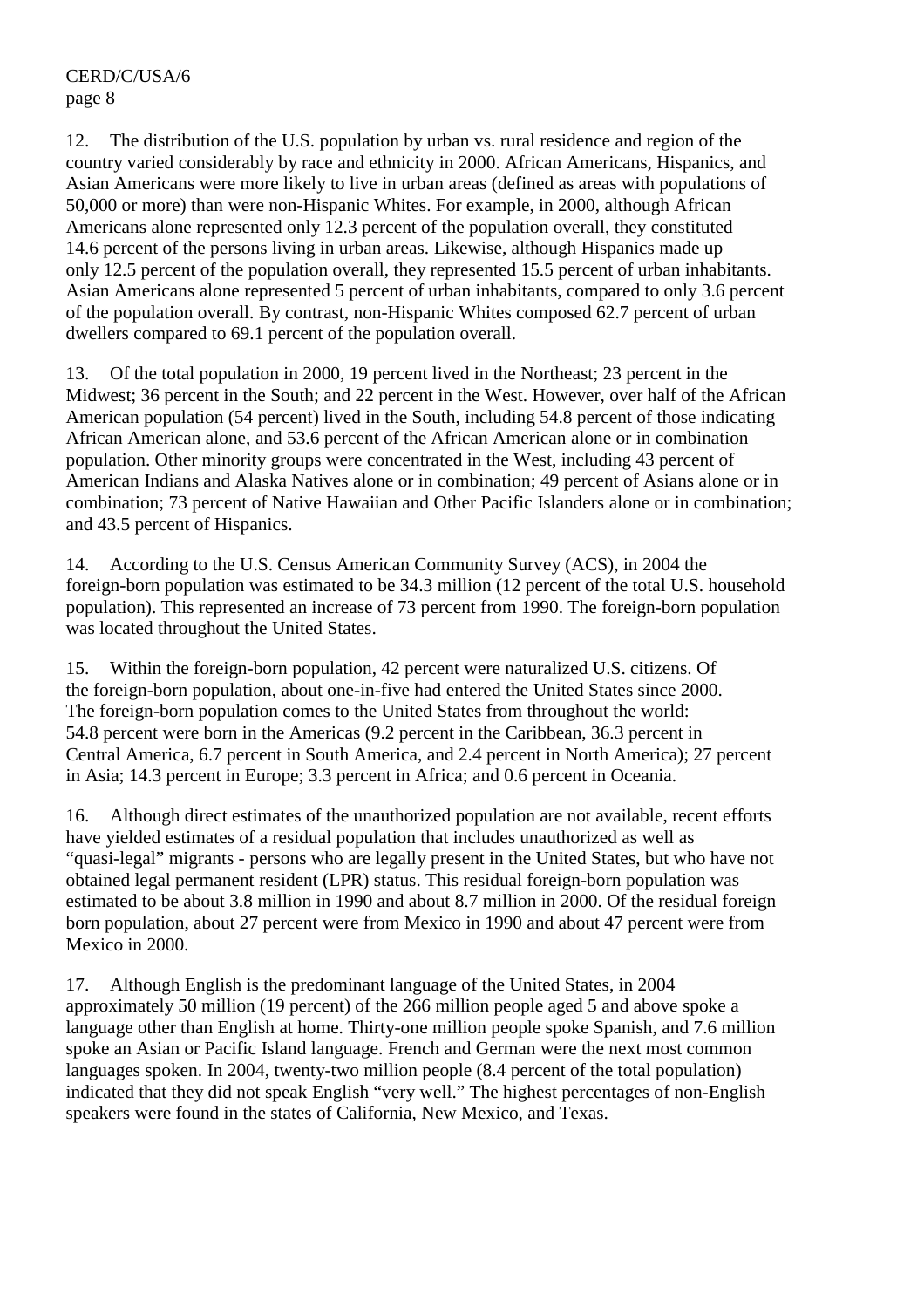12. The distribution of the U.S. population by urban vs. rural residence and region of the country varied considerably by race and ethnicity in 2000. African Americans, Hispanics, and Asian Americans were more likely to live in urban areas (defined as areas with populations of 50,000 or more) than were non-Hispanic Whites. For example, in 2000, although African Americans alone represented only 12.3 percent of the population overall, they constituted 14.6 percent of the persons living in urban areas. Likewise, although Hispanics made up only 12.5 percent of the population overall, they represented 15.5 percent of urban inhabitants. Asian Americans alone represented 5 percent of urban inhabitants, compared to only 3.6 percent of the population overall. By contrast, non-Hispanic Whites composed 62.7 percent of urban dwellers compared to 69.1 percent of the population overall.

13. Of the total population in 2000, 19 percent lived in the Northeast; 23 percent in the Midwest; 36 percent in the South; and 22 percent in the West. However, over half of the African American population (54 percent) lived in the South, including 54.8 percent of those indicating African American alone, and 53.6 percent of the African American alone or in combination population. Other minority groups were concentrated in the West, including 43 percent of American Indians and Alaska Natives alone or in combination; 49 percent of Asians alone or in combination; 73 percent of Native Hawaiian and Other Pacific Islanders alone or in combination; and 43.5 percent of Hispanics.

14. According to the U.S. Census American Community Survey (ACS), in 2004 the foreign-born population was estimated to be 34.3 million (12 percent of the total U.S. household population). This represented an increase of 73 percent from 1990. The foreign-born population was located throughout the United States.

15. Within the foreign-born population, 42 percent were naturalized U.S. citizens. Of the foreign-born population, about one-in-five had entered the United States since 2000. The foreign-born population comes to the United States from throughout the world: 54.8 percent were born in the Americas (9.2 percent in the Caribbean, 36.3 percent in Central America, 6.7 percent in South America, and 2.4 percent in North America); 27 percent in Asia; 14.3 percent in Europe; 3.3 percent in Africa; and 0.6 percent in Oceania.

16. Although direct estimates of the unauthorized population are not available, recent efforts have yielded estimates of a residual population that includes unauthorized as well as "quasi-legal" migrants - persons who are legally present in the United States, but who have not obtained legal permanent resident (LPR) status. This residual foreign-born population was estimated to be about 3.8 million in 1990 and about 8.7 million in 2000. Of the residual foreign born population, about 27 percent were from Mexico in 1990 and about 47 percent were from Mexico in 2000.

17. Although English is the predominant language of the United States, in 2004 approximately 50 million (19 percent) of the 266 million people aged 5 and above spoke a language other than English at home. Thirty-one million people spoke Spanish, and 7.6 million spoke an Asian or Pacific Island language. French and German were the next most common languages spoken. In 2004, twenty-two million people (8.4 percent of the total population) indicated that they did not speak English "very well." The highest percentages of non-English speakers were found in the states of California, New Mexico, and Texas.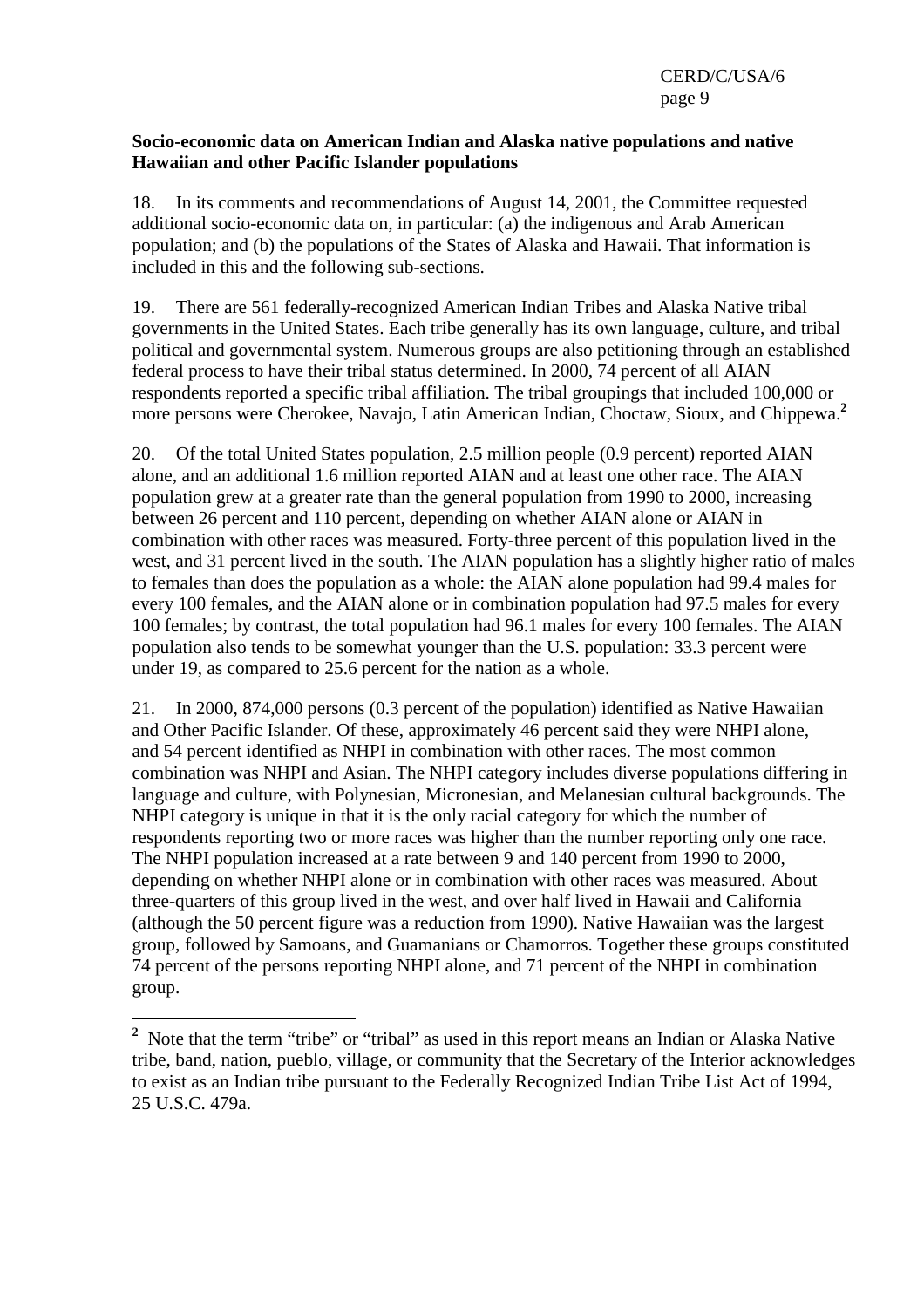**Socio-economic data on American Indian and Alaska native populations and native Hawaiian and other Pacific Islander populations**

18. In its comments and recommendations of August 14, 2001, the Committee requested additional socio-economic data on, in particular: (a) the indigenous and Arab American population; and (b) the populations of the States of Alaska and Hawaii. That information is included in this and the following sub-sections.

19. There are 561 federally-recognized American Indian Tribes and Alaska Native tribal governments in the United States. Each tribe generally has its own language, culture, and tribal political and governmental system. Numerous groups are also petitioning through an established federal process to have their tribal status determined. In 2000, 74 percent of all AIAN respondents reported a specific tribal affiliation. The tribal groupings that included 100,000 or more persons were Cherokee, Navajo, Latin American Indian, Choctaw, Sioux, and Chippewa.[2]

20. Of the total United States population, 2.5 million people (0.9 percent) reported AIAN alone, and an additional 1.6 million reported AIAN and at least one other race. The AIAN population grew at a greater rate than the general population from 1990 to 2000, increasing between 26 percent and 110 percent, depending on whether AIAN alone or AIAN in combination with other races was measured. Forty-three percent of this population lived in the west, and 31 percent lived in the south. The AIAN population has a slightly higher ratio of males to females than does the population as a whole: the AIAN alone population had 99.4 males for every 100 females, and the AIAN alone or in combination population had 97.5 males for every 100 females; by contrast, the total population had 96.1 males for every 100 females. The AIAN population also tends to be somewhat younger than the U.S. population: 33.3 percent were under 19, as compared to 25.6 percent for the nation as a whole.

21. In 2000, 874,000 persons (0.3 percent of the population) identified as Native Hawaiian and Other Pacific Islander. Of these, approximately 46 percent said they were NHPI alone, and 54 percent identified as NHPI in combination with other races. The most common combination was NHPI and Asian. The NHPI category includes diverse populations differing in language and culture, with Polynesian, Micronesian, and Melanesian cultural backgrounds. The NHPI category is unique in that it is the only racial category for which the number of respondents reporting two or more races was higher than the number reporting only one race. The NHPI population increased at a rate between 9 and 140 percent from 1990 to 2000, depending on whether NHPI alone or in combination with other races was measured. About three-quarters of this group lived in the west, and over half lived in Hawaii and California (although the 50 percent figure was a reduction from 1990). Native Hawaiian was the largest group, followed by Samoans, and Guamanians or Chamorros. Together these groups constituted 74 percent of the persons reporting NHPI alone, and 71 percent of the NHPI in combination group.

---

[2] Note that the term "tribe" or "tribal" as used in this report means an Indian or Alaska Native tribe, band, nation, pueblo, village, or community that the Secretary of the Interior acknowledges to exist as an Indian tribe pursuant to the Federally Recognized Indian Tribe List Act of 1994, 25 U.S.C. 479a.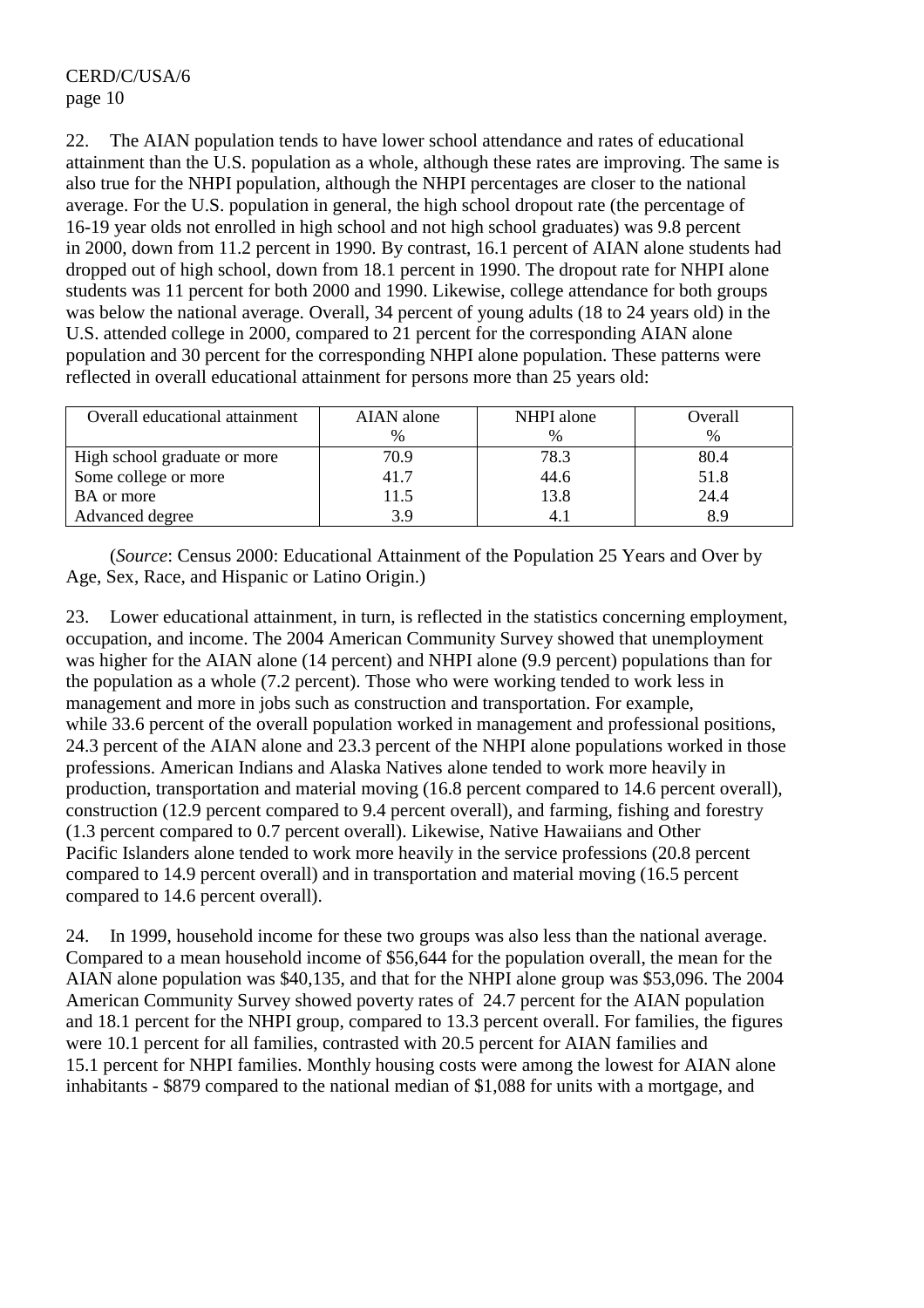22. The AIAN population tends to have lower school attendance and rates of educational attainment than the U.S. population as a whole, although these rates are improving. The same is also true for the NHPI population, although the NHPI percentages are closer to the national average. For the U.S. population in general, the high school dropout rate (the percentage of 16-19 year olds not enrolled in high school and not high school graduates) was 9.8 percent in 2000, down from 11.2 percent in 1990. By contrast, 16.1 percent of AIAN alone students had dropped out of high school, down from 18.1 percent in 1990. The dropout rate for NHPI alone students was 11 percent for both 2000 and 1990. Likewise, college attendance for both groups was below the national average. Overall, 34 percent of young adults (18 to 24 years old) in the U.S. attended college in 2000, compared to 21 percent for the corresponding AIAN alone population and 30 percent for the corresponding NHPI alone population. These patterns were reflected in overall educational attainment for persons more than 25 years old:

| Overall educational attainment | AIAN alone % | NHPI alone % | Overall % |
|---|---|---|---|
| High school graduate or more | 70.9 | 78.3 | 80.4 |
| Some college or more | 41.7 | 44.6 | 51.8 |
| BA or more | 11.5 | 13.8 | 24.4 |
| Advanced degree | 3.9 | 4.1 | 8.9 |

(*Source*: Census 2000: Educational Attainment of the Population 25 Years and Over by Age, Sex, Race, and Hispanic or Latino Origin.)

23. Lower educational attainment, in turn, is reflected in the statistics concerning employment, occupation, and income. The 2004 American Community Survey showed that unemployment was higher for the AIAN alone (14 percent) and NHPI alone (9.9 percent) populations than for the population as a whole (7.2 percent). Those who were working tended to work less in management and more in jobs such as construction and transportation. For example, while 33.6 percent of the overall population worked in management and professional positions, 24.3 percent of the AIAN alone and 23.3 percent of the NHPI alone populations worked in those professions. American Indians and Alaska Natives alone tended to work more heavily in production, transportation and material moving (16.8 percent compared to 14.6 percent overall), construction (12.9 percent compared to 9.4 percent overall), and farming, fishing and forestry (1.3 percent compared to 0.7 percent overall). Likewise, Native Hawaiians and Other Pacific Islanders alone tended to work more heavily in the service professions (20.8 percent compared to 14.9 percent overall) and in transportation and material moving (16.5 percent compared to 14.6 percent overall).

24. In 1999, household income for these two groups was also less than the national average. Compared to a mean household income of $56,644 for the population overall, the mean for the AIAN alone population was $40,135, and that for the NHPI alone group was $53,096. The 2004 American Community Survey showed poverty rates of 24.7 percent for the AIAN population and 18.1 percent for the NHPI group, compared to 13.3 percent overall. For families, the figures were 10.1 percent for all families, contrasted with 20.5 percent for AIAN families and 15.1 percent for NHPI families. Monthly housing costs were among the lowest for AIAN alone inhabitants - $879 compared to the national median of $1,088 for units with a mortgage, and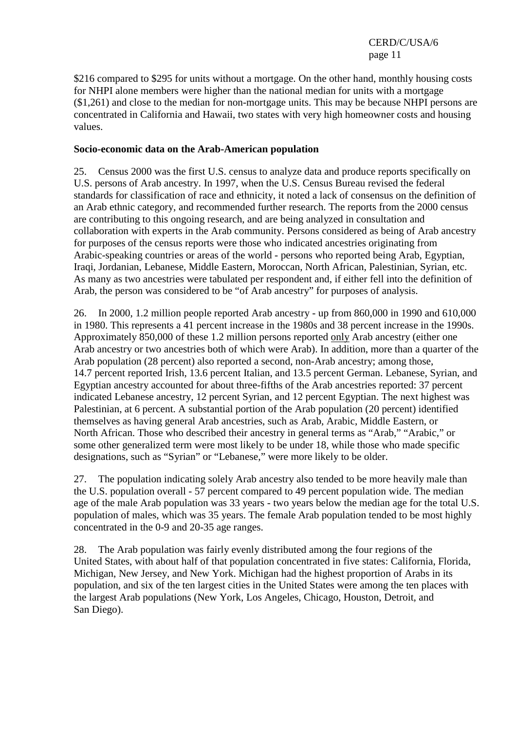$216 compared to $295 for units without a mortgage. On the other hand, monthly housing costs for NHPI alone members were higher than the national median for units with a mortgage ($1,261) and close to the median for non-mortgage units. This may be because NHPI persons are concentrated in California and Hawaii, two states with very high homeowner costs and housing values.

**Socio-economic data on the Arab-American population**

25. Census 2000 was the first U.S. census to analyze data and produce reports specifically on U.S. persons of Arab ancestry. In 1997, when the U.S. Census Bureau revised the federal standards for classification of race and ethnicity, it noted a lack of consensus on the definition of an Arab ethnic category, and recommended further research. The reports from the 2000 census are contributing to this ongoing research, and are being analyzed in consultation and collaboration with experts in the Arab community. Persons considered as being of Arab ancestry for purposes of the census reports were those who indicated ancestries originating from Arabic-speaking countries or areas of the world - persons who reported being Arab, Egyptian, Iraqi, Jordanian, Lebanese, Middle Eastern, Moroccan, North African, Palestinian, Syrian, etc. As many as two ancestries were tabulated per respondent and, if either fell into the definition of Arab, the person was considered to be "of Arab ancestry" for purposes of analysis.

26. In 2000, 1.2 million people reported Arab ancestry - up from 860,000 in 1990 and 610,000 in 1980. This represents a 41 percent increase in the 1980s and 38 percent increase in the 1990s. Approximately 850,000 of these 1.2 million persons reported only Arab ancestry (either one Arab ancestry or two ancestries both of which were Arab). In addition, more than a quarter of the Arab population (28 percent) also reported a second, non-Arab ancestry; among those, 14.7 percent reported Irish, 13.6 percent Italian, and 13.5 percent German. Lebanese, Syrian, and Egyptian ancestry accounted for about three-fifths of the Arab ancestries reported: 37 percent indicated Lebanese ancestry, 12 percent Syrian, and 12 percent Egyptian. The next highest was Palestinian, at 6 percent. A substantial portion of the Arab population (20 percent) identified themselves as having general Arab ancestries, such as Arab, Arabic, Middle Eastern, or North African. Those who described their ancestry in general terms as "Arab," "Arabic," or some other generalized term were most likely to be under 18, while those who made specific designations, such as "Syrian" or "Lebanese," were more likely to be older.

27. The population indicating solely Arab ancestry also tended to be more heavily male than the U.S. population overall - 57 percent compared to 49 percent population wide. The median age of the male Arab population was 33 years - two years below the median age for the total U.S. population of males, which was 35 years. The female Arab population tended to be most highly concentrated in the 0-9 and 20-35 age ranges.

28. The Arab population was fairly evenly distributed among the four regions of the United States, with about half of that population concentrated in five states: California, Florida, Michigan, New Jersey, and New York. Michigan had the highest proportion of Arabs in its population, and six of the ten largest cities in the United States were among the ten places with the largest Arab populations (New York, Los Angeles, Chicago, Houston, Detroit, and San Diego).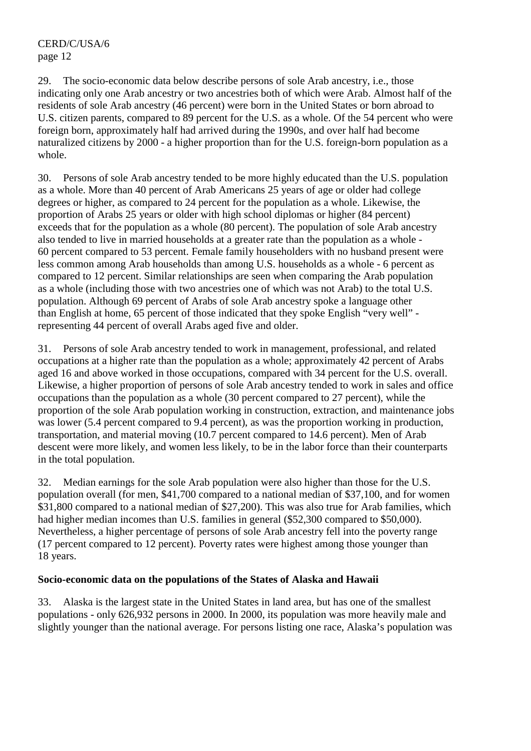29. The socio-economic data below describe persons of sole Arab ancestry, i.e., those indicating only one Arab ancestry or two ancestries both of which were Arab. Almost half of the residents of sole Arab ancestry (46 percent) were born in the United States or born abroad to U.S. citizen parents, compared to 89 percent for the U.S. as a whole. Of the 54 percent who were foreign born, approximately half had arrived during the 1990s, and over half had become naturalized citizens by 2000 - a higher proportion than for the U.S. foreign-born population as a whole.

30. Persons of sole Arab ancestry tended to be more highly educated than the U.S. population as a whole. More than 40 percent of Arab Americans 25 years of age or older had college degrees or higher, as compared to 24 percent for the population as a whole. Likewise, the proportion of Arabs 25 years or older with high school diplomas or higher (84 percent) exceeds that for the population as a whole (80 percent). The population of sole Arab ancestry also tended to live in married households at a greater rate than the population as a whole - 60 percent compared to 53 percent. Female family householders with no husband present were less common among Arab households than among U.S. households as a whole - 6 percent as compared to 12 percent. Similar relationships are seen when comparing the Arab population as a whole (including those with two ancestries one of which was not Arab) to the total U.S. population. Although 69 percent of Arabs of sole Arab ancestry spoke a language other than English at home, 65 percent of those indicated that they spoke English "very well" - representing 44 percent of overall Arabs aged five and older.

31. Persons of sole Arab ancestry tended to work in management, professional, and related occupations at a higher rate than the population as a whole; approximately 42 percent of Arabs aged 16 and above worked in those occupations, compared with 34 percent for the U.S. overall. Likewise, a higher proportion of persons of sole Arab ancestry tended to work in sales and office occupations than the population as a whole (30 percent compared to 27 percent), while the proportion of the sole Arab population working in construction, extraction, and maintenance jobs was lower (5.4 percent compared to 9.4 percent), as was the proportion working in production, transportation, and material moving (10.7 percent compared to 14.6 percent). Men of Arab descent were more likely, and women less likely, to be in the labor force than their counterparts in the total population.

32. Median earnings for the sole Arab population were also higher than those for the U.S. population overall (for men, $41,700 compared to a national median of $37,100, and for women $31,800 compared to a national median of $27,200). This was also true for Arab families, which had higher median incomes than U.S. families in general ($52,300 compared to $50,000). Nevertheless, a higher percentage of persons of sole Arab ancestry fell into the poverty range (17 percent compared to 12 percent). Poverty rates were highest among those younger than 18 years.

**Socio-economic data on the populations of the States of Alaska and Hawaii**

33. Alaska is the largest state in the United States in land area, but has one of the smallest populations - only 626,932 persons in 2000. In 2000, its population was more heavily male and slightly younger than the national average. For persons listing one race, Alaska's population was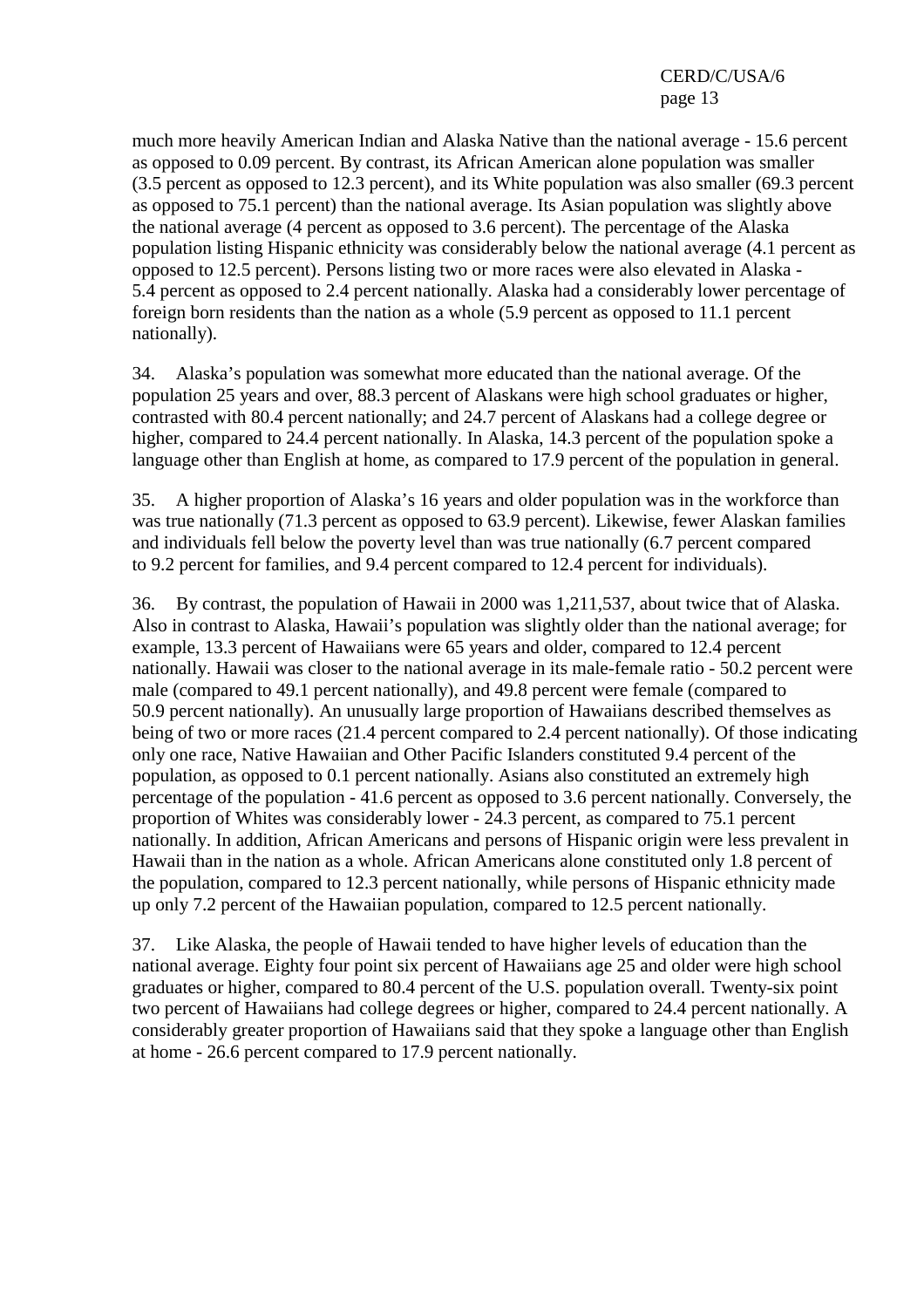much more heavily American Indian and Alaska Native than the national average - 15.6 percent as opposed to 0.09 percent. By contrast, its African American alone population was smaller (3.5 percent as opposed to 12.3 percent), and its White population was also smaller (69.3 percent as opposed to 75.1 percent) than the national average. Its Asian population was slightly above the national average (4 percent as opposed to 3.6 percent). The percentage of the Alaska population listing Hispanic ethnicity was considerably below the national average (4.1 percent as opposed to 12.5 percent). Persons listing two or more races were also elevated in Alaska - 5.4 percent as opposed to 2.4 percent nationally. Alaska had a considerably lower percentage of foreign born residents than the nation as a whole (5.9 percent as opposed to 11.1 percent nationally).

34. Alaska's population was somewhat more educated than the national average. Of the population 25 years and over, 88.3 percent of Alaskans were high school graduates or higher, contrasted with 80.4 percent nationally; and 24.7 percent of Alaskans had a college degree or higher, compared to 24.4 percent nationally. In Alaska, 14.3 percent of the population spoke a language other than English at home, as compared to 17.9 percent of the population in general.

35. A higher proportion of Alaska's 16 years and older population was in the workforce than was true nationally (71.3 percent as opposed to 63.9 percent). Likewise, fewer Alaskan families and individuals fell below the poverty level than was true nationally (6.7 percent compared to 9.2 percent for families, and 9.4 percent compared to 12.4 percent for individuals).

36. By contrast, the population of Hawaii in 2000 was 1,211,537, about twice that of Alaska. Also in contrast to Alaska, Hawaii's population was slightly older than the national average; for example, 13.3 percent of Hawaiians were 65 years and older, compared to 12.4 percent nationally. Hawaii was closer to the national average in its male-female ratio - 50.2 percent were male (compared to 49.1 percent nationally), and 49.8 percent were female (compared to 50.9 percent nationally). An unusually large proportion of Hawaiians described themselves as being of two or more races (21.4 percent compared to 2.4 percent nationally). Of those indicating only one race, Native Hawaiian and Other Pacific Islanders constituted 9.4 percent of the population, as opposed to 0.1 percent nationally. Asians also constituted an extremely high percentage of the population - 41.6 percent as opposed to 3.6 percent nationally. Conversely, the proportion of Whites was considerably lower - 24.3 percent, as compared to 75.1 percent nationally. In addition, African Americans and persons of Hispanic origin were less prevalent in Hawaii than in the nation as a whole. African Americans alone constituted only 1.8 percent of the population, compared to 12.3 percent nationally, while persons of Hispanic ethnicity made up only 7.2 percent of the Hawaiian population, compared to 12.5 percent nationally.

37. Like Alaska, the people of Hawaii tended to have higher levels of education than the national average. Eighty four point six percent of Hawaiians age 25 and older were high school graduates or higher, compared to 80.4 percent of the U.S. population overall. Twenty-six point two percent of Hawaiians had college degrees or higher, compared to 24.4 percent nationally. A considerably greater proportion of Hawaiians said that they spoke a language other than English at home - 26.6 percent compared to 17.9 percent nationally.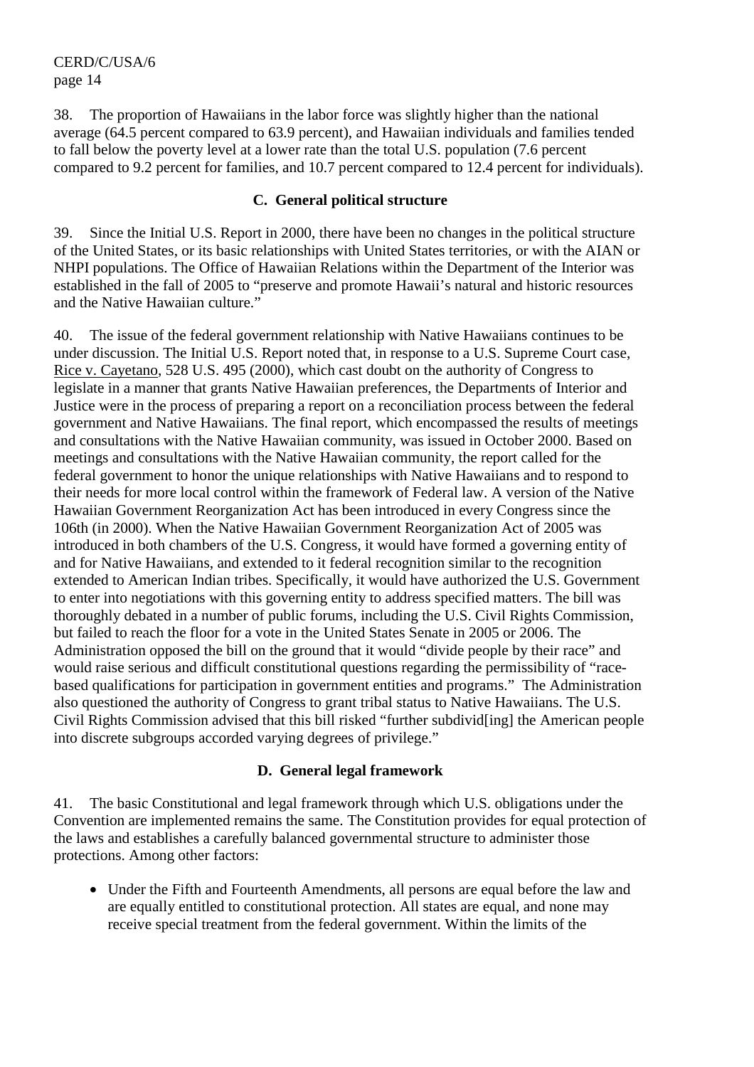38. The proportion of Hawaiians in the labor force was slightly higher than the national average (64.5 percent compared to 63.9 percent), and Hawaiian individuals and families tended to fall below the poverty level at a lower rate than the total U.S. population (7.6 percent compared to 9.2 percent for families, and 10.7 percent compared to 12.4 percent for individuals).

### C. General political structure

39. Since the Initial U.S. Report in 2000, there have been no changes in the political structure of the United States, or its basic relationships with United States territories, or with the AIAN or NHPI populations. The Office of Hawaiian Relations within the Department of the Interior was established in the fall of 2005 to "preserve and promote Hawaii's natural and historic resources and the Native Hawaiian culture."

40. The issue of the federal government relationship with Native Hawaiians continues to be under discussion. The Initial U.S. Report noted that, in response to a U.S. Supreme Court case, Rice v. Cayetano, 528 U.S. 495 (2000), which cast doubt on the authority of Congress to legislate in a manner that grants Native Hawaiian preferences, the Departments of Interior and Justice were in the process of preparing a report on a reconciliation process between the federal government and Native Hawaiians. The final report, which encompassed the results of meetings and consultations with the Native Hawaiian community, was issued in October 2000. Based on meetings and consultations with the Native Hawaiian community, the report called for the federal government to honor the unique relationships with Native Hawaiians and to respond to their needs for more local control within the framework of Federal law. A version of the Native Hawaiian Government Reorganization Act has been introduced in every Congress since the 106th (in 2000). When the Native Hawaiian Government Reorganization Act of 2005 was introduced in both chambers of the U.S. Congress, it would have formed a governing entity of and for Native Hawaiians, and extended to it federal recognition similar to the recognition extended to American Indian tribes. Specifically, it would have authorized the U.S. Government to enter into negotiations with this governing entity to address specified matters. The bill was thoroughly debated in a number of public forums, including the U.S. Civil Rights Commission, but failed to reach the floor for a vote in the United States Senate in 2005 or 2006. The Administration opposed the bill on the ground that it would "divide people by their race" and would raise serious and difficult constitutional questions regarding the permissibility of "race-based qualifications for participation in government entities and programs." The Administration also questioned the authority of Congress to grant tribal status to Native Hawaiians. The U.S. Civil Rights Commission advised that this bill risked "further subdivid[ing] the American people into discrete subgroups accorded varying degrees of privilege."

### D. General legal framework

41. The basic Constitutional and legal framework through which U.S. obligations under the Convention are implemented remains the same. The Constitution provides for equal protection of the laws and establishes a carefully balanced governmental structure to administer those protections. Among other factors:

- Under the Fifth and Fourteenth Amendments, all persons are equal before the law and are equally entitled to constitutional protection. All states are equal, and none may receive special treatment from the federal government. Within the limits of the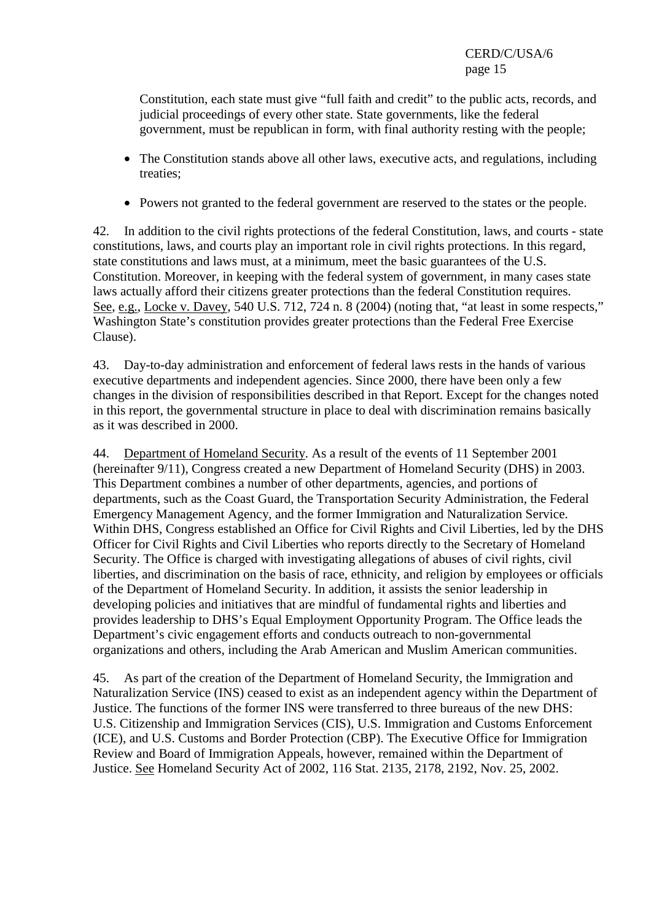Constitution, each state must give "full faith and credit" to the public acts, records, and judicial proceedings of every other state. State governments, like the federal government, must be republican in form, with final authority resting with the people;

- The Constitution stands above all other laws, executive acts, and regulations, including treaties;
- Powers not granted to the federal government are reserved to the states or the people.

42. In addition to the civil rights protections of the federal Constitution, laws, and courts - state constitutions, laws, and courts play an important role in civil rights protections. In this regard, state constitutions and laws must, at a minimum, meet the basic guarantees of the U.S. Constitution. Moreover, in keeping with the federal system of government, in many cases state laws actually afford their citizens greater protections than the federal Constitution requires. See, e.g., Locke v. Davey, 540 U.S. 712, 724 n. 8 (2004) (noting that, "at least in some respects," Washington State's constitution provides greater protections than the Federal Free Exercise Clause).

43. Day-to-day administration and enforcement of federal laws rests in the hands of various executive departments and independent agencies. Since 2000, there have been only a few changes in the division of responsibilities described in that Report. Except for the changes noted in this report, the governmental structure in place to deal with discrimination remains basically as it was described in 2000.

44. Department of Homeland Security. As a result of the events of 11 September 2001 (hereinafter 9/11), Congress created a new Department of Homeland Security (DHS) in 2003. This Department combines a number of other departments, agencies, and portions of departments, such as the Coast Guard, the Transportation Security Administration, the Federal Emergency Management Agency, and the former Immigration and Naturalization Service. Within DHS, Congress established an Office for Civil Rights and Civil Liberties, led by the DHS Officer for Civil Rights and Civil Liberties who reports directly to the Secretary of Homeland Security. The Office is charged with investigating allegations of abuses of civil rights, civil liberties, and discrimination on the basis of race, ethnicity, and religion by employees or officials of the Department of Homeland Security. In addition, it assists the senior leadership in developing policies and initiatives that are mindful of fundamental rights and liberties and provides leadership to DHS's Equal Employment Opportunity Program. The Office leads the Department's civic engagement efforts and conducts outreach to non-governmental organizations and others, including the Arab American and Muslim American communities.

45. As part of the creation of the Department of Homeland Security, the Immigration and Naturalization Service (INS) ceased to exist as an independent agency within the Department of Justice. The functions of the former INS were transferred to three bureaus of the new DHS: U.S. Citizenship and Immigration Services (CIS), U.S. Immigration and Customs Enforcement (ICE), and U.S. Customs and Border Protection (CBP). The Executive Office for Immigration Review and Board of Immigration Appeals, however, remained within the Department of Justice. See Homeland Security Act of 2002, 116 Stat. 2135, 2178, 2192, Nov. 25, 2002.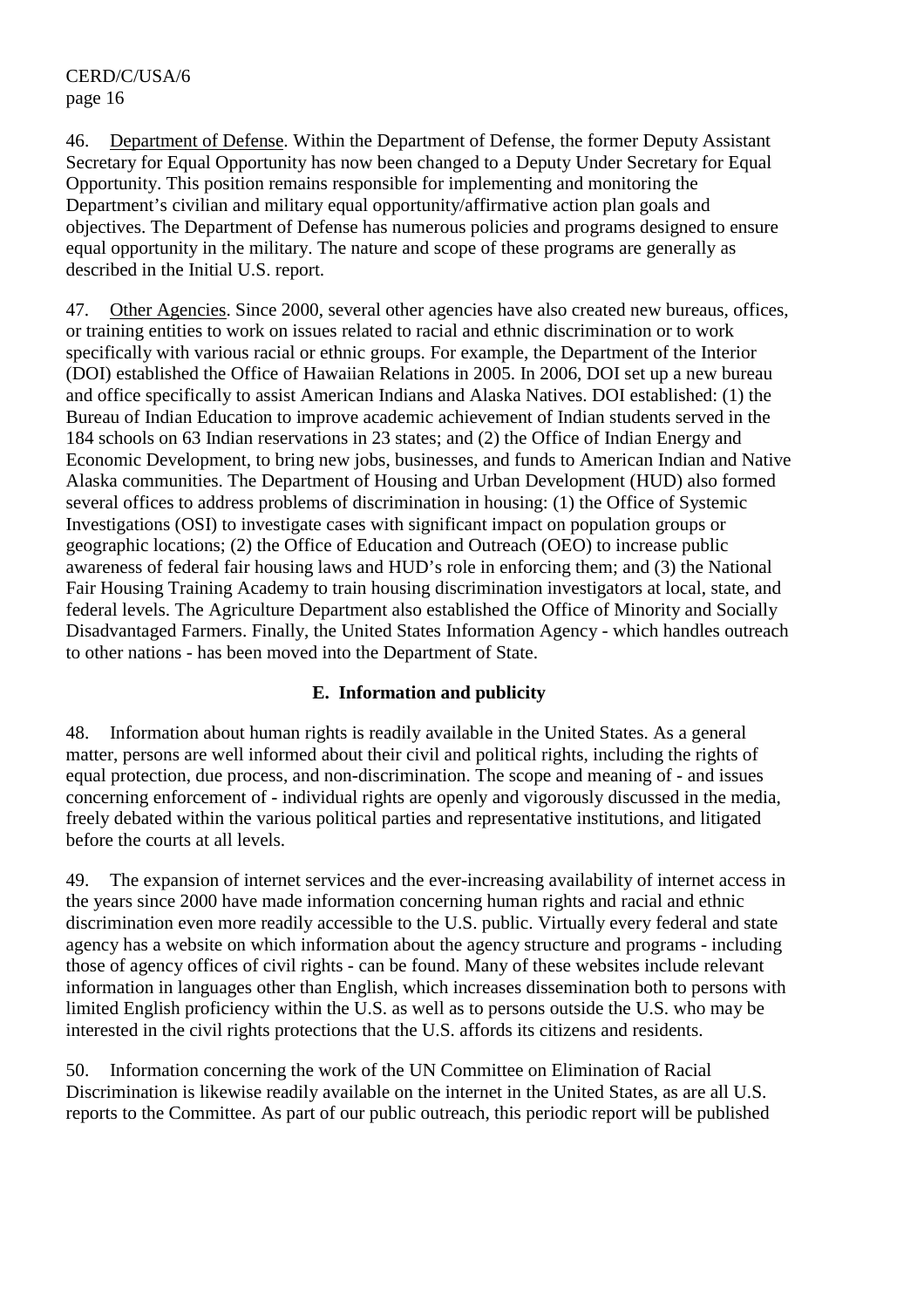46. Department of Defense. Within the Department of Defense, the former Deputy Assistant Secretary for Equal Opportunity has now been changed to a Deputy Under Secretary for Equal Opportunity. This position remains responsible for implementing and monitoring the Department's civilian and military equal opportunity/affirmative action plan goals and objectives. The Department of Defense has numerous policies and programs designed to ensure equal opportunity in the military. The nature and scope of these programs are generally as described in the Initial U.S. report.

47. Other Agencies. Since 2000, several other agencies have also created new bureaus, offices, or training entities to work on issues related to racial and ethnic discrimination or to work specifically with various racial or ethnic groups. For example, the Department of the Interior (DOI) established the Office of Hawaiian Relations in 2005. In 2006, DOI set up a new bureau and office specifically to assist American Indians and Alaska Natives. DOI established: (1) the Bureau of Indian Education to improve academic achievement of Indian students served in the 184 schools on 63 Indian reservations in 23 states; and (2) the Office of Indian Energy and Economic Development, to bring new jobs, businesses, and funds to American Indian and Native Alaska communities. The Department of Housing and Urban Development (HUD) also formed several offices to address problems of discrimination in housing: (1) the Office of Systemic Investigations (OSI) to investigate cases with significant impact on population groups or geographic locations; (2) the Office of Education and Outreach (OEO) to increase public awareness of federal fair housing laws and HUD's role in enforcing them; and (3) the National Fair Housing Training Academy to train housing discrimination investigators at local, state, and federal levels. The Agriculture Department also established the Office of Minority and Socially Disadvantaged Farmers. Finally, the United States Information Agency - which handles outreach to other nations - has been moved into the Department of State.

## E. Information and publicity

48. Information about human rights is readily available in the United States. As a general matter, persons are well informed about their civil and political rights, including the rights of equal protection, due process, and non-discrimination. The scope and meaning of - and issues concerning enforcement of - individual rights are openly and vigorously discussed in the media, freely debated within the various political parties and representative institutions, and litigated before the courts at all levels.

49. The expansion of internet services and the ever-increasing availability of internet access in the years since 2000 have made information concerning human rights and racial and ethnic discrimination even more readily accessible to the U.S. public. Virtually every federal and state agency has a website on which information about the agency structure and programs - including those of agency offices of civil rights - can be found. Many of these websites include relevant information in languages other than English, which increases dissemination both to persons with limited English proficiency within the U.S. as well as to persons outside the U.S. who may be interested in the civil rights protections that the U.S. affords its citizens and residents.

50. Information concerning the work of the UN Committee on Elimination of Racial Discrimination is likewise readily available on the internet in the United States, as are all U.S. reports to the Committee. As part of our public outreach, this periodic report will be published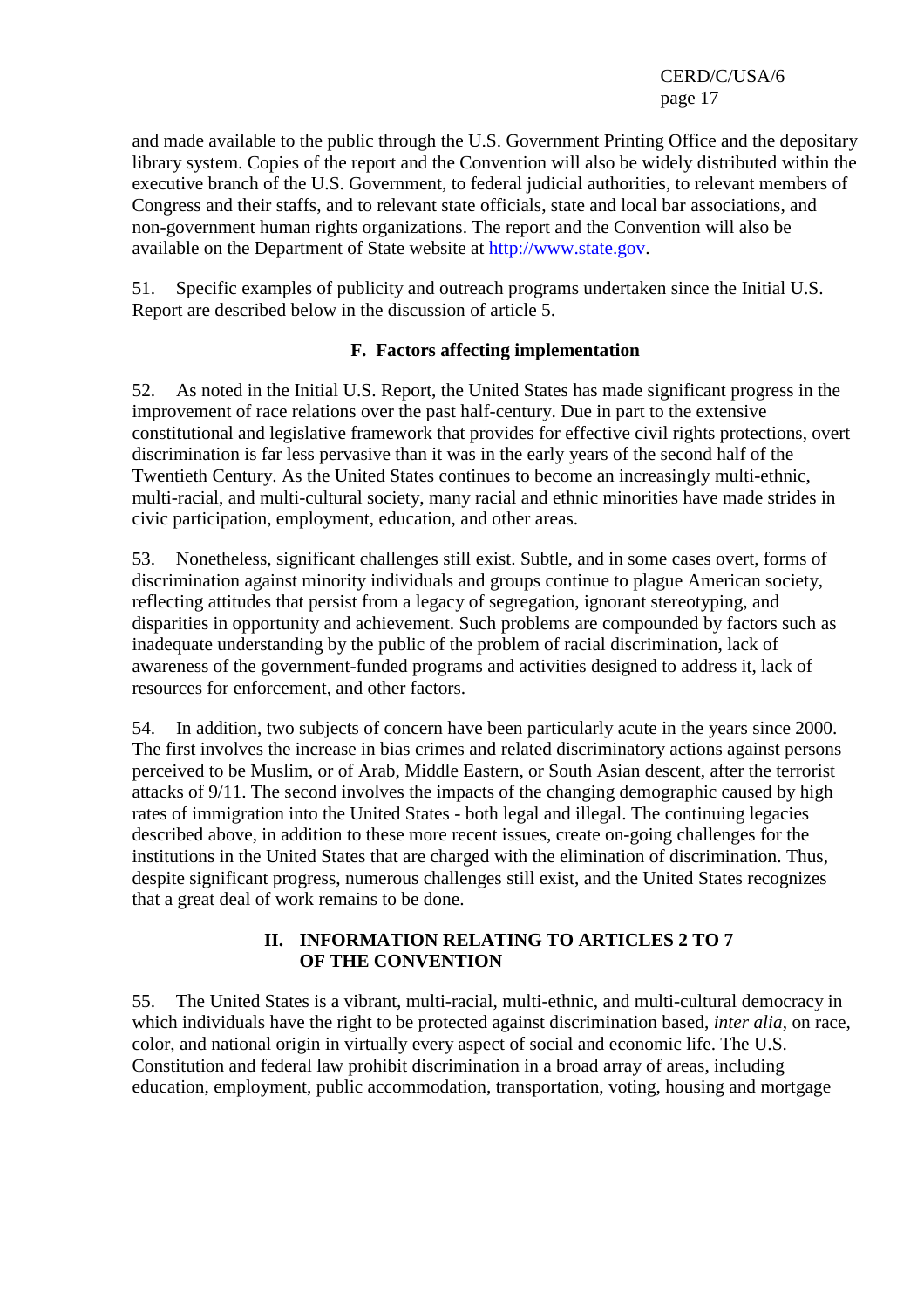and made available to the public through the U.S. Government Printing Office and the depositary library system. Copies of the report and the Convention will also be widely distributed within the executive branch of the U.S. Government, to federal judicial authorities, to relevant members of Congress and their staffs, and to relevant state officials, state and local bar associations, and non-government human rights organizations. The report and the Convention will also be available on the Department of State website at http://www.state.gov.

51. Specific examples of publicity and outreach programs undertaken since the Initial U.S. Report are described below in the discussion of article 5.

### F. Factors affecting implementation

52. As noted in the Initial U.S. Report, the United States has made significant progress in the improvement of race relations over the past half-century. Due in part to the extensive constitutional and legislative framework that provides for effective civil rights protections, overt discrimination is far less pervasive than it was in the early years of the second half of the Twentieth Century. As the United States continues to become an increasingly multi-ethnic, multi-racial, and multi-cultural society, many racial and ethnic minorities have made strides in civic participation, employment, education, and other areas.

53. Nonetheless, significant challenges still exist. Subtle, and in some cases overt, forms of discrimination against minority individuals and groups continue to plague American society, reflecting attitudes that persist from a legacy of segregation, ignorant stereotyping, and disparities in opportunity and achievement. Such problems are compounded by factors such as inadequate understanding by the public of the problem of racial discrimination, lack of awareness of the government-funded programs and activities designed to address it, lack of resources for enforcement, and other factors.

54. In addition, two subjects of concern have been particularly acute in the years since 2000. The first involves the increase in bias crimes and related discriminatory actions against persons perceived to be Muslim, or of Arab, Middle Eastern, or South Asian descent, after the terrorist attacks of 9/11. The second involves the impacts of the changing demographic caused by high rates of immigration into the United States - both legal and illegal. The continuing legacies described above, in addition to these more recent issues, create on-going challenges for the institutions in the United States that are charged with the elimination of discrimination. Thus, despite significant progress, numerous challenges still exist, and the United States recognizes that a great deal of work remains to be done.

## II. INFORMATION RELATING TO ARTICLES 2 TO 7 OF THE CONVENTION

55. The United States is a vibrant, multi-racial, multi-ethnic, and multi-cultural democracy in which individuals have the right to be protected against discrimination based, *inter alia*, on race, color, and national origin in virtually every aspect of social and economic life. The U.S. Constitution and federal law prohibit discrimination in a broad array of areas, including education, employment, public accommodation, transportation, voting, housing and mortgage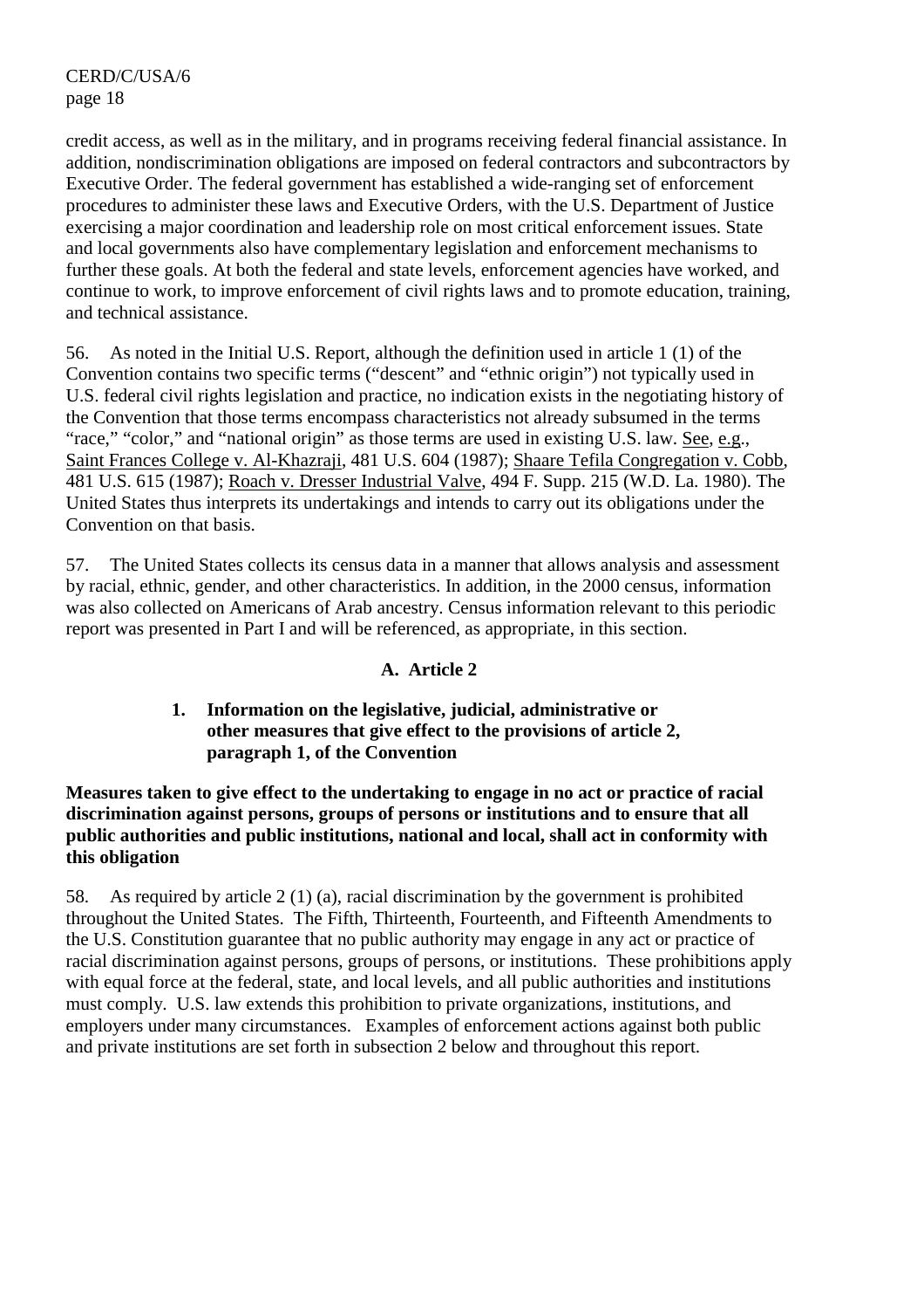credit access, as well as in the military, and in programs receiving federal financial assistance. In addition, nondiscrimination obligations are imposed on federal contractors and subcontractors by Executive Order. The federal government has established a wide-ranging set of enforcement procedures to administer these laws and Executive Orders, with the U.S. Department of Justice exercising a major coordination and leadership role on most critical enforcement issues. State and local governments also have complementary legislation and enforcement mechanisms to further these goals. At both the federal and state levels, enforcement agencies have worked, and continue to work, to improve enforcement of civil rights laws and to promote education, training, and technical assistance.

56. As noted in the Initial U.S. Report, although the definition used in article 1 (1) of the Convention contains two specific terms ("descent" and "ethnic origin") not typically used in U.S. federal civil rights legislation and practice, no indication exists in the negotiating history of the Convention that those terms encompass characteristics not already subsumed in the terms "race," "color," and "national origin" as those terms are used in existing U.S. law. See, e.g., Saint Frances College v. Al-Khazraji, 481 U.S. 604 (1987); Shaare Tefila Congregation v. Cobb, 481 U.S. 615 (1987); Roach v. Dresser Industrial Valve, 494 F. Supp. 215 (W.D. La. 1980). The United States thus interprets its undertakings and intends to carry out its obligations under the Convention on that basis.

57. The United States collects its census data in a manner that allows analysis and assessment by racial, ethnic, gender, and other characteristics. In addition, in the 2000 census, information was also collected on Americans of Arab ancestry. Census information relevant to this periodic report was presented in Part I and will be referenced, as appropriate, in this section.

## A. Article 2

### 1. Information on the legislative, judicial, administrative or other measures that give effect to the provisions of article 2, paragraph 1, of the Convention

**Measures taken to give effect to the undertaking to engage in no act or practice of racial discrimination against persons, groups of persons or institutions and to ensure that all public authorities and public institutions, national and local, shall act in conformity with this obligation**

58. As required by article 2 (1) (a), racial discrimination by the government is prohibited throughout the United States. The Fifth, Thirteenth, Fourteenth, and Fifteenth Amendments to the U.S. Constitution guarantee that no public authority may engage in any act or practice of racial discrimination against persons, groups of persons, or institutions. These prohibitions apply with equal force at the federal, state, and local levels, and all public authorities and institutions must comply. U.S. law extends this prohibition to private organizations, institutions, and employers under many circumstances. Examples of enforcement actions against both public and private institutions are set forth in subsection 2 below and throughout this report.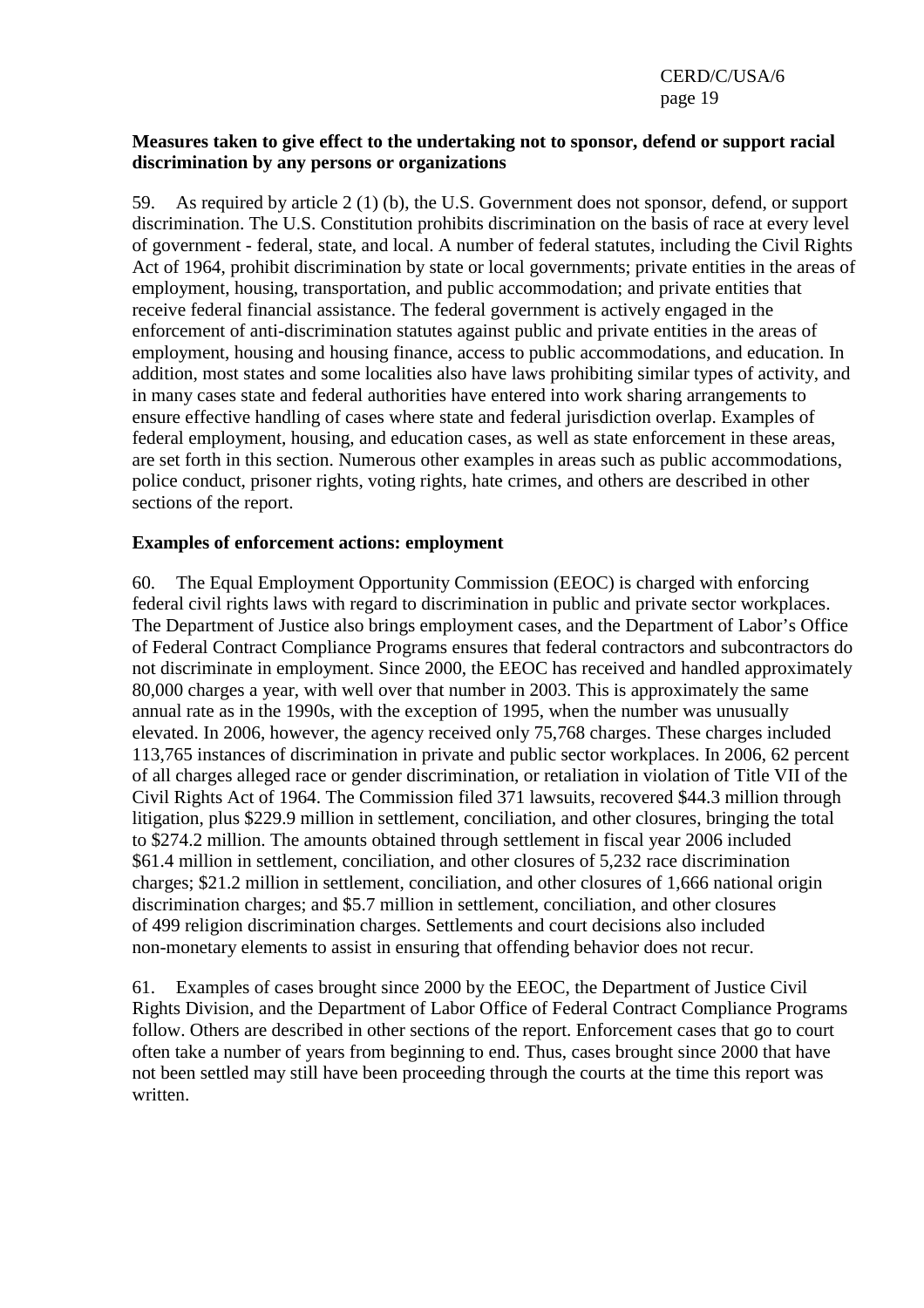**Measures taken to give effect to the undertaking not to sponsor, defend or support racial discrimination by any persons or organizations**

59. As required by article 2 (1) (b), the U.S. Government does not sponsor, defend, or support discrimination. The U.S. Constitution prohibits discrimination on the basis of race at every level of government - federal, state, and local. A number of federal statutes, including the Civil Rights Act of 1964, prohibit discrimination by state or local governments; private entities in the areas of employment, housing, transportation, and public accommodation; and private entities that receive federal financial assistance. The federal government is actively engaged in the enforcement of anti-discrimination statutes against public and private entities in the areas of employment, housing and housing finance, access to public accommodations, and education. In addition, most states and some localities also have laws prohibiting similar types of activity, and in many cases state and federal authorities have entered into work sharing arrangements to ensure effective handling of cases where state and federal jurisdiction overlap. Examples of federal employment, housing, and education cases, as well as state enforcement in these areas, are set forth in this section. Numerous other examples in areas such as public accommodations, police conduct, prisoner rights, voting rights, hate crimes, and others are described in other sections of the report.

**Examples of enforcement actions: employment**

60. The Equal Employment Opportunity Commission (EEOC) is charged with enforcing federal civil rights laws with regard to discrimination in public and private sector workplaces. The Department of Justice also brings employment cases, and the Department of Labor's Office of Federal Contract Compliance Programs ensures that federal contractors and subcontractors do not discriminate in employment. Since 2000, the EEOC has received and handled approximately 80,000 charges a year, with well over that number in 2003. This is approximately the same annual rate as in the 1990s, with the exception of 1995, when the number was unusually elevated. In 2006, however, the agency received only 75,768 charges. These charges included 113,765 instances of discrimination in private and public sector workplaces. In 2006, 62 percent of all charges alleged race or gender discrimination, or retaliation in violation of Title VII of the Civil Rights Act of 1964. The Commission filed 371 lawsuits, recovered $44.3 million through litigation, plus $229.9 million in settlement, conciliation, and other closures, bringing the total to $274.2 million. The amounts obtained through settlement in fiscal year 2006 included $61.4 million in settlement, conciliation, and other closures of 5,232 race discrimination charges; $21.2 million in settlement, conciliation, and other closures of 1,666 national origin discrimination charges; and $5.7 million in settlement, conciliation, and other closures of 499 religion discrimination charges. Settlements and court decisions also included non-monetary elements to assist in ensuring that offending behavior does not recur.

61. Examples of cases brought since 2000 by the EEOC, the Department of Justice Civil Rights Division, and the Department of Labor Office of Federal Contract Compliance Programs follow. Others are described in other sections of the report. Enforcement cases that go to court often take a number of years from beginning to end. Thus, cases brought since 2000 that have not been settled may still have been proceeding through the courts at the time this report was written.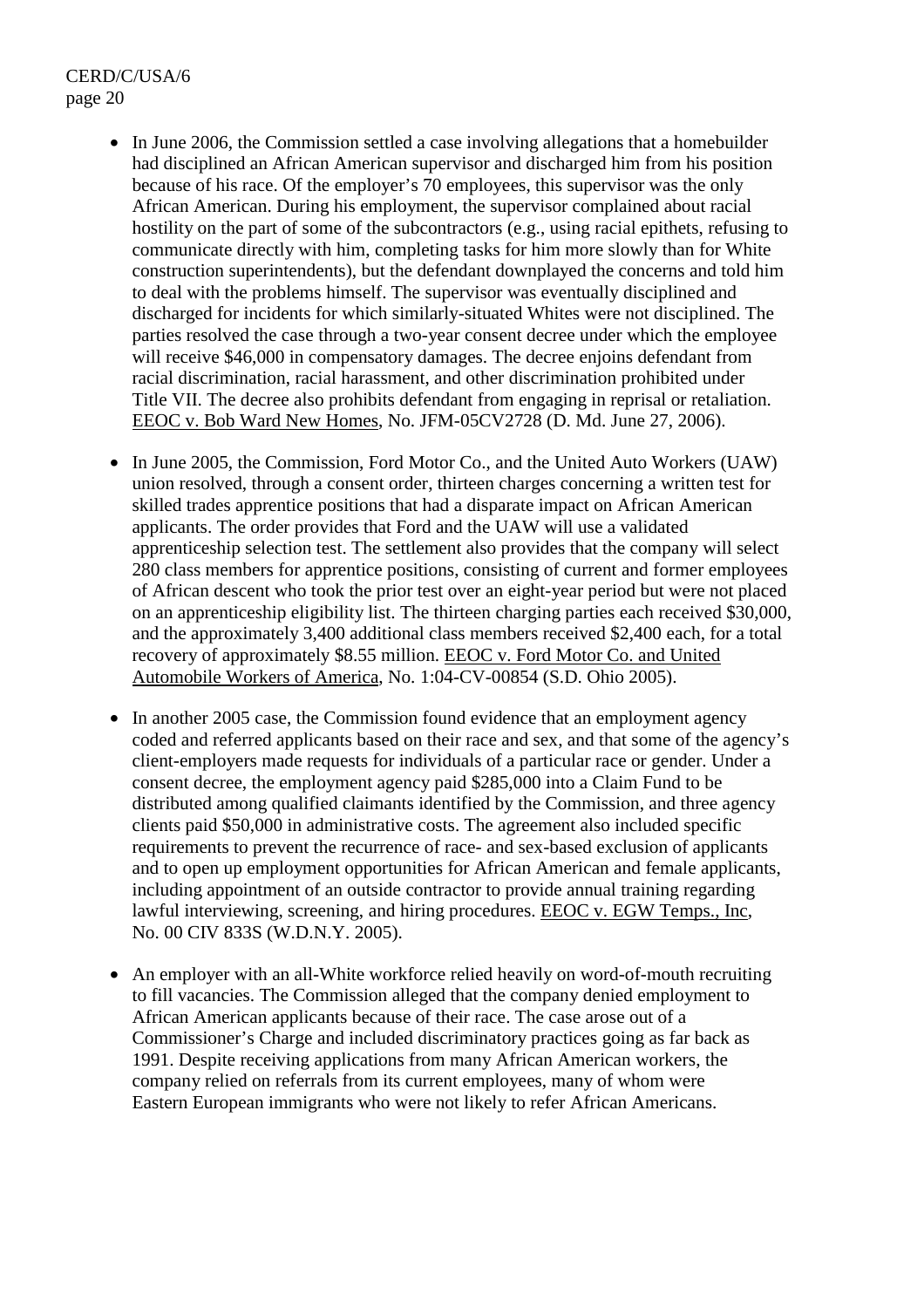- In June 2006, the Commission settled a case involving allegations that a homebuilder had disciplined an African American supervisor and discharged him from his position because of his race. Of the employer's 70 employees, this supervisor was the only African American. During his employment, the supervisor complained about racial hostility on the part of some of the subcontractors (e.g., using racial epithets, refusing to communicate directly with him, completing tasks for him more slowly than for White construction superintendents), but the defendant downplayed the concerns and told him to deal with the problems himself. The supervisor was eventually disciplined and discharged for incidents for which similarly-situated Whites were not disciplined. The parties resolved the case through a two-year consent decree under which the employee will receive $46,000 in compensatory damages. The decree enjoins defendant from racial discrimination, racial harassment, and other discrimination prohibited under Title VII. The decree also prohibits defendant from engaging in reprisal or retaliation. EEOC v. Bob Ward New Homes, No. JFM-05CV2728 (D. Md. June 27, 2006).

- In June 2005, the Commission, Ford Motor Co., and the United Auto Workers (UAW) union resolved, through a consent order, thirteen charges concerning a written test for skilled trades apprentice positions that had a disparate impact on African American applicants. The order provides that Ford and the UAW will use a validated apprenticeship selection test. The settlement also provides that the company will select 280 class members for apprentice positions, consisting of current and former employees of African descent who took the prior test over an eight-year period but were not placed on an apprenticeship eligibility list. The thirteen charging parties each received $30,000, and the approximately 3,400 additional class members received $2,400 each, for a total recovery of approximately $8.55 million. EEOC v. Ford Motor Co. and United Automobile Workers of America, No. 1:04-CV-00854 (S.D. Ohio 2005).

- In another 2005 case, the Commission found evidence that an employment agency coded and referred applicants based on their race and sex, and that some of the agency's client-employers made requests for individuals of a particular race or gender. Under a consent decree, the employment agency paid $285,000 into a Claim Fund to be distributed among qualified claimants identified by the Commission, and three agency clients paid $50,000 in administrative costs. The agreement also included specific requirements to prevent the recurrence of race- and sex-based exclusion of applicants and to open up employment opportunities for African American and female applicants, including appointment of an outside contractor to provide annual training regarding lawful interviewing, screening, and hiring procedures. EEOC v. EGW Temps., Inc, No. 00 CIV 833S (W.D.N.Y. 2005).

- An employer with an all-White workforce relied heavily on word-of-mouth recruiting to fill vacancies. The Commission alleged that the company denied employment to African American applicants because of their race. The case arose out of a Commissioner's Charge and included discriminatory practices going as far back as 1991. Despite receiving applications from many African American workers, the company relied on referrals from its current employees, many of whom were Eastern European immigrants who were not likely to refer African Americans.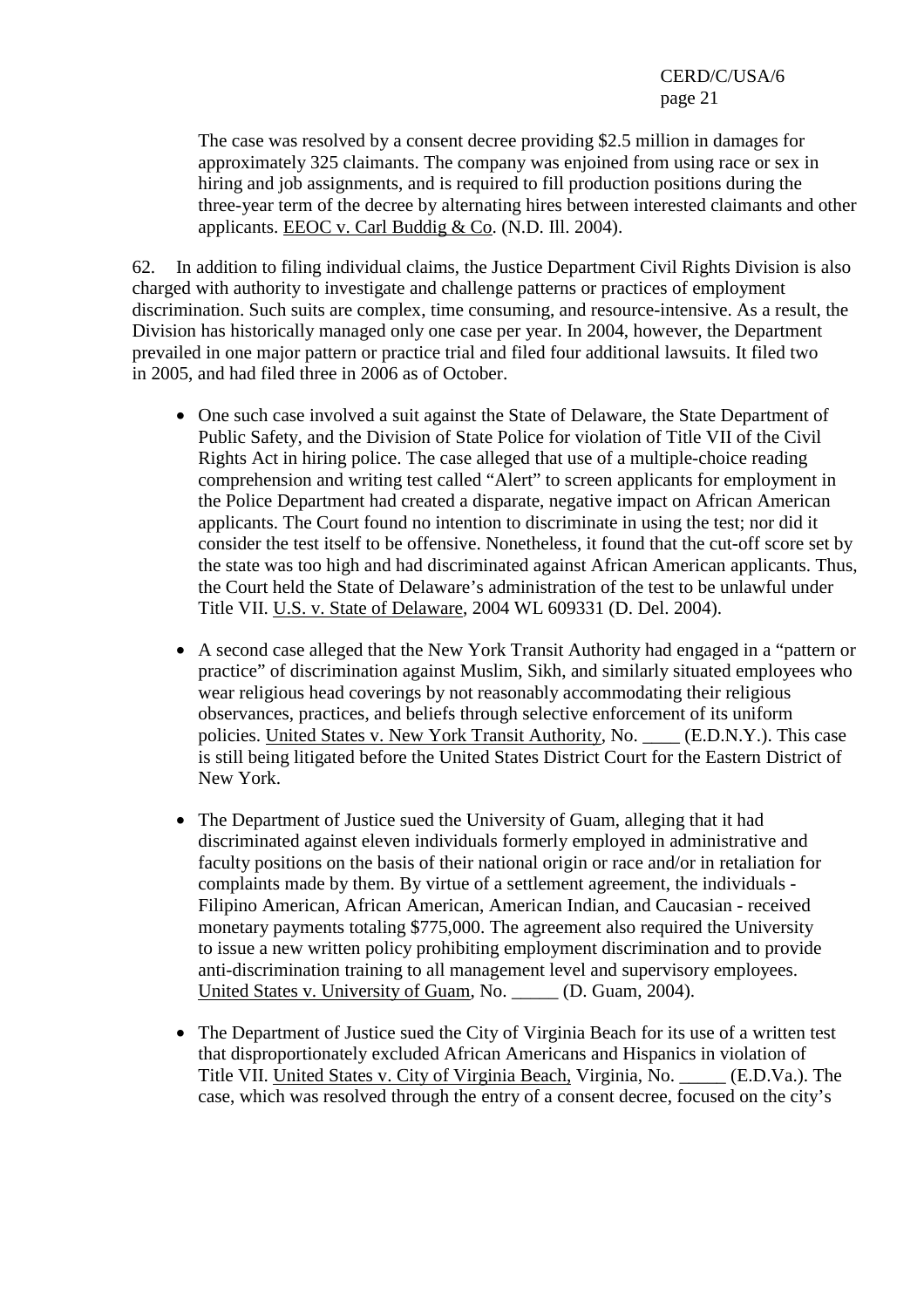The case was resolved by a consent decree providing \$2.5 million in damages for approximately 325 claimants. The company was enjoined from using race or sex in hiring and job assignments, and is required to fill production positions during the three-year term of the decree by alternating hires between interested claimants and other applicants. EEOC v. Carl Buddig & Co. (N.D. Ill. 2004).

62. In addition to filing individual claims, the Justice Department Civil Rights Division is also charged with authority to investigate and challenge patterns or practices of employment discrimination. Such suits are complex, time consuming, and resource-intensive. As a result, the Division has historically managed only one case per year. In 2004, however, the Department prevailed in one major pattern or practice trial and filed four additional lawsuits. It filed two in 2005, and had filed three in 2006 as of October.

- One such case involved a suit against the State of Delaware, the State Department of Public Safety, and the Division of State Police for violation of Title VII of the Civil Rights Act in hiring police. The case alleged that use of a multiple-choice reading comprehension and writing test called "Alert" to screen applicants for employment in the Police Department had created a disparate, negative impact on African American applicants. The Court found no intention to discriminate in using the test; nor did it consider the test itself to be offensive. Nonetheless, it found that the cut-off score set by the state was too high and had discriminated against African American applicants. Thus, the Court held the State of Delaware's administration of the test to be unlawful under Title VII. U.S. v. State of Delaware, 2004 WL 609331 (D. Del. 2004).

- A second case alleged that the New York Transit Authority had engaged in a "pattern or practice" of discrimination against Muslim, Sikh, and similarly situated employees who wear religious head coverings by not reasonably accommodating their religious observances, practices, and beliefs through selective enforcement of its uniform policies. United States v. New York Transit Authority, No. ____ (E.D.N.Y.). This case is still being litigated before the United States District Court for the Eastern District of New York.

- The Department of Justice sued the University of Guam, alleging that it had discriminated against eleven individuals formerly employed in administrative and faculty positions on the basis of their national origin or race and/or in retaliation for complaints made by them. By virtue of a settlement agreement, the individuals - Filipino American, African American, American Indian, and Caucasian - received monetary payments totaling \$775,000. The agreement also required the University to issue a new written policy prohibiting employment discrimination and to provide anti-discrimination training to all management level and supervisory employees. United States v. University of Guam, No. _____ (D. Guam, 2004).

- The Department of Justice sued the City of Virginia Beach for its use of a written test that disproportionately excluded African Americans and Hispanics in violation of Title VII. United States v. City of Virginia Beach, Virginia, No. _____ (E.D.Va.). The case, which was resolved through the entry of a consent decree, focused on the city's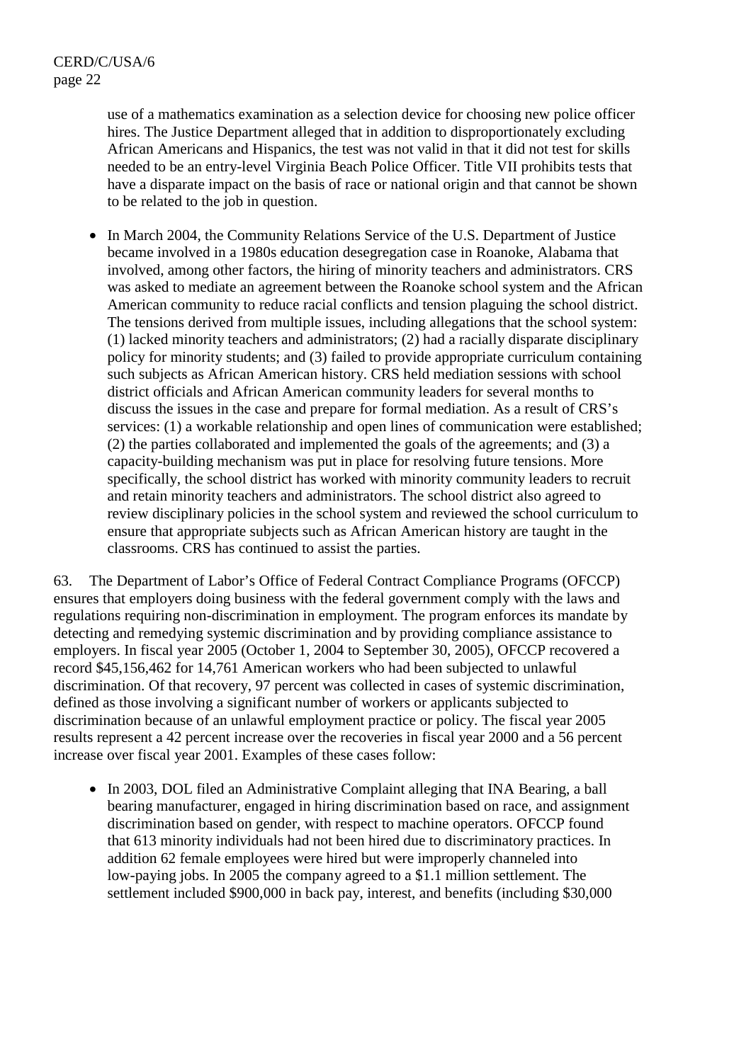use of a mathematics examination as a selection device for choosing new police officer hires. The Justice Department alleged that in addition to disproportionately excluding African Americans and Hispanics, the test was not valid in that it did not test for skills needed to be an entry-level Virginia Beach Police Officer. Title VII prohibits tests that have a disparate impact on the basis of race or national origin and that cannot be shown to be related to the job in question.

- In March 2004, the Community Relations Service of the U.S. Department of Justice became involved in a 1980s education desegregation case in Roanoke, Alabama that involved, among other factors, the hiring of minority teachers and administrators. CRS was asked to mediate an agreement between the Roanoke school system and the African American community to reduce racial conflicts and tension plaguing the school district. The tensions derived from multiple issues, including allegations that the school system: (1) lacked minority teachers and administrators; (2) had a racially disparate disciplinary policy for minority students; and (3) failed to provide appropriate curriculum containing such subjects as African American history. CRS held mediation sessions with school district officials and African American community leaders for several months to discuss the issues in the case and prepare for formal mediation. As a result of CRS's services: (1) a workable relationship and open lines of communication were established; (2) the parties collaborated and implemented the goals of the agreements; and (3) a capacity-building mechanism was put in place for resolving future tensions. More specifically, the school district has worked with minority community leaders to recruit and retain minority teachers and administrators. The school district also agreed to review disciplinary policies in the school system and reviewed the school curriculum to ensure that appropriate subjects such as African American history are taught in the classrooms. CRS has continued to assist the parties.

63. The Department of Labor's Office of Federal Contract Compliance Programs (OFCCP) ensures that employers doing business with the federal government comply with the laws and regulations requiring non-discrimination in employment. The program enforces its mandate by detecting and remedying systemic discrimination and by providing compliance assistance to employers. In fiscal year 2005 (October 1, 2004 to September 30, 2005), OFCCP recovered a record $45,156,462 for 14,761 American workers who had been subjected to unlawful discrimination. Of that recovery, 97 percent was collected in cases of systemic discrimination, defined as those involving a significant number of workers or applicants subjected to discrimination because of an unlawful employment practice or policy. The fiscal year 2005 results represent a 42 percent increase over the recoveries in fiscal year 2000 and a 56 percent increase over fiscal year 2001. Examples of these cases follow:

- In 2003, DOL filed an Administrative Complaint alleging that INA Bearing, a ball bearing manufacturer, engaged in hiring discrimination based on race, and assignment discrimination based on gender, with respect to machine operators. OFCCP found that 613 minority individuals had not been hired due to discriminatory practices. In addition 62 female employees were hired but were improperly channeled into low-paying jobs. In 2005 the company agreed to a $1.1 million settlement. The settlement included $900,000 in back pay, interest, and benefits (including $30,000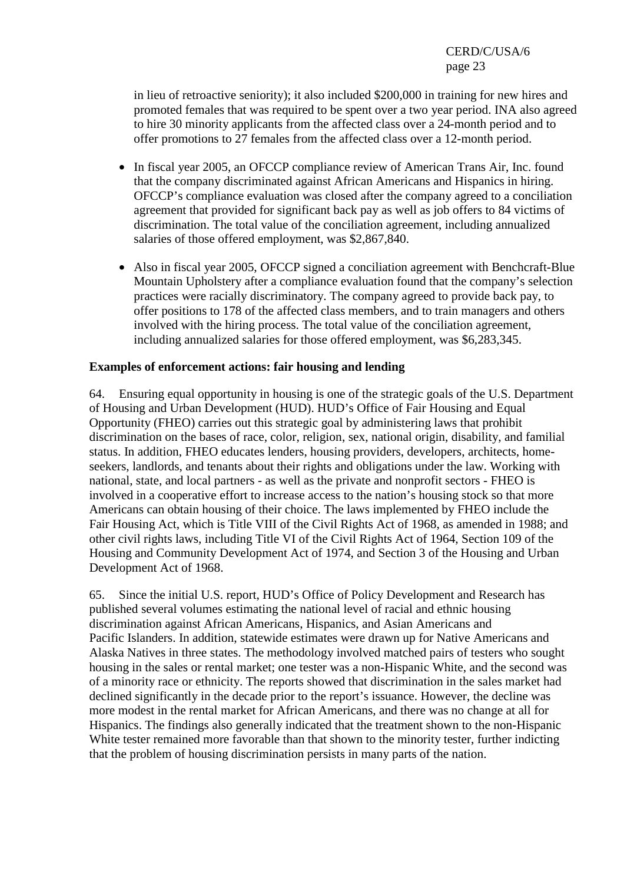in lieu of retroactive seniority); it also included $200,000 in training for new hires and promoted females that was required to be spent over a two year period. INA also agreed to hire 30 minority applicants from the affected class over a 24-month period and to offer promotions to 27 females from the affected class over a 12-month period.

- In fiscal year 2005, an OFCCP compliance review of American Trans Air, Inc. found that the company discriminated against African Americans and Hispanics in hiring. OFCCP's compliance evaluation was closed after the company agreed to a conciliation agreement that provided for significant back pay as well as job offers to 84 victims of discrimination. The total value of the conciliation agreement, including annualized salaries of those offered employment, was $2,867,840.

- Also in fiscal year 2005, OFCCP signed a conciliation agreement with Benchcraft-Blue Mountain Upholstery after a compliance evaluation found that the company's selection practices were racially discriminatory. The company agreed to provide back pay, to offer positions to 178 of the affected class members, and to train managers and others involved with the hiring process. The total value of the conciliation agreement, including annualized salaries for those offered employment, was $6,283,345.

**Examples of enforcement actions: fair housing and lending**

64. Ensuring equal opportunity in housing is one of the strategic goals of the U.S. Department of Housing and Urban Development (HUD). HUD's Office of Fair Housing and Equal Opportunity (FHEO) carries out this strategic goal by administering laws that prohibit discrimination on the bases of race, color, religion, sex, national origin, disability, and familial status. In addition, FHEO educates lenders, housing providers, developers, architects, home-seekers, landlords, and tenants about their rights and obligations under the law. Working with national, state, and local partners - as well as the private and nonprofit sectors - FHEO is involved in a cooperative effort to increase access to the nation's housing stock so that more Americans can obtain housing of their choice. The laws implemented by FHEO include the Fair Housing Act, which is Title VIII of the Civil Rights Act of 1968, as amended in 1988; and other civil rights laws, including Title VI of the Civil Rights Act of 1964, Section 109 of the Housing and Community Development Act of 1974, and Section 3 of the Housing and Urban Development Act of 1968.

65. Since the initial U.S. report, HUD's Office of Policy Development and Research has published several volumes estimating the national level of racial and ethnic housing discrimination against African Americans, Hispanics, and Asian Americans and Pacific Islanders. In addition, statewide estimates were drawn up for Native Americans and Alaska Natives in three states. The methodology involved matched pairs of testers who sought housing in the sales or rental market; one tester was a non-Hispanic White, and the second was of a minority race or ethnicity. The reports showed that discrimination in the sales market had declined significantly in the decade prior to the report's issuance. However, the decline was more modest in the rental market for African Americans, and there was no change at all for Hispanics. The findings also generally indicated that the treatment shown to the non-Hispanic White tester remained more favorable than that shown to the minority tester, further indicting that the problem of housing discrimination persists in many parts of the nation.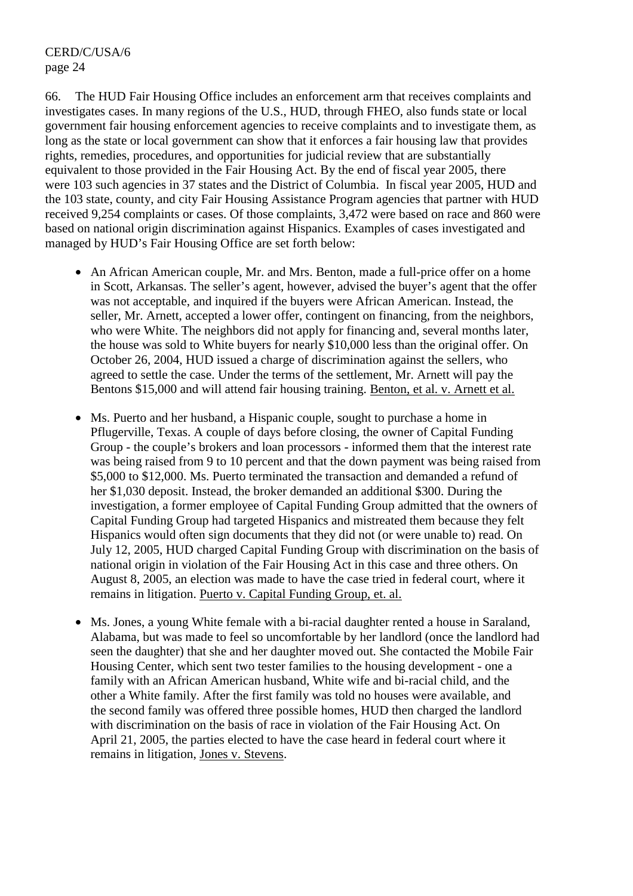66. The HUD Fair Housing Office includes an enforcement arm that receives complaints and investigates cases. In many regions of the U.S., HUD, through FHEO, also funds state or local government fair housing enforcement agencies to receive complaints and to investigate them, as long as the state or local government can show that it enforces a fair housing law that provides rights, remedies, procedures, and opportunities for judicial review that are substantially equivalent to those provided in the Fair Housing Act. By the end of fiscal year 2005, there were 103 such agencies in 37 states and the District of Columbia. In fiscal year 2005, HUD and the 103 state, county, and city Fair Housing Assistance Program agencies that partner with HUD received 9,254 complaints or cases. Of those complaints, 3,472 were based on race and 860 were based on national origin discrimination against Hispanics. Examples of cases investigated and managed by HUD's Fair Housing Office are set forth below:

- An African American couple, Mr. and Mrs. Benton, made a full-price offer on a home in Scott, Arkansas. The seller's agent, however, advised the buyer's agent that the offer was not acceptable, and inquired if the buyers were African American. Instead, the seller, Mr. Arnett, accepted a lower offer, contingent on financing, from the neighbors, who were White. The neighbors did not apply for financing and, several months later, the house was sold to White buyers for nearly $10,000 less than the original offer. On October 26, 2004, HUD issued a charge of discrimination against the sellers, who agreed to settle the case. Under the terms of the settlement, Mr. Arnett will pay the Bentons $15,000 and will attend fair housing training. Benton, et al. v. Arnett et al.

- Ms. Puerto and her husband, a Hispanic couple, sought to purchase a home in Pflugerville, Texas. A couple of days before closing, the owner of Capital Funding Group - the couple's brokers and loan processors - informed them that the interest rate was being raised from 9 to 10 percent and that the down payment was being raised from $5,000 to $12,000. Ms. Puerto terminated the transaction and demanded a refund of her $1,030 deposit. Instead, the broker demanded an additional $300. During the investigation, a former employee of Capital Funding Group admitted that the owners of Capital Funding Group had targeted Hispanics and mistreated them because they felt Hispanics would often sign documents that they did not (or were unable to) read. On July 12, 2005, HUD charged Capital Funding Group with discrimination on the basis of national origin in violation of the Fair Housing Act in this case and three others. On August 8, 2005, an election was made to have the case tried in federal court, where it remains in litigation. Puerto v. Capital Funding Group, et. al.

- Ms. Jones, a young White female with a bi-racial daughter rented a house in Saraland, Alabama, but was made to feel so uncomfortable by her landlord (once the landlord had seen the daughter) that she and her daughter moved out. She contacted the Mobile Fair Housing Center, which sent two tester families to the housing development - one a family with an African American husband, White wife and bi-racial child, and the other a White family. After the first family was told no houses were available, and the second family was offered three possible homes, HUD then charged the landlord with discrimination on the basis of race in violation of the Fair Housing Act. On April 21, 2005, the parties elected to have the case heard in federal court where it remains in litigation, Jones v. Stevens.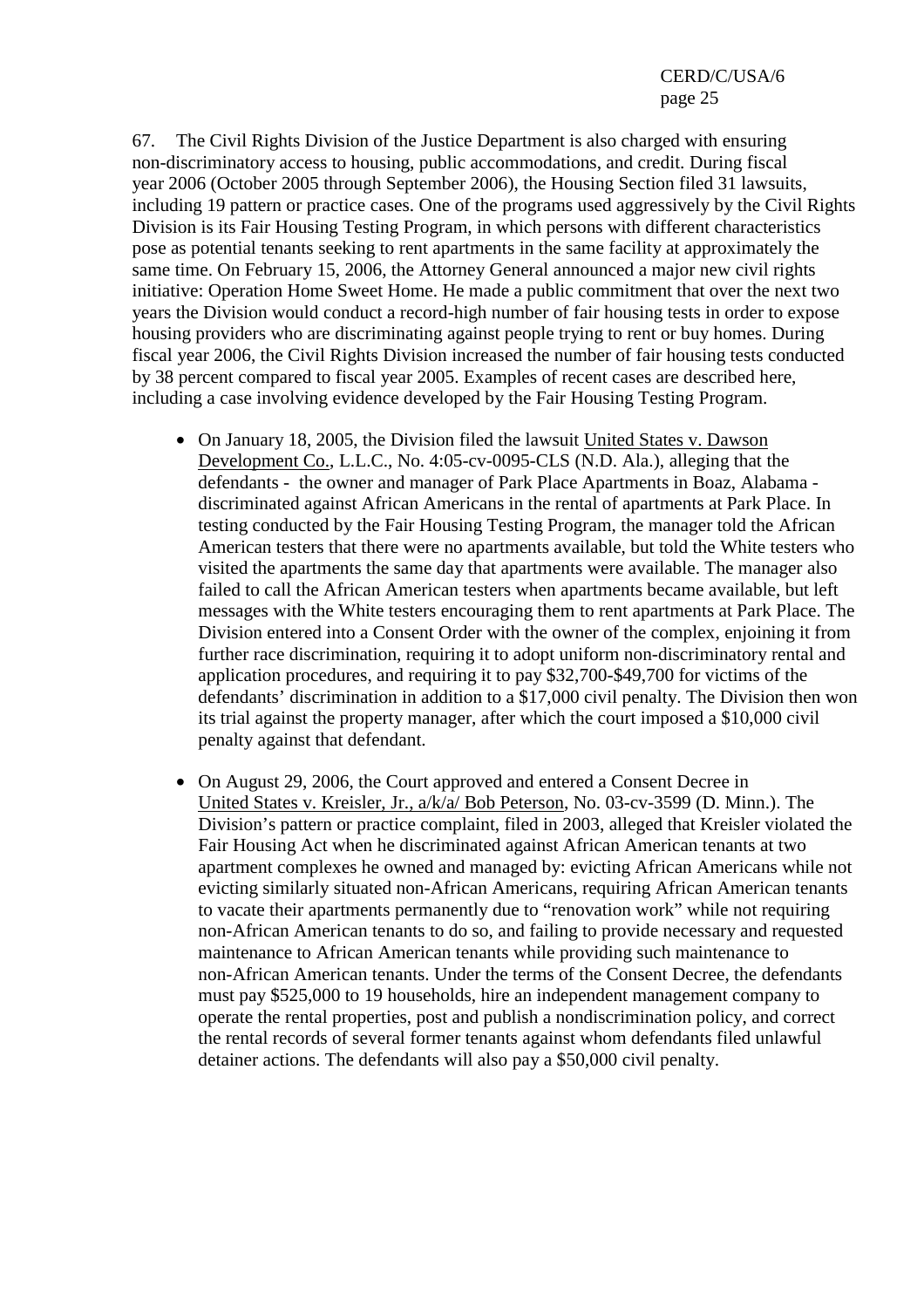67. The Civil Rights Division of the Justice Department is also charged with ensuring non-discriminatory access to housing, public accommodations, and credit. During fiscal year 2006 (October 2005 through September 2006), the Housing Section filed 31 lawsuits, including 19 pattern or practice cases. One of the programs used aggressively by the Civil Rights Division is its Fair Housing Testing Program, in which persons with different characteristics pose as potential tenants seeking to rent apartments in the same facility at approximately the same time. On February 15, 2006, the Attorney General announced a major new civil rights initiative: Operation Home Sweet Home. He made a public commitment that over the next two years the Division would conduct a record-high number of fair housing tests in order to expose housing providers who are discriminating against people trying to rent or buy homes. During fiscal year 2006, the Civil Rights Division increased the number of fair housing tests conducted by 38 percent compared to fiscal year 2005. Examples of recent cases are described here, including a case involving evidence developed by the Fair Housing Testing Program.

- On January 18, 2005, the Division filed the lawsuit United States v. Dawson Development Co., L.L.C., No. 4:05-cv-0095-CLS (N.D. Ala.), alleging that the defendants - the owner and manager of Park Place Apartments in Boaz, Alabama - discriminated against African Americans in the rental of apartments at Park Place. In testing conducted by the Fair Housing Testing Program, the manager told the African American testers that there were no apartments available, but told the White testers who visited the apartments the same day that apartments were available. The manager also failed to call the African American testers when apartments became available, but left messages with the White testers encouraging them to rent apartments at Park Place. The Division entered into a Consent Order with the owner of the complex, enjoining it from further race discrimination, requiring it to adopt uniform non-discriminatory rental and application procedures, and requiring it to pay $32,700-$49,700 for victims of the defendants' discrimination in addition to a $17,000 civil penalty. The Division then won its trial against the property manager, after which the court imposed a $10,000 civil penalty against that defendant.

- On August 29, 2006, the Court approved and entered a Consent Decree in United States v. Kreisler, Jr., a/k/a/ Bob Peterson, No. 03-cv-3599 (D. Minn.). The Division's pattern or practice complaint, filed in 2003, alleged that Kreisler violated the Fair Housing Act when he discriminated against African American tenants at two apartment complexes he owned and managed by: evicting African Americans while not evicting similarly situated non-African Americans, requiring African American tenants to vacate their apartments permanently due to "renovation work" while not requiring non-African American tenants to do so, and failing to provide necessary and requested maintenance to African American tenants while providing such maintenance to non-African American tenants. Under the terms of the Consent Decree, the defendants must pay $525,000 to 19 households, hire an independent management company to operate the rental properties, post and publish a nondiscrimination policy, and correct the rental records of several former tenants against whom defendants filed unlawful detainer actions. The defendants will also pay a $50,000 civil penalty.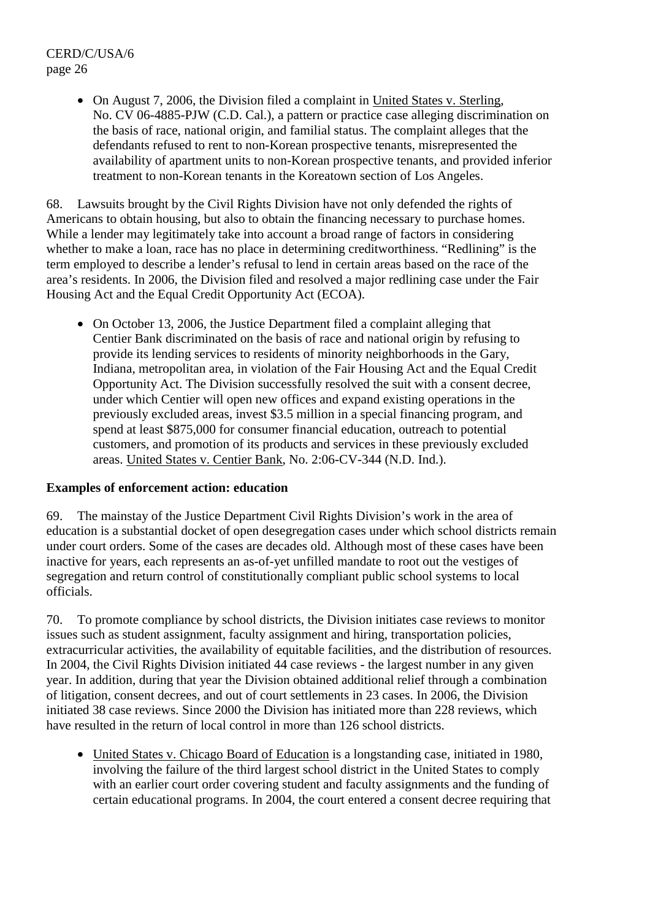- On August 7, 2006, the Division filed a complaint in United States v. Sterling, No. CV 06-4885-PJW (C.D. Cal.), a pattern or practice case alleging discrimination on the basis of race, national origin, and familial status. The complaint alleges that the defendants refused to rent to non-Korean prospective tenants, misrepresented the availability of apartment units to non-Korean prospective tenants, and provided inferior treatment to non-Korean tenants in the Koreatown section of Los Angeles.

68. Lawsuits brought by the Civil Rights Division have not only defended the rights of Americans to obtain housing, but also to obtain the financing necessary to purchase homes. While a lender may legitimately take into account a broad range of factors in considering whether to make a loan, race has no place in determining creditworthiness. "Redlining" is the term employed to describe a lender's refusal to lend in certain areas based on the race of the area's residents. In 2006, the Division filed and resolved a major redlining case under the Fair Housing Act and the Equal Credit Opportunity Act (ECOA).

- On October 13, 2006, the Justice Department filed a complaint alleging that Centier Bank discriminated on the basis of race and national origin by refusing to provide its lending services to residents of minority neighborhoods in the Gary, Indiana, metropolitan area, in violation of the Fair Housing Act and the Equal Credit Opportunity Act. The Division successfully resolved the suit with a consent decree, under which Centier will open new offices and expand existing operations in the previously excluded areas, invest $3.5 million in a special financing program, and spend at least $875,000 for consumer financial education, outreach to potential customers, and promotion of its products and services in these previously excluded areas. United States v. Centier Bank, No. 2:06-CV-344 (N.D. Ind.).

**Examples of enforcement action: education**

69. The mainstay of the Justice Department Civil Rights Division's work in the area of education is a substantial docket of open desegregation cases under which school districts remain under court orders. Some of the cases are decades old. Although most of these cases have been inactive for years, each represents an as-of-yet unfilled mandate to root out the vestiges of segregation and return control of constitutionally compliant public school systems to local officials.

70. To promote compliance by school districts, the Division initiates case reviews to monitor issues such as student assignment, faculty assignment and hiring, transportation policies, extracurricular activities, the availability of equitable facilities, and the distribution of resources. In 2004, the Civil Rights Division initiated 44 case reviews - the largest number in any given year. In addition, during that year the Division obtained additional relief through a combination of litigation, consent decrees, and out of court settlements in 23 cases. In 2006, the Division initiated 38 case reviews. Since 2000 the Division has initiated more than 228 reviews, which have resulted in the return of local control in more than 126 school districts.

- United States v. Chicago Board of Education is a longstanding case, initiated in 1980, involving the failure of the third largest school district in the United States to comply with an earlier court order covering student and faculty assignments and the funding of certain educational programs. In 2004, the court entered a consent decree requiring that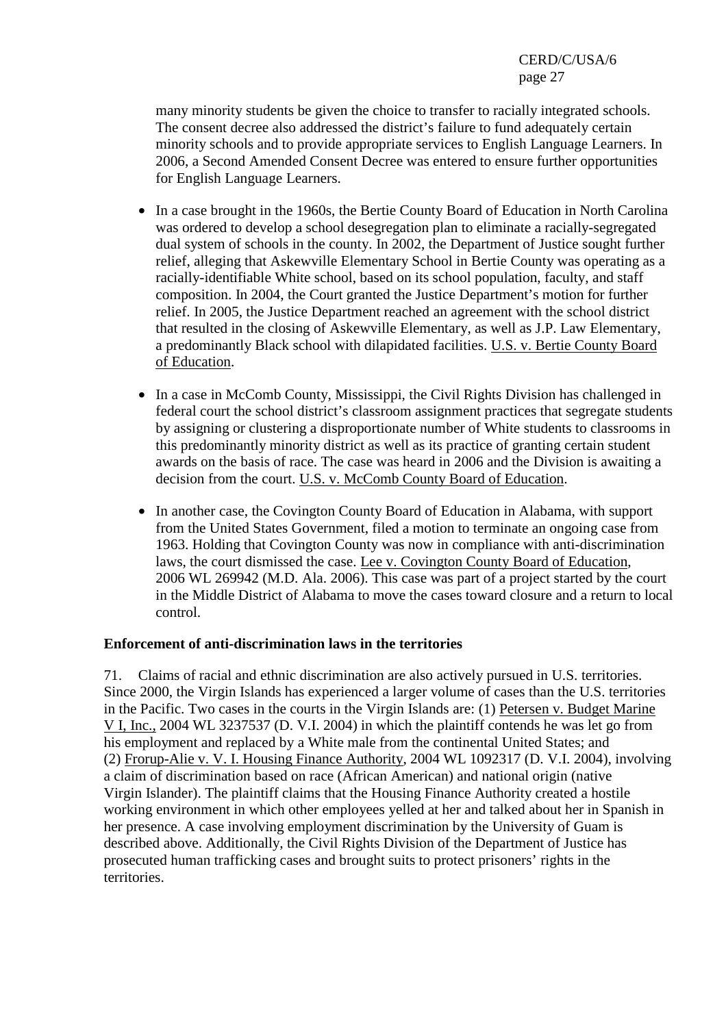many minority students be given the choice to transfer to racially integrated schools. The consent decree also addressed the district's failure to fund adequately certain minority schools and to provide appropriate services to English Language Learners. In 2006, a Second Amended Consent Decree was entered to ensure further opportunities for English Language Learners.

- In a case brought in the 1960s, the Bertie County Board of Education in North Carolina was ordered to develop a school desegregation plan to eliminate a racially-segregated dual system of schools in the county. In 2002, the Department of Justice sought further relief, alleging that Askewville Elementary School in Bertie County was operating as a racially-identifiable White school, based on its school population, faculty, and staff composition. In 2004, the Court granted the Justice Department's motion for further relief. In 2005, the Justice Department reached an agreement with the school district that resulted in the closing of Askewville Elementary, as well as J.P. Law Elementary, a predominantly Black school with dilapidated facilities. U.S. v. Bertie County Board of Education.

- In a case in McComb County, Mississippi, the Civil Rights Division has challenged in federal court the school district's classroom assignment practices that segregate students by assigning or clustering a disproportionate number of White students to classrooms in this predominantly minority district as well as its practice of granting certain student awards on the basis of race. The case was heard in 2006 and the Division is awaiting a decision from the court. U.S. v. McComb County Board of Education.

- In another case, the Covington County Board of Education in Alabama, with support from the United States Government, filed a motion to terminate an ongoing case from 1963. Holding that Covington County was now in compliance with anti-discrimination laws, the court dismissed the case. Lee v. Covington County Board of Education, 2006 WL 269942 (M.D. Ala. 2006). This case was part of a project started by the court in the Middle District of Alabama to move the cases toward closure and a return to local control.

**Enforcement of anti-discrimination laws in the territories**

71. Claims of racial and ethnic discrimination are also actively pursued in U.S. territories. Since 2000, the Virgin Islands has experienced a larger volume of cases than the U.S. territories in the Pacific. Two cases in the courts in the Virgin Islands are: (1) Petersen v. Budget Marine V I, Inc., 2004 WL 3237537 (D. V.I. 2004) in which the plaintiff contends he was let go from his employment and replaced by a White male from the continental United States; and (2) Frorup-Alie v. V. I. Housing Finance Authority, 2004 WL 1092317 (D. V.I. 2004), involving a claim of discrimination based on race (African American) and national origin (native Virgin Islander). The plaintiff claims that the Housing Finance Authority created a hostile working environment in which other employees yelled at her and talked about her in Spanish in her presence. A case involving employment discrimination by the University of Guam is described above. Additionally, the Civil Rights Division of the Department of Justice has prosecuted human trafficking cases and brought suits to protect prisoners' rights in the territories.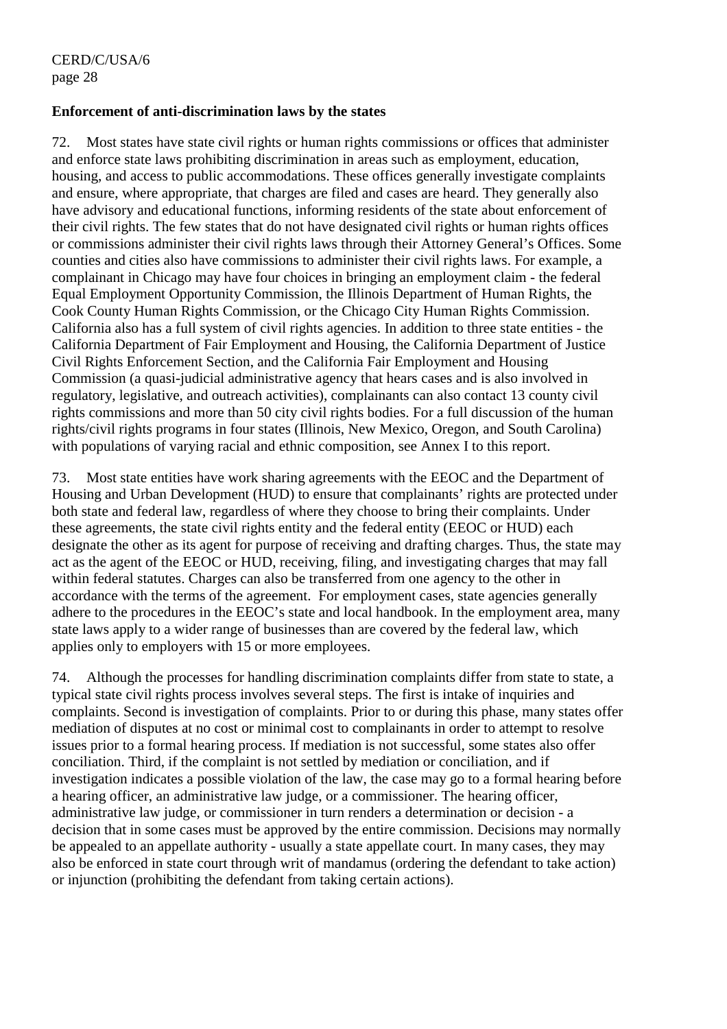**Enforcement of anti-discrimination laws by the states**

72. Most states have state civil rights or human rights commissions or offices that administer and enforce state laws prohibiting discrimination in areas such as employment, education, housing, and access to public accommodations. These offices generally investigate complaints and ensure, where appropriate, that charges are filed and cases are heard. They generally also have advisory and educational functions, informing residents of the state about enforcement of their civil rights. The few states that do not have designated civil rights or human rights offices or commissions administer their civil rights laws through their Attorney General's Offices. Some counties and cities also have commissions to administer their civil rights laws. For example, a complainant in Chicago may have four choices in bringing an employment claim - the federal Equal Employment Opportunity Commission, the Illinois Department of Human Rights, the Cook County Human Rights Commission, or the Chicago City Human Rights Commission. California also has a full system of civil rights agencies. In addition to three state entities - the California Department of Fair Employment and Housing, the California Department of Justice Civil Rights Enforcement Section, and the California Fair Employment and Housing Commission (a quasi-judicial administrative agency that hears cases and is also involved in regulatory, legislative, and outreach activities), complainants can also contact 13 county civil rights commissions and more than 50 city civil rights bodies. For a full discussion of the human rights/civil rights programs in four states (Illinois, New Mexico, Oregon, and South Carolina) with populations of varying racial and ethnic composition, see Annex I to this report.

73. Most state entities have work sharing agreements with the EEOC and the Department of Housing and Urban Development (HUD) to ensure that complainants' rights are protected under both state and federal law, regardless of where they choose to bring their complaints. Under these agreements, the state civil rights entity and the federal entity (EEOC or HUD) each designate the other as its agent for purpose of receiving and drafting charges. Thus, the state may act as the agent of the EEOC or HUD, receiving, filing, and investigating charges that may fall within federal statutes. Charges can also be transferred from one agency to the other in accordance with the terms of the agreement. For employment cases, state agencies generally adhere to the procedures in the EEOC's state and local handbook. In the employment area, many state laws apply to a wider range of businesses than are covered by the federal law, which applies only to employers with 15 or more employees.

74. Although the processes for handling discrimination complaints differ from state to state, a typical state civil rights process involves several steps. The first is intake of inquiries and complaints. Second is investigation of complaints. Prior to or during this phase, many states offer mediation of disputes at no cost or minimal cost to complainants in order to attempt to resolve issues prior to a formal hearing process. If mediation is not successful, some states also offer conciliation. Third, if the complaint is not settled by mediation or conciliation, and if investigation indicates a possible violation of the law, the case may go to a formal hearing before a hearing officer, an administrative law judge, or a commissioner. The hearing officer, administrative law judge, or commissioner in turn renders a determination or decision - a decision that in some cases must be approved by the entire commission. Decisions may normally be appealed to an appellate authority - usually a state appellate court. In many cases, they may also be enforced in state court through writ of mandamus (ordering the defendant to take action) or injunction (prohibiting the defendant from taking certain actions).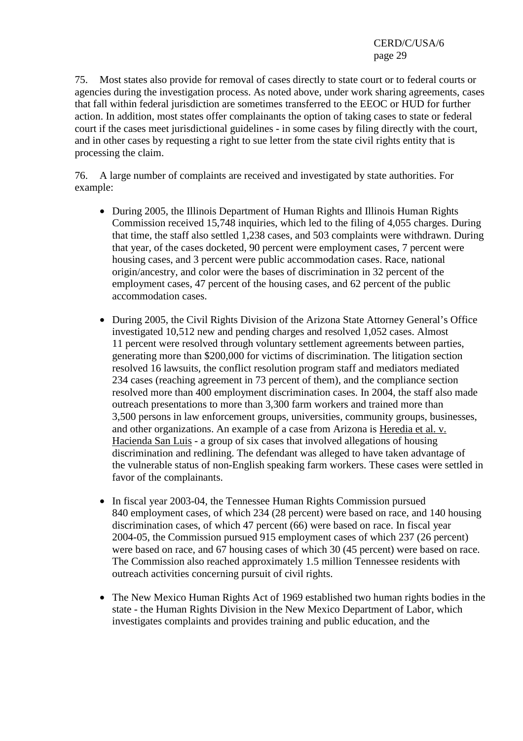75. Most states also provide for removal of cases directly to state court or to federal courts or agencies during the investigation process. As noted above, under work sharing agreements, cases that fall within federal jurisdiction are sometimes transferred to the EEOC or HUD for further action. In addition, most states offer complainants the option of taking cases to state or federal court if the cases meet jurisdictional guidelines - in some cases by filing directly with the court, and in other cases by requesting a right to sue letter from the state civil rights entity that is processing the claim.

76. A large number of complaints are received and investigated by state authorities. For example:

- During 2005, the Illinois Department of Human Rights and Illinois Human Rights Commission received 15,748 inquiries, which led to the filing of 4,055 charges. During that time, the staff also settled 1,238 cases, and 503 complaints were withdrawn. During that year, of the cases docketed, 90 percent were employment cases, 7 percent were housing cases, and 3 percent were public accommodation cases. Race, national origin/ancestry, and color were the bases of discrimination in 32 percent of the employment cases, 47 percent of the housing cases, and 62 percent of the public accommodation cases.

- During 2005, the Civil Rights Division of the Arizona State Attorney General's Office investigated 10,512 new and pending charges and resolved 1,052 cases. Almost 11 percent were resolved through voluntary settlement agreements between parties, generating more than $200,000 for victims of discrimination. The litigation section resolved 16 lawsuits, the conflict resolution program staff and mediators mediated 234 cases (reaching agreement in 73 percent of them), and the compliance section resolved more than 400 employment discrimination cases. In 2004, the staff also made outreach presentations to more than 3,300 farm workers and trained more than 3,500 persons in law enforcement groups, universities, community groups, businesses, and other organizations. An example of a case from Arizona is Heredia et al. v. Hacienda San Luis - a group of six cases that involved allegations of housing discrimination and redlining. The defendant was alleged to have taken advantage of the vulnerable status of non-English speaking farm workers. These cases were settled in favor of the complainants.

- In fiscal year 2003-04, the Tennessee Human Rights Commission pursued 840 employment cases, of which 234 (28 percent) were based on race, and 140 housing discrimination cases, of which 47 percent (66) were based on race. In fiscal year 2004-05, the Commission pursued 915 employment cases of which 237 (26 percent) were based on race, and 67 housing cases of which 30 (45 percent) were based on race. The Commission also reached approximately 1.5 million Tennessee residents with outreach activities concerning pursuit of civil rights.

- The New Mexico Human Rights Act of 1969 established two human rights bodies in the state - the Human Rights Division in the New Mexico Department of Labor, which investigates complaints and provides training and public education, and the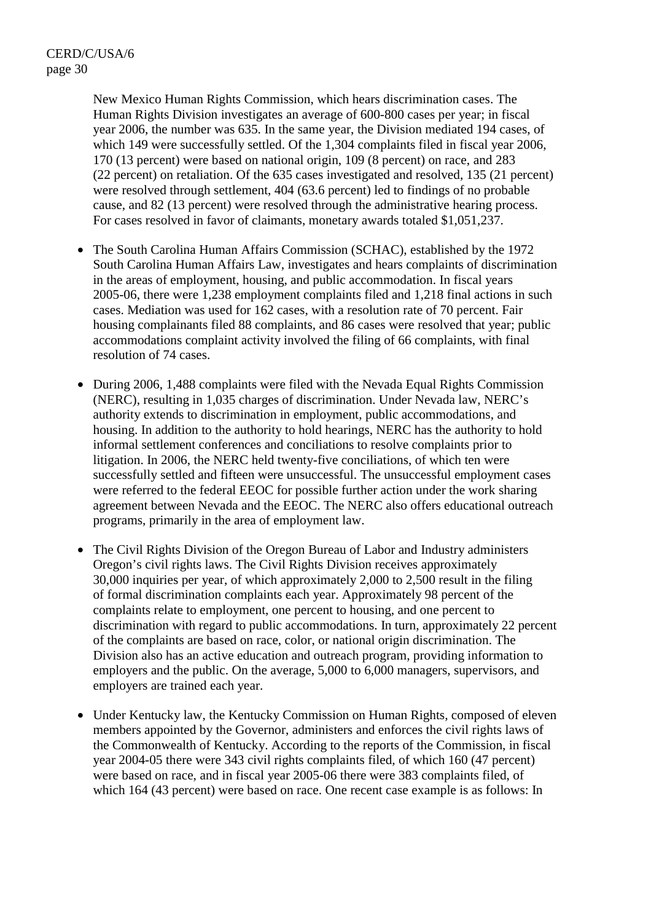New Mexico Human Rights Commission, which hears discrimination cases. The Human Rights Division investigates an average of 600-800 cases per year; in fiscal year 2006, the number was 635. In the same year, the Division mediated 194 cases, of which 149 were successfully settled. Of the 1,304 complaints filed in fiscal year 2006, 170 (13 percent) were based on national origin, 109 (8 percent) on race, and 283 (22 percent) on retaliation. Of the 635 cases investigated and resolved, 135 (21 percent) were resolved through settlement, 404 (63.6 percent) led to findings of no probable cause, and 82 (13 percent) were resolved through the administrative hearing process. For cases resolved in favor of claimants, monetary awards totaled $1,051,237.

- The South Carolina Human Affairs Commission (SCHAC), established by the 1972 South Carolina Human Affairs Law, investigates and hears complaints of discrimination in the areas of employment, housing, and public accommodation. In fiscal years 2005-06, there were 1,238 employment complaints filed and 1,218 final actions in such cases. Mediation was used for 162 cases, with a resolution rate of 70 percent. Fair housing complainants filed 88 complaints, and 86 cases were resolved that year; public accommodations complaint activity involved the filing of 66 complaints, with final resolution of 74 cases.

- During 2006, 1,488 complaints were filed with the Nevada Equal Rights Commission (NERC), resulting in 1,035 charges of discrimination. Under Nevada law, NERC's authority extends to discrimination in employment, public accommodations, and housing. In addition to the authority to hold hearings, NERC has the authority to hold informal settlement conferences and conciliations to resolve complaints prior to litigation. In 2006, the NERC held twenty-five conciliations, of which ten were successfully settled and fifteen were unsuccessful. The unsuccessful employment cases were referred to the federal EEOC for possible further action under the work sharing agreement between Nevada and the EEOC. The NERC also offers educational outreach programs, primarily in the area of employment law.

- The Civil Rights Division of the Oregon Bureau of Labor and Industry administers Oregon's civil rights laws. The Civil Rights Division receives approximately 30,000 inquiries per year, of which approximately 2,000 to 2,500 result in the filing of formal discrimination complaints each year. Approximately 98 percent of the complaints relate to employment, one percent to housing, and one percent to discrimination with regard to public accommodations. In turn, approximately 22 percent of the complaints are based on race, color, or national origin discrimination. The Division also has an active education and outreach program, providing information to employers and the public. On the average, 5,000 to 6,000 managers, supervisors, and employers are trained each year.

- Under Kentucky law, the Kentucky Commission on Human Rights, composed of eleven members appointed by the Governor, administers and enforces the civil rights laws of the Commonwealth of Kentucky. According to the reports of the Commission, in fiscal year 2004-05 there were 343 civil rights complaints filed, of which 160 (47 percent) were based on race, and in fiscal year 2005-06 there were 383 complaints filed, of which 164 (43 percent) were based on race. One recent case example is as follows: In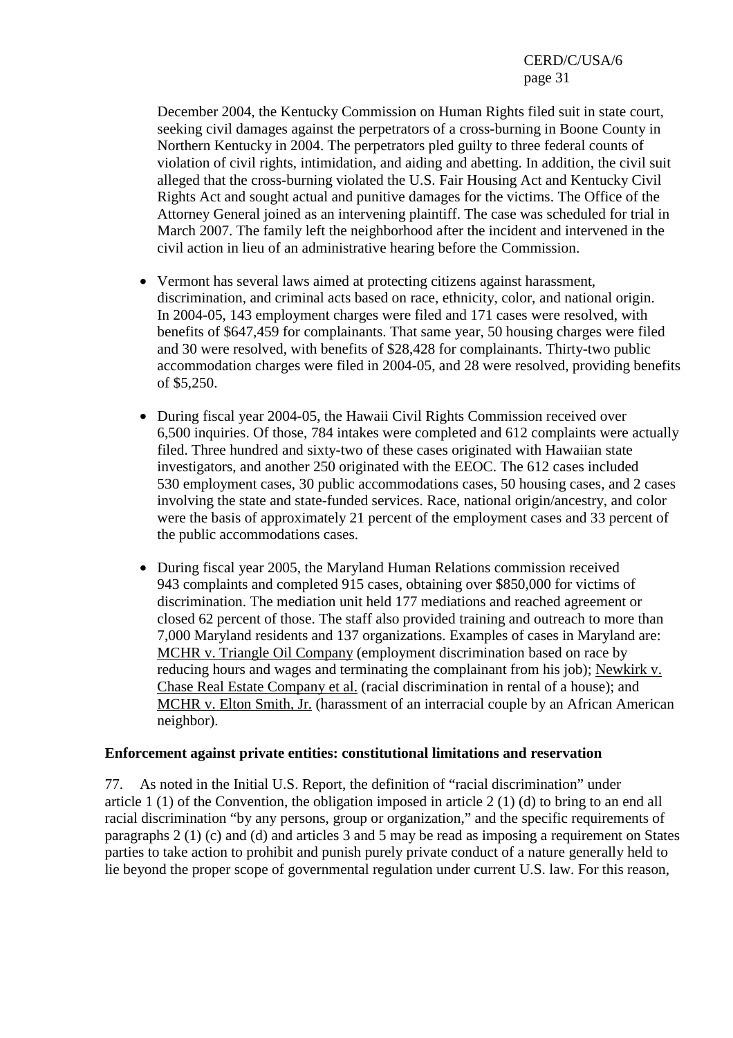December 2004, the Kentucky Commission on Human Rights filed suit in state court, seeking civil damages against the perpetrators of a cross-burning in Boone County in Northern Kentucky in 2004. The perpetrators pled guilty to three federal counts of violation of civil rights, intimidation, and aiding and abetting. In addition, the civil suit alleged that the cross-burning violated the U.S. Fair Housing Act and Kentucky Civil Rights Act and sought actual and punitive damages for the victims. The Office of the Attorney General joined as an intervening plaintiff. The case was scheduled for trial in March 2007. The family left the neighborhood after the incident and intervened in the civil action in lieu of an administrative hearing before the Commission.

- Vermont has several laws aimed at protecting citizens against harassment, discrimination, and criminal acts based on race, ethnicity, color, and national origin. In 2004-05, 143 employment charges were filed and 171 cases were resolved, with benefits of $647,459 for complainants. That same year, 50 housing charges were filed and 30 were resolved, with benefits of $28,428 for complainants. Thirty-two public accommodation charges were filed in 2004-05, and 28 were resolved, providing benefits of $5,250.

- During fiscal year 2004-05, the Hawaii Civil Rights Commission received over 6,500 inquiries. Of those, 784 intakes were completed and 612 complaints were actually filed. Three hundred and sixty-two of these cases originated with Hawaiian state investigators, and another 250 originated with the EEOC. The 612 cases included 530 employment cases, 30 public accommodations cases, 50 housing cases, and 2 cases involving the state and state-funded services. Race, national origin/ancestry, and color were the basis of approximately 21 percent of the employment cases and 33 percent of the public accommodations cases.

- During fiscal year 2005, the Maryland Human Relations commission received 943 complaints and completed 915 cases, obtaining over $850,000 for victims of discrimination. The mediation unit held 177 mediations and reached agreement or closed 62 percent of those. The staff also provided training and outreach to more than 7,000 Maryland residents and 137 organizations. Examples of cases in Maryland are: MCHR v. Triangle Oil Company (employment discrimination based on race by reducing hours and wages and terminating the complainant from his job); Newkirk v. Chase Real Estate Company et al. (racial discrimination in rental of a house); and MCHR v. Elton Smith, Jr. (harassment of an interracial couple by an African American neighbor).

**Enforcement against private entities: constitutional limitations and reservation**

77. As noted in the Initial U.S. Report, the definition of "racial discrimination" under article 1 (1) of the Convention, the obligation imposed in article 2 (1) (d) to bring to an end all racial discrimination "by any persons, group or organization," and the specific requirements of paragraphs 2 (1) (c) and (d) and articles 3 and 5 may be read as imposing a requirement on States parties to take action to prohibit and punish purely private conduct of a nature generally held to lie beyond the proper scope of governmental regulation under current U.S. law. For this reason,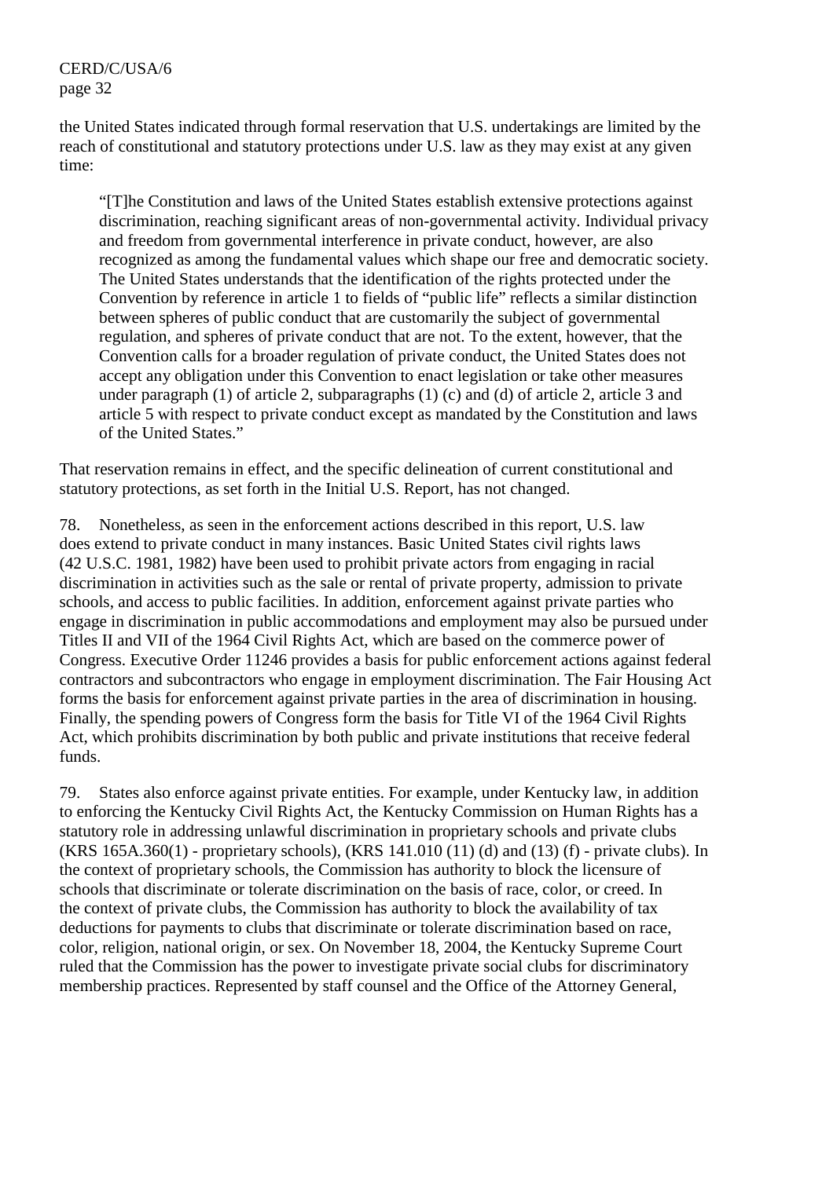the United States indicated through formal reservation that U.S. undertakings are limited by the reach of constitutional and statutory protections under U.S. law as they may exist at any given time:

> "[T]he Constitution and laws of the United States establish extensive protections against discrimination, reaching significant areas of non-governmental activity. Individual privacy and freedom from governmental interference in private conduct, however, are also recognized as among the fundamental values which shape our free and democratic society. The United States understands that the identification of the rights protected under the Convention by reference in article 1 to fields of "public life" reflects a similar distinction between spheres of public conduct that are customarily the subject of governmental regulation, and spheres of private conduct that are not. To the extent, however, that the Convention calls for a broader regulation of private conduct, the United States does not accept any obligation under this Convention to enact legislation or take other measures under paragraph (1) of article 2, subparagraphs (1) (c) and (d) of article 2, article 3 and article 5 with respect to private conduct except as mandated by the Constitution and laws of the United States."

That reservation remains in effect, and the specific delineation of current constitutional and statutory protections, as set forth in the Initial U.S. Report, has not changed.

78. Nonetheless, as seen in the enforcement actions described in this report, U.S. law does extend to private conduct in many instances. Basic United States civil rights laws (42 U.S.C. 1981, 1982) have been used to prohibit private actors from engaging in racial discrimination in activities such as the sale or rental of private property, admission to private schools, and access to public facilities. In addition, enforcement against private parties who engage in discrimination in public accommodations and employment may also be pursued under Titles II and VII of the 1964 Civil Rights Act, which are based on the commerce power of Congress. Executive Order 11246 provides a basis for public enforcement actions against federal contractors and subcontractors who engage in employment discrimination. The Fair Housing Act forms the basis for enforcement against private parties in the area of discrimination in housing. Finally, the spending powers of Congress form the basis for Title VI of the 1964 Civil Rights Act, which prohibits discrimination by both public and private institutions that receive federal funds.

79. States also enforce against private entities. For example, under Kentucky law, in addition to enforcing the Kentucky Civil Rights Act, the Kentucky Commission on Human Rights has a statutory role in addressing unlawful discrimination in proprietary schools and private clubs (KRS 165A.360(1) - proprietary schools), (KRS 141.010 (11) (d) and (13) (f) - private clubs). In the context of proprietary schools, the Commission has authority to block the licensure of schools that discriminate or tolerate discrimination on the basis of race, color, or creed. In the context of private clubs, the Commission has authority to block the availability of tax deductions for payments to clubs that discriminate or tolerate discrimination based on race, color, religion, national origin, or sex. On November 18, 2004, the Kentucky Supreme Court ruled that the Commission has the power to investigate private social clubs for discriminatory membership practices. Represented by staff counsel and the Office of the Attorney General,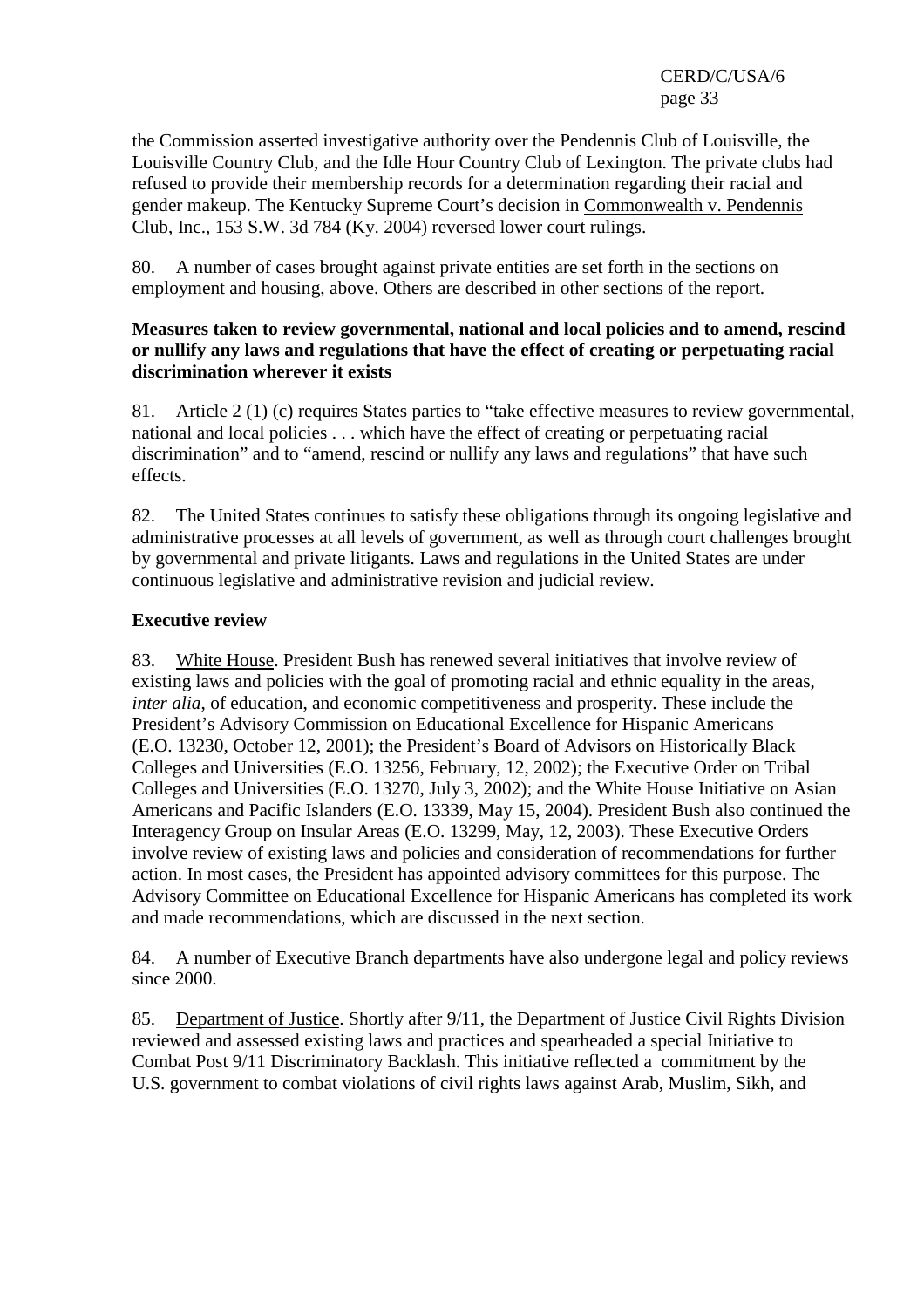the Commission asserted investigative authority over the Pendennis Club of Louisville, the Louisville Country Club, and the Idle Hour Country Club of Lexington. The private clubs had refused to provide their membership records for a determination regarding their racial and gender makeup. The Kentucky Supreme Court's decision in Commonwealth v. Pendennis Club, Inc., 153 S.W. 3d 784 (Ky. 2004) reversed lower court rulings.

80. A number of cases brought against private entities are set forth in the sections on employment and housing, above. Others are described in other sections of the report.

**Measures taken to review governmental, national and local policies and to amend, rescind or nullify any laws and regulations that have the effect of creating or perpetuating racial discrimination wherever it exists**

81. Article 2 (1) (c) requires States parties to "take effective measures to review governmental, national and local policies . . . which have the effect of creating or perpetuating racial discrimination" and to "amend, rescind or nullify any laws and regulations" that have such effects.

82. The United States continues to satisfy these obligations through its ongoing legislative and administrative processes at all levels of government, as well as through court challenges brought by governmental and private litigants. Laws and regulations in the United States are under continuous legislative and administrative revision and judicial review.

**Executive review**

83. White House. President Bush has renewed several initiatives that involve review of existing laws and policies with the goal of promoting racial and ethnic equality in the areas, *inter alia*, of education, and economic competitiveness and prosperity. These include the President's Advisory Commission on Educational Excellence for Hispanic Americans (E.O. 13230, October 12, 2001); the President's Board of Advisors on Historically Black Colleges and Universities (E.O. 13256, February, 12, 2002); the Executive Order on Tribal Colleges and Universities (E.O. 13270, July 3, 2002); and the White House Initiative on Asian Americans and Pacific Islanders (E.O. 13339, May 15, 2004). President Bush also continued the Interagency Group on Insular Areas (E.O. 13299, May, 12, 2003). These Executive Orders involve review of existing laws and policies and consideration of recommendations for further action. In most cases, the President has appointed advisory committees for this purpose. The Advisory Committee on Educational Excellence for Hispanic Americans has completed its work and made recommendations, which are discussed in the next section.

84. A number of Executive Branch departments have also undergone legal and policy reviews since 2000.

85. Department of Justice. Shortly after 9/11, the Department of Justice Civil Rights Division reviewed and assessed existing laws and practices and spearheaded a special Initiative to Combat Post 9/11 Discriminatory Backlash. This initiative reflected a commitment by the U.S. government to combat violations of civil rights laws against Arab, Muslim, Sikh, and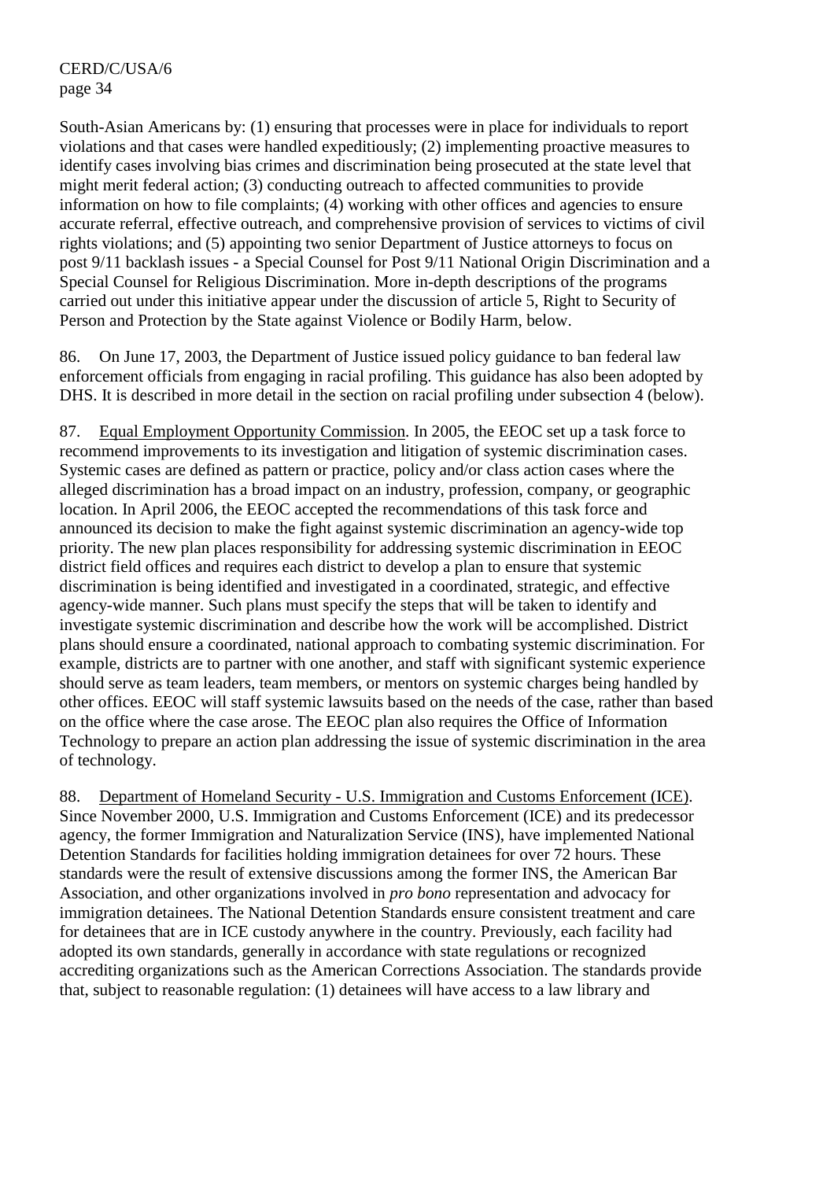South-Asian Americans by: (1) ensuring that processes were in place for individuals to report violations and that cases were handled expeditiously; (2) implementing proactive measures to identify cases involving bias crimes and discrimination being prosecuted at the state level that might merit federal action; (3) conducting outreach to affected communities to provide information on how to file complaints; (4) working with other offices and agencies to ensure accurate referral, effective outreach, and comprehensive provision of services to victims of civil rights violations; and (5) appointing two senior Department of Justice attorneys to focus on post 9/11 backlash issues - a Special Counsel for Post 9/11 National Origin Discrimination and a Special Counsel for Religious Discrimination. More in-depth descriptions of the programs carried out under this initiative appear under the discussion of article 5, Right to Security of Person and Protection by the State against Violence or Bodily Harm, below.

86. On June 17, 2003, the Department of Justice issued policy guidance to ban federal law enforcement officials from engaging in racial profiling. This guidance has also been adopted by DHS. It is described in more detail in the section on racial profiling under subsection 4 (below).

87. Equal Employment Opportunity Commission. In 2005, the EEOC set up a task force to recommend improvements to its investigation and litigation of systemic discrimination cases. Systemic cases are defined as pattern or practice, policy and/or class action cases where the alleged discrimination has a broad impact on an industry, profession, company, or geographic location. In April 2006, the EEOC accepted the recommendations of this task force and announced its decision to make the fight against systemic discrimination an agency-wide top priority. The new plan places responsibility for addressing systemic discrimination in EEOC district field offices and requires each district to develop a plan to ensure that systemic discrimination is being identified and investigated in a coordinated, strategic, and effective agency-wide manner. Such plans must specify the steps that will be taken to identify and investigate systemic discrimination and describe how the work will be accomplished. District plans should ensure a coordinated, national approach to combating systemic discrimination. For example, districts are to partner with one another, and staff with significant systemic experience should serve as team leaders, team members, or mentors on systemic charges being handled by other offices. EEOC will staff systemic lawsuits based on the needs of the case, rather than based on the office where the case arose. The EEOC plan also requires the Office of Information Technology to prepare an action plan addressing the issue of systemic discrimination in the area of technology.

88. Department of Homeland Security - U.S. Immigration and Customs Enforcement (ICE). Since November 2000, U.S. Immigration and Customs Enforcement (ICE) and its predecessor agency, the former Immigration and Naturalization Service (INS), have implemented National Detention Standards for facilities holding immigration detainees for over 72 hours. These standards were the result of extensive discussions among the former INS, the American Bar Association, and other organizations involved in *pro bono* representation and advocacy for immigration detainees. The National Detention Standards ensure consistent treatment and care for detainees that are in ICE custody anywhere in the country. Previously, each facility had adopted its own standards, generally in accordance with state regulations or recognized accrediting organizations such as the American Corrections Association. The standards provide that, subject to reasonable regulation: (1) detainees will have access to a law library and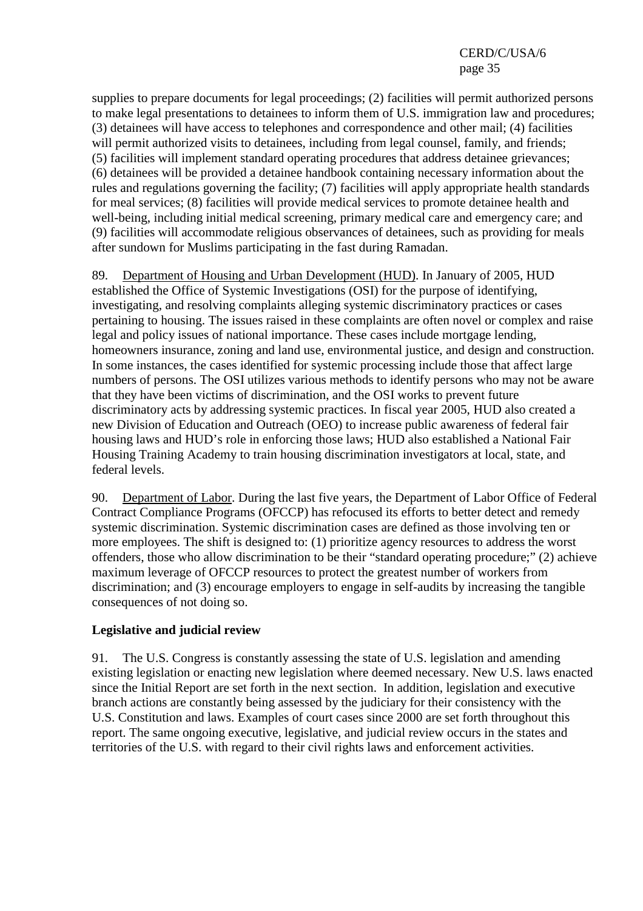supplies to prepare documents for legal proceedings; (2) facilities will permit authorized persons to make legal presentations to detainees to inform them of U.S. immigration law and procedures; (3) detainees will have access to telephones and correspondence and other mail; (4) facilities will permit authorized visits to detainees, including from legal counsel, family, and friends; (5) facilities will implement standard operating procedures that address detainee grievances; (6) detainees will be provided a detainee handbook containing necessary information about the rules and regulations governing the facility; (7) facilities will apply appropriate health standards for meal services; (8) facilities will provide medical services to promote detainee health and well-being, including initial medical screening, primary medical care and emergency care; and (9) facilities will accommodate religious observances of detainees, such as providing for meals after sundown for Muslims participating in the fast during Ramadan.

89. Department of Housing and Urban Development (HUD). In January of 2005, HUD established the Office of Systemic Investigations (OSI) for the purpose of identifying, investigating, and resolving complaints alleging systemic discriminatory practices or cases pertaining to housing. The issues raised in these complaints are often novel or complex and raise legal and policy issues of national importance. These cases include mortgage lending, homeowners insurance, zoning and land use, environmental justice, and design and construction. In some instances, the cases identified for systemic processing include those that affect large numbers of persons. The OSI utilizes various methods to identify persons who may not be aware that they have been victims of discrimination, and the OSI works to prevent future discriminatory acts by addressing systemic practices. In fiscal year 2005, HUD also created a new Division of Education and Outreach (OEO) to increase public awareness of federal fair housing laws and HUD's role in enforcing those laws; HUD also established a National Fair Housing Training Academy to train housing discrimination investigators at local, state, and federal levels.

90. Department of Labor. During the last five years, the Department of Labor Office of Federal Contract Compliance Programs (OFCCP) has refocused its efforts to better detect and remedy systemic discrimination. Systemic discrimination cases are defined as those involving ten or more employees. The shift is designed to: (1) prioritize agency resources to address the worst offenders, those who allow discrimination to be their "standard operating procedure;" (2) achieve maximum leverage of OFCCP resources to protect the greatest number of workers from discrimination; and (3) encourage employers to engage in self-audits by increasing the tangible consequences of not doing so.

**Legislative and judicial review**

91. The U.S. Congress is constantly assessing the state of U.S. legislation and amending existing legislation or enacting new legislation where deemed necessary. New U.S. laws enacted since the Initial Report are set forth in the next section. In addition, legislation and executive branch actions are constantly being assessed by the judiciary for their consistency with the U.S. Constitution and laws. Examples of court cases since 2000 are set forth throughout this report. The same ongoing executive, legislative, and judicial review occurs in the states and territories of the U.S. with regard to their civil rights laws and enforcement activities.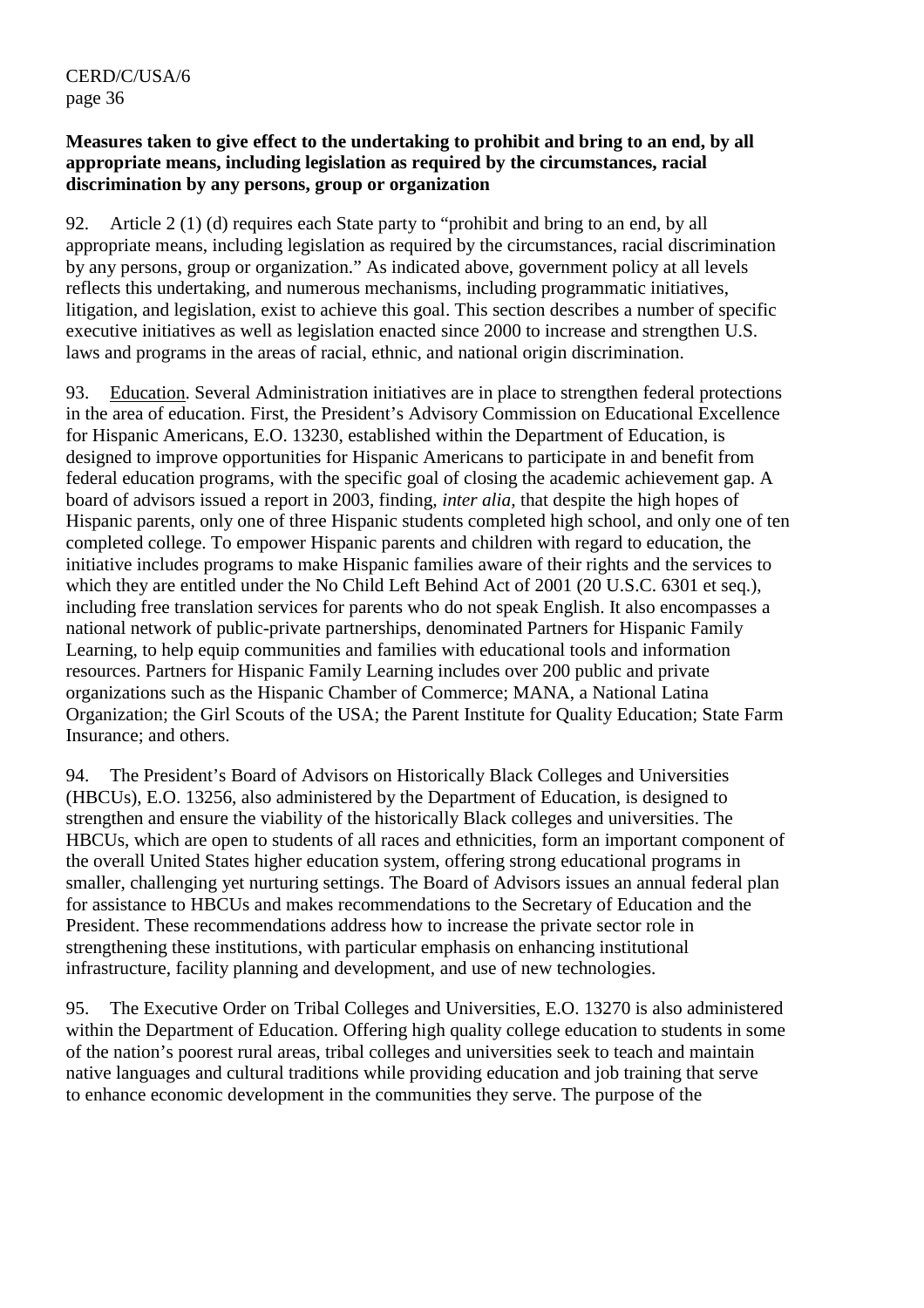**Measures taken to give effect to the undertaking to prohibit and bring to an end, by all appropriate means, including legislation as required by the circumstances, racial discrimination by any persons, group or organization**

92. Article 2 (1) (d) requires each State party to "prohibit and bring to an end, by all appropriate means, including legislation as required by the circumstances, racial discrimination by any persons, group or organization." As indicated above, government policy at all levels reflects this undertaking, and numerous mechanisms, including programmatic initiatives, litigation, and legislation, exist to achieve this goal. This section describes a number of specific executive initiatives as well as legislation enacted since 2000 to increase and strengthen U.S. laws and programs in the areas of racial, ethnic, and national origin discrimination.

93. Education. Several Administration initiatives are in place to strengthen federal protections in the area of education. First, the President's Advisory Commission on Educational Excellence for Hispanic Americans, E.O. 13230, established within the Department of Education, is designed to improve opportunities for Hispanic Americans to participate in and benefit from federal education programs, with the specific goal of closing the academic achievement gap. A board of advisors issued a report in 2003, finding, *inter alia*, that despite the high hopes of Hispanic parents, only one of three Hispanic students completed high school, and only one of ten completed college. To empower Hispanic parents and children with regard to education, the initiative includes programs to make Hispanic families aware of their rights and the services to which they are entitled under the No Child Left Behind Act of 2001 (20 U.S.C. 6301 et seq.), including free translation services for parents who do not speak English. It also encompasses a national network of public-private partnerships, denominated Partners for Hispanic Family Learning, to help equip communities and families with educational tools and information resources. Partners for Hispanic Family Learning includes over 200 public and private organizations such as the Hispanic Chamber of Commerce; MANA, a National Latina Organization; the Girl Scouts of the USA; the Parent Institute for Quality Education; State Farm Insurance; and others.

94. The President's Board of Advisors on Historically Black Colleges and Universities (HBCUs), E.O. 13256, also administered by the Department of Education, is designed to strengthen and ensure the viability of the historically Black colleges and universities. The HBCUs, which are open to students of all races and ethnicities, form an important component of the overall United States higher education system, offering strong educational programs in smaller, challenging yet nurturing settings. The Board of Advisors issues an annual federal plan for assistance to HBCUs and makes recommendations to the Secretary of Education and the President. These recommendations address how to increase the private sector role in strengthening these institutions, with particular emphasis on enhancing institutional infrastructure, facility planning and development, and use of new technologies.

95. The Executive Order on Tribal Colleges and Universities, E.O. 13270 is also administered within the Department of Education. Offering high quality college education to students in some of the nation's poorest rural areas, tribal colleges and universities seek to teach and maintain native languages and cultural traditions while providing education and job training that serve to enhance economic development in the communities they serve. The purpose of the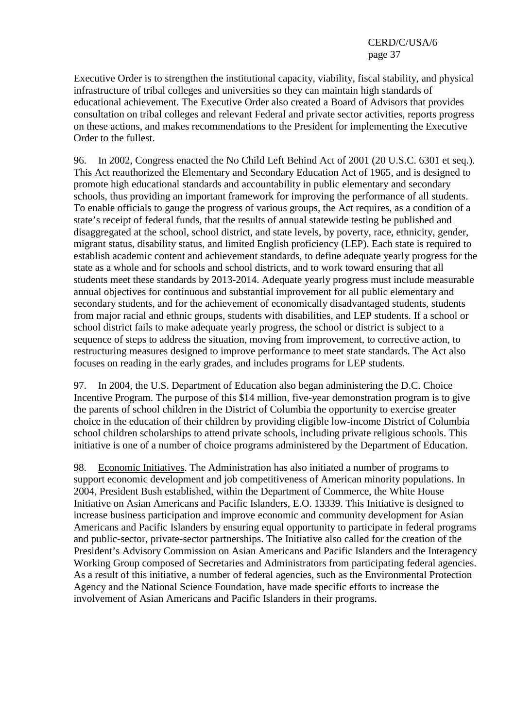Executive Order is to strengthen the institutional capacity, viability, fiscal stability, and physical infrastructure of tribal colleges and universities so they can maintain high standards of educational achievement. The Executive Order also created a Board of Advisors that provides consultation on tribal colleges and relevant Federal and private sector activities, reports progress on these actions, and makes recommendations to the President for implementing the Executive Order to the fullest.

96. In 2002, Congress enacted the No Child Left Behind Act of 2001 (20 U.S.C. 6301 et seq.). This Act reauthorized the Elementary and Secondary Education Act of 1965, and is designed to promote high educational standards and accountability in public elementary and secondary schools, thus providing an important framework for improving the performance of all students. To enable officials to gauge the progress of various groups, the Act requires, as a condition of a state's receipt of federal funds, that the results of annual statewide testing be published and disaggregated at the school, school district, and state levels, by poverty, race, ethnicity, gender, migrant status, disability status, and limited English proficiency (LEP). Each state is required to establish academic content and achievement standards, to define adequate yearly progress for the state as a whole and for schools and school districts, and to work toward ensuring that all students meet these standards by 2013-2014. Adequate yearly progress must include measurable annual objectives for continuous and substantial improvement for all public elementary and secondary students, and for the achievement of economically disadvantaged students, students from major racial and ethnic groups, students with disabilities, and LEP students. If a school or school district fails to make adequate yearly progress, the school or district is subject to a sequence of steps to address the situation, moving from improvement, to corrective action, to restructuring measures designed to improve performance to meet state standards. The Act also focuses on reading in the early grades, and includes programs for LEP students.

97. In 2004, the U.S. Department of Education also began administering the D.C. Choice Incentive Program. The purpose of this $14 million, five-year demonstration program is to give the parents of school children in the District of Columbia the opportunity to exercise greater choice in the education of their children by providing eligible low-income District of Columbia school children scholarships to attend private schools, including private religious schools. This initiative is one of a number of choice programs administered by the Department of Education.

98. Economic Initiatives. The Administration has also initiated a number of programs to support economic development and job competitiveness of American minority populations. In 2004, President Bush established, within the Department of Commerce, the White House Initiative on Asian Americans and Pacific Islanders, E.O. 13339. This Initiative is designed to increase business participation and improve economic and community development for Asian Americans and Pacific Islanders by ensuring equal opportunity to participate in federal programs and public-sector, private-sector partnerships. The Initiative also called for the creation of the President's Advisory Commission on Asian Americans and Pacific Islanders and the Interagency Working Group composed of Secretaries and Administrators from participating federal agencies. As a result of this initiative, a number of federal agencies, such as the Environmental Protection Agency and the National Science Foundation, have made specific efforts to increase the involvement of Asian Americans and Pacific Islanders in their programs.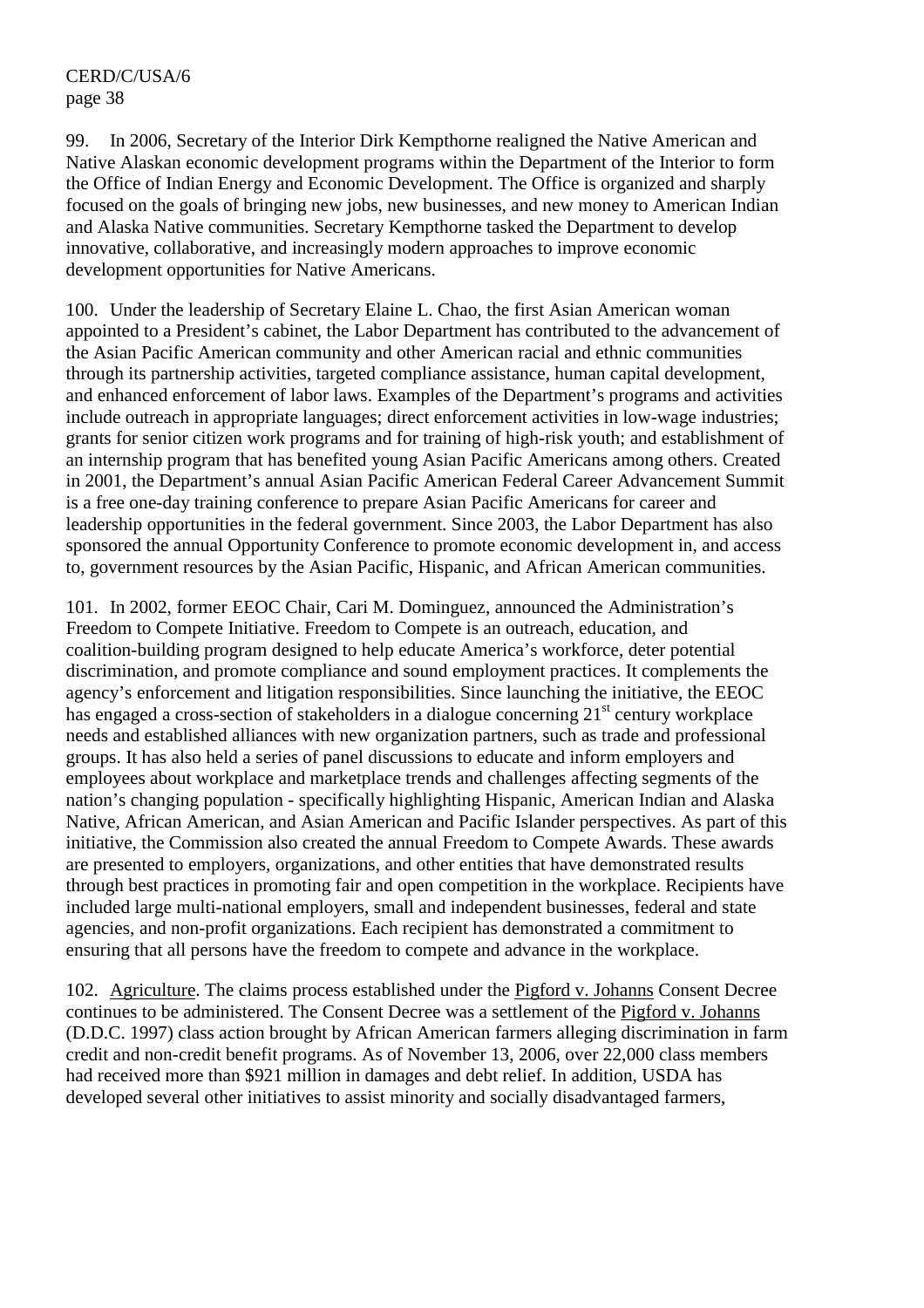99. In 2006, Secretary of the Interior Dirk Kempthorne realigned the Native American and Native Alaskan economic development programs within the Department of the Interior to form the Office of Indian Energy and Economic Development. The Office is organized and sharply focused on the goals of bringing new jobs, new businesses, and new money to American Indian and Alaska Native communities. Secretary Kempthorne tasked the Department to develop innovative, collaborative, and increasingly modern approaches to improve economic development opportunities for Native Americans.

100. Under the leadership of Secretary Elaine L. Chao, the first Asian American woman appointed to a President's cabinet, the Labor Department has contributed to the advancement of the Asian Pacific American community and other American racial and ethnic communities through its partnership activities, targeted compliance assistance, human capital development, and enhanced enforcement of labor laws. Examples of the Department's programs and activities include outreach in appropriate languages; direct enforcement activities in low-wage industries; grants for senior citizen work programs and for training of high-risk youth; and establishment of an internship program that has benefited young Asian Pacific Americans among others. Created in 2001, the Department's annual Asian Pacific American Federal Career Advancement Summit is a free one-day training conference to prepare Asian Pacific Americans for career and leadership opportunities in the federal government. Since 2003, the Labor Department has also sponsored the annual Opportunity Conference to promote economic development in, and access to, government resources by the Asian Pacific, Hispanic, and African American communities.

101. In 2002, former EEOC Chair, Cari M. Dominguez, announced the Administration's Freedom to Compete Initiative. Freedom to Compete is an outreach, education, and coalition-building program designed to help educate America's workforce, deter potential discrimination, and promote compliance and sound employment practices. It complements the agency's enforcement and litigation responsibilities. Since launching the initiative, the EEOC has engaged a cross-section of stakeholders in a dialogue concerning 21st century workplace needs and established alliances with new organization partners, such as trade and professional groups. It has also held a series of panel discussions to educate and inform employers and employees about workplace and marketplace trends and challenges affecting segments of the nation's changing population - specifically highlighting Hispanic, American Indian and Alaska Native, African American, and Asian American and Pacific Islander perspectives. As part of this initiative, the Commission also created the annual Freedom to Compete Awards. These awards are presented to employers, organizations, and other entities that have demonstrated results through best practices in promoting fair and open competition in the workplace. Recipients have included large multi-national employers, small and independent businesses, federal and state agencies, and non-profit organizations. Each recipient has demonstrated a commitment to ensuring that all persons have the freedom to compete and advance in the workplace.

102. Agriculture. The claims process established under the Pigford v. Johanns Consent Decree continues to be administered. The Consent Decree was a settlement of the Pigford v. Johanns (D.D.C. 1997) class action brought by African American farmers alleging discrimination in farm credit and non-credit benefit programs. As of November 13, 2006, over 22,000 class members had received more than $921 million in damages and debt relief. In addition, USDA has developed several other initiatives to assist minority and socially disadvantaged farmers,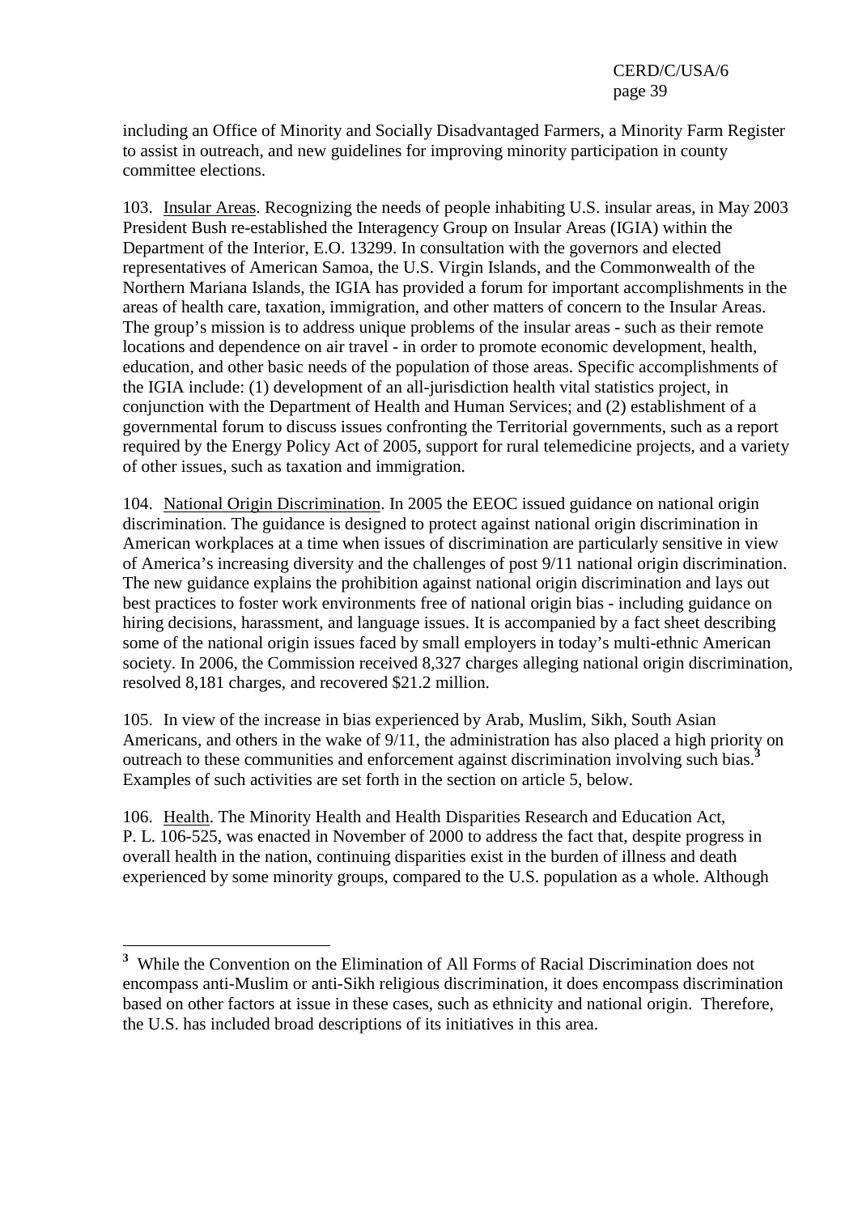including an Office of Minority and Socially Disadvantaged Farmers, a Minority Farm Register to assist in outreach, and new guidelines for improving minority participation in county committee elections.

103. Insular Areas. Recognizing the needs of people inhabiting U.S. insular areas, in May 2003 President Bush re-established the Interagency Group on Insular Areas (IGIA) within the Department of the Interior, E.O. 13299. In consultation with the governors and elected representatives of American Samoa, the U.S. Virgin Islands, and the Commonwealth of the Northern Mariana Islands, the IGIA has provided a forum for important accomplishments in the areas of health care, taxation, immigration, and other matters of concern to the Insular Areas. The group's mission is to address unique problems of the insular areas - such as their remote locations and dependence on air travel - in order to promote economic development, health, education, and other basic needs of the population of those areas. Specific accomplishments of the IGIA include: (1) development of an all-jurisdiction health vital statistics project, in conjunction with the Department of Health and Human Services; and (2) establishment of a governmental forum to discuss issues confronting the Territorial governments, such as a report required by the Energy Policy Act of 2005, support for rural telemedicine projects, and a variety of other issues, such as taxation and immigration.

104. National Origin Discrimination. In 2005 the EEOC issued guidance on national origin discrimination. The guidance is designed to protect against national origin discrimination in American workplaces at a time when issues of discrimination are particularly sensitive in view of America's increasing diversity and the challenges of post 9/11 national origin discrimination. The new guidance explains the prohibition against national origin discrimination and lays out best practices to foster work environments free of national origin bias - including guidance on hiring decisions, harassment, and language issues. It is accompanied by a fact sheet describing some of the national origin issues faced by small employers in today's multi-ethnic American society. In 2006, the Commission received 8,327 charges alleging national origin discrimination, resolved 8,181 charges, and recovered $21.2 million.

105. In view of the increase in bias experienced by Arab, Muslim, Sikh, South Asian Americans, and others in the wake of 9/11, the administration has also placed a high priority on outreach to these communities and enforcement against discrimination involving such bias.[3] Examples of such activities are set forth in the section on article 5, below.

106. Health. The Minority Health and Health Disparities Research and Education Act, P. L. 106-525, was enacted in November of 2000 to address the fact that, despite progress in overall health in the nation, continuing disparities exist in the burden of illness and death experienced by some minority groups, compared to the U.S. population as a whole. Although

---

[3] While the Convention on the Elimination of All Forms of Racial Discrimination does not encompass anti-Muslim or anti-Sikh religious discrimination, it does encompass discrimination based on other factors at issue in these cases, such as ethnicity and national origin. Therefore, the U.S. has included broad descriptions of its initiatives in this area.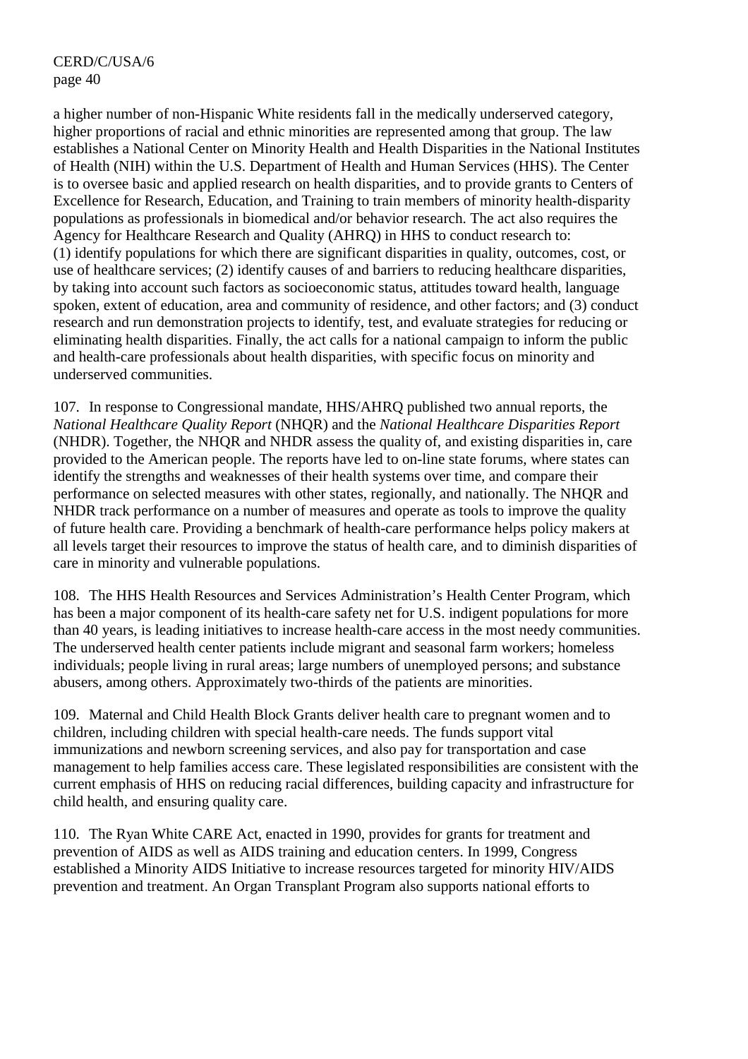a higher number of non-Hispanic White residents fall in the medically underserved category, higher proportions of racial and ethnic minorities are represented among that group. The law establishes a National Center on Minority Health and Health Disparities in the National Institutes of Health (NIH) within the U.S. Department of Health and Human Services (HHS). The Center is to oversee basic and applied research on health disparities, and to provide grants to Centers of Excellence for Research, Education, and Training to train members of minority health-disparity populations as professionals in biomedical and/or behavior research. The act also requires the Agency for Healthcare Research and Quality (AHRQ) in HHS to conduct research to: (1) identify populations for which there are significant disparities in quality, outcomes, cost, or use of healthcare services; (2) identify causes of and barriers to reducing healthcare disparities, by taking into account such factors as socioeconomic status, attitudes toward health, language spoken, extent of education, area and community of residence, and other factors; and (3) conduct research and run demonstration projects to identify, test, and evaluate strategies for reducing or eliminating health disparities. Finally, the act calls for a national campaign to inform the public and health-care professionals about health disparities, with specific focus on minority and underserved communities.

107. In response to Congressional mandate, HHS/AHRQ published two annual reports, the *National Healthcare Quality Report* (NHQR) and the *National Healthcare Disparities Report* (NHDR). Together, the NHQR and NHDR assess the quality of, and existing disparities in, care provided to the American people. The reports have led to on-line state forums, where states can identify the strengths and weaknesses of their health systems over time, and compare their performance on selected measures with other states, regionally, and nationally. The NHQR and NHDR track performance on a number of measures and operate as tools to improve the quality of future health care. Providing a benchmark of health-care performance helps policy makers at all levels target their resources to improve the status of health care, and to diminish disparities of care in minority and vulnerable populations.

108. The HHS Health Resources and Services Administration's Health Center Program, which has been a major component of its health-care safety net for U.S. indigent populations for more than 40 years, is leading initiatives to increase health-care access in the most needy communities. The underserved health center patients include migrant and seasonal farm workers; homeless individuals; people living in rural areas; large numbers of unemployed persons; and substance abusers, among others. Approximately two-thirds of the patients are minorities.

109. Maternal and Child Health Block Grants deliver health care to pregnant women and to children, including children with special health-care needs. The funds support vital immunizations and newborn screening services, and also pay for transportation and case management to help families access care. These legislated responsibilities are consistent with the current emphasis of HHS on reducing racial differences, building capacity and infrastructure for child health, and ensuring quality care.

110. The Ryan White CARE Act, enacted in 1990, provides for grants for treatment and prevention of AIDS as well as AIDS training and education centers. In 1999, Congress established a Minority AIDS Initiative to increase resources targeted for minority HIV/AIDS prevention and treatment. An Organ Transplant Program also supports national efforts to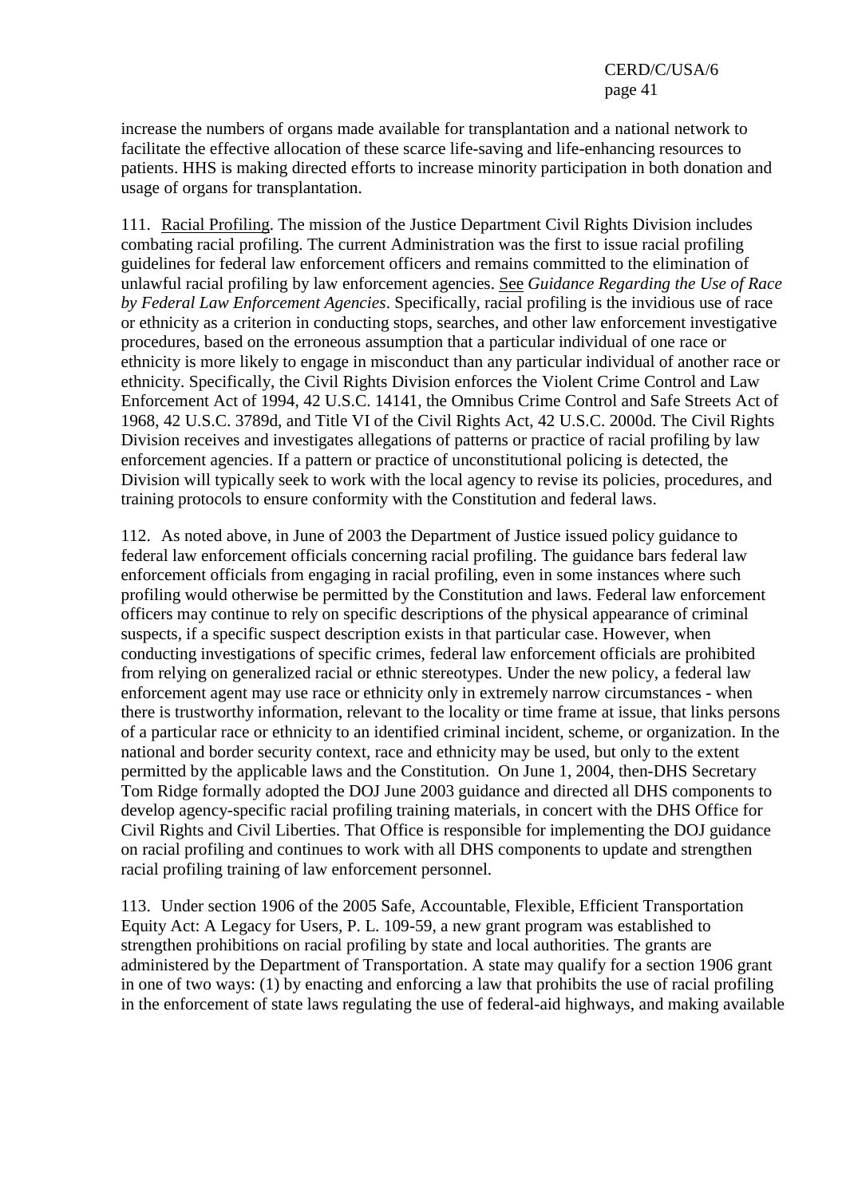increase the numbers of organs made available for transplantation and a national network to facilitate the effective allocation of these scarce life-saving and life-enhancing resources to patients. HHS is making directed efforts to increase minority participation in both donation and usage of organs for transplantation.

111. Racial Profiling. The mission of the Justice Department Civil Rights Division includes combating racial profiling. The current Administration was the first to issue racial profiling guidelines for federal law enforcement officers and remains committed to the elimination of unlawful racial profiling by law enforcement agencies. See *Guidance Regarding the Use of Race by Federal Law Enforcement Agencies*. Specifically, racial profiling is the invidious use of race or ethnicity as a criterion in conducting stops, searches, and other law enforcement investigative procedures, based on the erroneous assumption that a particular individual of one race or ethnicity is more likely to engage in misconduct than any particular individual of another race or ethnicity. Specifically, the Civil Rights Division enforces the Violent Crime Control and Law Enforcement Act of 1994, 42 U.S.C. 14141, the Omnibus Crime Control and Safe Streets Act of 1968, 42 U.S.C. 3789d, and Title VI of the Civil Rights Act, 42 U.S.C. 2000d. The Civil Rights Division receives and investigates allegations of patterns or practice of racial profiling by law enforcement agencies. If a pattern or practice of unconstitutional policing is detected, the Division will typically seek to work with the local agency to revise its policies, procedures, and training protocols to ensure conformity with the Constitution and federal laws.

112. As noted above, in June of 2003 the Department of Justice issued policy guidance to federal law enforcement officials concerning racial profiling. The guidance bars federal law enforcement officials from engaging in racial profiling, even in some instances where such profiling would otherwise be permitted by the Constitution and laws. Federal law enforcement officers may continue to rely on specific descriptions of the physical appearance of criminal suspects, if a specific suspect description exists in that particular case. However, when conducting investigations of specific crimes, federal law enforcement officials are prohibited from relying on generalized racial or ethnic stereotypes. Under the new policy, a federal law enforcement agent may use race or ethnicity only in extremely narrow circumstances - when there is trustworthy information, relevant to the locality or time frame at issue, that links persons of a particular race or ethnicity to an identified criminal incident, scheme, or organization. In the national and border security context, race and ethnicity may be used, but only to the extent permitted by the applicable laws and the Constitution. On June 1, 2004, then-DHS Secretary Tom Ridge formally adopted the DOJ June 2003 guidance and directed all DHS components to develop agency-specific racial profiling training materials, in concert with the DHS Office for Civil Rights and Civil Liberties. That Office is responsible for implementing the DOJ guidance on racial profiling and continues to work with all DHS components to update and strengthen racial profiling training of law enforcement personnel.

113. Under section 1906 of the 2005 Safe, Accountable, Flexible, Efficient Transportation Equity Act: A Legacy for Users, P. L. 109-59, a new grant program was established to strengthen prohibitions on racial profiling by state and local authorities. The grants are administered by the Department of Transportation. A state may qualify for a section 1906 grant in one of two ways: (1) by enacting and enforcing a law that prohibits the use of racial profiling in the enforcement of state laws regulating the use of federal-aid highways, and making available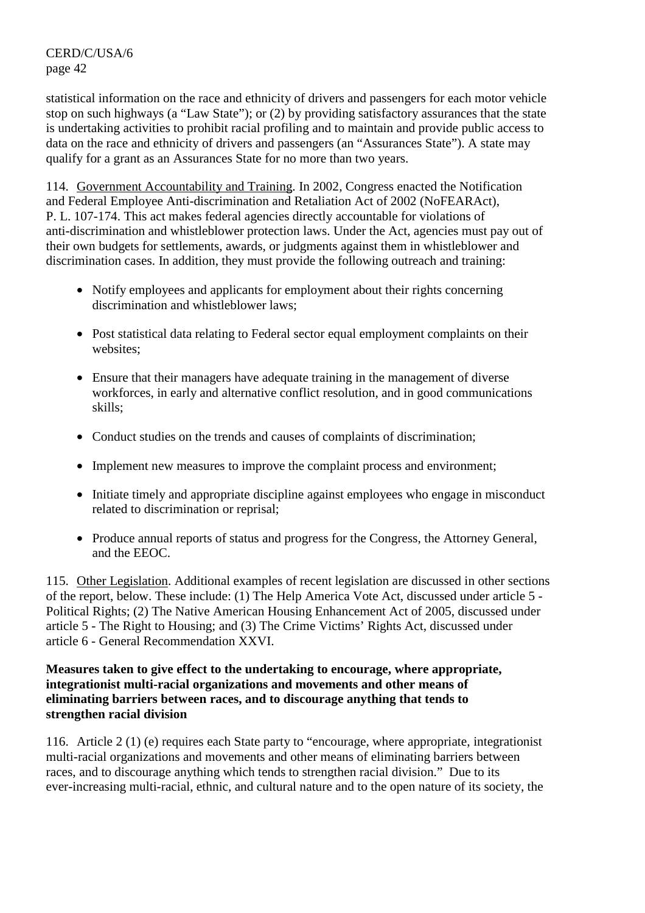statistical information on the race and ethnicity of drivers and passengers for each motor vehicle stop on such highways (a "Law State"); or (2) by providing satisfactory assurances that the state is undertaking activities to prohibit racial profiling and to maintain and provide public access to data on the race and ethnicity of drivers and passengers (an "Assurances State"). A state may qualify for a grant as an Assurances State for no more than two years.

114. Government Accountability and Training. In 2002, Congress enacted the Notification and Federal Employee Anti-discrimination and Retaliation Act of 2002 (NoFEARAct), P. L. 107-174. This act makes federal agencies directly accountable for violations of anti-discrimination and whistleblower protection laws. Under the Act, agencies must pay out of their own budgets for settlements, awards, or judgments against them in whistleblower and discrimination cases. In addition, they must provide the following outreach and training:

- Notify employees and applicants for employment about their rights concerning discrimination and whistleblower laws;
- Post statistical data relating to Federal sector equal employment complaints on their websites;
- Ensure that their managers have adequate training in the management of diverse workforces, in early and alternative conflict resolution, and in good communications skills;
- Conduct studies on the trends and causes of complaints of discrimination;
- Implement new measures to improve the complaint process and environment;
- Initiate timely and appropriate discipline against employees who engage in misconduct related to discrimination or reprisal;
- Produce annual reports of status and progress for the Congress, the Attorney General, and the EEOC.

115. Other Legislation. Additional examples of recent legislation are discussed in other sections of the report, below. These include: (1) The Help America Vote Act, discussed under article 5 - Political Rights; (2) The Native American Housing Enhancement Act of 2005, discussed under article 5 - The Right to Housing; and (3) The Crime Victims' Rights Act, discussed under article 6 - General Recommendation XXVI.

**Measures taken to give effect to the undertaking to encourage, where appropriate, integrationist multi-racial organizations and movements and other means of eliminating barriers between races, and to discourage anything that tends to strengthen racial division**

116. Article 2 (1) (e) requires each State party to "encourage, where appropriate, integrationist multi-racial organizations and movements and other means of eliminating barriers between races, and to discourage anything which tends to strengthen racial division." Due to its ever-increasing multi-racial, ethnic, and cultural nature and to the open nature of its society, the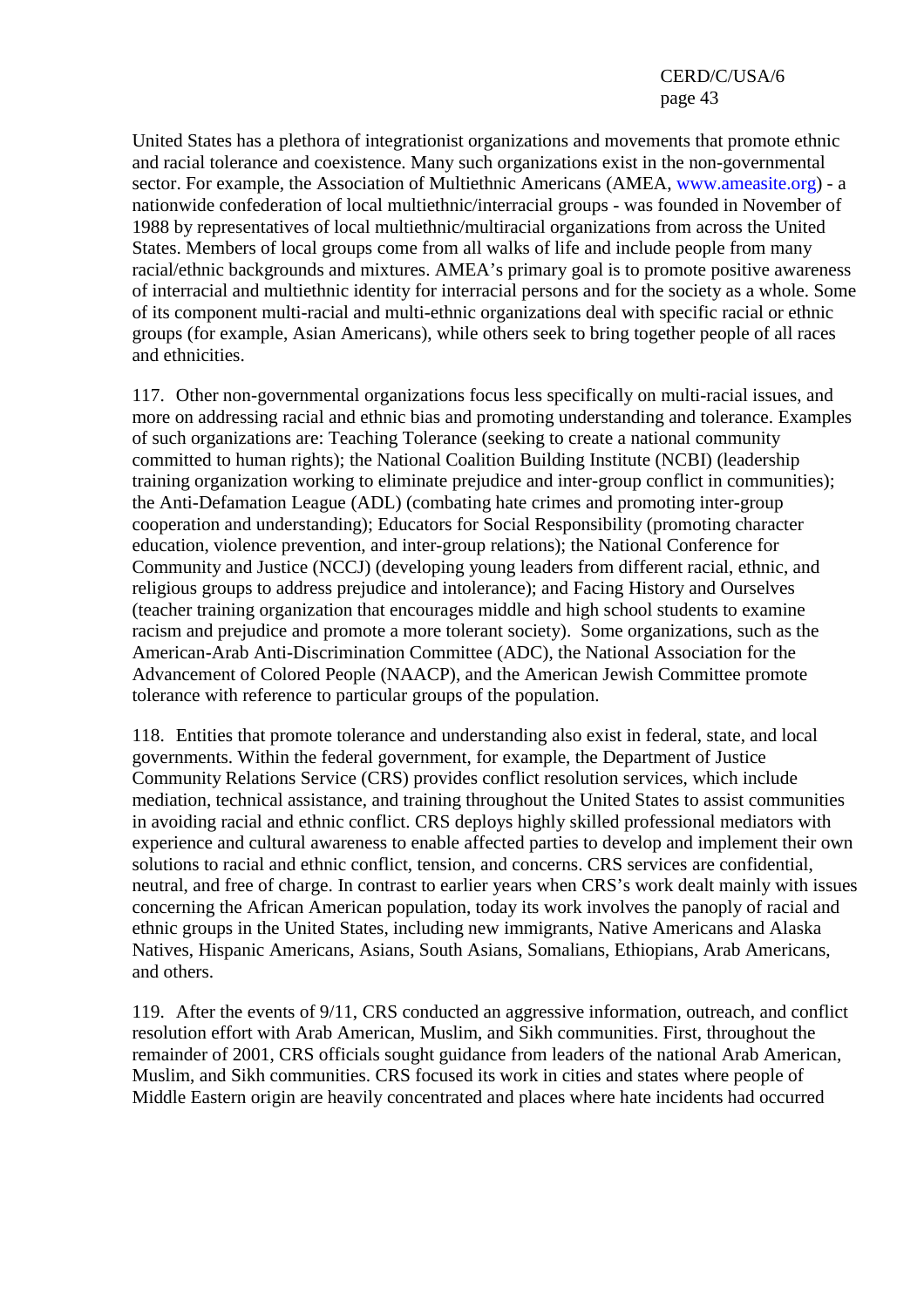United States has a plethora of integrationist organizations and movements that promote ethnic and racial tolerance and coexistence. Many such organizations exist in the non-governmental sector. For example, the Association of Multiethnic Americans (AMEA, www.ameasite.org) - a nationwide confederation of local multiethnic/interracial groups - was founded in November of 1988 by representatives of local multiethnic/multiracial organizations from across the United States. Members of local groups come from all walks of life and include people from many racial/ethnic backgrounds and mixtures. AMEA's primary goal is to promote positive awareness of interracial and multiethnic identity for interracial persons and for the society as a whole. Some of its component multi-racial and multi-ethnic organizations deal with specific racial or ethnic groups (for example, Asian Americans), while others seek to bring together people of all races and ethnicities.

117. Other non-governmental organizations focus less specifically on multi-racial issues, and more on addressing racial and ethnic bias and promoting understanding and tolerance. Examples of such organizations are: Teaching Tolerance (seeking to create a national community committed to human rights); the National Coalition Building Institute (NCBI) (leadership training organization working to eliminate prejudice and inter-group conflict in communities); the Anti-Defamation League (ADL) (combating hate crimes and promoting inter-group cooperation and understanding); Educators for Social Responsibility (promoting character education, violence prevention, and inter-group relations); the National Conference for Community and Justice (NCCJ) (developing young leaders from different racial, ethnic, and religious groups to address prejudice and intolerance); and Facing History and Ourselves (teacher training organization that encourages middle and high school students to examine racism and prejudice and promote a more tolerant society). Some organizations, such as the American-Arab Anti-Discrimination Committee (ADC), the National Association for the Advancement of Colored People (NAACP), and the American Jewish Committee promote tolerance with reference to particular groups of the population.

118. Entities that promote tolerance and understanding also exist in federal, state, and local governments. Within the federal government, for example, the Department of Justice Community Relations Service (CRS) provides conflict resolution services, which include mediation, technical assistance, and training throughout the United States to assist communities in avoiding racial and ethnic conflict. CRS deploys highly skilled professional mediators with experience and cultural awareness to enable affected parties to develop and implement their own solutions to racial and ethnic conflict, tension, and concerns. CRS services are confidential, neutral, and free of charge. In contrast to earlier years when CRS's work dealt mainly with issues concerning the African American population, today its work involves the panoply of racial and ethnic groups in the United States, including new immigrants, Native Americans and Alaska Natives, Hispanic Americans, Asians, South Asians, Somalians, Ethiopians, Arab Americans, and others.

119. After the events of 9/11, CRS conducted an aggressive information, outreach, and conflict resolution effort with Arab American, Muslim, and Sikh communities. First, throughout the remainder of 2001, CRS officials sought guidance from leaders of the national Arab American, Muslim, and Sikh communities. CRS focused its work in cities and states where people of Middle Eastern origin are heavily concentrated and places where hate incidents had occurred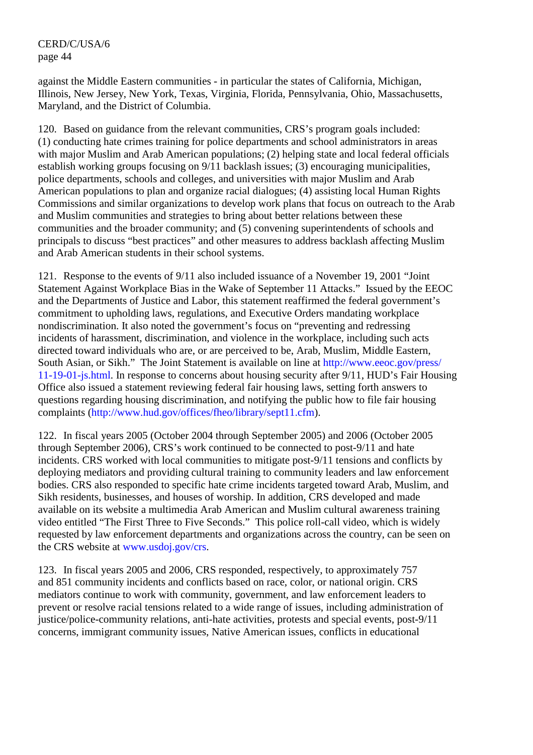against the Middle Eastern communities - in particular the states of California, Michigan, Illinois, New Jersey, New York, Texas, Virginia, Florida, Pennsylvania, Ohio, Massachusetts, Maryland, and the District of Columbia.

120. Based on guidance from the relevant communities, CRS's program goals included: (1) conducting hate crimes training for police departments and school administrators in areas with major Muslim and Arab American populations; (2) helping state and local federal officials establish working groups focusing on 9/11 backlash issues; (3) encouraging municipalities, police departments, schools and colleges, and universities with major Muslim and Arab American populations to plan and organize racial dialogues; (4) assisting local Human Rights Commissions and similar organizations to develop work plans that focus on outreach to the Arab and Muslim communities and strategies to bring about better relations between these communities and the broader community; and (5) convening superintendents of schools and principals to discuss "best practices" and other measures to address backlash affecting Muslim and Arab American students in their school systems.

121. Response to the events of 9/11 also included issuance of a November 19, 2001 "Joint Statement Against Workplace Bias in the Wake of September 11 Attacks." Issued by the EEOC and the Departments of Justice and Labor, this statement reaffirmed the federal government's commitment to upholding laws, regulations, and Executive Orders mandating workplace nondiscrimination. It also noted the government's focus on "preventing and redressing incidents of harassment, discrimination, and violence in the workplace, including such acts directed toward individuals who are, or are perceived to be, Arab, Muslim, Middle Eastern, South Asian, or Sikh." The Joint Statement is available on line at http://www.eeoc.gov/press/11-19-01-js.html. In response to concerns about housing security after 9/11, HUD's Fair Housing Office also issued a statement reviewing federal fair housing laws, setting forth answers to questions regarding housing discrimination, and notifying the public how to file fair housing complaints (http://www.hud.gov/offices/fheo/library/sept11.cfm).

122. In fiscal years 2005 (October 2004 through September 2005) and 2006 (October 2005 through September 2006), CRS's work continued to be connected to post-9/11 and hate incidents. CRS worked with local communities to mitigate post-9/11 tensions and conflicts by deploying mediators and providing cultural training to community leaders and law enforcement bodies. CRS also responded to specific hate crime incidents targeted toward Arab, Muslim, and Sikh residents, businesses, and houses of worship. In addition, CRS developed and made available on its website a multimedia Arab American and Muslim cultural awareness training video entitled "The First Three to Five Seconds." This police roll-call video, which is widely requested by law enforcement departments and organizations across the country, can be seen on the CRS website at www.usdoj.gov/crs.

123. In fiscal years 2005 and 2006, CRS responded, respectively, to approximately 757 and 851 community incidents and conflicts based on race, color, or national origin. CRS mediators continue to work with community, government, and law enforcement leaders to prevent or resolve racial tensions related to a wide range of issues, including administration of justice/police-community relations, anti-hate activities, protests and special events, post-9/11 concerns, immigrant community issues, Native American issues, conflicts in educational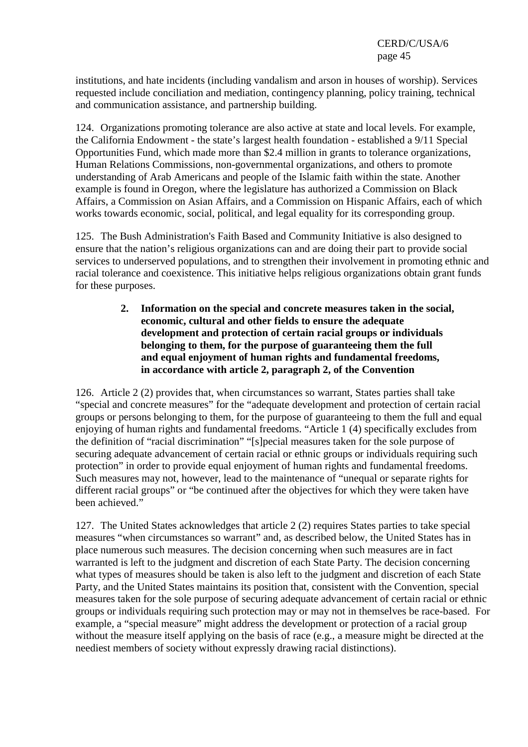institutions, and hate incidents (including vandalism and arson in houses of worship). Services requested include conciliation and mediation, contingency planning, policy training, technical and communication assistance, and partnership building.

124. Organizations promoting tolerance are also active at state and local levels. For example, the California Endowment - the state's largest health foundation - established a 9/11 Special Opportunities Fund, which made more than $2.4 million in grants to tolerance organizations, Human Relations Commissions, non-governmental organizations, and others to promote understanding of Arab Americans and people of the Islamic faith within the state. Another example is found in Oregon, where the legislature has authorized a Commission on Black Affairs, a Commission on Asian Affairs, and a Commission on Hispanic Affairs, each of which works towards economic, social, political, and legal equality for its corresponding group.

125. The Bush Administration's Faith Based and Community Initiative is also designed to ensure that the nation's religious organizations can and are doing their part to provide social services to underserved populations, and to strengthen their involvement in promoting ethnic and racial tolerance and coexistence. This initiative helps religious organizations obtain grant funds for these purposes.

### 2. Information on the special and concrete measures taken in the social, economic, cultural and other fields to ensure the adequate development and protection of certain racial groups or individuals belonging to them, for the purpose of guaranteeing them the full and equal enjoyment of human rights and fundamental freedoms, in accordance with article 2, paragraph 2, of the Convention

126. Article 2 (2) provides that, when circumstances so warrant, States parties shall take "special and concrete measures" for the "adequate development and protection of certain racial groups or persons belonging to them, for the purpose of guaranteeing to them the full and equal enjoying of human rights and fundamental freedoms. "Article 1 (4) specifically excludes from the definition of "racial discrimination" "[s]pecial measures taken for the sole purpose of securing adequate advancement of certain racial or ethnic groups or individuals requiring such protection" in order to provide equal enjoyment of human rights and fundamental freedoms. Such measures may not, however, lead to the maintenance of "unequal or separate rights for different racial groups" or "be continued after the objectives for which they were taken have been achieved."

127. The United States acknowledges that article 2 (2) requires States parties to take special measures "when circumstances so warrant" and, as described below, the United States has in place numerous such measures. The decision concerning when such measures are in fact warranted is left to the judgment and discretion of each State Party. The decision concerning what types of measures should be taken is also left to the judgment and discretion of each State Party, and the United States maintains its position that, consistent with the Convention, special measures taken for the sole purpose of securing adequate advancement of certain racial or ethnic groups or individuals requiring such protection may or may not in themselves be race-based. For example, a "special measure" might address the development or protection of a racial group without the measure itself applying on the basis of race (e.g., a measure might be directed at the neediest members of society without expressly drawing racial distinctions).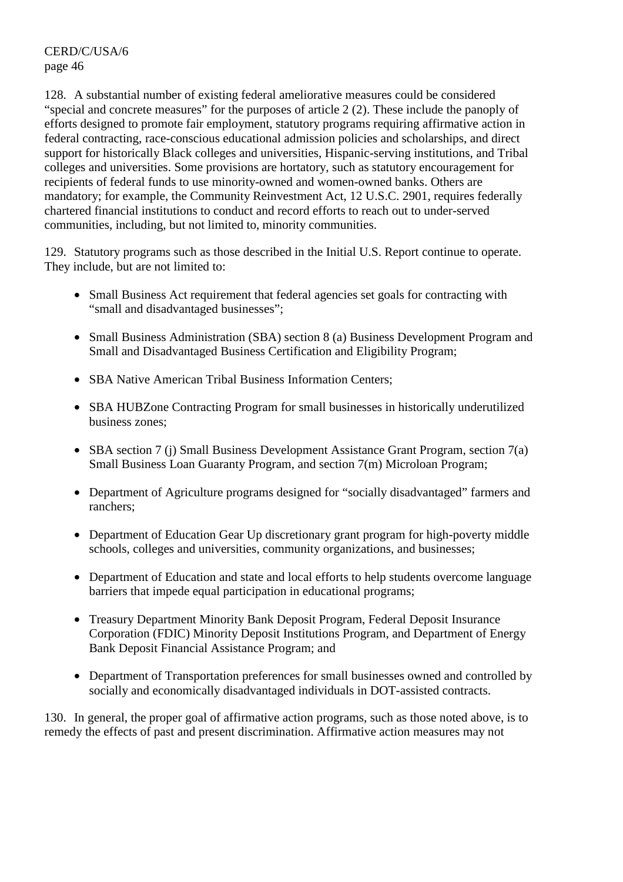128. A substantial number of existing federal ameliorative measures could be considered “special and concrete measures” for the purposes of article 2 (2). These include the panoply of efforts designed to promote fair employment, statutory programs requiring affirmative action in federal contracting, race-conscious educational admission policies and scholarships, and direct support for historically Black colleges and universities, Hispanic-serving institutions, and Tribal colleges and universities. Some provisions are hortatory, such as statutory encouragement for recipients of federal funds to use minority-owned and women-owned banks. Others are mandatory; for example, the Community Reinvestment Act, 12 U.S.C. 2901, requires federally chartered financial institutions to conduct and record efforts to reach out to under-served communities, including, but not limited to, minority communities.

129. Statutory programs such as those described in the Initial U.S. Report continue to operate. They include, but are not limited to:

- Small Business Act requirement that federal agencies set goals for contracting with “small and disadvantaged businesses”;
- Small Business Administration (SBA) section 8 (a) Business Development Program and Small and Disadvantaged Business Certification and Eligibility Program;
- SBA Native American Tribal Business Information Centers;
- SBA HUBZone Contracting Program for small businesses in historically underutilized business zones;
- SBA section 7 (j) Small Business Development Assistance Grant Program, section 7(a) Small Business Loan Guaranty Program, and section 7(m) Microloan Program;
- Department of Agriculture programs designed for “socially disadvantaged” farmers and ranchers;
- Department of Education Gear Up discretionary grant program for high-poverty middle schools, colleges and universities, community organizations, and businesses;
- Department of Education and state and local efforts to help students overcome language barriers that impede equal participation in educational programs;
- Treasury Department Minority Bank Deposit Program, Federal Deposit Insurance Corporation (FDIC) Minority Deposit Institutions Program, and Department of Energy Bank Deposit Financial Assistance Program; and
- Department of Transportation preferences for small businesses owned and controlled by socially and economically disadvantaged individuals in DOT-assisted contracts.

130. In general, the proper goal of affirmative action programs, such as those noted above, is to remedy the effects of past and present discrimination. Affirmative action measures may not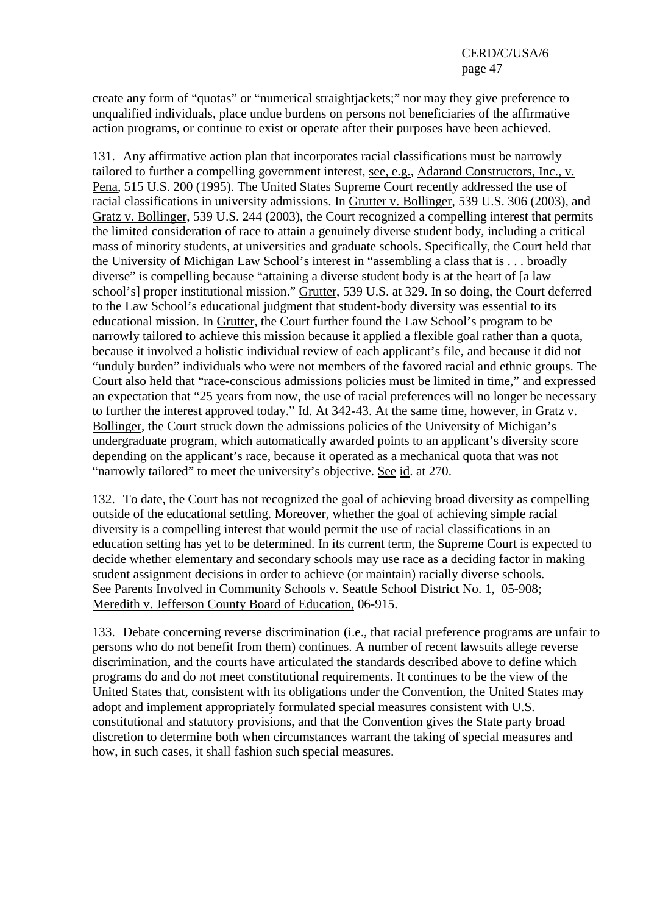create any form of "quotas" or "numerical straightjackets;" nor may they give preference to unqualified individuals, place undue burdens on persons not beneficiaries of the affirmative action programs, or continue to exist or operate after their purposes have been achieved.

131. Any affirmative action plan that incorporates racial classifications must be narrowly tailored to further a compelling government interest, see, e.g., Adarand Constructors, Inc., v. Pena, 515 U.S. 200 (1995). The United States Supreme Court recently addressed the use of racial classifications in university admissions. In Grutter v. Bollinger, 539 U.S. 306 (2003), and Gratz v. Bollinger, 539 U.S. 244 (2003), the Court recognized a compelling interest that permits the limited consideration of race to attain a genuinely diverse student body, including a critical mass of minority students, at universities and graduate schools. Specifically, the Court held that the University of Michigan Law School's interest in "assembling a class that is . . . broadly diverse" is compelling because "attaining a diverse student body is at the heart of [a law school's] proper institutional mission." Grutter, 539 U.S. at 329. In so doing, the Court deferred to the Law School's educational judgment that student-body diversity was essential to its educational mission. In Grutter, the Court further found the Law School's program to be narrowly tailored to achieve this mission because it applied a flexible goal rather than a quota, because it involved a holistic individual review of each applicant's file, and because it did not "unduly burden" individuals who were not members of the favored racial and ethnic groups. The Court also held that "race-conscious admissions policies must be limited in time," and expressed an expectation that "25 years from now, the use of racial preferences will no longer be necessary to further the interest approved today." Id. At 342-43. At the same time, however, in Gratz v. Bollinger, the Court struck down the admissions policies of the University of Michigan's undergraduate program, which automatically awarded points to an applicant's diversity score depending on the applicant's race, because it operated as a mechanical quota that was not "narrowly tailored" to meet the university's objective. See id. at 270.

132. To date, the Court has not recognized the goal of achieving broad diversity as compelling outside of the educational settling. Moreover, whether the goal of achieving simple racial diversity is a compelling interest that would permit the use of racial classifications in an education setting has yet to be determined. In its current term, the Supreme Court is expected to decide whether elementary and secondary schools may use race as a deciding factor in making student assignment decisions in order to achieve (or maintain) racially diverse schools. See Parents Involved in Community Schools v. Seattle School District No. 1, 05-908; Meredith v. Jefferson County Board of Education, 06-915.

133. Debate concerning reverse discrimination (i.e., that racial preference programs are unfair to persons who do not benefit from them) continues. A number of recent lawsuits allege reverse discrimination, and the courts have articulated the standards described above to define which programs do and do not meet constitutional requirements. It continues to be the view of the United States that, consistent with its obligations under the Convention, the United States may adopt and implement appropriately formulated special measures consistent with U.S. constitutional and statutory provisions, and that the Convention gives the State party broad discretion to determine both when circumstances warrant the taking of special measures and how, in such cases, it shall fashion such special measures.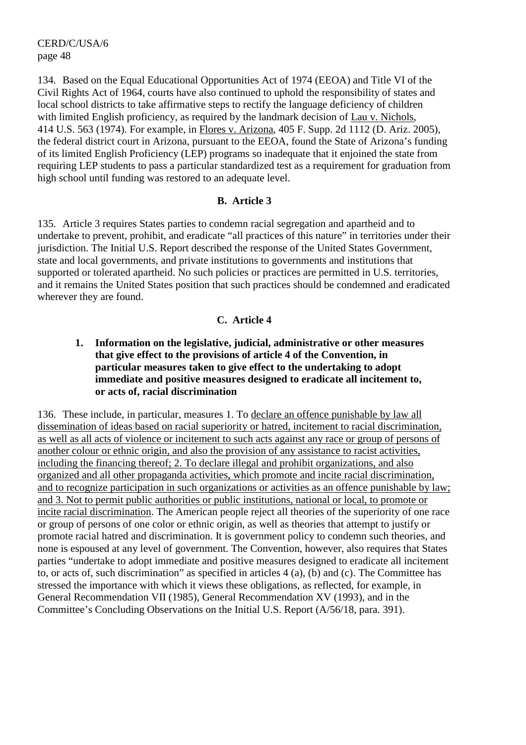134. Based on the Equal Educational Opportunities Act of 1974 (EEOA) and Title VI of the Civil Rights Act of 1964, courts have also continued to uphold the responsibility of states and local school districts to take affirmative steps to rectify the language deficiency of children with limited English proficiency, as required by the landmark decision of Lau v. Nichols, 414 U.S. 563 (1974). For example, in Flores v. Arizona, 405 F. Supp. 2d 1112 (D. Ariz. 2005), the federal district court in Arizona, pursuant to the EEOA, found the State of Arizona's funding of its limited English Proficiency (LEP) programs so inadequate that it enjoined the state from requiring LEP students to pass a particular standardized test as a requirement for graduation from high school until funding was restored to an adequate level.

## B. Article 3

135. Article 3 requires States parties to condemn racial segregation and apartheid and to undertake to prevent, prohibit, and eradicate "all practices of this nature" in territories under their jurisdiction. The Initial U.S. Report described the response of the United States Government, state and local governments, and private institutions to governments and institutions that supported or tolerated apartheid. No such policies or practices are permitted in U.S. territories, and it remains the United States position that such practices should be condemned and eradicated wherever they are found.

## C. Article 4

### 1. Information on the legislative, judicial, administrative or other measures that give effect to the provisions of article 4 of the Convention, in particular measures taken to give effect to the undertaking to adopt immediate and positive measures designed to eradicate all incitement to, or acts of, racial discrimination

136. These include, in particular, measures 1. To declare an offence punishable by law all dissemination of ideas based on racial superiority or hatred, incitement to racial discrimination, as well as all acts of violence or incitement to such acts against any race or group of persons of another colour or ethnic origin, and also the provision of any assistance to racist activities, including the financing thereof; 2. To declare illegal and prohibit organizations, and also organized and all other propaganda activities, which promote and incite racial discrimination, and to recognize participation in such organizations or activities as an offence punishable by law; and 3. Not to permit public authorities or public institutions, national or local, to promote or incite racial discrimination. The American people reject all theories of the superiority of one race or group of persons of one color or ethnic origin, as well as theories that attempt to justify or promote racial hatred and discrimination. It is government policy to condemn such theories, and none is espoused at any level of government. The Convention, however, also requires that States parties "undertake to adopt immediate and positive measures designed to eradicate all incitement to, or acts of, such discrimination" as specified in articles 4 (a), (b) and (c). The Committee has stressed the importance with which it views these obligations, as reflected, for example, in General Recommendation VII (1985), General Recommendation XV (1993), and in the Committee's Concluding Observations on the Initial U.S. Report (A/56/18, para. 391).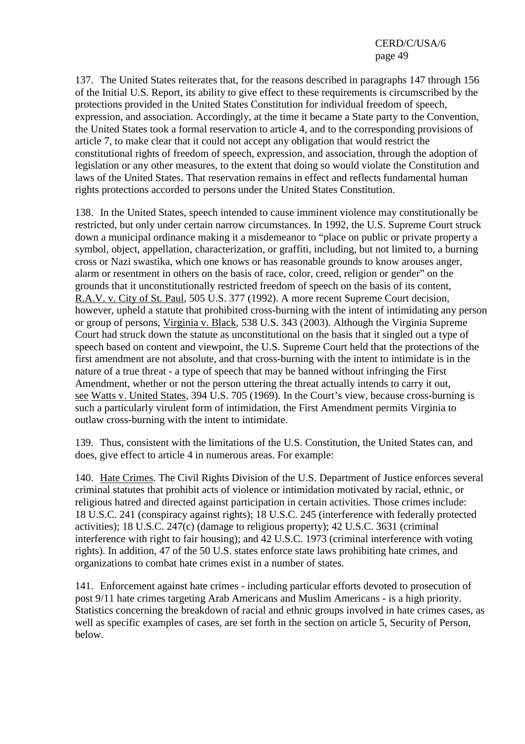137. The United States reiterates that, for the reasons described in paragraphs 147 through 156 of the Initial U.S. Report, its ability to give effect to these requirements is circumscribed by the protections provided in the United States Constitution for individual freedom of speech, expression, and association. Accordingly, at the time it became a State party to the Convention, the United States took a formal reservation to article 4, and to the corresponding provisions of article 7, to make clear that it could not accept any obligation that would restrict the constitutional rights of freedom of speech, expression, and association, through the adoption of legislation or any other measures, to the extent that doing so would violate the Constitution and laws of the United States. That reservation remains in effect and reflects fundamental human rights protections accorded to persons under the United States Constitution.

138. In the United States, speech intended to cause imminent violence may constitutionally be restricted, but only under certain narrow circumstances. In 1992, the U.S. Supreme Court struck down a municipal ordinance making it a misdemeanor to "place on public or private property a symbol, object, appellation, characterization, or graffiti, including, but not limited to, a burning cross or Nazi swastika, which one knows or has reasonable grounds to know arouses anger, alarm or resentment in others on the basis of race, color, creed, religion or gender" on the grounds that it unconstitutionally restricted freedom of speech on the basis of its content, R.A.V. v. City of St. Paul, 505 U.S. 377 (1992). A more recent Supreme Court decision, however, upheld a statute that prohibited cross-burning with the intent of intimidating any person or group of persons, Virginia v. Black, 538 U.S. 343 (2003). Although the Virginia Supreme Court had struck down the statute as unconstitutional on the basis that it singled out a type of speech based on content and viewpoint, the U.S. Supreme Court held that the protections of the first amendment are not absolute, and that cross-burning with the intent to intimidate is in the nature of a true threat - a type of speech that may be banned without infringing the First Amendment, whether or not the person uttering the threat actually intends to carry it out, see Watts v. United States, 394 U.S. 705 (1969). In the Court's view, because cross-burning is such a particularly virulent form of intimidation, the First Amendment permits Virginia to outlaw cross-burning with the intent to intimidate.

139. Thus, consistent with the limitations of the U.S. Constitution, the United States can, and does, give effect to article 4 in numerous areas. For example:

140. Hate Crimes. The Civil Rights Division of the U.S. Department of Justice enforces several criminal statutes that prohibit acts of violence or intimidation motivated by racial, ethnic, or religious hatred and directed against participation in certain activities. Those crimes include: 18 U.S.C. 241 (conspiracy against rights); 18 U.S.C. 245 (interference with federally protected activities); 18 U.S.C. 247(c) (damage to religious property); 42 U.S.C. 3631 (criminal interference with right to fair housing); and 42 U.S.C. 1973 (criminal interference with voting rights). In addition, 47 of the 50 U.S. states enforce state laws prohibiting hate crimes, and organizations to combat hate crimes exist in a number of states.

141. Enforcement against hate crimes - including particular efforts devoted to prosecution of post 9/11 hate crimes targeting Arab Americans and Muslim Americans - is a high priority. Statistics concerning the breakdown of racial and ethnic groups involved in hate crimes cases, as well as specific examples of cases, are set forth in the section on article 5, Security of Person, below.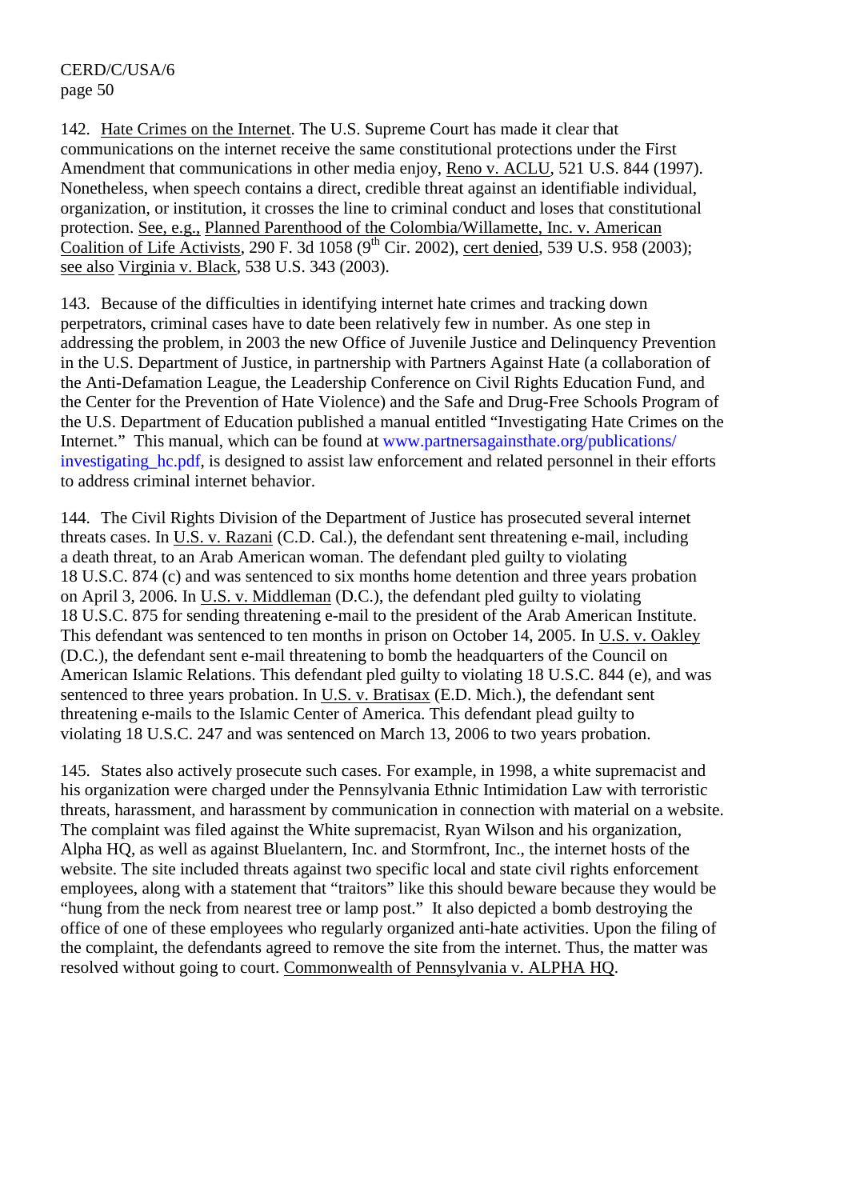142. Hate Crimes on the Internet. The U.S. Supreme Court has made it clear that communications on the internet receive the same constitutional protections under the First Amendment that communications in other media enjoy, Reno v. ACLU, 521 U.S. 844 (1997). Nonetheless, when speech contains a direct, credible threat against an identifiable individual, organization, or institution, it crosses the line to criminal conduct and loses that constitutional protection. See, e.g., Planned Parenthood of the Colombia/Willamette, Inc. v. American Coalition of Life Activists, 290 F. 3d 1058 (9th Cir. 2002), cert denied, 539 U.S. 958 (2003); see also Virginia v. Black, 538 U.S. 343 (2003).

143. Because of the difficulties in identifying internet hate crimes and tracking down perpetrators, criminal cases have to date been relatively few in number. As one step in addressing the problem, in 2003 the new Office of Juvenile Justice and Delinquency Prevention in the U.S. Department of Justice, in partnership with Partners Against Hate (a collaboration of the Anti-Defamation League, the Leadership Conference on Civil Rights Education Fund, and the Center for the Prevention of Hate Violence) and the Safe and Drug-Free Schools Program of the U.S. Department of Education published a manual entitled "Investigating Hate Crimes on the Internet." This manual, which can be found at www.partnersagainsthate.org/publications/investigating_hc.pdf, is designed to assist law enforcement and related personnel in their efforts to address criminal internet behavior.

144. The Civil Rights Division of the Department of Justice has prosecuted several internet threats cases. In U.S. v. Razani (C.D. Cal.), the defendant sent threatening e-mail, including a death threat, to an Arab American woman. The defendant pled guilty to violating 18 U.S.C. 874 (c) and was sentenced to six months home detention and three years probation on April 3, 2006. In U.S. v. Middleman (D.C.), the defendant pled guilty to violating 18 U.S.C. 875 for sending threatening e-mail to the president of the Arab American Institute. This defendant was sentenced to ten months in prison on October 14, 2005. In U.S. v. Oakley (D.C.), the defendant sent e-mail threatening to bomb the headquarters of the Council on American Islamic Relations. This defendant pled guilty to violating 18 U.S.C. 844 (e), and was sentenced to three years probation. In U.S. v. Bratisax (E.D. Mich.), the defendant sent threatening e-mails to the Islamic Center of America. This defendant plead guilty to violating 18 U.S.C. 247 and was sentenced on March 13, 2006 to two years probation.

145. States also actively prosecute such cases. For example, in 1998, a white supremacist and his organization were charged under the Pennsylvania Ethnic Intimidation Law with terroristic threats, harassment, and harassment by communication in connection with material on a website. The complaint was filed against the White supremacist, Ryan Wilson and his organization, Alpha HQ, as well as against Bluelantern, Inc. and Stormfront, Inc., the internet hosts of the website. The site included threats against two specific local and state civil rights enforcement employees, along with a statement that "traitors" like this should beware because they would be "hung from the neck from nearest tree or lamp post." It also depicted a bomb destroying the office of one of these employees who regularly organized anti-hate activities. Upon the filing of the complaint, the defendants agreed to remove the site from the internet. Thus, the matter was resolved without going to court. Commonwealth of Pennsylvania v. ALPHA HQ.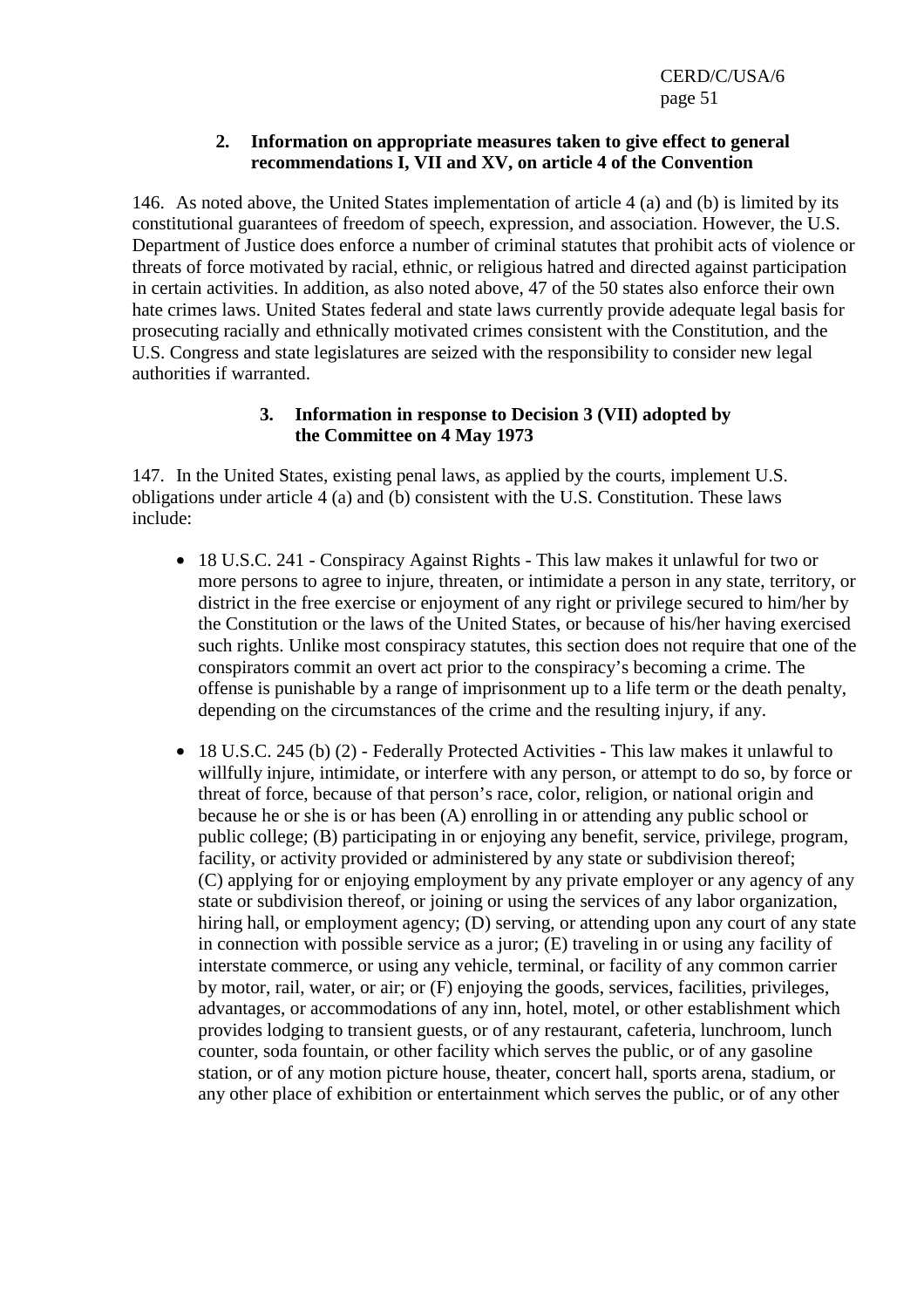### 2. Information on appropriate measures taken to give effect to general recommendations I, VII and XV, on article 4 of the Convention

146. As noted above, the United States implementation of article 4 (a) and (b) is limited by its constitutional guarantees of freedom of speech, expression, and association. However, the U.S. Department of Justice does enforce a number of criminal statutes that prohibit acts of violence or threats of force motivated by racial, ethnic, or religious hatred and directed against participation in certain activities. In addition, as also noted above, 47 of the 50 states also enforce their own hate crimes laws. United States federal and state laws currently provide adequate legal basis for prosecuting racially and ethnically motivated crimes consistent with the Constitution, and the U.S. Congress and state legislatures are seized with the responsibility to consider new legal authorities if warranted.

### 3. Information in response to Decision 3 (VII) adopted by the Committee on 4 May 1973

147. In the United States, existing penal laws, as applied by the courts, implement U.S. obligations under article 4 (a) and (b) consistent with the U.S. Constitution. These laws include:

- 18 U.S.C. 241 - Conspiracy Against Rights - This law makes it unlawful for two or more persons to agree to injure, threaten, or intimidate a person in any state, territory, or district in the free exercise or enjoyment of any right or privilege secured to him/her by the Constitution or the laws of the United States, or because of his/her having exercised such rights. Unlike most conspiracy statutes, this section does not require that one of the conspirators commit an overt act prior to the conspiracy's becoming a crime. The offense is punishable by a range of imprisonment up to a life term or the death penalty, depending on the circumstances of the crime and the resulting injury, if any.

- 18 U.S.C. 245 (b) (2) - Federally Protected Activities - This law makes it unlawful to willfully injure, intimidate, or interfere with any person, or attempt to do so, by force or threat of force, because of that person's race, color, religion, or national origin and because he or she is or has been (A) enrolling in or attending any public school or public college; (B) participating in or enjoying any benefit, service, privilege, program, facility, or activity provided or administered by any state or subdivision thereof; (C) applying for or enjoying employment by any private employer or any agency of any state or subdivision thereof, or joining or using the services of any labor organization, hiring hall, or employment agency; (D) serving, or attending upon any court of any state in connection with possible service as a juror; (E) traveling in or using any facility of interstate commerce, or using any vehicle, terminal, or facility of any common carrier by motor, rail, water, or air; or (F) enjoying the goods, services, facilities, privileges, advantages, or accommodations of any inn, hotel, motel, or other establishment which provides lodging to transient guests, or of any restaurant, cafeteria, lunchroom, lunch counter, soda fountain, or other facility which serves the public, or of any gasoline station, or of any motion picture house, theater, concert hall, sports arena, stadium, or any other place of exhibition or entertainment which serves the public, or of any other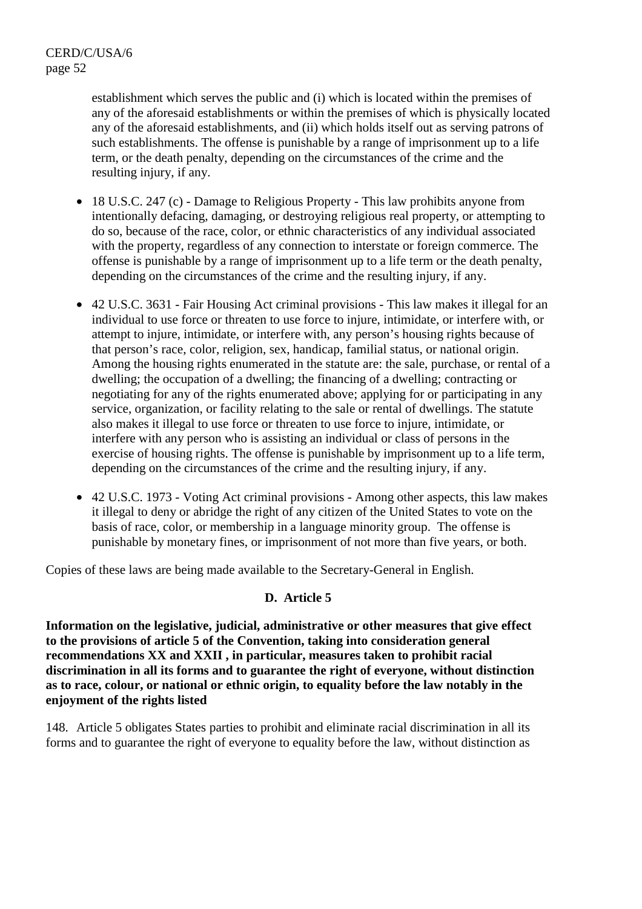establishment which serves the public and (i) which is located within the premises of any of the aforesaid establishments or within the premises of which is physically located any of the aforesaid establishments, and (ii) which holds itself out as serving patrons of such establishments. The offense is punishable by a range of imprisonment up to a life term, or the death penalty, depending on the circumstances of the crime and the resulting injury, if any.

- 18 U.S.C. 247 (c) - Damage to Religious Property - This law prohibits anyone from intentionally defacing, damaging, or destroying religious real property, or attempting to do so, because of the race, color, or ethnic characteristics of any individual associated with the property, regardless of any connection to interstate or foreign commerce. The offense is punishable by a range of imprisonment up to a life term or the death penalty, depending on the circumstances of the crime and the resulting injury, if any.

- 42 U.S.C. 3631 - Fair Housing Act criminal provisions - This law makes it illegal for an individual to use force or threaten to use force to injure, intimidate, or interfere with, or attempt to injure, intimidate, or interfere with, any person's housing rights because of that person's race, color, religion, sex, handicap, familial status, or national origin. Among the housing rights enumerated in the statute are: the sale, purchase, or rental of a dwelling; the occupation of a dwelling; the financing of a dwelling; contracting or negotiating for any of the rights enumerated above; applying for or participating in any service, organization, or facility relating to the sale or rental of dwellings. The statute also makes it illegal to use force or threaten to use force to injure, intimidate, or interfere with any person who is assisting an individual or class of persons in the exercise of housing rights. The offense is punishable by imprisonment up to a life term, depending on the circumstances of the crime and the resulting injury, if any.

- 42 U.S.C. 1973 - Voting Act criminal provisions - Among other aspects, this law makes it illegal to deny or abridge the right of any citizen of the United States to vote on the basis of race, color, or membership in a language minority group. The offense is punishable by monetary fines, or imprisonment of not more than five years, or both.

Copies of these laws are being made available to the Secretary-General in English.

## D. Article 5

**Information on the legislative, judicial, administrative or other measures that give effect to the provisions of article 5 of the Convention, taking into consideration general recommendations XX and XXII , in particular, measures taken to prohibit racial discrimination in all its forms and to guarantee the right of everyone, without distinction as to race, colour, or national or ethnic origin, to equality before the law notably in the enjoyment of the rights listed**

148. Article 5 obligates States parties to prohibit and eliminate racial discrimination in all its forms and to guarantee the right of everyone to equality before the law, without distinction as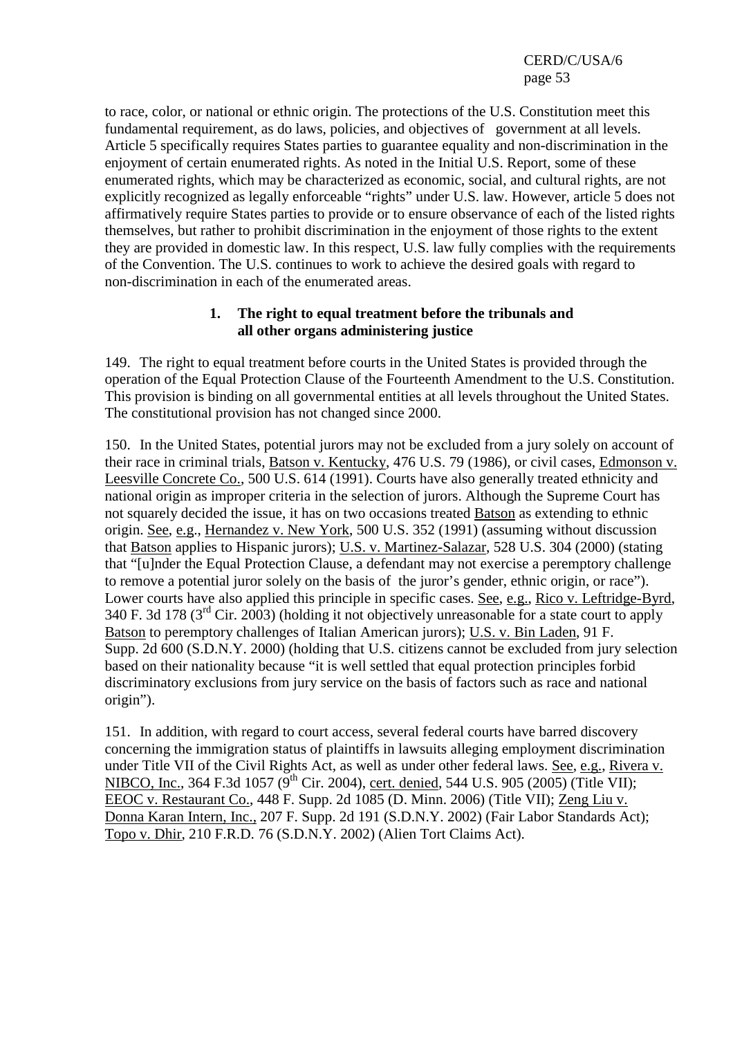to race, color, or national or ethnic origin. The protections of the U.S. Constitution meet this fundamental requirement, as do laws, policies, and objectives of government at all levels. Article 5 specifically requires States parties to guarantee equality and non-discrimination in the enjoyment of certain enumerated rights. As noted in the Initial U.S. Report, some of these enumerated rights, which may be characterized as economic, social, and cultural rights, are not explicitly recognized as legally enforceable "rights" under U.S. law. However, article 5 does not affirmatively require States parties to provide or to ensure observance of each of the listed rights themselves, but rather to prohibit discrimination in the enjoyment of those rights to the extent they are provided in domestic law. In this respect, U.S. law fully complies with the requirements of the Convention. The U.S. continues to work to achieve the desired goals with regard to non-discrimination in each of the enumerated areas.

### 1. The right to equal treatment before the tribunals and all other organs administering justice

149. The right to equal treatment before courts in the United States is provided through the operation of the Equal Protection Clause of the Fourteenth Amendment to the U.S. Constitution. This provision is binding on all governmental entities at all levels throughout the United States. The constitutional provision has not changed since 2000.

150. In the United States, potential jurors may not be excluded from a jury solely on account of their race in criminal trials, Batson v. Kentucky, 476 U.S. 79 (1986), or civil cases, Edmonson v. Leesville Concrete Co., 500 U.S. 614 (1991). Courts have also generally treated ethnicity and national origin as improper criteria in the selection of jurors. Although the Supreme Court has not squarely decided the issue, it has on two occasions treated Batson as extending to ethnic origin. See, e.g., Hernandez v. New York, 500 U.S. 352 (1991) (assuming without discussion that Batson applies to Hispanic jurors); U.S. v. Martinez-Salazar, 528 U.S. 304 (2000) (stating that "[u]nder the Equal Protection Clause, a defendant may not exercise a peremptory challenge to remove a potential juror solely on the basis of the juror's gender, ethnic origin, or race"). Lower courts have also applied this principle in specific cases. See, e.g., Rico v. Leftridge-Byrd, 340 F. 3d 178 (3rd Cir. 2003) (holding it not objectively unreasonable for a state court to apply Batson to peremptory challenges of Italian American jurors); U.S. v. Bin Laden, 91 F. Supp. 2d 600 (S.D.N.Y. 2000) (holding that U.S. citizens cannot be excluded from jury selection based on their nationality because "it is well settled that equal protection principles forbid discriminatory exclusions from jury service on the basis of factors such as race and national origin").

151. In addition, with regard to court access, several federal courts have barred discovery concerning the immigration status of plaintiffs in lawsuits alleging employment discrimination under Title VII of the Civil Rights Act, as well as under other federal laws. See, e.g., Rivera v. NIBCO, Inc., 364 F.3d 1057 (9th Cir. 2004), cert. denied, 544 U.S. 905 (2005) (Title VII); EEOC v. Restaurant Co., 448 F. Supp. 2d 1085 (D. Minn. 2006) (Title VII); Zeng Liu v. Donna Karan Intern, Inc., 207 F. Supp. 2d 191 (S.D.N.Y. 2002) (Fair Labor Standards Act); Topo v. Dhir, 210 F.R.D. 76 (S.D.N.Y. 2002) (Alien Tort Claims Act).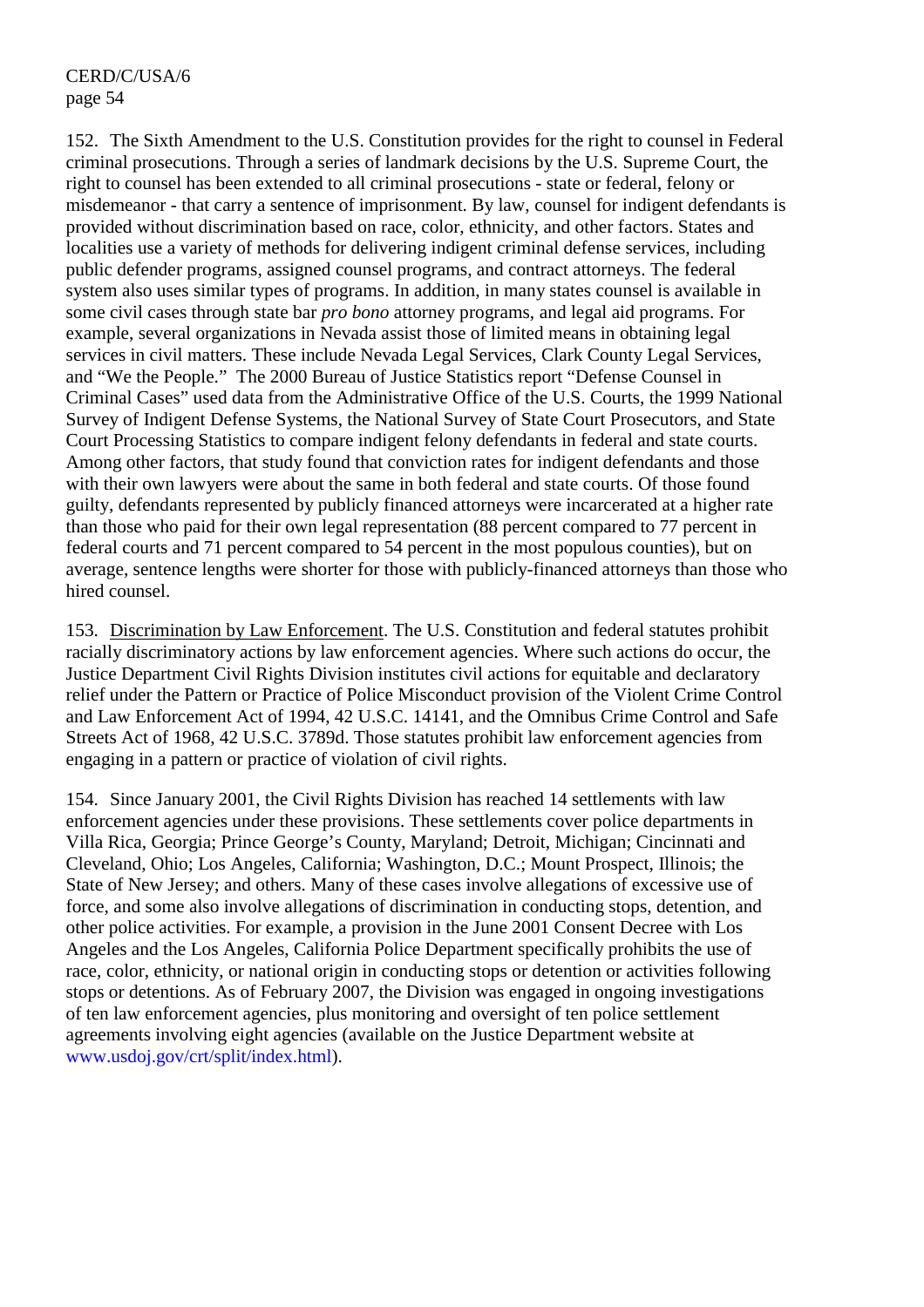152. The Sixth Amendment to the U.S. Constitution provides for the right to counsel in Federal criminal prosecutions. Through a series of landmark decisions by the U.S. Supreme Court, the right to counsel has been extended to all criminal prosecutions - state or federal, felony or misdemeanor - that carry a sentence of imprisonment. By law, counsel for indigent defendants is provided without discrimination based on race, color, ethnicity, and other factors. States and localities use a variety of methods for delivering indigent criminal defense services, including public defender programs, assigned counsel programs, and contract attorneys. The federal system also uses similar types of programs. In addition, in many states counsel is available in some civil cases through state bar *pro bono* attorney programs, and legal aid programs. For example, several organizations in Nevada assist those of limited means in obtaining legal services in civil matters. These include Nevada Legal Services, Clark County Legal Services, and "We the People." The 2000 Bureau of Justice Statistics report "Defense Counsel in Criminal Cases" used data from the Administrative Office of the U.S. Courts, the 1999 National Survey of Indigent Defense Systems, the National Survey of State Court Prosecutors, and State Court Processing Statistics to compare indigent felony defendants in federal and state courts. Among other factors, that study found that conviction rates for indigent defendants and those with their own lawyers were about the same in both federal and state courts. Of those found guilty, defendants represented by publicly financed attorneys were incarcerated at a higher rate than those who paid for their own legal representation (88 percent compared to 77 percent in federal courts and 71 percent compared to 54 percent in the most populous counties), but on average, sentence lengths were shorter for those with publicly-financed attorneys than those who hired counsel.

153. Discrimination by Law Enforcement. The U.S. Constitution and federal statutes prohibit racially discriminatory actions by law enforcement agencies. Where such actions do occur, the Justice Department Civil Rights Division institutes civil actions for equitable and declaratory relief under the Pattern or Practice of Police Misconduct provision of the Violent Crime Control and Law Enforcement Act of 1994, 42 U.S.C. 14141, and the Omnibus Crime Control and Safe Streets Act of 1968, 42 U.S.C. 3789d. Those statutes prohibit law enforcement agencies from engaging in a pattern or practice of violation of civil rights.

154. Since January 2001, the Civil Rights Division has reached 14 settlements with law enforcement agencies under these provisions. These settlements cover police departments in Villa Rica, Georgia; Prince George's County, Maryland; Detroit, Michigan; Cincinnati and Cleveland, Ohio; Los Angeles, California; Washington, D.C.; Mount Prospect, Illinois; the State of New Jersey; and others. Many of these cases involve allegations of excessive use of force, and some also involve allegations of discrimination in conducting stops, detention, and other police activities. For example, a provision in the June 2001 Consent Decree with Los Angeles and the Los Angeles, California Police Department specifically prohibits the use of race, color, ethnicity, or national origin in conducting stops or detention or activities following stops or detentions. As of February 2007, the Division was engaged in ongoing investigations of ten law enforcement agencies, plus monitoring and oversight of ten police settlement agreements involving eight agencies (available on the Justice Department website at www.usdoj.gov/crt/split/index.html).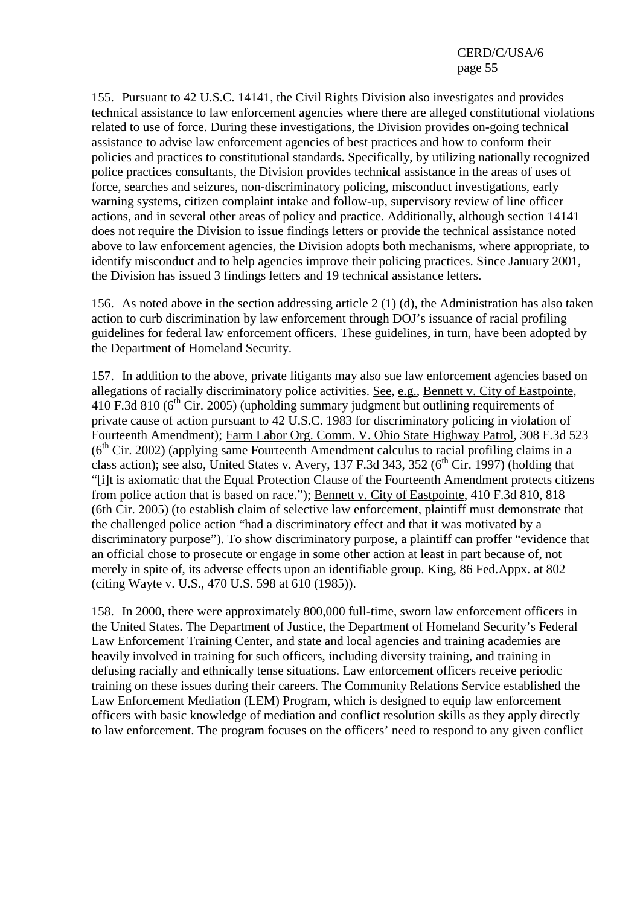155. Pursuant to 42 U.S.C. 14141, the Civil Rights Division also investigates and provides technical assistance to law enforcement agencies where there are alleged constitutional violations related to use of force. During these investigations, the Division provides on-going technical assistance to advise law enforcement agencies of best practices and how to conform their policies and practices to constitutional standards. Specifically, by utilizing nationally recognized police practices consultants, the Division provides technical assistance in the areas of uses of force, searches and seizures, non-discriminatory policing, misconduct investigations, early warning systems, citizen complaint intake and follow-up, supervisory review of line officer actions, and in several other areas of policy and practice. Additionally, although section 14141 does not require the Division to issue findings letters or provide the technical assistance noted above to law enforcement agencies, the Division adopts both mechanisms, where appropriate, to identify misconduct and to help agencies improve their policing practices. Since January 2001, the Division has issued 3 findings letters and 19 technical assistance letters.

156. As noted above in the section addressing article 2 (1) (d), the Administration has also taken action to curb discrimination by law enforcement through DOJ's issuance of racial profiling guidelines for federal law enforcement officers. These guidelines, in turn, have been adopted by the Department of Homeland Security.

157. In addition to the above, private litigants may also sue law enforcement agencies based on allegations of racially discriminatory police activities. See, e.g., Bennett v. City of Eastpointe, 410 F.3d 810 (6th Cir. 2005) (upholding summary judgment but outlining requirements of private cause of action pursuant to 42 U.S.C. 1983 for discriminatory policing in violation of Fourteenth Amendment); Farm Labor Org. Comm. V. Ohio State Highway Patrol, 308 F.3d 523 (6th Cir. 2002) (applying same Fourteenth Amendment calculus to racial profiling claims in a class action); see also, United States v. Avery, 137 F.3d 343, 352 (6th Cir. 1997) (holding that "[i]t is axiomatic that the Equal Protection Clause of the Fourteenth Amendment protects citizens from police action that is based on race."); Bennett v. City of Eastpointe, 410 F.3d 810, 818 (6th Cir. 2005) (to establish claim of selective law enforcement, plaintiff must demonstrate that the challenged police action "had a discriminatory effect and that it was motivated by a discriminatory purpose"). To show discriminatory purpose, a plaintiff can proffer "evidence that an official chose to prosecute or engage in some other action at least in part because of, not merely in spite of, its adverse effects upon an identifiable group. King, 86 Fed.Appx. at 802 (citing Wayte v. U.S., 470 U.S. 598 at 610 (1985)).

158. In 2000, there were approximately 800,000 full-time, sworn law enforcement officers in the United States. The Department of Justice, the Department of Homeland Security's Federal Law Enforcement Training Center, and state and local agencies and training academies are heavily involved in training for such officers, including diversity training, and training in defusing racially and ethnically tense situations. Law enforcement officers receive periodic training on these issues during their careers. The Community Relations Service established the Law Enforcement Mediation (LEM) Program, which is designed to equip law enforcement officers with basic knowledge of mediation and conflict resolution skills as they apply directly to law enforcement. The program focuses on the officers' need to respond to any given conflict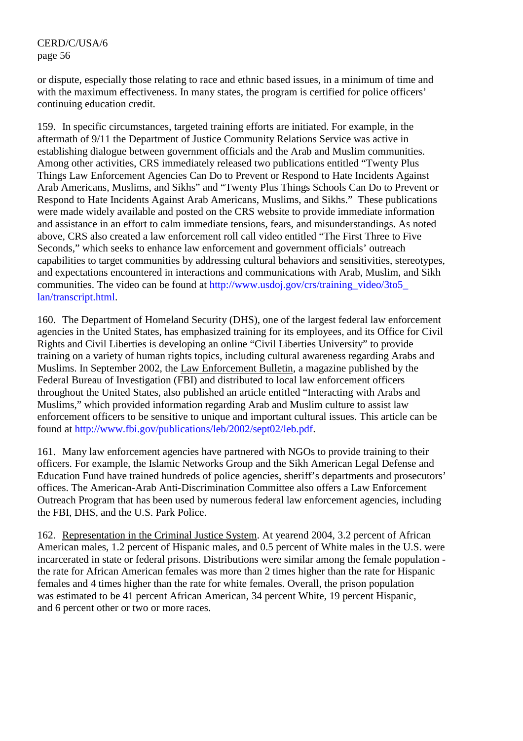or dispute, especially those relating to race and ethnic based issues, in a minimum of time and with the maximum effectiveness. In many states, the program is certified for police officers' continuing education credit.

159. In specific circumstances, targeted training efforts are initiated. For example, in the aftermath of 9/11 the Department of Justice Community Relations Service was active in establishing dialogue between government officials and the Arab and Muslim communities. Among other activities, CRS immediately released two publications entitled "Twenty Plus Things Law Enforcement Agencies Can Do to Prevent or Respond to Hate Incidents Against Arab Americans, Muslims, and Sikhs" and "Twenty Plus Things Schools Can Do to Prevent or Respond to Hate Incidents Against Arab Americans, Muslims, and Sikhs." These publications were made widely available and posted on the CRS website to provide immediate information and assistance in an effort to calm immediate tensions, fears, and misunderstandings. As noted above, CRS also created a law enforcement roll call video entitled "The First Three to Five Seconds," which seeks to enhance law enforcement and government officials' outreach capabilities to target communities by addressing cultural behaviors and sensitivities, stereotypes, and expectations encountered in interactions and communications with Arab, Muslim, and Sikh communities. The video can be found at http://www.usdoj.gov/crs/training_video/3to5_lan/transcript.html.

160. The Department of Homeland Security (DHS), one of the largest federal law enforcement agencies in the United States, has emphasized training for its employees, and its Office for Civil Rights and Civil Liberties is developing an online "Civil Liberties University" to provide training on a variety of human rights topics, including cultural awareness regarding Arabs and Muslims. In September 2002, the Law Enforcement Bulletin, a magazine published by the Federal Bureau of Investigation (FBI) and distributed to local law enforcement officers throughout the United States, also published an article entitled "Interacting with Arabs and Muslims," which provided information regarding Arab and Muslim culture to assist law enforcement officers to be sensitive to unique and important cultural issues. This article can be found at http://www.fbi.gov/publications/leb/2002/sept02/leb.pdf.

161. Many law enforcement agencies have partnered with NGOs to provide training to their officers. For example, the Islamic Networks Group and the Sikh American Legal Defense and Education Fund have trained hundreds of police agencies, sheriff's departments and prosecutors' offices. The American-Arab Anti-Discrimination Committee also offers a Law Enforcement Outreach Program that has been used by numerous federal law enforcement agencies, including the FBI, DHS, and the U.S. Park Police.

162. Representation in the Criminal Justice System. At yearend 2004, 3.2 percent of African American males, 1.2 percent of Hispanic males, and 0.5 percent of White males in the U.S. were incarcerated in state or federal prisons. Distributions were similar among the female population - the rate for African American females was more than 2 times higher than the rate for Hispanic females and 4 times higher than the rate for white females. Overall, the prison population was estimated to be 41 percent African American, 34 percent White, 19 percent Hispanic, and 6 percent other or two or more races.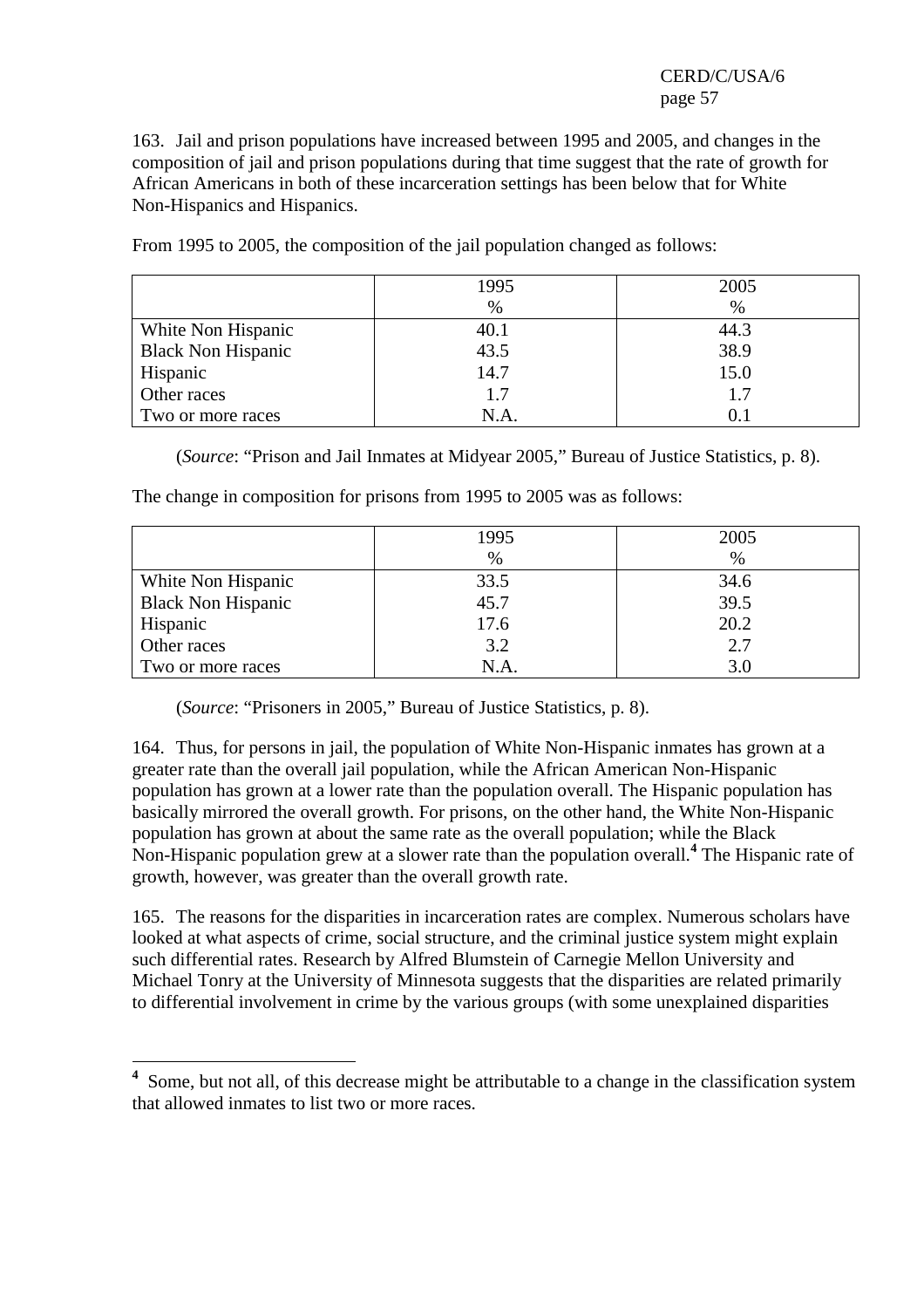163. Jail and prison populations have increased between 1995 and 2005, and changes in the composition of jail and prison populations during that time suggest that the rate of growth for African Americans in both of these incarceration settings has been below that for White Non-Hispanics and Hispanics.

From 1995 to 2005, the composition of the jail population changed as follows:

| | 1995<br>% | 2005<br>% |
|---|---|---|
| White Non Hispanic | 40.1 | 44.3 |
| Black Non Hispanic | 43.5 | 38.9 |
| Hispanic | 14.7 | 15.0 |
| Other races | 1.7 | 1.7 |
| Two or more races | N.A. | 0.1 |

(*Source*: "Prison and Jail Inmates at Midyear 2005," Bureau of Justice Statistics, p. 8).

The change in composition for prisons from 1995 to 2005 was as follows:

| | 1995<br>% | 2005<br>% |
|---|---|---|
| White Non Hispanic | 33.5 | 34.6 |
| Black Non Hispanic | 45.7 | 39.5 |
| Hispanic | 17.6 | 20.2 |
| Other races | 3.2 | 2.7 |
| Two or more races | N.A. | 3.0 |

(*Source*: "Prisoners in 2005," Bureau of Justice Statistics, p. 8).

164. Thus, for persons in jail, the population of White Non-Hispanic inmates has grown at a greater rate than the overall jail population, while the African American Non-Hispanic population has grown at a lower rate than the population overall. The Hispanic population has basically mirrored the overall growth. For prisons, on the other hand, the White Non-Hispanic population has grown at about the same rate as the overall population; while the Black Non-Hispanic population grew at a slower rate than the population overall.[4] The Hispanic rate of growth, however, was greater than the overall growth rate.

165. The reasons for the disparities in incarceration rates are complex. Numerous scholars have looked at what aspects of crime, social structure, and the criminal justice system might explain such differential rates. Research by Alfred Blumstein of Carnegie Mellon University and Michael Tonry at the University of Minnesota suggests that the disparities are related primarily to differential involvement in crime by the various groups (with some unexplained disparities

[4] Some, but not all, of this decrease might be attributable to a change in the classification system that allowed inmates to list two or more races.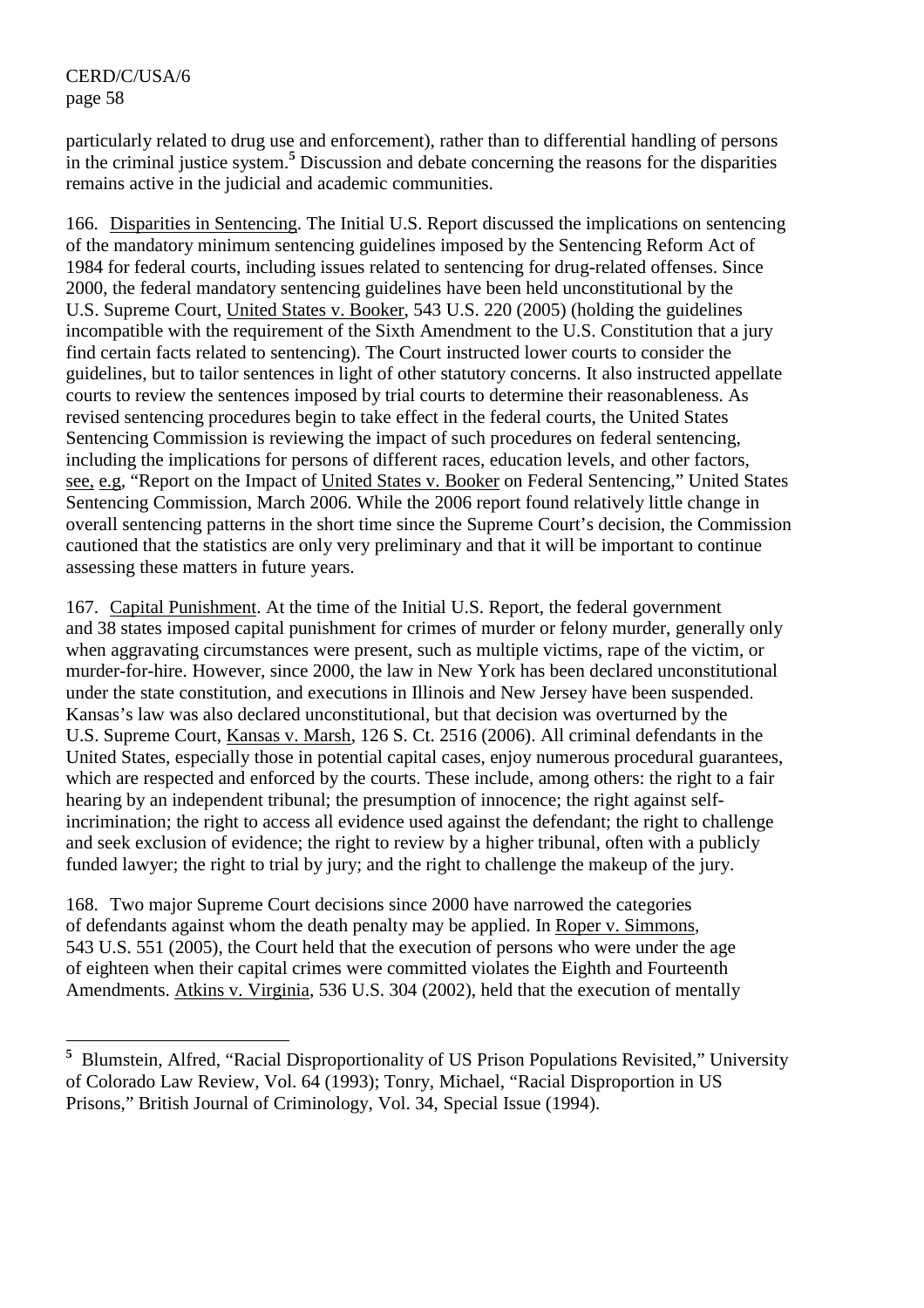particularly related to drug use and enforcement), rather than to differential handling of persons in the criminal justice system.[5] Discussion and debate concerning the reasons for the disparities remains active in the judicial and academic communities.

166. Disparities in Sentencing. The Initial U.S. Report discussed the implications on sentencing of the mandatory minimum sentencing guidelines imposed by the Sentencing Reform Act of 1984 for federal courts, including issues related to sentencing for drug-related offenses. Since 2000, the federal mandatory sentencing guidelines have been held unconstitutional by the U.S. Supreme Court, United States v. Booker, 543 U.S. 220 (2005) (holding the guidelines incompatible with the requirement of the Sixth Amendment to the U.S. Constitution that a jury find certain facts related to sentencing). The Court instructed lower courts to consider the guidelines, but to tailor sentences in light of other statutory concerns. It also instructed appellate courts to review the sentences imposed by trial courts to determine their reasonableness. As revised sentencing procedures begin to take effect in the federal courts, the United States Sentencing Commission is reviewing the impact of such procedures on federal sentencing, including the implications for persons of different races, education levels, and other factors, see, e.g, "Report on the Impact of United States v. Booker on Federal Sentencing," United States Sentencing Commission, March 2006. While the 2006 report found relatively little change in overall sentencing patterns in the short time since the Supreme Court's decision, the Commission cautioned that the statistics are only very preliminary and that it will be important to continue assessing these matters in future years.

167. Capital Punishment. At the time of the Initial U.S. Report, the federal government and 38 states imposed capital punishment for crimes of murder or felony murder, generally only when aggravating circumstances were present, such as multiple victims, rape of the victim, or murder-for-hire. However, since 2000, the law in New York has been declared unconstitutional under the state constitution, and executions in Illinois and New Jersey have been suspended. Kansas's law was also declared unconstitutional, but that decision was overturned by the U.S. Supreme Court, Kansas v. Marsh, 126 S. Ct. 2516 (2006). All criminal defendants in the United States, especially those in potential capital cases, enjoy numerous procedural guarantees, which are respected and enforced by the courts. These include, among others: the right to a fair hearing by an independent tribunal; the presumption of innocence; the right against self-incrimination; the right to access all evidence used against the defendant; the right to challenge and seek exclusion of evidence; the right to review by a higher tribunal, often with a publicly funded lawyer; the right to trial by jury; and the right to challenge the makeup of the jury.

168. Two major Supreme Court decisions since 2000 have narrowed the categories of defendants against whom the death penalty may be applied. In Roper v. Simmons, 543 U.S. 551 (2005), the Court held that the execution of persons who were under the age of eighteen when their capital crimes were committed violates the Eighth and Fourteenth Amendments. Atkins v. Virginia, 536 U.S. 304 (2002), held that the execution of mentally

---

[5] Blumstein, Alfred, "Racial Disproportionality of US Prison Populations Revisited," University of Colorado Law Review, Vol. 64 (1993); Tonry, Michael, "Racial Disproportion in US Prisons," British Journal of Criminology, Vol. 34, Special Issue (1994).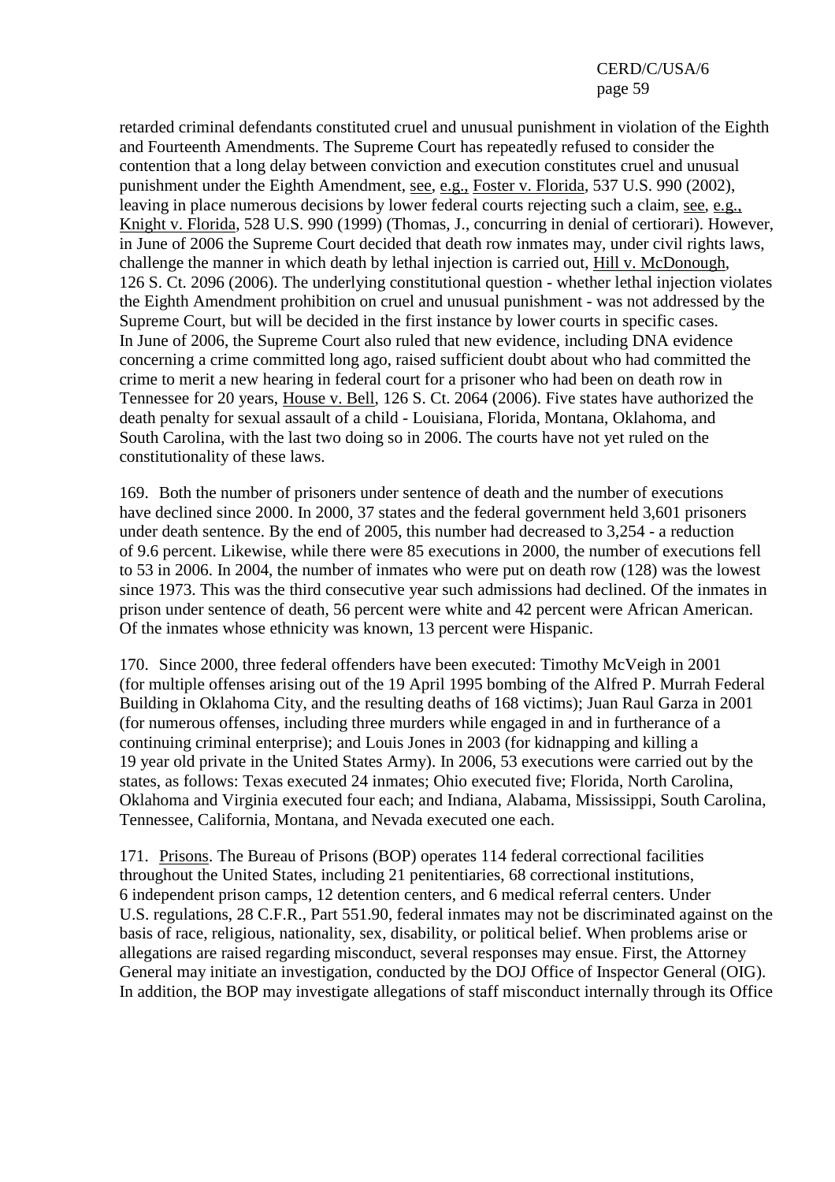retarded criminal defendants constituted cruel and unusual punishment in violation of the Eighth and Fourteenth Amendments. The Supreme Court has repeatedly refused to consider the contention that a long delay between conviction and execution constitutes cruel and unusual punishment under the Eighth Amendment, see, e.g., Foster v. Florida, 537 U.S. 990 (2002), leaving in place numerous decisions by lower federal courts rejecting such a claim, see, e.g., Knight v. Florida, 528 U.S. 990 (1999) (Thomas, J., concurring in denial of certiorari). However, in June of 2006 the Supreme Court decided that death row inmates may, under civil rights laws, challenge the manner in which death by lethal injection is carried out, Hill v. McDonough, 126 S. Ct. 2096 (2006). The underlying constitutional question - whether lethal injection violates the Eighth Amendment prohibition on cruel and unusual punishment - was not addressed by the Supreme Court, but will be decided in the first instance by lower courts in specific cases. In June of 2006, the Supreme Court also ruled that new evidence, including DNA evidence concerning a crime committed long ago, raised sufficient doubt about who had committed the crime to merit a new hearing in federal court for a prisoner who had been on death row in Tennessee for 20 years, House v. Bell, 126 S. Ct. 2064 (2006). Five states have authorized the death penalty for sexual assault of a child - Louisiana, Florida, Montana, Oklahoma, and South Carolina, with the last two doing so in 2006. The courts have not yet ruled on the constitutionality of these laws.

169. Both the number of prisoners under sentence of death and the number of executions have declined since 2000. In 2000, 37 states and the federal government held 3,601 prisoners under death sentence. By the end of 2005, this number had decreased to 3,254 - a reduction of 9.6 percent. Likewise, while there were 85 executions in 2000, the number of executions fell to 53 in 2006. In 2004, the number of inmates who were put on death row (128) was the lowest since 1973. This was the third consecutive year such admissions had declined. Of the inmates in prison under sentence of death, 56 percent were white and 42 percent were African American. Of the inmates whose ethnicity was known, 13 percent were Hispanic.

170. Since 2000, three federal offenders have been executed: Timothy McVeigh in 2001 (for multiple offenses arising out of the 19 April 1995 bombing of the Alfred P. Murrah Federal Building in Oklahoma City, and the resulting deaths of 168 victims); Juan Raul Garza in 2001 (for numerous offenses, including three murders while engaged in and in furtherance of a continuing criminal enterprise); and Louis Jones in 2003 (for kidnapping and killing a 19 year old private in the United States Army). In 2006, 53 executions were carried out by the states, as follows: Texas executed 24 inmates; Ohio executed five; Florida, North Carolina, Oklahoma and Virginia executed four each; and Indiana, Alabama, Mississippi, South Carolina, Tennessee, California, Montana, and Nevada executed one each.

171. Prisons. The Bureau of Prisons (BOP) operates 114 federal correctional facilities throughout the United States, including 21 penitentiaries, 68 correctional institutions, 6 independent prison camps, 12 detention centers, and 6 medical referral centers. Under U.S. regulations, 28 C.F.R., Part 551.90, federal inmates may not be discriminated against on the basis of race, religious, nationality, sex, disability, or political belief. When problems arise or allegations are raised regarding misconduct, several responses may ensue. First, the Attorney General may initiate an investigation, conducted by the DOJ Office of Inspector General (OIG). In addition, the BOP may investigate allegations of staff misconduct internally through its Office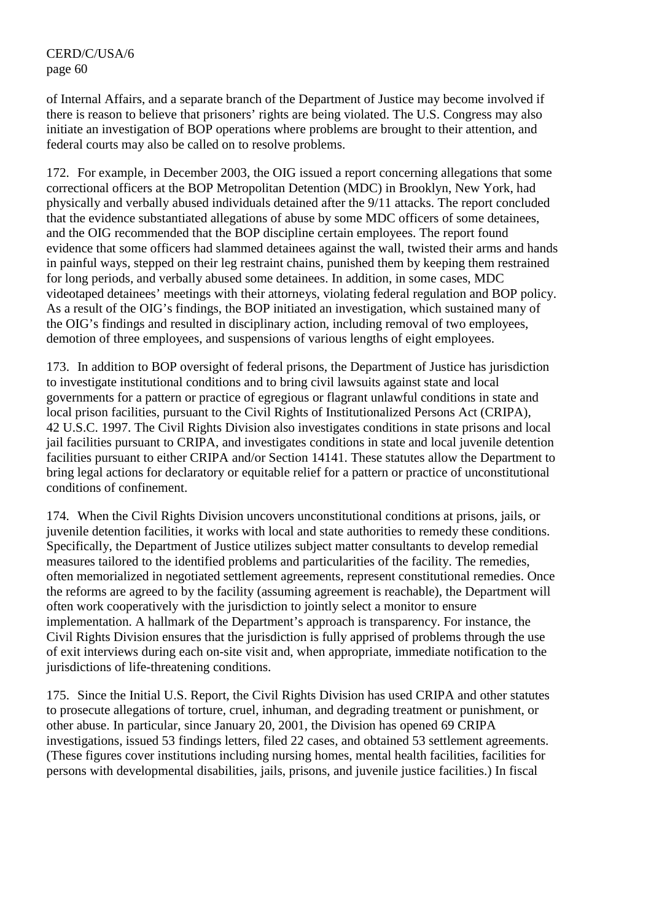of Internal Affairs, and a separate branch of the Department of Justice may become involved if there is reason to believe that prisoners' rights are being violated. The U.S. Congress may also initiate an investigation of BOP operations where problems are brought to their attention, and federal courts may also be called on to resolve problems.

172. For example, in December 2003, the OIG issued a report concerning allegations that some correctional officers at the BOP Metropolitan Detention (MDC) in Brooklyn, New York, had physically and verbally abused individuals detained after the 9/11 attacks. The report concluded that the evidence substantiated allegations of abuse by some MDC officers of some detainees, and the OIG recommended that the BOP discipline certain employees. The report found evidence that some officers had slammed detainees against the wall, twisted their arms and hands in painful ways, stepped on their leg restraint chains, punished them by keeping them restrained for long periods, and verbally abused some detainees. In addition, in some cases, MDC videotaped detainees' meetings with their attorneys, violating federal regulation and BOP policy. As a result of the OIG's findings, the BOP initiated an investigation, which sustained many of the OIG's findings and resulted in disciplinary action, including removal of two employees, demotion of three employees, and suspensions of various lengths of eight employees.

173. In addition to BOP oversight of federal prisons, the Department of Justice has jurisdiction to investigate institutional conditions and to bring civil lawsuits against state and local governments for a pattern or practice of egregious or flagrant unlawful conditions in state and local prison facilities, pursuant to the Civil Rights of Institutionalized Persons Act (CRIPA), 42 U.S.C. 1997. The Civil Rights Division also investigates conditions in state prisons and local jail facilities pursuant to CRIPA, and investigates conditions in state and local juvenile detention facilities pursuant to either CRIPA and/or Section 14141. These statutes allow the Department to bring legal actions for declaratory or equitable relief for a pattern or practice of unconstitutional conditions of confinement.

174. When the Civil Rights Division uncovers unconstitutional conditions at prisons, jails, or juvenile detention facilities, it works with local and state authorities to remedy these conditions. Specifically, the Department of Justice utilizes subject matter consultants to develop remedial measures tailored to the identified problems and particularities of the facility. The remedies, often memorialized in negotiated settlement agreements, represent constitutional remedies. Once the reforms are agreed to by the facility (assuming agreement is reachable), the Department will often work cooperatively with the jurisdiction to jointly select a monitor to ensure implementation. A hallmark of the Department's approach is transparency. For instance, the Civil Rights Division ensures that the jurisdiction is fully apprised of problems through the use of exit interviews during each on-site visit and, when appropriate, immediate notification to the jurisdictions of life-threatening conditions.

175. Since the Initial U.S. Report, the Civil Rights Division has used CRIPA and other statutes to prosecute allegations of torture, cruel, inhuman, and degrading treatment or punishment, or other abuse. In particular, since January 20, 2001, the Division has opened 69 CRIPA investigations, issued 53 findings letters, filed 22 cases, and obtained 53 settlement agreements. (These figures cover institutions including nursing homes, mental health facilities, facilities for persons with developmental disabilities, jails, prisons, and juvenile justice facilities.) In fiscal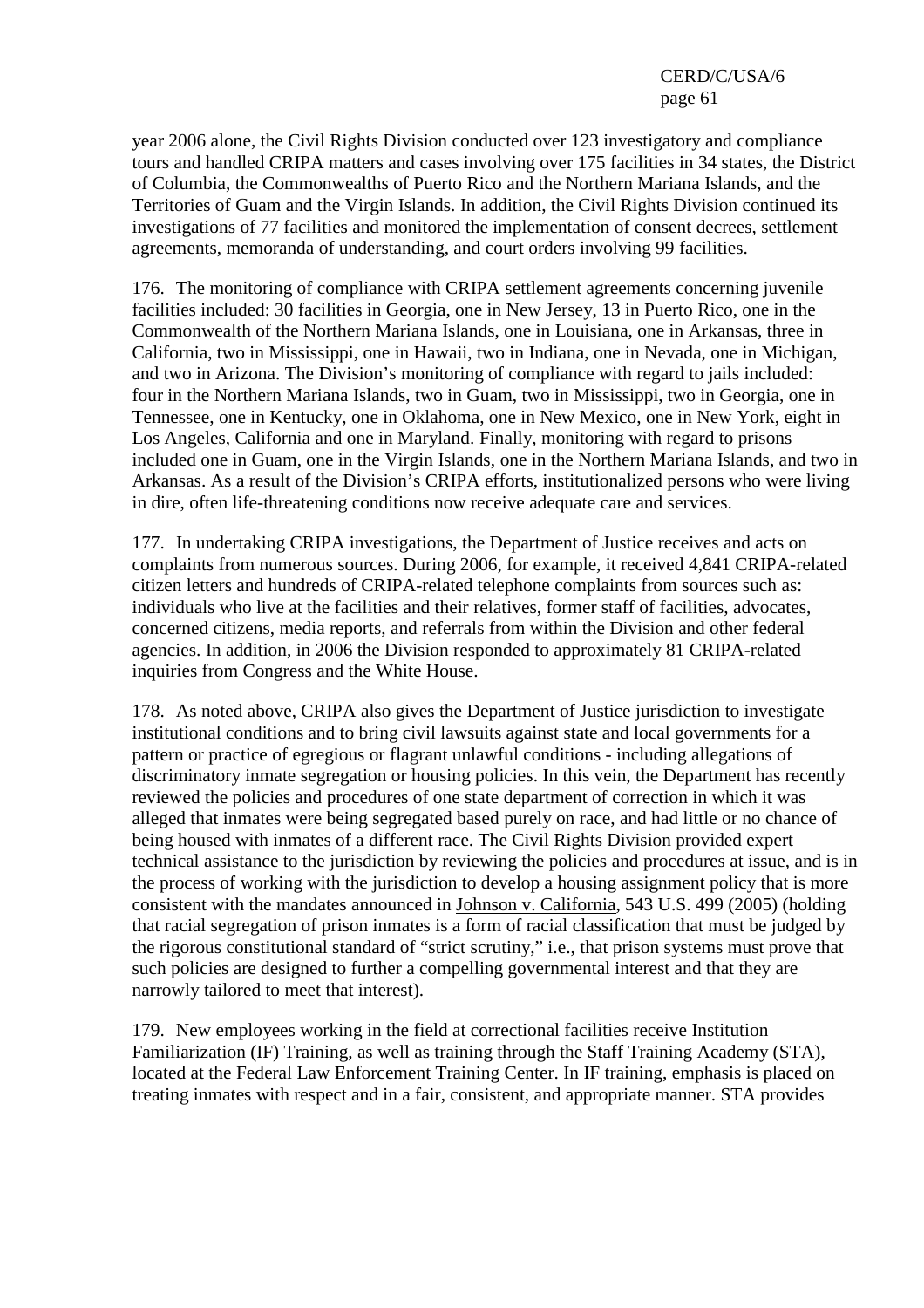year 2006 alone, the Civil Rights Division conducted over 123 investigatory and compliance tours and handled CRIPA matters and cases involving over 175 facilities in 34 states, the District of Columbia, the Commonwealths of Puerto Rico and the Northern Mariana Islands, and the Territories of Guam and the Virgin Islands. In addition, the Civil Rights Division continued its investigations of 77 facilities and monitored the implementation of consent decrees, settlement agreements, memoranda of understanding, and court orders involving 99 facilities.

176. The monitoring of compliance with CRIPA settlement agreements concerning juvenile facilities included: 30 facilities in Georgia, one in New Jersey, 13 in Puerto Rico, one in the Commonwealth of the Northern Mariana Islands, one in Louisiana, one in Arkansas, three in California, two in Mississippi, one in Hawaii, two in Indiana, one in Nevada, one in Michigan, and two in Arizona. The Division's monitoring of compliance with regard to jails included: four in the Northern Mariana Islands, two in Guam, two in Mississippi, two in Georgia, one in Tennessee, one in Kentucky, one in Oklahoma, one in New Mexico, one in New York, eight in Los Angeles, California and one in Maryland. Finally, monitoring with regard to prisons included one in Guam, one in the Virgin Islands, one in the Northern Mariana Islands, and two in Arkansas. As a result of the Division's CRIPA efforts, institutionalized persons who were living in dire, often life-threatening conditions now receive adequate care and services.

177. In undertaking CRIPA investigations, the Department of Justice receives and acts on complaints from numerous sources. During 2006, for example, it received 4,841 CRIPA-related citizen letters and hundreds of CRIPA-related telephone complaints from sources such as: individuals who live at the facilities and their relatives, former staff of facilities, advocates, concerned citizens, media reports, and referrals from within the Division and other federal agencies. In addition, in 2006 the Division responded to approximately 81 CRIPA-related inquiries from Congress and the White House.

178. As noted above, CRIPA also gives the Department of Justice jurisdiction to investigate institutional conditions and to bring civil lawsuits against state and local governments for a pattern or practice of egregious or flagrant unlawful conditions - including allegations of discriminatory inmate segregation or housing policies. In this vein, the Department has recently reviewed the policies and procedures of one state department of correction in which it was alleged that inmates were being segregated based purely on race, and had little or no chance of being housed with inmates of a different race. The Civil Rights Division provided expert technical assistance to the jurisdiction by reviewing the policies and procedures at issue, and is in the process of working with the jurisdiction to develop a housing assignment policy that is more consistent with the mandates announced in Johnson v. California, 543 U.S. 499 (2005) (holding that racial segregation of prison inmates is a form of racial classification that must be judged by the rigorous constitutional standard of "strict scrutiny," i.e., that prison systems must prove that such policies are designed to further a compelling governmental interest and that they are narrowly tailored to meet that interest).

179. New employees working in the field at correctional facilities receive Institution Familiarization (IF) Training, as well as training through the Staff Training Academy (STA), located at the Federal Law Enforcement Training Center. In IF training, emphasis is placed on treating inmates with respect and in a fair, consistent, and appropriate manner. STA provides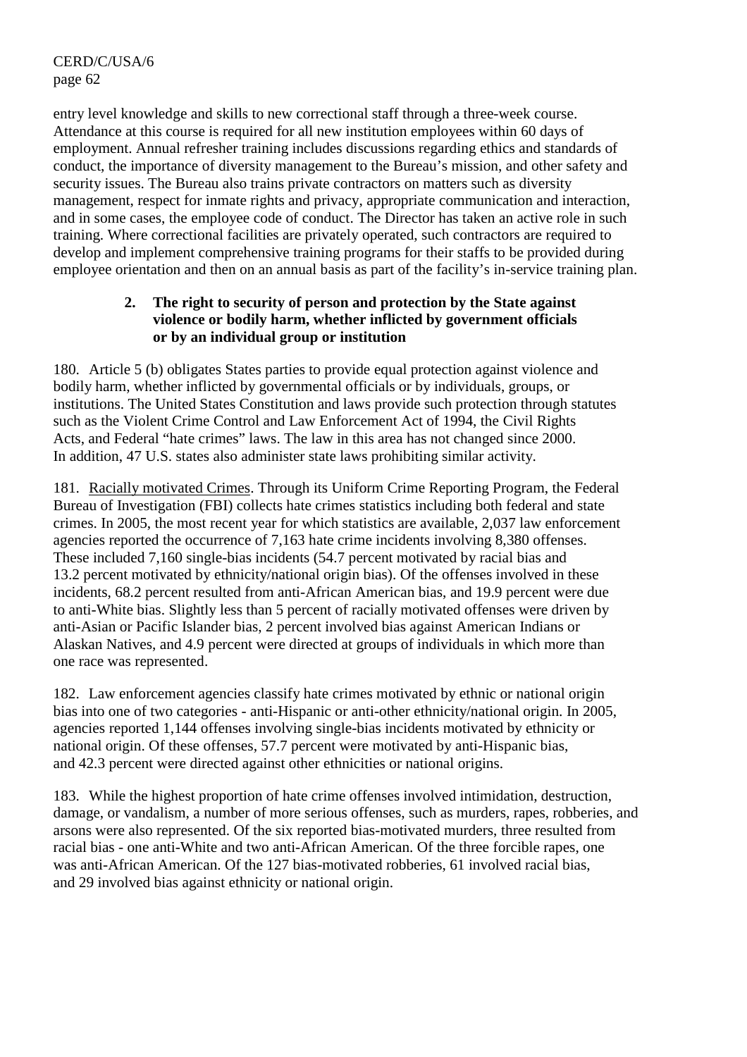entry level knowledge and skills to new correctional staff through a three-week course. Attendance at this course is required for all new institution employees within 60 days of employment. Annual refresher training includes discussions regarding ethics and standards of conduct, the importance of diversity management to the Bureau's mission, and other safety and security issues. The Bureau also trains private contractors on matters such as diversity management, respect for inmate rights and privacy, appropriate communication and interaction, and in some cases, the employee code of conduct. The Director has taken an active role in such training. Where correctional facilities are privately operated, such contractors are required to develop and implement comprehensive training programs for their staffs to be provided during employee orientation and then on an annual basis as part of the facility's in-service training plan.

### 2. The right to security of person and protection by the State against violence or bodily harm, whether inflicted by government officials or by an individual group or institution

180. Article 5 (b) obligates States parties to provide equal protection against violence and bodily harm, whether inflicted by governmental officials or by individuals, groups, or institutions. The United States Constitution and laws provide such protection through statutes such as the Violent Crime Control and Law Enforcement Act of 1994, the Civil Rights Acts, and Federal "hate crimes" laws. The law in this area has not changed since 2000. In addition, 47 U.S. states also administer state laws prohibiting similar activity.

181. Racially motivated Crimes. Through its Uniform Crime Reporting Program, the Federal Bureau of Investigation (FBI) collects hate crimes statistics including both federal and state crimes. In 2005, the most recent year for which statistics are available, 2,037 law enforcement agencies reported the occurrence of 7,163 hate crime incidents involving 8,380 offenses. These included 7,160 single-bias incidents (54.7 percent motivated by racial bias and 13.2 percent motivated by ethnicity/national origin bias). Of the offenses involved in these incidents, 68.2 percent resulted from anti-African American bias, and 19.9 percent were due to anti-White bias. Slightly less than 5 percent of racially motivated offenses were driven by anti-Asian or Pacific Islander bias, 2 percent involved bias against American Indians or Alaskan Natives, and 4.9 percent were directed at groups of individuals in which more than one race was represented.

182. Law enforcement agencies classify hate crimes motivated by ethnic or national origin bias into one of two categories - anti-Hispanic or anti-other ethnicity/national origin. In 2005, agencies reported 1,144 offenses involving single-bias incidents motivated by ethnicity or national origin. Of these offenses, 57.7 percent were motivated by anti-Hispanic bias, and 42.3 percent were directed against other ethnicities or national origins.

183. While the highest proportion of hate crime offenses involved intimidation, destruction, damage, or vandalism, a number of more serious offenses, such as murders, rapes, robberies, and arsons were also represented. Of the six reported bias-motivated murders, three resulted from racial bias - one anti-White and two anti-African American. Of the three forcible rapes, one was anti-African American. Of the 127 bias-motivated robberies, 61 involved racial bias, and 29 involved bias against ethnicity or national origin.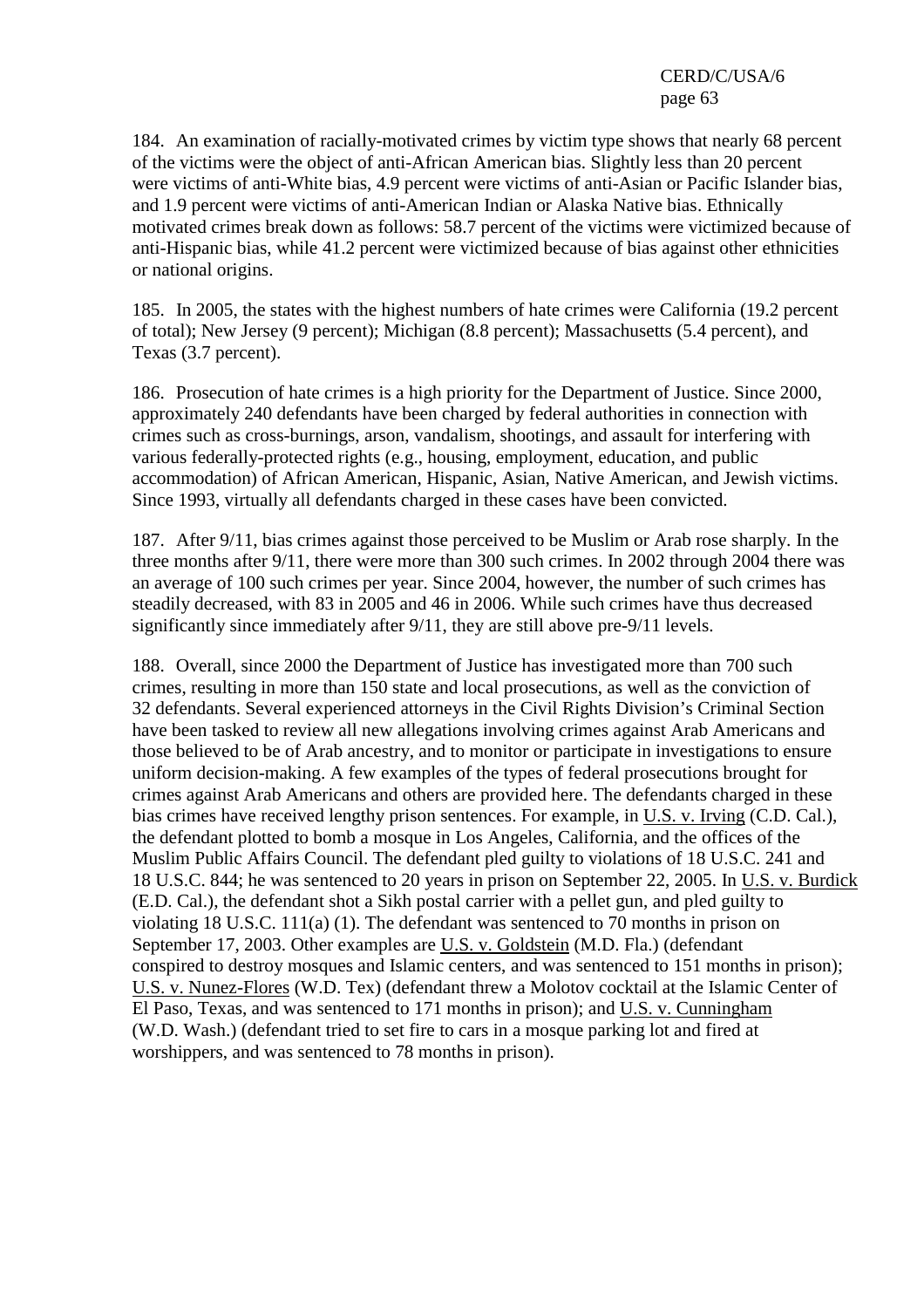184. An examination of racially-motivated crimes by victim type shows that nearly 68 percent of the victims were the object of anti-African American bias. Slightly less than 20 percent were victims of anti-White bias, 4.9 percent were victims of anti-Asian or Pacific Islander bias, and 1.9 percent were victims of anti-American Indian or Alaska Native bias. Ethnically motivated crimes break down as follows: 58.7 percent of the victims were victimized because of anti-Hispanic bias, while 41.2 percent were victimized because of bias against other ethnicities or national origins.

185. In 2005, the states with the highest numbers of hate crimes were California (19.2 percent of total); New Jersey (9 percent); Michigan (8.8 percent); Massachusetts (5.4 percent), and Texas (3.7 percent).

186. Prosecution of hate crimes is a high priority for the Department of Justice. Since 2000, approximately 240 defendants have been charged by federal authorities in connection with crimes such as cross-burnings, arson, vandalism, shootings, and assault for interfering with various federally-protected rights (e.g., housing, employment, education, and public accommodation) of African American, Hispanic, Asian, Native American, and Jewish victims. Since 1993, virtually all defendants charged in these cases have been convicted.

187. After 9/11, bias crimes against those perceived to be Muslim or Arab rose sharply. In the three months after 9/11, there were more than 300 such crimes. In 2002 through 2004 there was an average of 100 such crimes per year. Since 2004, however, the number of such crimes has steadily decreased, with 83 in 2005 and 46 in 2006. While such crimes have thus decreased significantly since immediately after 9/11, they are still above pre-9/11 levels.

188. Overall, since 2000 the Department of Justice has investigated more than 700 such crimes, resulting in more than 150 state and local prosecutions, as well as the conviction of 32 defendants. Several experienced attorneys in the Civil Rights Division's Criminal Section have been tasked to review all new allegations involving crimes against Arab Americans and those believed to be of Arab ancestry, and to monitor or participate in investigations to ensure uniform decision-making. A few examples of the types of federal prosecutions brought for crimes against Arab Americans and others are provided here. The defendants charged in these bias crimes have received lengthy prison sentences. For example, in U.S. v. Irving (C.D. Cal.), the defendant plotted to bomb a mosque in Los Angeles, California, and the offices of the Muslim Public Affairs Council. The defendant pled guilty to violations of 18 U.S.C. 241 and 18 U.S.C. 844; he was sentenced to 20 years in prison on September 22, 2005. In U.S. v. Burdick (E.D. Cal.), the defendant shot a Sikh postal carrier with a pellet gun, and pled guilty to violating 18 U.S.C. 111(a) (1). The defendant was sentenced to 70 months in prison on September 17, 2003. Other examples are U.S. v. Goldstein (M.D. Fla.) (defendant conspired to destroy mosques and Islamic centers, and was sentenced to 151 months in prison); U.S. v. Nunez-Flores (W.D. Tex) (defendant threw a Molotov cocktail at the Islamic Center of El Paso, Texas, and was sentenced to 171 months in prison); and U.S. v. Cunningham (W.D. Wash.) (defendant tried to set fire to cars in a mosque parking lot and fired at worshippers, and was sentenced to 78 months in prison).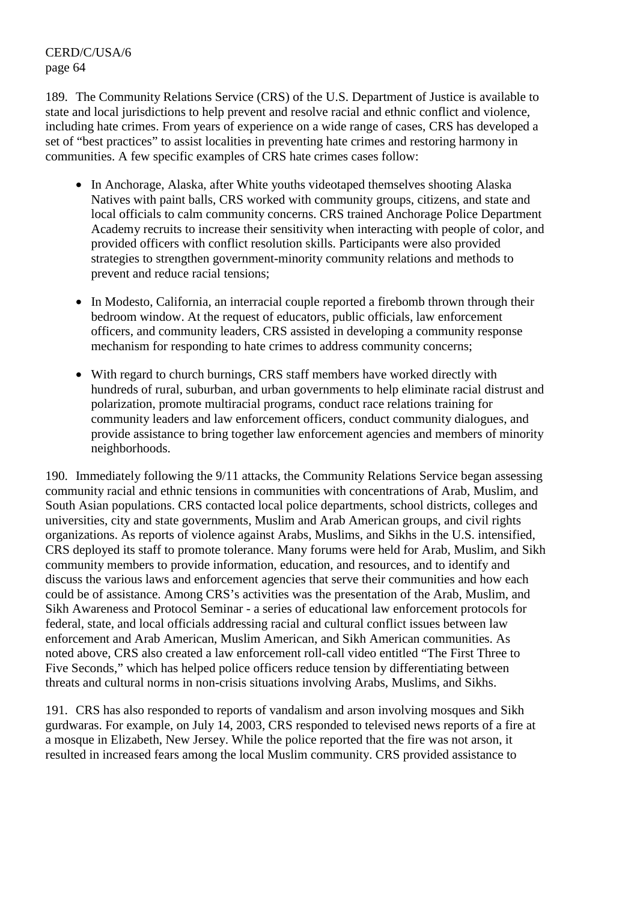189. The Community Relations Service (CRS) of the U.S. Department of Justice is available to state and local jurisdictions to help prevent and resolve racial and ethnic conflict and violence, including hate crimes. From years of experience on a wide range of cases, CRS has developed a set of "best practices" to assist localities in preventing hate crimes and restoring harmony in communities. A few specific examples of CRS hate crimes cases follow:

- In Anchorage, Alaska, after White youths videotaped themselves shooting Alaska Natives with paint balls, CRS worked with community groups, citizens, and state and local officials to calm community concerns. CRS trained Anchorage Police Department Academy recruits to increase their sensitivity when interacting with people of color, and provided officers with conflict resolution skills. Participants were also provided strategies to strengthen government-minority community relations and methods to prevent and reduce racial tensions;

- In Modesto, California, an interracial couple reported a firebomb thrown through their bedroom window. At the request of educators, public officials, law enforcement officers, and community leaders, CRS assisted in developing a community response mechanism for responding to hate crimes to address community concerns;

- With regard to church burnings, CRS staff members have worked directly with hundreds of rural, suburban, and urban governments to help eliminate racial distrust and polarization, promote multiracial programs, conduct race relations training for community leaders and law enforcement officers, conduct community dialogues, and provide assistance to bring together law enforcement agencies and members of minority neighborhoods.

190. Immediately following the 9/11 attacks, the Community Relations Service began assessing community racial and ethnic tensions in communities with concentrations of Arab, Muslim, and South Asian populations. CRS contacted local police departments, school districts, colleges and universities, city and state governments, Muslim and Arab American groups, and civil rights organizations. As reports of violence against Arabs, Muslims, and Sikhs in the U.S. intensified, CRS deployed its staff to promote tolerance. Many forums were held for Arab, Muslim, and Sikh community members to provide information, education, and resources, and to identify and discuss the various laws and enforcement agencies that serve their communities and how each could be of assistance. Among CRS's activities was the presentation of the Arab, Muslim, and Sikh Awareness and Protocol Seminar - a series of educational law enforcement protocols for federal, state, and local officials addressing racial and cultural conflict issues between law enforcement and Arab American, Muslim American, and Sikh American communities. As noted above, CRS also created a law enforcement roll-call video entitled "The First Three to Five Seconds," which has helped police officers reduce tension by differentiating between threats and cultural norms in non-crisis situations involving Arabs, Muslims, and Sikhs.

191. CRS has also responded to reports of vandalism and arson involving mosques and Sikh gurdwaras. For example, on July 14, 2003, CRS responded to televised news reports of a fire at a mosque in Elizabeth, New Jersey. While the police reported that the fire was not arson, it resulted in increased fears among the local Muslim community. CRS provided assistance to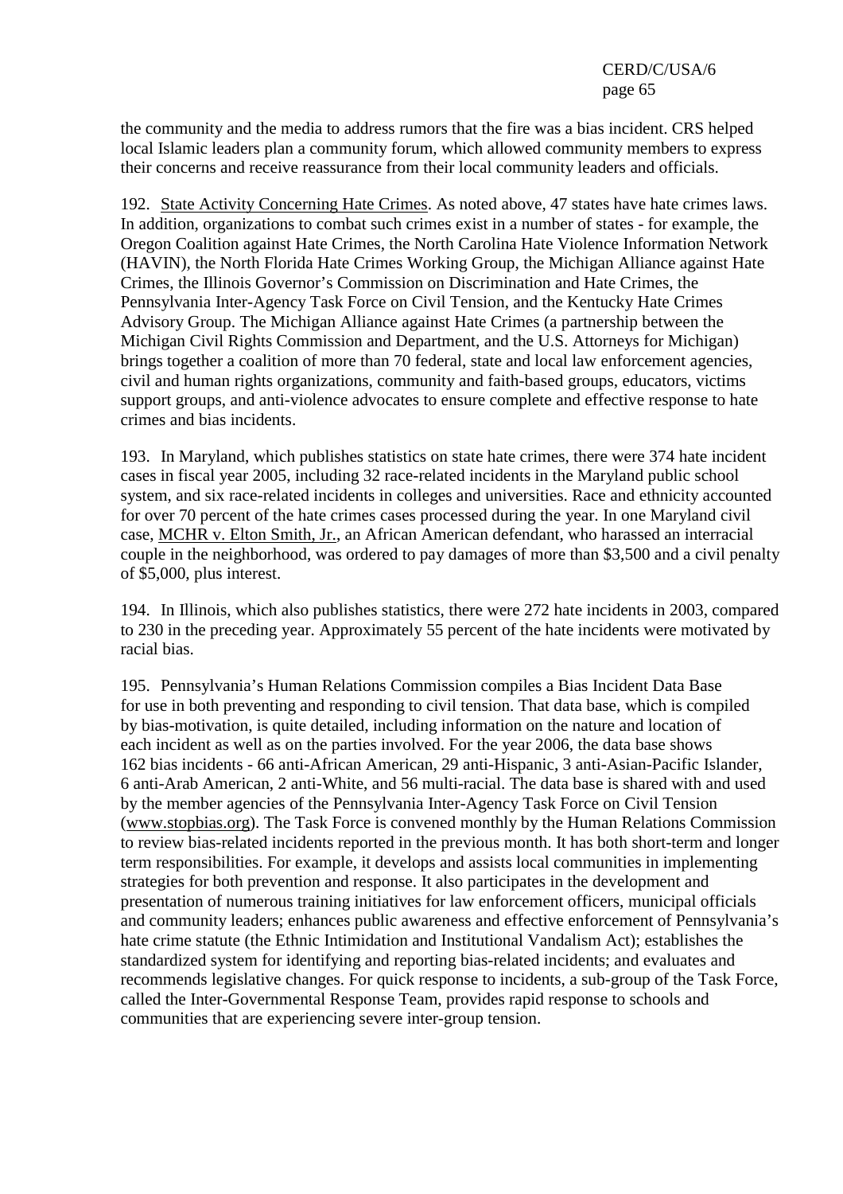the community and the media to address rumors that the fire was a bias incident. CRS helped local Islamic leaders plan a community forum, which allowed community members to express their concerns and receive reassurance from their local community leaders and officials.

192. State Activity Concerning Hate Crimes. As noted above, 47 states have hate crimes laws. In addition, organizations to combat such crimes exist in a number of states - for example, the Oregon Coalition against Hate Crimes, the North Carolina Hate Violence Information Network (HAVIN), the North Florida Hate Crimes Working Group, the Michigan Alliance against Hate Crimes, the Illinois Governor's Commission on Discrimination and Hate Crimes, the Pennsylvania Inter-Agency Task Force on Civil Tension, and the Kentucky Hate Crimes Advisory Group. The Michigan Alliance against Hate Crimes (a partnership between the Michigan Civil Rights Commission and Department, and the U.S. Attorneys for Michigan) brings together a coalition of more than 70 federal, state and local law enforcement agencies, civil and human rights organizations, community and faith-based groups, educators, victims support groups, and anti-violence advocates to ensure complete and effective response to hate crimes and bias incidents.

193. In Maryland, which publishes statistics on state hate crimes, there were 374 hate incident cases in fiscal year 2005, including 32 race-related incidents in the Maryland public school system, and six race-related incidents in colleges and universities. Race and ethnicity accounted for over 70 percent of the hate crimes cases processed during the year. In one Maryland civil case, MCHR v. Elton Smith, Jr., an African American defendant, who harassed an interracial couple in the neighborhood, was ordered to pay damages of more than $3,500 and a civil penalty of $5,000, plus interest.

194. In Illinois, which also publishes statistics, there were 272 hate incidents in 2003, compared to 230 in the preceding year. Approximately 55 percent of the hate incidents were motivated by racial bias.

195. Pennsylvania's Human Relations Commission compiles a Bias Incident Data Base for use in both preventing and responding to civil tension. That data base, which is compiled by bias-motivation, is quite detailed, including information on the nature and location of each incident as well as on the parties involved. For the year 2006, the data base shows 162 bias incidents - 66 anti-African American, 29 anti-Hispanic, 3 anti-Asian-Pacific Islander, 6 anti-Arab American, 2 anti-White, and 56 multi-racial. The data base is shared with and used by the member agencies of the Pennsylvania Inter-Agency Task Force on Civil Tension (www.stopbias.org). The Task Force is convened monthly by the Human Relations Commission to review bias-related incidents reported in the previous month. It has both short-term and longer term responsibilities. For example, it develops and assists local communities in implementing strategies for both prevention and response. It also participates in the development and presentation of numerous training initiatives for law enforcement officers, municipal officials and community leaders; enhances public awareness and effective enforcement of Pennsylvania's hate crime statute (the Ethnic Intimidation and Institutional Vandalism Act); establishes the standardized system for identifying and reporting bias-related incidents; and evaluates and recommends legislative changes. For quick response to incidents, a sub-group of the Task Force, called the Inter-Governmental Response Team, provides rapid response to schools and communities that are experiencing severe inter-group tension.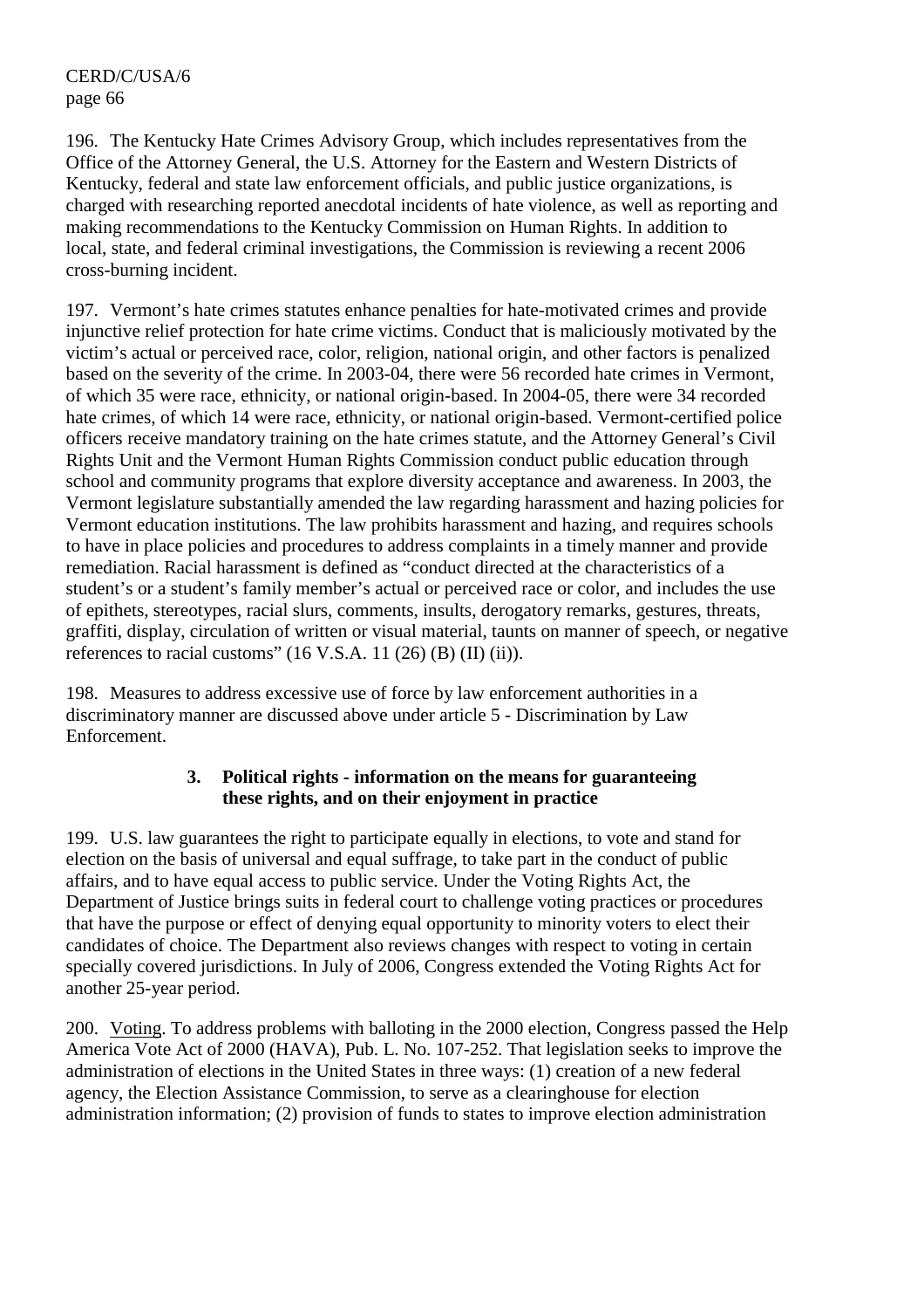196. The Kentucky Hate Crimes Advisory Group, which includes representatives from the Office of the Attorney General, the U.S. Attorney for the Eastern and Western Districts of Kentucky, federal and state law enforcement officials, and public justice organizations, is charged with researching reported anecdotal incidents of hate violence, as well as reporting and making recommendations to the Kentucky Commission on Human Rights. In addition to local, state, and federal criminal investigations, the Commission is reviewing a recent 2006 cross-burning incident.

197. Vermont's hate crimes statutes enhance penalties for hate-motivated crimes and provide injunctive relief protection for hate crime victims. Conduct that is maliciously motivated by the victim's actual or perceived race, color, religion, national origin, and other factors is penalized based on the severity of the crime. In 2003-04, there were 56 recorded hate crimes in Vermont, of which 35 were race, ethnicity, or national origin-based. In 2004-05, there were 34 recorded hate crimes, of which 14 were race, ethnicity, or national origin-based. Vermont-certified police officers receive mandatory training on the hate crimes statute, and the Attorney General's Civil Rights Unit and the Vermont Human Rights Commission conduct public education through school and community programs that explore diversity acceptance and awareness. In 2003, the Vermont legislature substantially amended the law regarding harassment and hazing policies for Vermont education institutions. The law prohibits harassment and hazing, and requires schools to have in place policies and procedures to address complaints in a timely manner and provide remediation. Racial harassment is defined as "conduct directed at the characteristics of a student's or a student's family member's actual or perceived race or color, and includes the use of epithets, stereotypes, racial slurs, comments, insults, derogatory remarks, gestures, threats, graffiti, display, circulation of written or visual material, taunts on manner of speech, or negative references to racial customs" (16 V.S.A. 11 (26) (B) (II) (ii)).

198. Measures to address excessive use of force by law enforcement authorities in a discriminatory manner are discussed above under article 5 - Discrimination by Law Enforcement.

### 3. Political rights - information on the means for guaranteeing these rights, and on their enjoyment in practice

199. U.S. law guarantees the right to participate equally in elections, to vote and stand for election on the basis of universal and equal suffrage, to take part in the conduct of public affairs, and to have equal access to public service. Under the Voting Rights Act, the Department of Justice brings suits in federal court to challenge voting practices or procedures that have the purpose or effect of denying equal opportunity to minority voters to elect their candidates of choice. The Department also reviews changes with respect to voting in certain specially covered jurisdictions. In July of 2006, Congress extended the Voting Rights Act for another 25-year period.

200. Voting. To address problems with balloting in the 2000 election, Congress passed the Help America Vote Act of 2000 (HAVA), Pub. L. No. 107-252. That legislation seeks to improve the administration of elections in the United States in three ways: (1) creation of a new federal agency, the Election Assistance Commission, to serve as a clearinghouse for election administration information; (2) provision of funds to states to improve election administration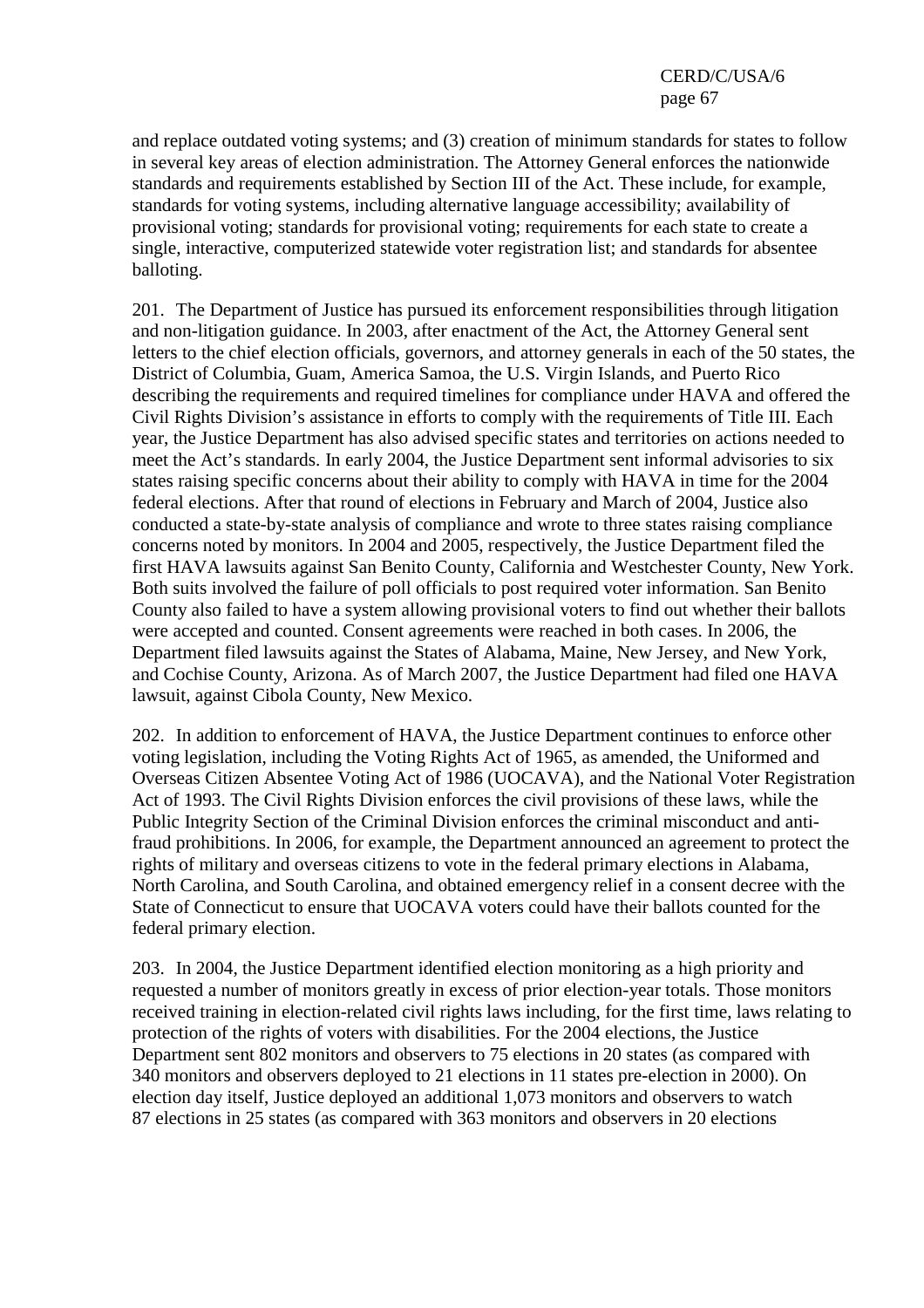and replace outdated voting systems; and (3) creation of minimum standards for states to follow in several key areas of election administration. The Attorney General enforces the nationwide standards and requirements established by Section III of the Act. These include, for example, standards for voting systems, including alternative language accessibility; availability of provisional voting; standards for provisional voting; requirements for each state to create a single, interactive, computerized statewide voter registration list; and standards for absentee balloting.

201. The Department of Justice has pursued its enforcement responsibilities through litigation and non-litigation guidance. In 2003, after enactment of the Act, the Attorney General sent letters to the chief election officials, governors, and attorney generals in each of the 50 states, the District of Columbia, Guam, America Samoa, the U.S. Virgin Islands, and Puerto Rico describing the requirements and required timelines for compliance under HAVA and offered the Civil Rights Division's assistance in efforts to comply with the requirements of Title III. Each year, the Justice Department has also advised specific states and territories on actions needed to meet the Act's standards. In early 2004, the Justice Department sent informal advisories to six states raising specific concerns about their ability to comply with HAVA in time for the 2004 federal elections. After that round of elections in February and March of 2004, Justice also conducted a state-by-state analysis of compliance and wrote to three states raising compliance concerns noted by monitors. In 2004 and 2005, respectively, the Justice Department filed the first HAVA lawsuits against San Benito County, California and Westchester County, New York. Both suits involved the failure of poll officials to post required voter information. San Benito County also failed to have a system allowing provisional voters to find out whether their ballots were accepted and counted. Consent agreements were reached in both cases. In 2006, the Department filed lawsuits against the States of Alabama, Maine, New Jersey, and New York, and Cochise County, Arizona. As of March 2007, the Justice Department had filed one HAVA lawsuit, against Cibola County, New Mexico.

202. In addition to enforcement of HAVA, the Justice Department continues to enforce other voting legislation, including the Voting Rights Act of 1965, as amended, the Uniformed and Overseas Citizen Absentee Voting Act of 1986 (UOCAVA), and the National Voter Registration Act of 1993. The Civil Rights Division enforces the civil provisions of these laws, while the Public Integrity Section of the Criminal Division enforces the criminal misconduct and anti-fraud prohibitions. In 2006, for example, the Department announced an agreement to protect the rights of military and overseas citizens to vote in the federal primary elections in Alabama, North Carolina, and South Carolina, and obtained emergency relief in a consent decree with the State of Connecticut to ensure that UOCAVA voters could have their ballots counted for the federal primary election.

203. In 2004, the Justice Department identified election monitoring as a high priority and requested a number of monitors greatly in excess of prior election-year totals. Those monitors received training in election-related civil rights laws including, for the first time, laws relating to protection of the rights of voters with disabilities. For the 2004 elections, the Justice Department sent 802 monitors and observers to 75 elections in 20 states (as compared with 340 monitors and observers deployed to 21 elections in 11 states pre-election in 2000). On election day itself, Justice deployed an additional 1,073 monitors and observers to watch 87 elections in 25 states (as compared with 363 monitors and observers in 20 elections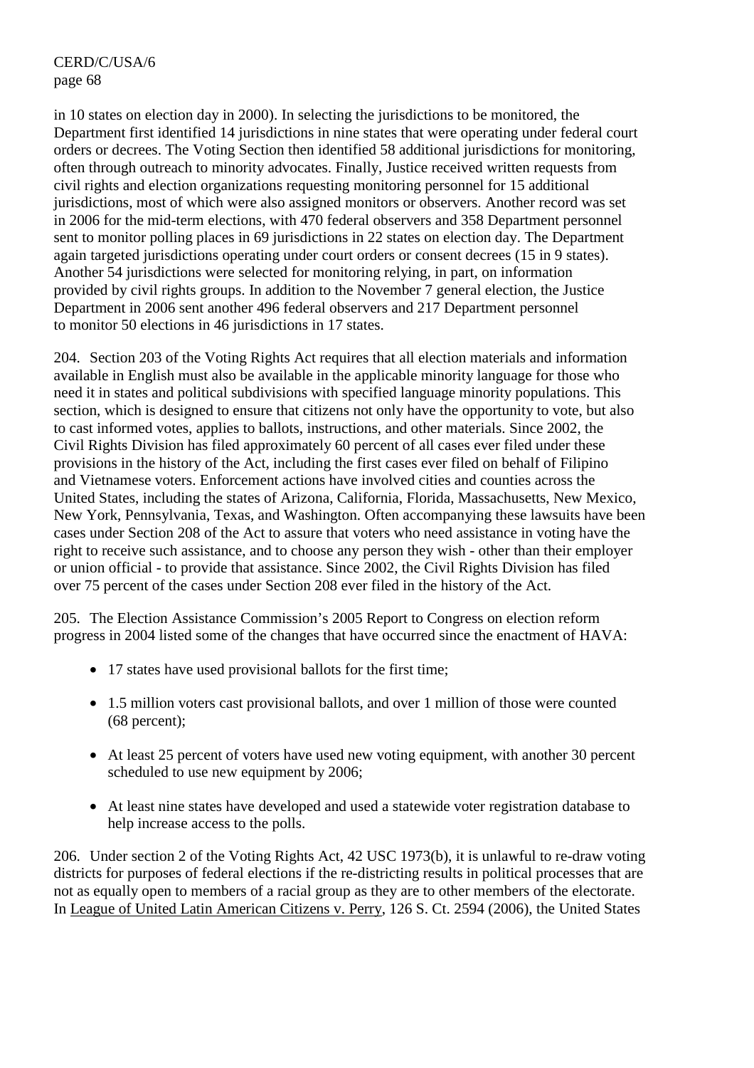in 10 states on election day in 2000). In selecting the jurisdictions to be monitored, the Department first identified 14 jurisdictions in nine states that were operating under federal court orders or decrees. The Voting Section then identified 58 additional jurisdictions for monitoring, often through outreach to minority advocates. Finally, Justice received written requests from civil rights and election organizations requesting monitoring personnel for 15 additional jurisdictions, most of which were also assigned monitors or observers. Another record was set in 2006 for the mid-term elections, with 470 federal observers and 358 Department personnel sent to monitor polling places in 69 jurisdictions in 22 states on election day. The Department again targeted jurisdictions operating under court orders or consent decrees (15 in 9 states). Another 54 jurisdictions were selected for monitoring relying, in part, on information provided by civil rights groups. In addition to the November 7 general election, the Justice Department in 2006 sent another 496 federal observers and 217 Department personnel to monitor 50 elections in 46 jurisdictions in 17 states.

204. Section 203 of the Voting Rights Act requires that all election materials and information available in English must also be available in the applicable minority language for those who need it in states and political subdivisions with specified language minority populations. This section, which is designed to ensure that citizens not only have the opportunity to vote, but also to cast informed votes, applies to ballots, instructions, and other materials. Since 2002, the Civil Rights Division has filed approximately 60 percent of all cases ever filed under these provisions in the history of the Act, including the first cases ever filed on behalf of Filipino and Vietnamese voters. Enforcement actions have involved cities and counties across the United States, including the states of Arizona, California, Florida, Massachusetts, New Mexico, New York, Pennsylvania, Texas, and Washington. Often accompanying these lawsuits have been cases under Section 208 of the Act to assure that voters who need assistance in voting have the right to receive such assistance, and to choose any person they wish - other than their employer or union official - to provide that assistance. Since 2002, the Civil Rights Division has filed over 75 percent of the cases under Section 208 ever filed in the history of the Act.

205. The Election Assistance Commission's 2005 Report to Congress on election reform progress in 2004 listed some of the changes that have occurred since the enactment of HAVA:

- 17 states have used provisional ballots for the first time;
- 1.5 million voters cast provisional ballots, and over 1 million of those were counted (68 percent);
- At least 25 percent of voters have used new voting equipment, with another 30 percent scheduled to use new equipment by 2006;
- At least nine states have developed and used a statewide voter registration database to help increase access to the polls.

206. Under section 2 of the Voting Rights Act, 42 USC 1973(b), it is unlawful to re-draw voting districts for purposes of federal elections if the re-districting results in political processes that are not as equally open to members of a racial group as they are to other members of the electorate. In League of United Latin American Citizens v. Perry, 126 S. Ct. 2594 (2006), the United States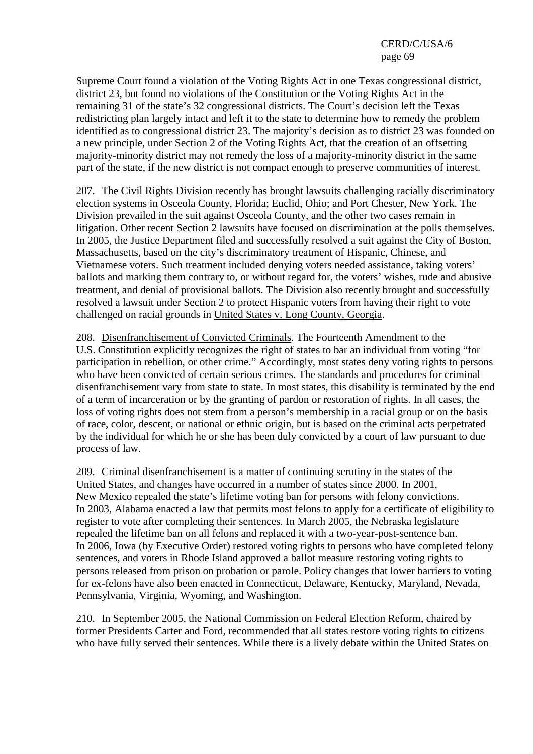Supreme Court found a violation of the Voting Rights Act in one Texas congressional district, district 23, but found no violations of the Constitution or the Voting Rights Act in the remaining 31 of the state's 32 congressional districts. The Court's decision left the Texas redistricting plan largely intact and left it to the state to determine how to remedy the problem identified as to congressional district 23. The majority's decision as to district 23 was founded on a new principle, under Section 2 of the Voting Rights Act, that the creation of an offsetting majority-minority district may not remedy the loss of a majority-minority district in the same part of the state, if the new district is not compact enough to preserve communities of interest.

207. The Civil Rights Division recently has brought lawsuits challenging racially discriminatory election systems in Osceola County, Florida; Euclid, Ohio; and Port Chester, New York. The Division prevailed in the suit against Osceola County, and the other two cases remain in litigation. Other recent Section 2 lawsuits have focused on discrimination at the polls themselves. In 2005, the Justice Department filed and successfully resolved a suit against the City of Boston, Massachusetts, based on the city's discriminatory treatment of Hispanic, Chinese, and Vietnamese voters. Such treatment included denying voters needed assistance, taking voters' ballots and marking them contrary to, or without regard for, the voters' wishes, rude and abusive treatment, and denial of provisional ballots. The Division also recently brought and successfully resolved a lawsuit under Section 2 to protect Hispanic voters from having their right to vote challenged on racial grounds in United States v. Long County, Georgia.

208. Disenfranchisement of Convicted Criminals. The Fourteenth Amendment to the U.S. Constitution explicitly recognizes the right of states to bar an individual from voting "for participation in rebellion, or other crime." Accordingly, most states deny voting rights to persons who have been convicted of certain serious crimes. The standards and procedures for criminal disenfranchisement vary from state to state. In most states, this disability is terminated by the end of a term of incarceration or by the granting of pardon or restoration of rights. In all cases, the loss of voting rights does not stem from a person's membership in a racial group or on the basis of race, color, descent, or national or ethnic origin, but is based on the criminal acts perpetrated by the individual for which he or she has been duly convicted by a court of law pursuant to due process of law.

209. Criminal disenfranchisement is a matter of continuing scrutiny in the states of the United States, and changes have occurred in a number of states since 2000. In 2001, New Mexico repealed the state's lifetime voting ban for persons with felony convictions. In 2003, Alabama enacted a law that permits most felons to apply for a certificate of eligibility to register to vote after completing their sentences. In March 2005, the Nebraska legislature repealed the lifetime ban on all felons and replaced it with a two-year-post-sentence ban. In 2006, Iowa (by Executive Order) restored voting rights to persons who have completed felony sentences, and voters in Rhode Island approved a ballot measure restoring voting rights to persons released from prison on probation or parole. Policy changes that lower barriers to voting for ex-felons have also been enacted in Connecticut, Delaware, Kentucky, Maryland, Nevada, Pennsylvania, Virginia, Wyoming, and Washington.

210. In September 2005, the National Commission on Federal Election Reform, chaired by former Presidents Carter and Ford, recommended that all states restore voting rights to citizens who have fully served their sentences. While there is a lively debate within the United States on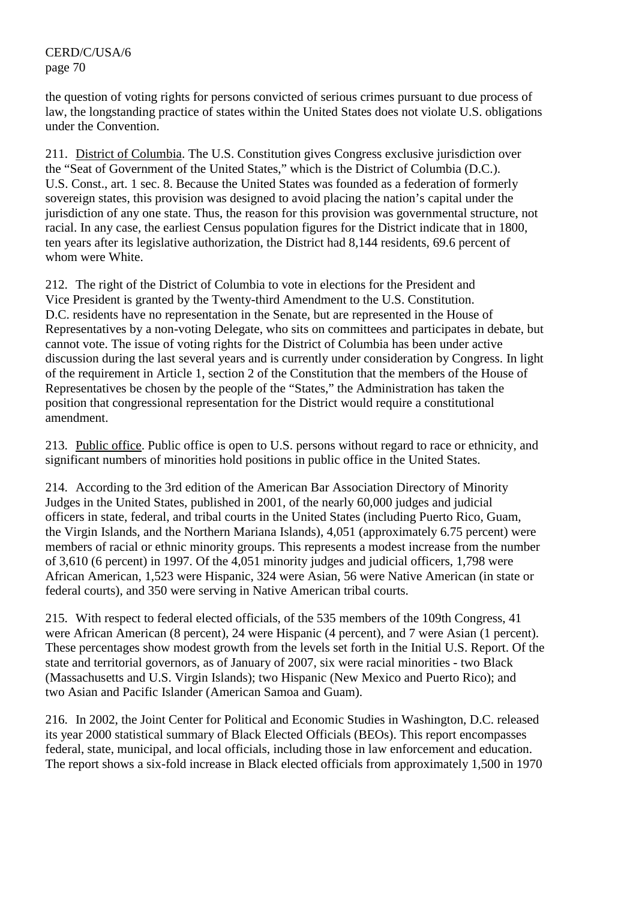the question of voting rights for persons convicted of serious crimes pursuant to due process of law, the longstanding practice of states within the United States does not violate U.S. obligations under the Convention.

211. District of Columbia. The U.S. Constitution gives Congress exclusive jurisdiction over the "Seat of Government of the United States," which is the District of Columbia (D.C.). U.S. Const., art. 1 sec. 8. Because the United States was founded as a federation of formerly sovereign states, this provision was designed to avoid placing the nation's capital under the jurisdiction of any one state. Thus, the reason for this provision was governmental structure, not racial. In any case, the earliest Census population figures for the District indicate that in 1800, ten years after its legislative authorization, the District had 8,144 residents, 69.6 percent of whom were White.

212. The right of the District of Columbia to vote in elections for the President and Vice President is granted by the Twenty-third Amendment to the U.S. Constitution. D.C. residents have no representation in the Senate, but are represented in the House of Representatives by a non-voting Delegate, who sits on committees and participates in debate, but cannot vote. The issue of voting rights for the District of Columbia has been under active discussion during the last several years and is currently under consideration by Congress. In light of the requirement in Article 1, section 2 of the Constitution that the members of the House of Representatives be chosen by the people of the "States," the Administration has taken the position that congressional representation for the District would require a constitutional amendment.

213. Public office. Public office is open to U.S. persons without regard to race or ethnicity, and significant numbers of minorities hold positions in public office in the United States.

214. According to the 3rd edition of the American Bar Association Directory of Minority Judges in the United States, published in 2001, of the nearly 60,000 judges and judicial officers in state, federal, and tribal courts in the United States (including Puerto Rico, Guam, the Virgin Islands, and the Northern Mariana Islands), 4,051 (approximately 6.75 percent) were members of racial or ethnic minority groups. This represents a modest increase from the number of 3,610 (6 percent) in 1997. Of the 4,051 minority judges and judicial officers, 1,798 were African American, 1,523 were Hispanic, 324 were Asian, 56 were Native American (in state or federal courts), and 350 were serving in Native American tribal courts.

215. With respect to federal elected officials, of the 535 members of the 109th Congress, 41 were African American (8 percent), 24 were Hispanic (4 percent), and 7 were Asian (1 percent). These percentages show modest growth from the levels set forth in the Initial U.S. Report. Of the state and territorial governors, as of January of 2007, six were racial minorities - two Black (Massachusetts and U.S. Virgin Islands); two Hispanic (New Mexico and Puerto Rico); and two Asian and Pacific Islander (American Samoa and Guam).

216. In 2002, the Joint Center for Political and Economic Studies in Washington, D.C. released its year 2000 statistical summary of Black Elected Officials (BEOs). This report encompasses federal, state, municipal, and local officials, including those in law enforcement and education. The report shows a six-fold increase in Black elected officials from approximately 1,500 in 1970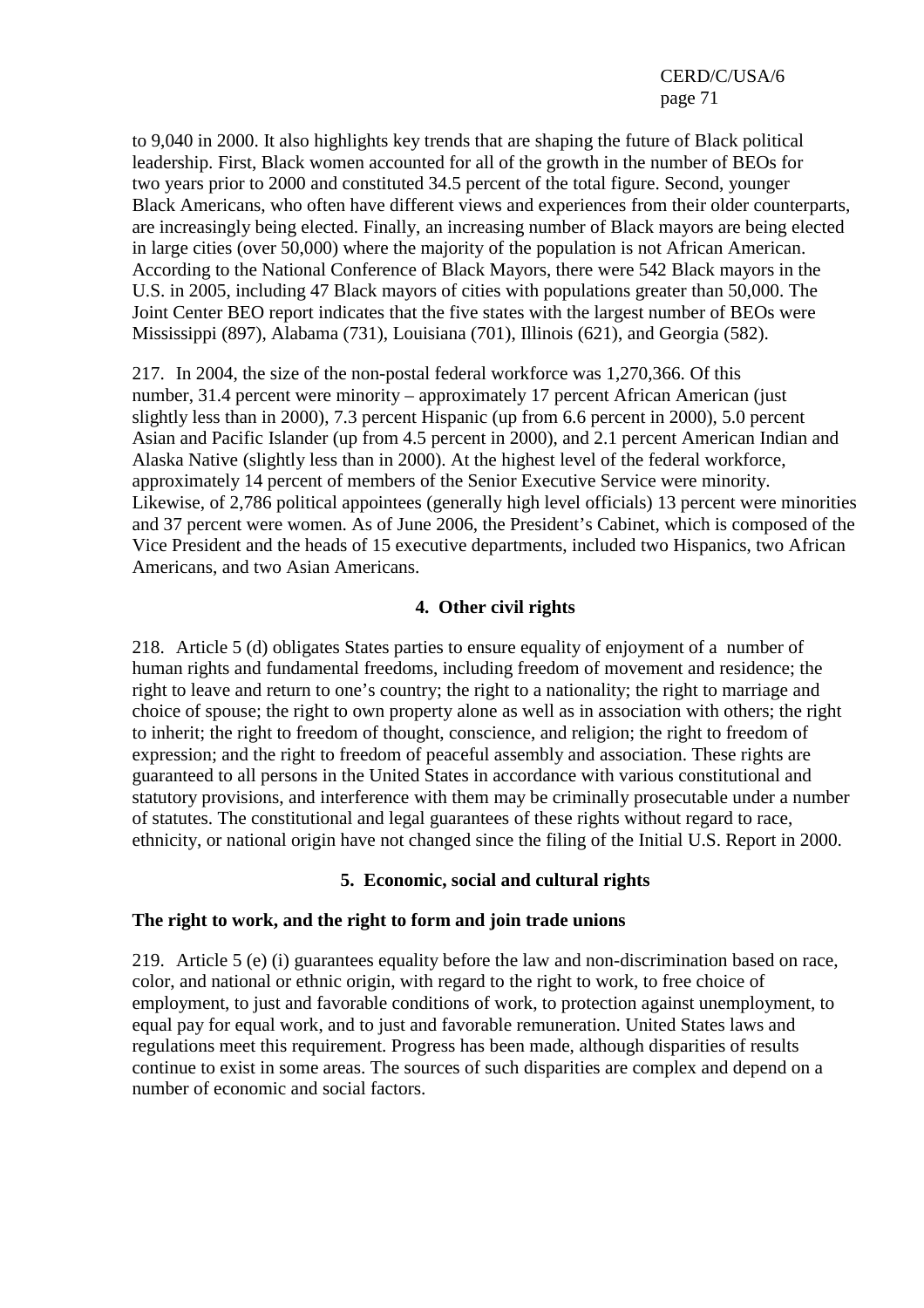to 9,040 in 2000. It also highlights key trends that are shaping the future of Black political leadership. First, Black women accounted for all of the growth in the number of BEOs for two years prior to 2000 and constituted 34.5 percent of the total figure. Second, younger Black Americans, who often have different views and experiences from their older counterparts, are increasingly being elected. Finally, an increasing number of Black mayors are being elected in large cities (over 50,000) where the majority of the population is not African American. According to the National Conference of Black Mayors, there were 542 Black mayors in the U.S. in 2005, including 47 Black mayors of cities with populations greater than 50,000. The Joint Center BEO report indicates that the five states with the largest number of BEOs were Mississippi (897), Alabama (731), Louisiana (701), Illinois (621), and Georgia (582).

217. In 2004, the size of the non-postal federal workforce was 1,270,366. Of this number, 31.4 percent were minority – approximately 17 percent African American (just slightly less than in 2000), 7.3 percent Hispanic (up from 6.6 percent in 2000), 5.0 percent Asian and Pacific Islander (up from 4.5 percent in 2000), and 2.1 percent American Indian and Alaska Native (slightly less than in 2000). At the highest level of the federal workforce, approximately 14 percent of members of the Senior Executive Service were minority. Likewise, of 2,786 political appointees (generally high level officials) 13 percent were minorities and 37 percent were women. As of June 2006, the President's Cabinet, which is composed of the Vice President and the heads of 15 executive departments, included two Hispanics, two African Americans, and two Asian Americans.

### 4. Other civil rights

218. Article 5 (d) obligates States parties to ensure equality of enjoyment of a number of human rights and fundamental freedoms, including freedom of movement and residence; the right to leave and return to one's country; the right to a nationality; the right to marriage and choice of spouse; the right to own property alone as well as in association with others; the right to inherit; the right to freedom of thought, conscience, and religion; the right to freedom of expression; and the right to freedom of peaceful assembly and association. These rights are guaranteed to all persons in the United States in accordance with various constitutional and statutory provisions, and interference with them may be criminally prosecutable under a number of statutes. The constitutional and legal guarantees of these rights without regard to race, ethnicity, or national origin have not changed since the filing of the Initial U.S. Report in 2000.

### 5. Economic, social and cultural rights

**The right to work, and the right to form and join trade unions**

219. Article 5 (e) (i) guarantees equality before the law and non-discrimination based on race, color, and national or ethnic origin, with regard to the right to work, to free choice of employment, to just and favorable conditions of work, to protection against unemployment, to equal pay for equal work, and to just and favorable remuneration. United States laws and regulations meet this requirement. Progress has been made, although disparities of results continue to exist in some areas. The sources of such disparities are complex and depend on a number of economic and social factors.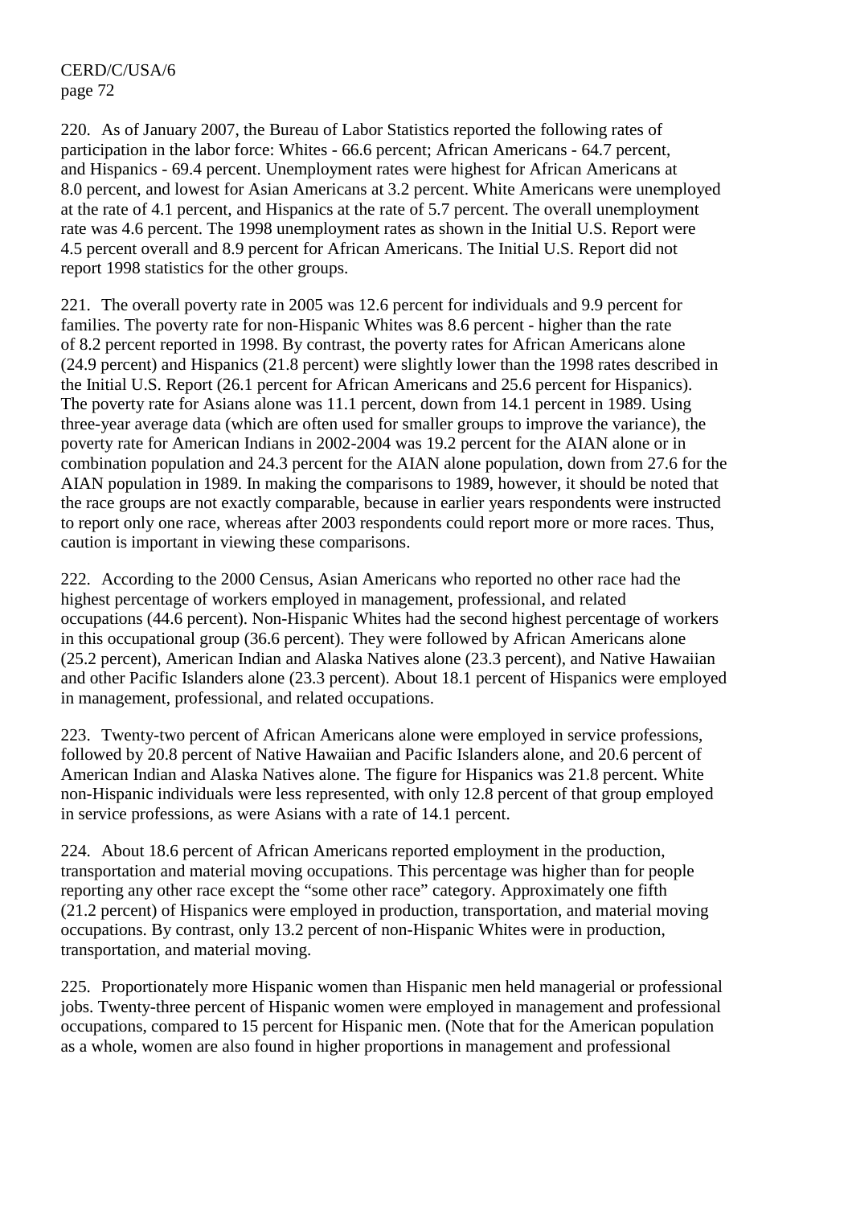220. As of January 2007, the Bureau of Labor Statistics reported the following rates of participation in the labor force: Whites - 66.6 percent; African Americans - 64.7 percent, and Hispanics - 69.4 percent. Unemployment rates were highest for African Americans at 8.0 percent, and lowest for Asian Americans at 3.2 percent. White Americans were unemployed at the rate of 4.1 percent, and Hispanics at the rate of 5.7 percent. The overall unemployment rate was 4.6 percent. The 1998 unemployment rates as shown in the Initial U.S. Report were 4.5 percent overall and 8.9 percent for African Americans. The Initial U.S. Report did not report 1998 statistics for the other groups.

221. The overall poverty rate in 2005 was 12.6 percent for individuals and 9.9 percent for families. The poverty rate for non-Hispanic Whites was 8.6 percent - higher than the rate of 8.2 percent reported in 1998. By contrast, the poverty rates for African Americans alone (24.9 percent) and Hispanics (21.8 percent) were slightly lower than the 1998 rates described in the Initial U.S. Report (26.1 percent for African Americans and 25.6 percent for Hispanics). The poverty rate for Asians alone was 11.1 percent, down from 14.1 percent in 1989. Using three-year average data (which are often used for smaller groups to improve the variance), the poverty rate for American Indians in 2002-2004 was 19.2 percent for the AIAN alone or in combination population and 24.3 percent for the AIAN alone population, down from 27.6 for the AIAN population in 1989. In making the comparisons to 1989, however, it should be noted that the race groups are not exactly comparable, because in earlier years respondents were instructed to report only one race, whereas after 2003 respondents could report more or more races. Thus, caution is important in viewing these comparisons.

222. According to the 2000 Census, Asian Americans who reported no other race had the highest percentage of workers employed in management, professional, and related occupations (44.6 percent). Non-Hispanic Whites had the second highest percentage of workers in this occupational group (36.6 percent). They were followed by African Americans alone (25.2 percent), American Indian and Alaska Natives alone (23.3 percent), and Native Hawaiian and other Pacific Islanders alone (23.3 percent). About 18.1 percent of Hispanics were employed in management, professional, and related occupations.

223. Twenty-two percent of African Americans alone were employed in service professions, followed by 20.8 percent of Native Hawaiian and Pacific Islanders alone, and 20.6 percent of American Indian and Alaska Natives alone. The figure for Hispanics was 21.8 percent. White non-Hispanic individuals were less represented, with only 12.8 percent of that group employed in service professions, as were Asians with a rate of 14.1 percent.

224. About 18.6 percent of African Americans reported employment in the production, transportation and material moving occupations. This percentage was higher than for people reporting any other race except the "some other race" category. Approximately one fifth (21.2 percent) of Hispanics were employed in production, transportation, and material moving occupations. By contrast, only 13.2 percent of non-Hispanic Whites were in production, transportation, and material moving.

225. Proportionately more Hispanic women than Hispanic men held managerial or professional jobs. Twenty-three percent of Hispanic women were employed in management and professional occupations, compared to 15 percent for Hispanic men. (Note that for the American population as a whole, women are also found in higher proportions in management and professional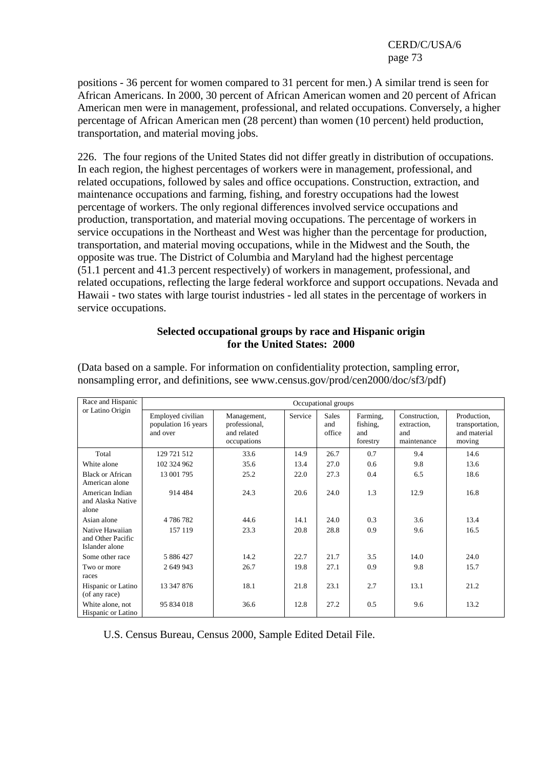positions - 36 percent for women compared to 31 percent for men.) A similar trend is seen for African Americans. In 2000, 30 percent of African American women and 20 percent of African American men were in management, professional, and related occupations. Conversely, a higher percentage of African American men (28 percent) than women (10 percent) held production, transportation, and material moving jobs.

226. The four regions of the United States did not differ greatly in distribution of occupations. In each region, the highest percentages of workers were in management, professional, and related occupations, followed by sales and office occupations. Construction, extraction, and maintenance occupations and farming, fishing, and forestry occupations had the lowest percentage of workers. The only regional differences involved service occupations and production, transportation, and material moving occupations. The percentage of workers in service occupations in the Northeast and West was higher than the percentage for production, transportation, and material moving occupations, while in the Midwest and the South, the opposite was true. The District of Columbia and Maryland had the highest percentage (51.1 percent and 41.3 percent respectively) of workers in management, professional, and related occupations, reflecting the large federal workforce and support occupations. Nevada and Hawaii - two states with large tourist industries - led all states in the percentage of workers in service occupations.

**Selected occupational groups by race and Hispanic origin for the United States: 2000**

(Data based on a sample. For information on confidentiality protection, sampling error, nonsampling error, and definitions, see www.census.gov/prod/cen2000/doc/sf3/pdf)

| Race and Hispanic or Latino Origin | Occupational groups | | | | | | |
|---|---|---|---|---|---|---|---|
| | Employed civilian population 16 years and over | Management, professional, and related occupations | Service | Sales and office | Farming, fishing, and forestry | Construction, extraction, and maintenance | Production, transportation, and material moving |
| Total | 129 721 512 | 33.6 | 14.9 | 26.7 | 0.7 | 9.4 | 14.6 |
| White alone | 102 324 962 | 35.6 | 13.4 | 27.0 | 0.6 | 9.8 | 13.6 |
| Black or African American alone | 13 001 795 | 25.2 | 22.0 | 27.3 | 0.4 | 6.5 | 18.6 |
| American Indian and Alaska Native alone | 914 484 | 24.3 | 20.6 | 24.0 | 1.3 | 12.9 | 16.8 |
| Asian alone | 4 786 782 | 44.6 | 14.1 | 24.0 | 0.3 | 3.6 | 13.4 |
| Native Hawaiian and Other Pacific Islander alone | 157 119 | 23.3 | 20.8 | 28.8 | 0.9 | 9.6 | 16.5 |
| Some other race | 5 886 427 | 14.2 | 22.7 | 21.7 | 3.5 | 14.0 | 24.0 |
| Two or more races | 2 649 943 | 26.7 | 19.8 | 27.1 | 0.9 | 9.8 | 15.7 |
| Hispanic or Latino (of any race) | 13 347 876 | 18.1 | 21.8 | 23.1 | 2.7 | 13.1 | 21.2 |
| White alone, not Hispanic or Latino | 95 834 018 | 36.6 | 12.8 | 27.2 | 0.5 | 9.6 | 13.2 |

U.S. Census Bureau, Census 2000, Sample Edited Detail File.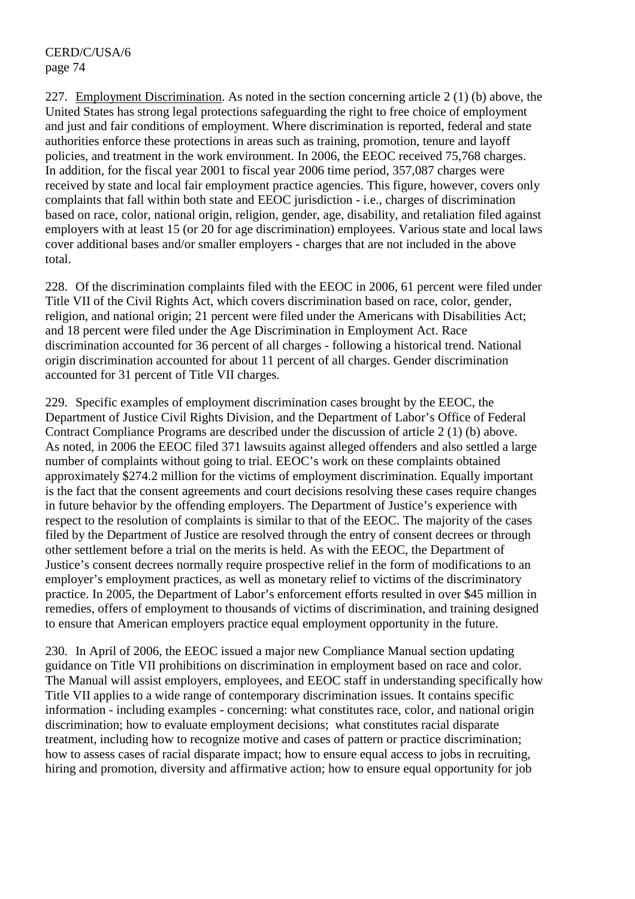227. Employment Discrimination. As noted in the section concerning article 2 (1) (b) above, the United States has strong legal protections safeguarding the right to free choice of employment and just and fair conditions of employment. Where discrimination is reported, federal and state authorities enforce these protections in areas such as training, promotion, tenure and layoff policies, and treatment in the work environment. In 2006, the EEOC received 75,768 charges. In addition, for the fiscal year 2001 to fiscal year 2006 time period, 357,087 charges were received by state and local fair employment practice agencies. This figure, however, covers only complaints that fall within both state and EEOC jurisdiction - i.e., charges of discrimination based on race, color, national origin, religion, gender, age, disability, and retaliation filed against employers with at least 15 (or 20 for age discrimination) employees. Various state and local laws cover additional bases and/or smaller employers - charges that are not included in the above total.

228. Of the discrimination complaints filed with the EEOC in 2006, 61 percent were filed under Title VII of the Civil Rights Act, which covers discrimination based on race, color, gender, religion, and national origin; 21 percent were filed under the Americans with Disabilities Act; and 18 percent were filed under the Age Discrimination in Employment Act. Race discrimination accounted for 36 percent of all charges - following a historical trend. National origin discrimination accounted for about 11 percent of all charges. Gender discrimination accounted for 31 percent of Title VII charges.

229. Specific examples of employment discrimination cases brought by the EEOC, the Department of Justice Civil Rights Division, and the Department of Labor's Office of Federal Contract Compliance Programs are described under the discussion of article 2 (1) (b) above. As noted, in 2006 the EEOC filed 371 lawsuits against alleged offenders and also settled a large number of complaints without going to trial. EEOC's work on these complaints obtained approximately $274.2 million for the victims of employment discrimination. Equally important is the fact that the consent agreements and court decisions resolving these cases require changes in future behavior by the offending employers. The Department of Justice's experience with respect to the resolution of complaints is similar to that of the EEOC. The majority of the cases filed by the Department of Justice are resolved through the entry of consent decrees or through other settlement before a trial on the merits is held. As with the EEOC, the Department of Justice's consent decrees normally require prospective relief in the form of modifications to an employer's employment practices, as well as monetary relief to victims of the discriminatory practice. In 2005, the Department of Labor's enforcement efforts resulted in over $45 million in remedies, offers of employment to thousands of victims of discrimination, and training designed to ensure that American employers practice equal employment opportunity in the future.

230. In April of 2006, the EEOC issued a major new Compliance Manual section updating guidance on Title VII prohibitions on discrimination in employment based on race and color. The Manual will assist employers, employees, and EEOC staff in understanding specifically how Title VII applies to a wide range of contemporary discrimination issues. It contains specific information - including examples - concerning: what constitutes race, color, and national origin discrimination; how to evaluate employment decisions; what constitutes racial disparate treatment, including how to recognize motive and cases of pattern or practice discrimination; how to assess cases of racial disparate impact; how to ensure equal access to jobs in recruiting, hiring and promotion, diversity and affirmative action; how to ensure equal opportunity for job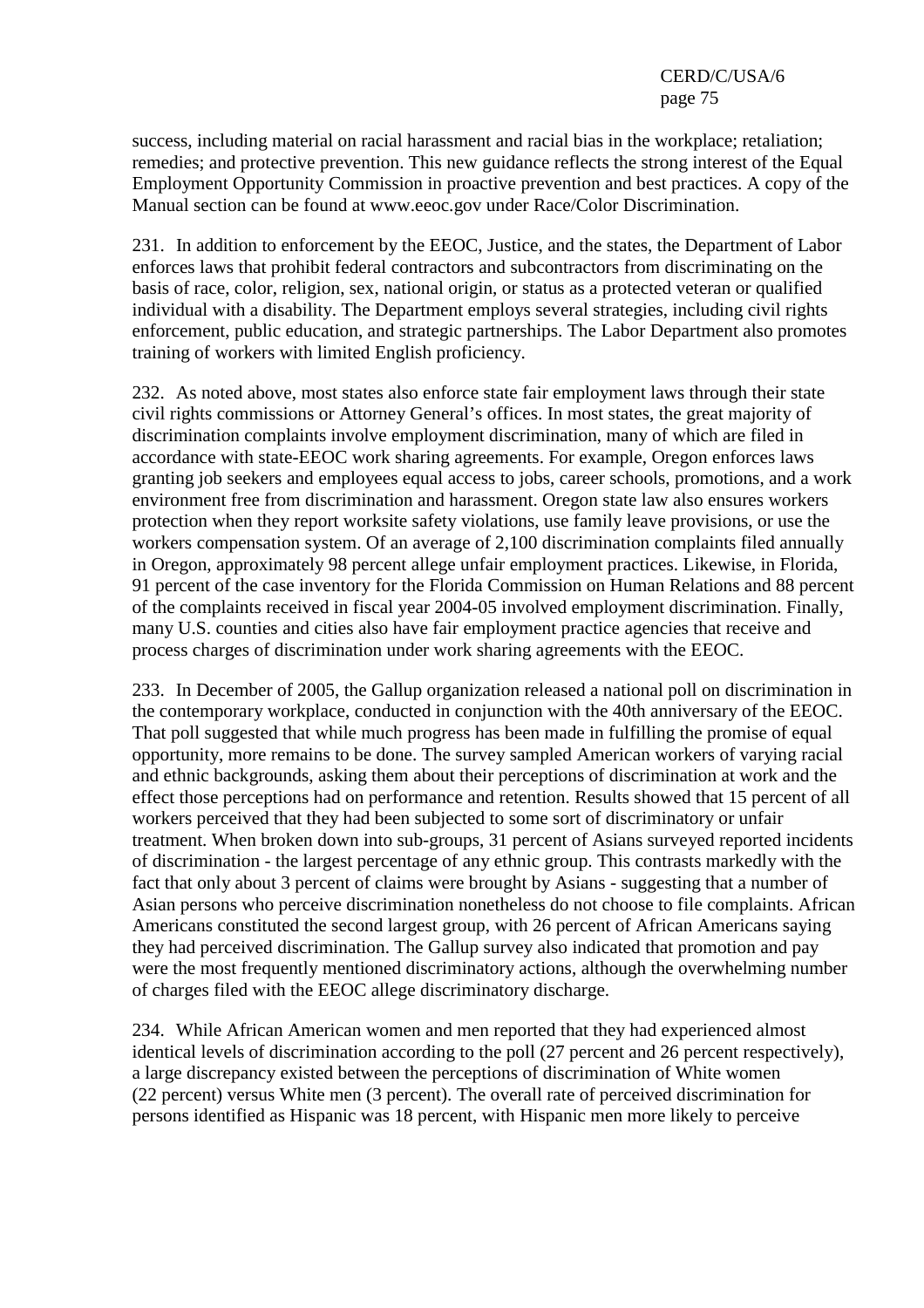success, including material on racial harassment and racial bias in the workplace; retaliation; remedies; and protective prevention. This new guidance reflects the strong interest of the Equal Employment Opportunity Commission in proactive prevention and best practices. A copy of the Manual section can be found at www.eeoc.gov under Race/Color Discrimination.

231. In addition to enforcement by the EEOC, Justice, and the states, the Department of Labor enforces laws that prohibit federal contractors and subcontractors from discriminating on the basis of race, color, religion, sex, national origin, or status as a protected veteran or qualified individual with a disability. The Department employs several strategies, including civil rights enforcement, public education, and strategic partnerships. The Labor Department also promotes training of workers with limited English proficiency.

232. As noted above, most states also enforce state fair employment laws through their state civil rights commissions or Attorney General's offices. In most states, the great majority of discrimination complaints involve employment discrimination, many of which are filed in accordance with state-EEOC work sharing agreements. For example, Oregon enforces laws granting job seekers and employees equal access to jobs, career schools, promotions, and a work environment free from discrimination and harassment. Oregon state law also ensures workers protection when they report worksite safety violations, use family leave provisions, or use the workers compensation system. Of an average of 2,100 discrimination complaints filed annually in Oregon, approximately 98 percent allege unfair employment practices. Likewise, in Florida, 91 percent of the case inventory for the Florida Commission on Human Relations and 88 percent of the complaints received in fiscal year 2004-05 involved employment discrimination. Finally, many U.S. counties and cities also have fair employment practice agencies that receive and process charges of discrimination under work sharing agreements with the EEOC.

233. In December of 2005, the Gallup organization released a national poll on discrimination in the contemporary workplace, conducted in conjunction with the 40th anniversary of the EEOC. That poll suggested that while much progress has been made in fulfilling the promise of equal opportunity, more remains to be done. The survey sampled American workers of varying racial and ethnic backgrounds, asking them about their perceptions of discrimination at work and the effect those perceptions had on performance and retention. Results showed that 15 percent of all workers perceived that they had been subjected to some sort of discriminatory or unfair treatment. When broken down into sub-groups, 31 percent of Asians surveyed reported incidents of discrimination - the largest percentage of any ethnic group. This contrasts markedly with the fact that only about 3 percent of claims were brought by Asians - suggesting that a number of Asian persons who perceive discrimination nonetheless do not choose to file complaints. African Americans constituted the second largest group, with 26 percent of African Americans saying they had perceived discrimination. The Gallup survey also indicated that promotion and pay were the most frequently mentioned discriminatory actions, although the overwhelming number of charges filed with the EEOC allege discriminatory discharge.

234. While African American women and men reported that they had experienced almost identical levels of discrimination according to the poll (27 percent and 26 percent respectively), a large discrepancy existed between the perceptions of discrimination of White women (22 percent) versus White men (3 percent). The overall rate of perceived discrimination for persons identified as Hispanic was 18 percent, with Hispanic men more likely to perceive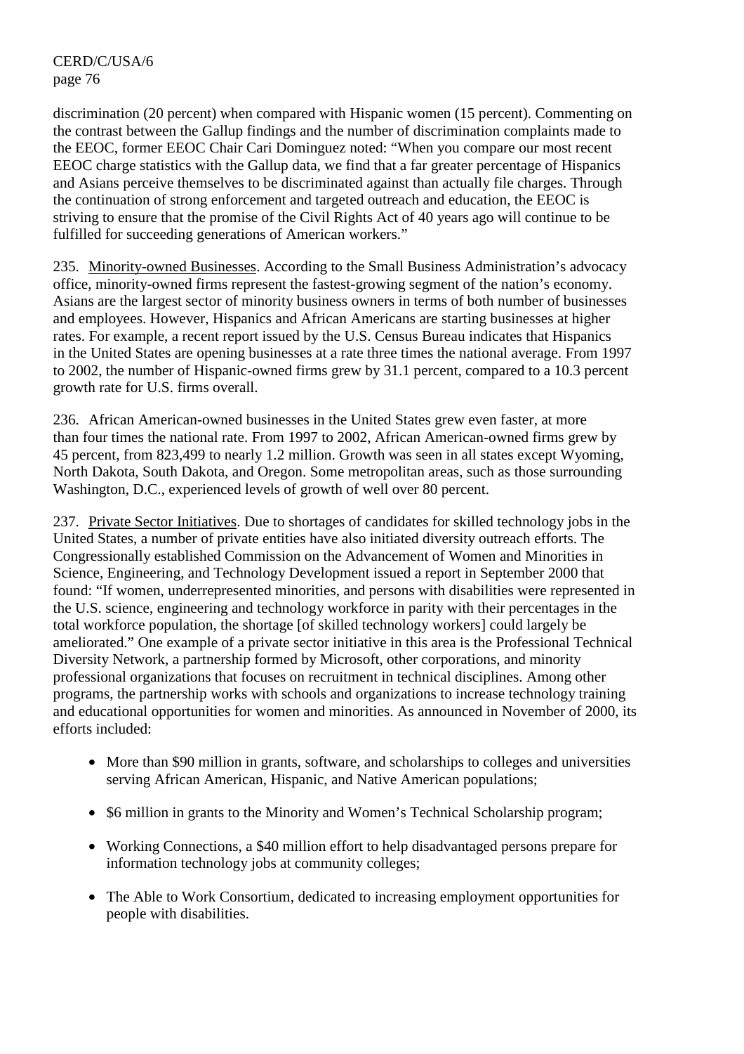discrimination (20 percent) when compared with Hispanic women (15 percent). Commenting on the contrast between the Gallup findings and the number of discrimination complaints made to the EEOC, former EEOC Chair Cari Dominguez noted: "When you compare our most recent EEOC charge statistics with the Gallup data, we find that a far greater percentage of Hispanics and Asians perceive themselves to be discriminated against than actually file charges. Through the continuation of strong enforcement and targeted outreach and education, the EEOC is striving to ensure that the promise of the Civil Rights Act of 40 years ago will continue to be fulfilled for succeeding generations of American workers."

235. Minority-owned Businesses. According to the Small Business Administration's advocacy office, minority-owned firms represent the fastest-growing segment of the nation's economy. Asians are the largest sector of minority business owners in terms of both number of businesses and employees. However, Hispanics and African Americans are starting businesses at higher rates. For example, a recent report issued by the U.S. Census Bureau indicates that Hispanics in the United States are opening businesses at a rate three times the national average. From 1997 to 2002, the number of Hispanic-owned firms grew by 31.1 percent, compared to a 10.3 percent growth rate for U.S. firms overall.

236. African American-owned businesses in the United States grew even faster, at more than four times the national rate. From 1997 to 2002, African American-owned firms grew by 45 percent, from 823,499 to nearly 1.2 million. Growth was seen in all states except Wyoming, North Dakota, South Dakota, and Oregon. Some metropolitan areas, such as those surrounding Washington, D.C., experienced levels of growth of well over 80 percent.

237. Private Sector Initiatives. Due to shortages of candidates for skilled technology jobs in the United States, a number of private entities have also initiated diversity outreach efforts. The Congressionally established Commission on the Advancement of Women and Minorities in Science, Engineering, and Technology Development issued a report in September 2000 that found: "If women, underrepresented minorities, and persons with disabilities were represented in the U.S. science, engineering and technology workforce in parity with their percentages in the total workforce population, the shortage [of skilled technology workers] could largely be ameliorated." One example of a private sector initiative in this area is the Professional Technical Diversity Network, a partnership formed by Microsoft, other corporations, and minority professional organizations that focuses on recruitment in technical disciplines. Among other programs, the partnership works with schools and organizations to increase technology training and educational opportunities for women and minorities. As announced in November of 2000, its efforts included:

- More than $90 million in grants, software, and scholarships to colleges and universities serving African American, Hispanic, and Native American populations;
- $6 million in grants to the Minority and Women's Technical Scholarship program;
- Working Connections, a $40 million effort to help disadvantaged persons prepare for information technology jobs at community colleges;
- The Able to Work Consortium, dedicated to increasing employment opportunities for people with disabilities.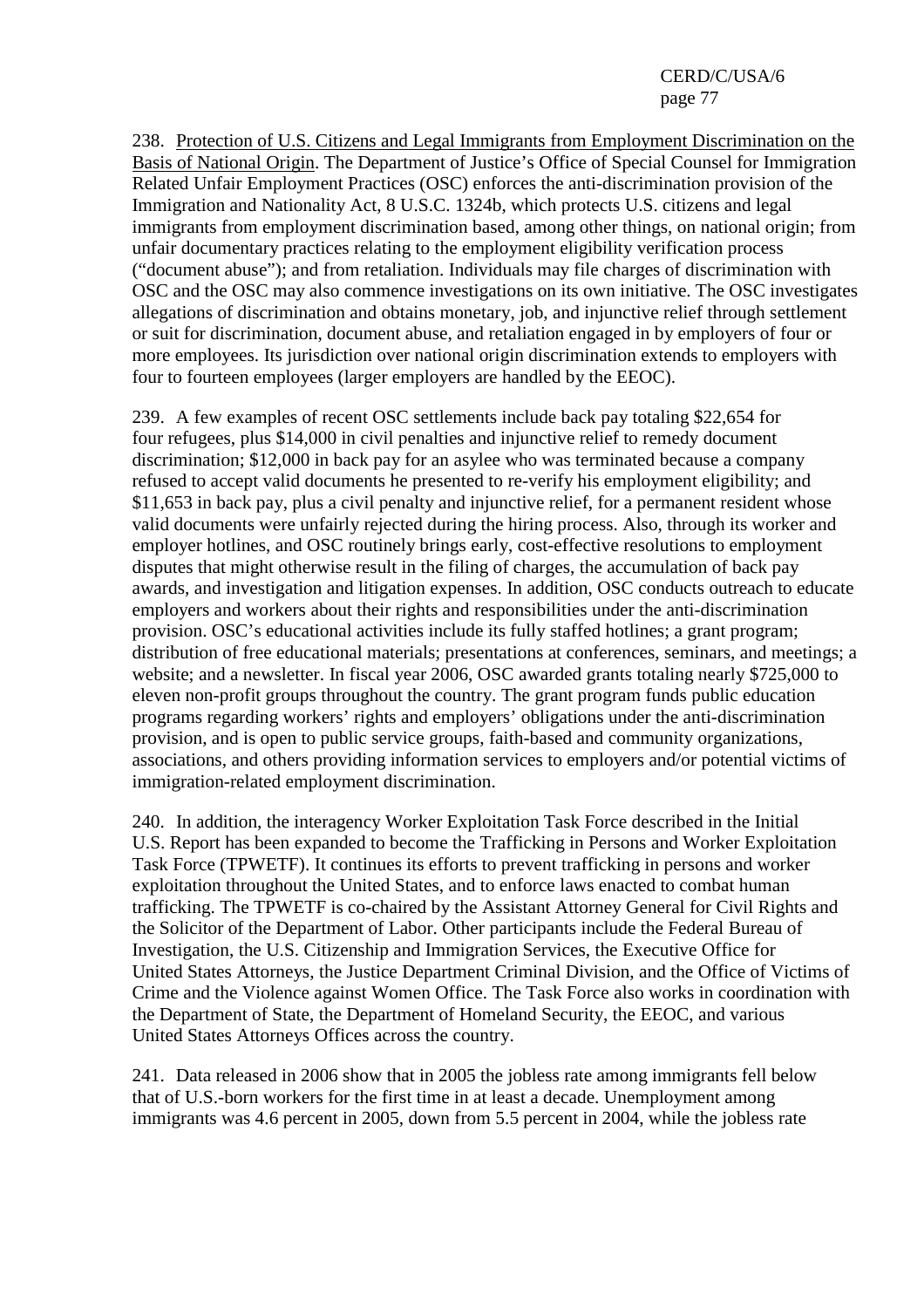238. Protection of U.S. Citizens and Legal Immigrants from Employment Discrimination on the Basis of National Origin. The Department of Justice's Office of Special Counsel for Immigration Related Unfair Employment Practices (OSC) enforces the anti-discrimination provision of the Immigration and Nationality Act, 8 U.S.C. 1324b, which protects U.S. citizens and legal immigrants from employment discrimination based, among other things, on national origin; from unfair documentary practices relating to the employment eligibility verification process ("document abuse"); and from retaliation. Individuals may file charges of discrimination with OSC and the OSC may also commence investigations on its own initiative. The OSC investigates allegations of discrimination and obtains monetary, job, and injunctive relief through settlement or suit for discrimination, document abuse, and retaliation engaged in by employers of four or more employees. Its jurisdiction over national origin discrimination extends to employers with four to fourteen employees (larger employers are handled by the EEOC).

239. A few examples of recent OSC settlements include back pay totaling $22,654 for four refugees, plus $14,000 in civil penalties and injunctive relief to remedy document discrimination; $12,000 in back pay for an asylee who was terminated because a company refused to accept valid documents he presented to re-verify his employment eligibility; and $11,653 in back pay, plus a civil penalty and injunctive relief, for a permanent resident whose valid documents were unfairly rejected during the hiring process. Also, through its worker and employer hotlines, and OSC routinely brings early, cost-effective resolutions to employment disputes that might otherwise result in the filing of charges, the accumulation of back pay awards, and investigation and litigation expenses. In addition, OSC conducts outreach to educate employers and workers about their rights and responsibilities under the anti-discrimination provision. OSC's educational activities include its fully staffed hotlines; a grant program; distribution of free educational materials; presentations at conferences, seminars, and meetings; a website; and a newsletter. In fiscal year 2006, OSC awarded grants totaling nearly $725,000 to eleven non-profit groups throughout the country. The grant program funds public education programs regarding workers' rights and employers' obligations under the anti-discrimination provision, and is open to public service groups, faith-based and community organizations, associations, and others providing information services to employers and/or potential victims of immigration-related employment discrimination.

240. In addition, the interagency Worker Exploitation Task Force described in the Initial U.S. Report has been expanded to become the Trafficking in Persons and Worker Exploitation Task Force (TPWETF). It continues its efforts to prevent trafficking in persons and worker exploitation throughout the United States, and to enforce laws enacted to combat human trafficking. The TPWETF is co-chaired by the Assistant Attorney General for Civil Rights and the Solicitor of the Department of Labor. Other participants include the Federal Bureau of Investigation, the U.S. Citizenship and Immigration Services, the Executive Office for United States Attorneys, the Justice Department Criminal Division, and the Office of Victims of Crime and the Violence against Women Office. The Task Force also works in coordination with the Department of State, the Department of Homeland Security, the EEOC, and various United States Attorneys Offices across the country.

241. Data released in 2006 show that in 2005 the jobless rate among immigrants fell below that of U.S.-born workers for the first time in at least a decade. Unemployment among immigrants was 4.6 percent in 2005, down from 5.5 percent in 2004, while the jobless rate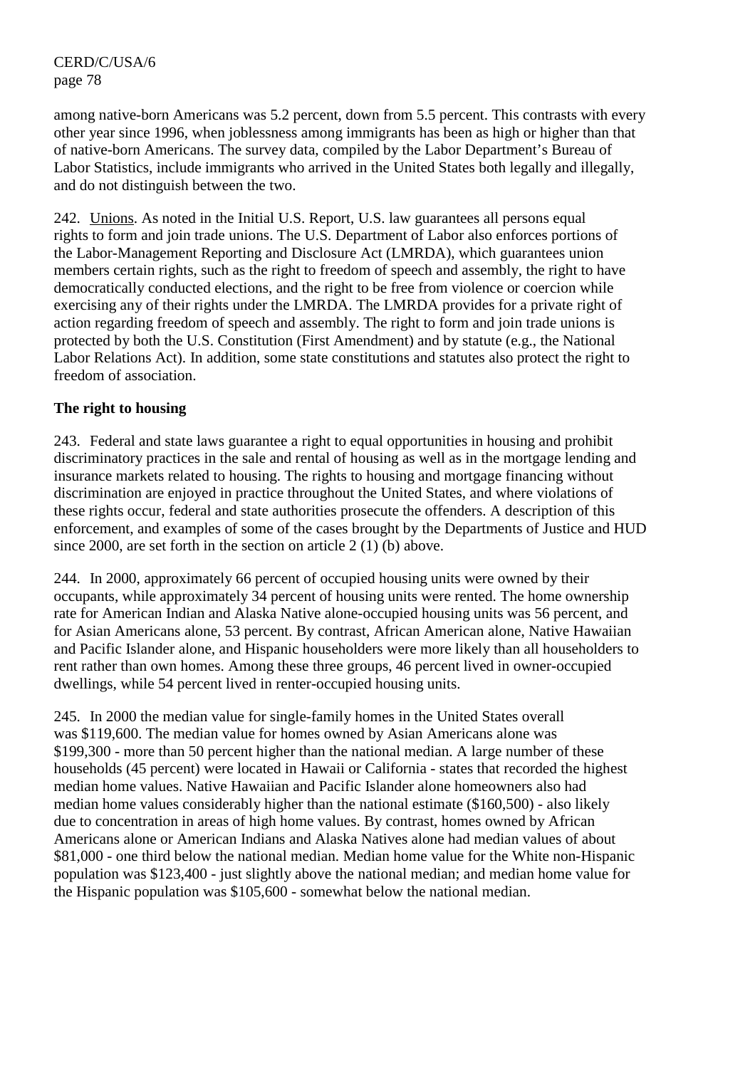among native-born Americans was 5.2 percent, down from 5.5 percent. This contrasts with every other year since 1996, when joblessness among immigrants has been as high or higher than that of native-born Americans. The survey data, compiled by the Labor Department's Bureau of Labor Statistics, include immigrants who arrived in the United States both legally and illegally, and do not distinguish between the two.

242. Unions. As noted in the Initial U.S. Report, U.S. law guarantees all persons equal rights to form and join trade unions. The U.S. Department of Labor also enforces portions of the Labor-Management Reporting and Disclosure Act (LMRDA), which guarantees union members certain rights, such as the right to freedom of speech and assembly, the right to have democratically conducted elections, and the right to be free from violence or coercion while exercising any of their rights under the LMRDA. The LMRDA provides for a private right of action regarding freedom of speech and assembly. The right to form and join trade unions is protected by both the U.S. Constitution (First Amendment) and by statute (e.g., the National Labor Relations Act). In addition, some state constitutions and statutes also protect the right to freedom of association.

**The right to housing**

243. Federal and state laws guarantee a right to equal opportunities in housing and prohibit discriminatory practices in the sale and rental of housing as well as in the mortgage lending and insurance markets related to housing. The rights to housing and mortgage financing without discrimination are enjoyed in practice throughout the United States, and where violations of these rights occur, federal and state authorities prosecute the offenders. A description of this enforcement, and examples of some of the cases brought by the Departments of Justice and HUD since 2000, are set forth in the section on article 2 (1) (b) above.

244. In 2000, approximately 66 percent of occupied housing units were owned by their occupants, while approximately 34 percent of housing units were rented. The home ownership rate for American Indian and Alaska Native alone-occupied housing units was 56 percent, and for Asian Americans alone, 53 percent. By contrast, African American alone, Native Hawaiian and Pacific Islander alone, and Hispanic householders were more likely than all householders to rent rather than own homes. Among these three groups, 46 percent lived in owner-occupied dwellings, while 54 percent lived in renter-occupied housing units.

245. In 2000 the median value for single-family homes in the United States overall was $119,600. The median value for homes owned by Asian Americans alone was $199,300 - more than 50 percent higher than the national median. A large number of these households (45 percent) were located in Hawaii or California - states that recorded the highest median home values. Native Hawaiian and Pacific Islander alone homeowners also had median home values considerably higher than the national estimate ($160,500) - also likely due to concentration in areas of high home values. By contrast, homes owned by African Americans alone or American Indians and Alaska Natives alone had median values of about $81,000 - one third below the national median. Median home value for the White non-Hispanic population was $123,400 - just slightly above the national median; and median home value for the Hispanic population was $105,600 - somewhat below the national median.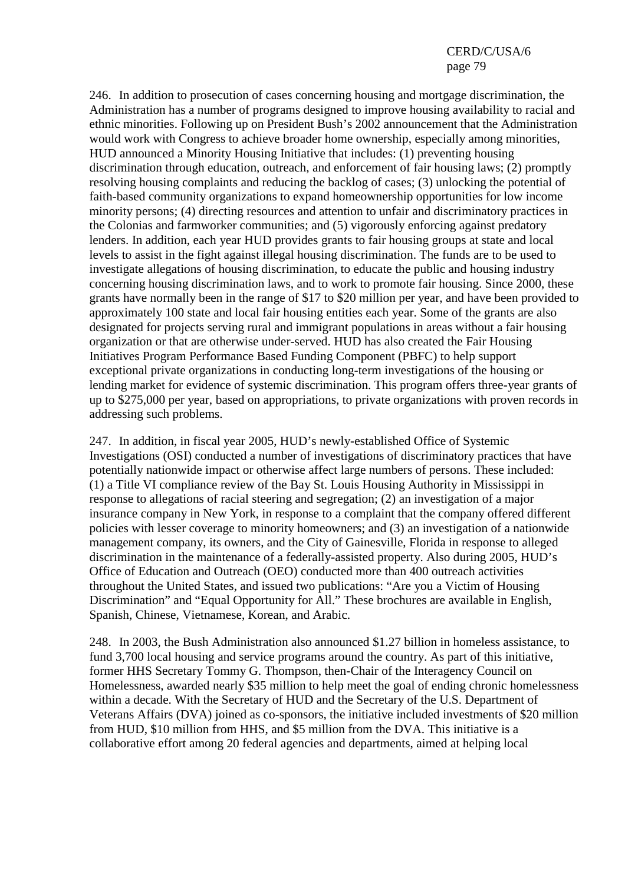246. In addition to prosecution of cases concerning housing and mortgage discrimination, the Administration has a number of programs designed to improve housing availability to racial and ethnic minorities. Following up on President Bush's 2002 announcement that the Administration would work with Congress to achieve broader home ownership, especially among minorities, HUD announced a Minority Housing Initiative that includes: (1) preventing housing discrimination through education, outreach, and enforcement of fair housing laws; (2) promptly resolving housing complaints and reducing the backlog of cases; (3) unlocking the potential of faith-based community organizations to expand homeownership opportunities for low income minority persons; (4) directing resources and attention to unfair and discriminatory practices in the Colonias and farmworker communities; and (5) vigorously enforcing against predatory lenders. In addition, each year HUD provides grants to fair housing groups at state and local levels to assist in the fight against illegal housing discrimination. The funds are to be used to investigate allegations of housing discrimination, to educate the public and housing industry concerning housing discrimination laws, and to work to promote fair housing. Since 2000, these grants have normally been in the range of $17 to $20 million per year, and have been provided to approximately 100 state and local fair housing entities each year. Some of the grants are also designated for projects serving rural and immigrant populations in areas without a fair housing organization or that are otherwise under-served. HUD has also created the Fair Housing Initiatives Program Performance Based Funding Component (PBFC) to help support exceptional private organizations in conducting long-term investigations of the housing or lending market for evidence of systemic discrimination. This program offers three-year grants of up to $275,000 per year, based on appropriations, to private organizations with proven records in addressing such problems.

247. In addition, in fiscal year 2005, HUD's newly-established Office of Systemic Investigations (OSI) conducted a number of investigations of discriminatory practices that have potentially nationwide impact or otherwise affect large numbers of persons. These included: (1) a Title VI compliance review of the Bay St. Louis Housing Authority in Mississippi in response to allegations of racial steering and segregation; (2) an investigation of a major insurance company in New York, in response to a complaint that the company offered different policies with lesser coverage to minority homeowners; and (3) an investigation of a nationwide management company, its owners, and the City of Gainesville, Florida in response to alleged discrimination in the maintenance of a federally-assisted property. Also during 2005, HUD's Office of Education and Outreach (OEO) conducted more than 400 outreach activities throughout the United States, and issued two publications: "Are you a Victim of Housing Discrimination" and "Equal Opportunity for All." These brochures are available in English, Spanish, Chinese, Vietnamese, Korean, and Arabic.

248. In 2003, the Bush Administration also announced $1.27 billion in homeless assistance, to fund 3,700 local housing and service programs around the country. As part of this initiative, former HHS Secretary Tommy G. Thompson, then-Chair of the Interagency Council on Homelessness, awarded nearly $35 million to help meet the goal of ending chronic homelessness within a decade. With the Secretary of HUD and the Secretary of the U.S. Department of Veterans Affairs (DVA) joined as co-sponsors, the initiative included investments of $20 million from HUD, $10 million from HHS, and $5 million from the DVA. This initiative is a collaborative effort among 20 federal agencies and departments, aimed at helping local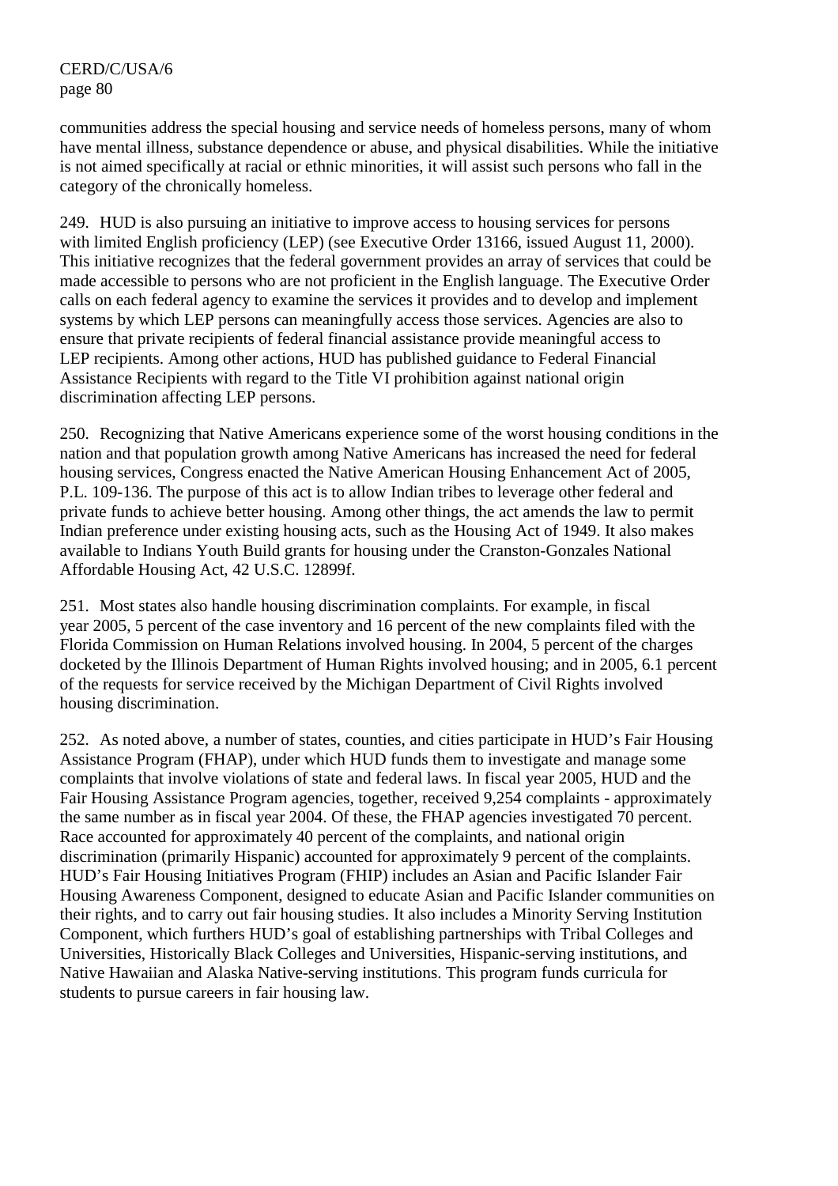communities address the special housing and service needs of homeless persons, many of whom have mental illness, substance dependence or abuse, and physical disabilities. While the initiative is not aimed specifically at racial or ethnic minorities, it will assist such persons who fall in the category of the chronically homeless.

249. HUD is also pursuing an initiative to improve access to housing services for persons with limited English proficiency (LEP) (see Executive Order 13166, issued August 11, 2000). This initiative recognizes that the federal government provides an array of services that could be made accessible to persons who are not proficient in the English language. The Executive Order calls on each federal agency to examine the services it provides and to develop and implement systems by which LEP persons can meaningfully access those services. Agencies are also to ensure that private recipients of federal financial assistance provide meaningful access to LEP recipients. Among other actions, HUD has published guidance to Federal Financial Assistance Recipients with regard to the Title VI prohibition against national origin discrimination affecting LEP persons.

250. Recognizing that Native Americans experience some of the worst housing conditions in the nation and that population growth among Native Americans has increased the need for federal housing services, Congress enacted the Native American Housing Enhancement Act of 2005, P.L. 109-136. The purpose of this act is to allow Indian tribes to leverage other federal and private funds to achieve better housing. Among other things, the act amends the law to permit Indian preference under existing housing acts, such as the Housing Act of 1949. It also makes available to Indians Youth Build grants for housing under the Cranston-Gonzales National Affordable Housing Act, 42 U.S.C. 12899f.

251. Most states also handle housing discrimination complaints. For example, in fiscal year 2005, 5 percent of the case inventory and 16 percent of the new complaints filed with the Florida Commission on Human Relations involved housing. In 2004, 5 percent of the charges docketed by the Illinois Department of Human Rights involved housing; and in 2005, 6.1 percent of the requests for service received by the Michigan Department of Civil Rights involved housing discrimination.

252. As noted above, a number of states, counties, and cities participate in HUD's Fair Housing Assistance Program (FHAP), under which HUD funds them to investigate and manage some complaints that involve violations of state and federal laws. In fiscal year 2005, HUD and the Fair Housing Assistance Program agencies, together, received 9,254 complaints - approximately the same number as in fiscal year 2004. Of these, the FHAP agencies investigated 70 percent. Race accounted for approximately 40 percent of the complaints, and national origin discrimination (primarily Hispanic) accounted for approximately 9 percent of the complaints. HUD's Fair Housing Initiatives Program (FHIP) includes an Asian and Pacific Islander Fair Housing Awareness Component, designed to educate Asian and Pacific Islander communities on their rights, and to carry out fair housing studies. It also includes a Minority Serving Institution Component, which furthers HUD's goal of establishing partnerships with Tribal Colleges and Universities, Historically Black Colleges and Universities, Hispanic-serving institutions, and Native Hawaiian and Alaska Native-serving institutions. This program funds curricula for students to pursue careers in fair housing law.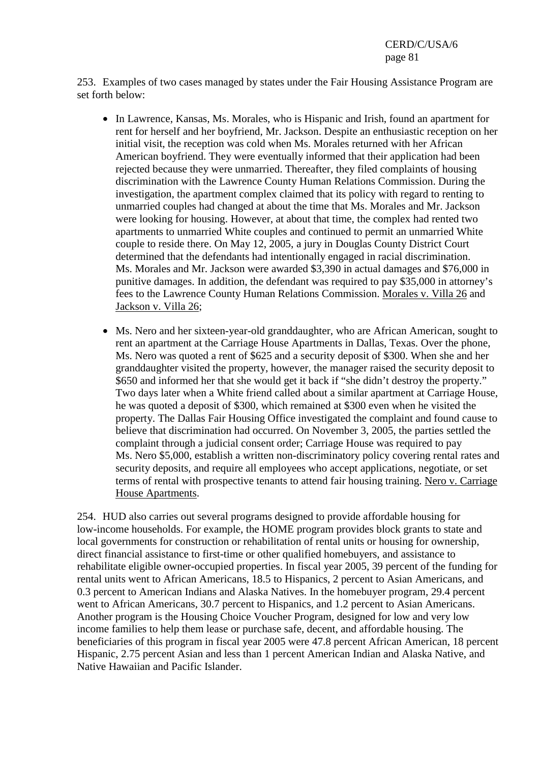253. Examples of two cases managed by states under the Fair Housing Assistance Program are set forth below:

- In Lawrence, Kansas, Ms. Morales, who is Hispanic and Irish, found an apartment for rent for herself and her boyfriend, Mr. Jackson. Despite an enthusiastic reception on her initial visit, the reception was cold when Ms. Morales returned with her African American boyfriend. They were eventually informed that their application had been rejected because they were unmarried. Thereafter, they filed complaints of housing discrimination with the Lawrence County Human Relations Commission. During the investigation, the apartment complex claimed that its policy with regard to renting to unmarried couples had changed at about the time that Ms. Morales and Mr. Jackson were looking for housing. However, at about that time, the complex had rented two apartments to unmarried White couples and continued to permit an unmarried White couple to reside there. On May 12, 2005, a jury in Douglas County District Court determined that the defendants had intentionally engaged in racial discrimination. Ms. Morales and Mr. Jackson were awarded $3,390 in actual damages and $76,000 in punitive damages. In addition, the defendant was required to pay $35,000 in attorney's fees to the Lawrence County Human Relations Commission. Morales v. Villa 26 and Jackson v. Villa 26;

- Ms. Nero and her sixteen-year-old granddaughter, who are African American, sought to rent an apartment at the Carriage House Apartments in Dallas, Texas. Over the phone, Ms. Nero was quoted a rent of $625 and a security deposit of $300. When she and her granddaughter visited the property, however, the manager raised the security deposit to $650 and informed her that she would get it back if "she didn't destroy the property." Two days later when a White friend called about a similar apartment at Carriage House, he was quoted a deposit of $300, which remained at $300 even when he visited the property. The Dallas Fair Housing Office investigated the complaint and found cause to believe that discrimination had occurred. On November 3, 2005, the parties settled the complaint through a judicial consent order; Carriage House was required to pay Ms. Nero $5,000, establish a written non-discriminatory policy covering rental rates and security deposits, and require all employees who accept applications, negotiate, or set terms of rental with prospective tenants to attend fair housing training. Nero v. Carriage House Apartments.

254. HUD also carries out several programs designed to provide affordable housing for low-income households. For example, the HOME program provides block grants to state and local governments for construction or rehabilitation of rental units or housing for ownership, direct financial assistance to first-time or other qualified homebuyers, and assistance to rehabilitate eligible owner-occupied properties. In fiscal year 2005, 39 percent of the funding for rental units went to African Americans, 18.5 to Hispanics, 2 percent to Asian Americans, and 0.3 percent to American Indians and Alaska Natives. In the homebuyer program, 29.4 percent went to African Americans, 30.7 percent to Hispanics, and 1.2 percent to Asian Americans. Another program is the Housing Choice Voucher Program, designed for low and very low income families to help them lease or purchase safe, decent, and affordable housing. The beneficiaries of this program in fiscal year 2005 were 47.8 percent African American, 18 percent Hispanic, 2.75 percent Asian and less than 1 percent American Indian and Alaska Native, and Native Hawaiian and Pacific Islander.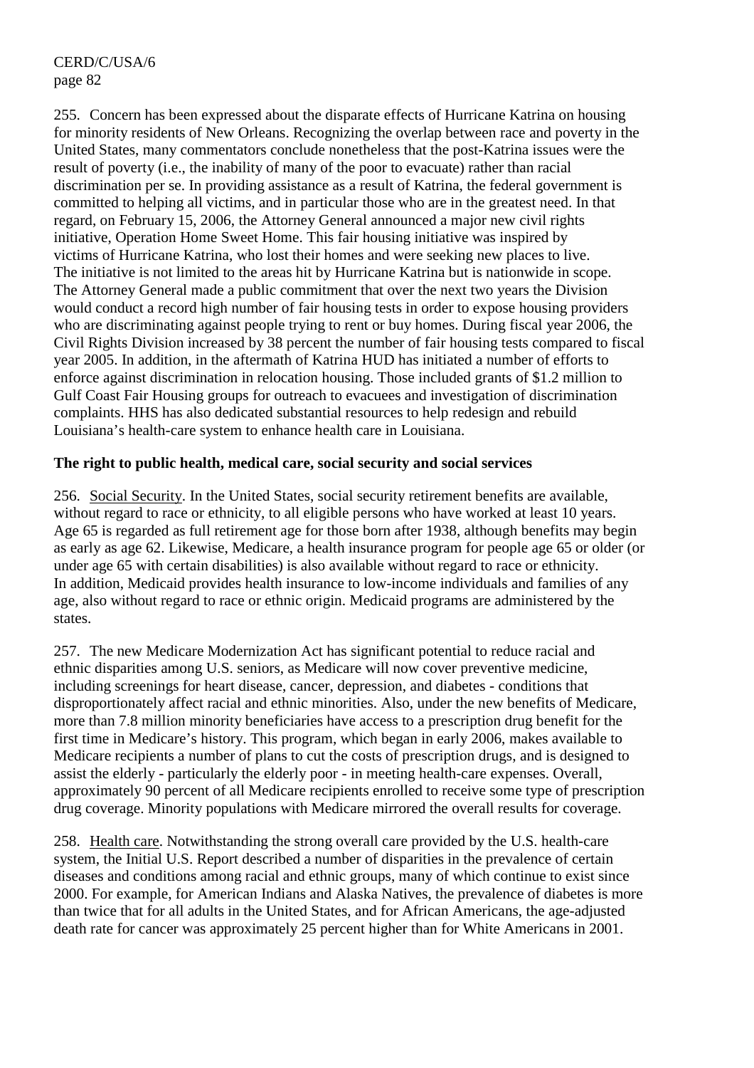255. Concern has been expressed about the disparate effects of Hurricane Katrina on housing for minority residents of New Orleans. Recognizing the overlap between race and poverty in the United States, many commentators conclude nonetheless that the post-Katrina issues were the result of poverty (i.e., the inability of many of the poor to evacuate) rather than racial discrimination per se. In providing assistance as a result of Katrina, the federal government is committed to helping all victims, and in particular those who are in the greatest need. In that regard, on February 15, 2006, the Attorney General announced a major new civil rights initiative, Operation Home Sweet Home. This fair housing initiative was inspired by victims of Hurricane Katrina, who lost their homes and were seeking new places to live. The initiative is not limited to the areas hit by Hurricane Katrina but is nationwide in scope. The Attorney General made a public commitment that over the next two years the Division would conduct a record high number of fair housing tests in order to expose housing providers who are discriminating against people trying to rent or buy homes. During fiscal year 2006, the Civil Rights Division increased by 38 percent the number of fair housing tests compared to fiscal year 2005. In addition, in the aftermath of Katrina HUD has initiated a number of efforts to enforce against discrimination in relocation housing. Those included grants of $1.2 million to Gulf Coast Fair Housing groups for outreach to evacuees and investigation of discrimination complaints. HHS has also dedicated substantial resources to help redesign and rebuild Louisiana's health-care system to enhance health care in Louisiana.

**The right to public health, medical care, social security and social services**

256. Social Security. In the United States, social security retirement benefits are available, without regard to race or ethnicity, to all eligible persons who have worked at least 10 years. Age 65 is regarded as full retirement age for those born after 1938, although benefits may begin as early as age 62. Likewise, Medicare, a health insurance program for people age 65 or older (or under age 65 with certain disabilities) is also available without regard to race or ethnicity. In addition, Medicaid provides health insurance to low-income individuals and families of any age, also without regard to race or ethnic origin. Medicaid programs are administered by the states.

257. The new Medicare Modernization Act has significant potential to reduce racial and ethnic disparities among U.S. seniors, as Medicare will now cover preventive medicine, including screenings for heart disease, cancer, depression, and diabetes - conditions that disproportionately affect racial and ethnic minorities. Also, under the new benefits of Medicare, more than 7.8 million minority beneficiaries have access to a prescription drug benefit for the first time in Medicare's history. This program, which began in early 2006, makes available to Medicare recipients a number of plans to cut the costs of prescription drugs, and is designed to assist the elderly - particularly the elderly poor - in meeting health-care expenses. Overall, approximately 90 percent of all Medicare recipients enrolled to receive some type of prescription drug coverage. Minority populations with Medicare mirrored the overall results for coverage.

258. Health care. Notwithstanding the strong overall care provided by the U.S. health-care system, the Initial U.S. Report described a number of disparities in the prevalence of certain diseases and conditions among racial and ethnic groups, many of which continue to exist since 2000. For example, for American Indians and Alaska Natives, the prevalence of diabetes is more than twice that for all adults in the United States, and for African Americans, the age-adjusted death rate for cancer was approximately 25 percent higher than for White Americans in 2001.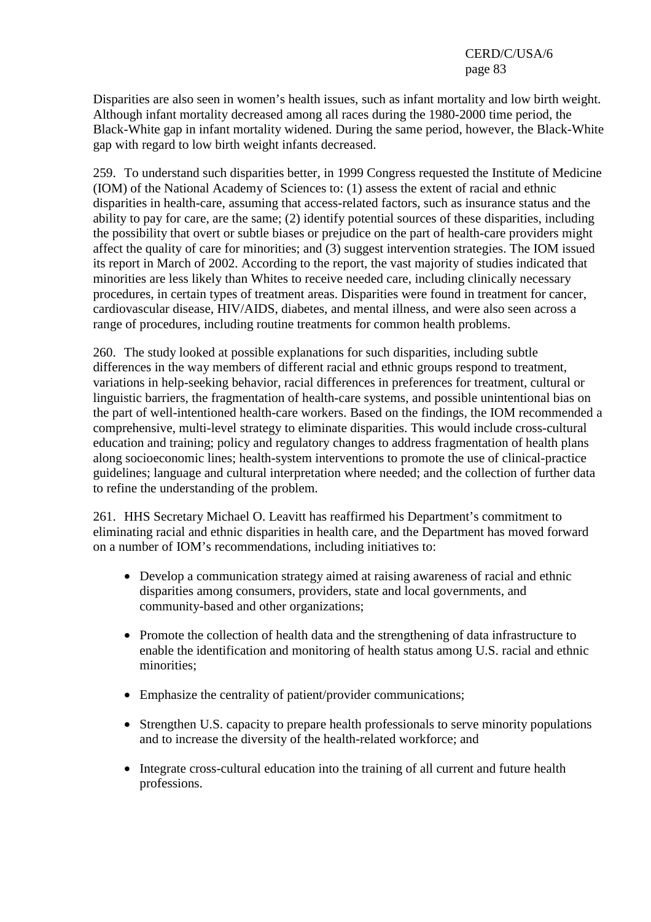Disparities are also seen in women’s health issues, such as infant mortality and low birth weight. Although infant mortality decreased among all races during the 1980-2000 time period, the Black-White gap in infant mortality widened. During the same period, however, the Black-White gap with regard to low birth weight infants decreased.

259. To understand such disparities better, in 1999 Congress requested the Institute of Medicine (IOM) of the National Academy of Sciences to: (1) assess the extent of racial and ethnic disparities in health-care, assuming that access-related factors, such as insurance status and the ability to pay for care, are the same; (2) identify potential sources of these disparities, including the possibility that overt or subtle biases or prejudice on the part of health-care providers might affect the quality of care for minorities; and (3) suggest intervention strategies. The IOM issued its report in March of 2002. According to the report, the vast majority of studies indicated that minorities are less likely than Whites to receive needed care, including clinically necessary procedures, in certain types of treatment areas. Disparities were found in treatment for cancer, cardiovascular disease, HIV/AIDS, diabetes, and mental illness, and were also seen across a range of procedures, including routine treatments for common health problems.

260. The study looked at possible explanations for such disparities, including subtle differences in the way members of different racial and ethnic groups respond to treatment, variations in help-seeking behavior, racial differences in preferences for treatment, cultural or linguistic barriers, the fragmentation of health-care systems, and possible unintentional bias on the part of well-intentioned health-care workers. Based on the findings, the IOM recommended a comprehensive, multi-level strategy to eliminate disparities. This would include cross-cultural education and training; policy and regulatory changes to address fragmentation of health plans along socioeconomic lines; health-system interventions to promote the use of clinical-practice guidelines; language and cultural interpretation where needed; and the collection of further data to refine the understanding of the problem.

261. HHS Secretary Michael O. Leavitt has reaffirmed his Department’s commitment to eliminating racial and ethnic disparities in health care, and the Department has moved forward on a number of IOM’s recommendations, including initiatives to:

- Develop a communication strategy aimed at raising awareness of racial and ethnic disparities among consumers, providers, state and local governments, and community-based and other organizations;
- Promote the collection of health data and the strengthening of data infrastructure to enable the identification and monitoring of health status among U.S. racial and ethnic minorities;
- Emphasize the centrality of patient/provider communications;
- Strengthen U.S. capacity to prepare health professionals to serve minority populations and to increase the diversity of the health-related workforce; and
- Integrate cross-cultural education into the training of all current and future health professions.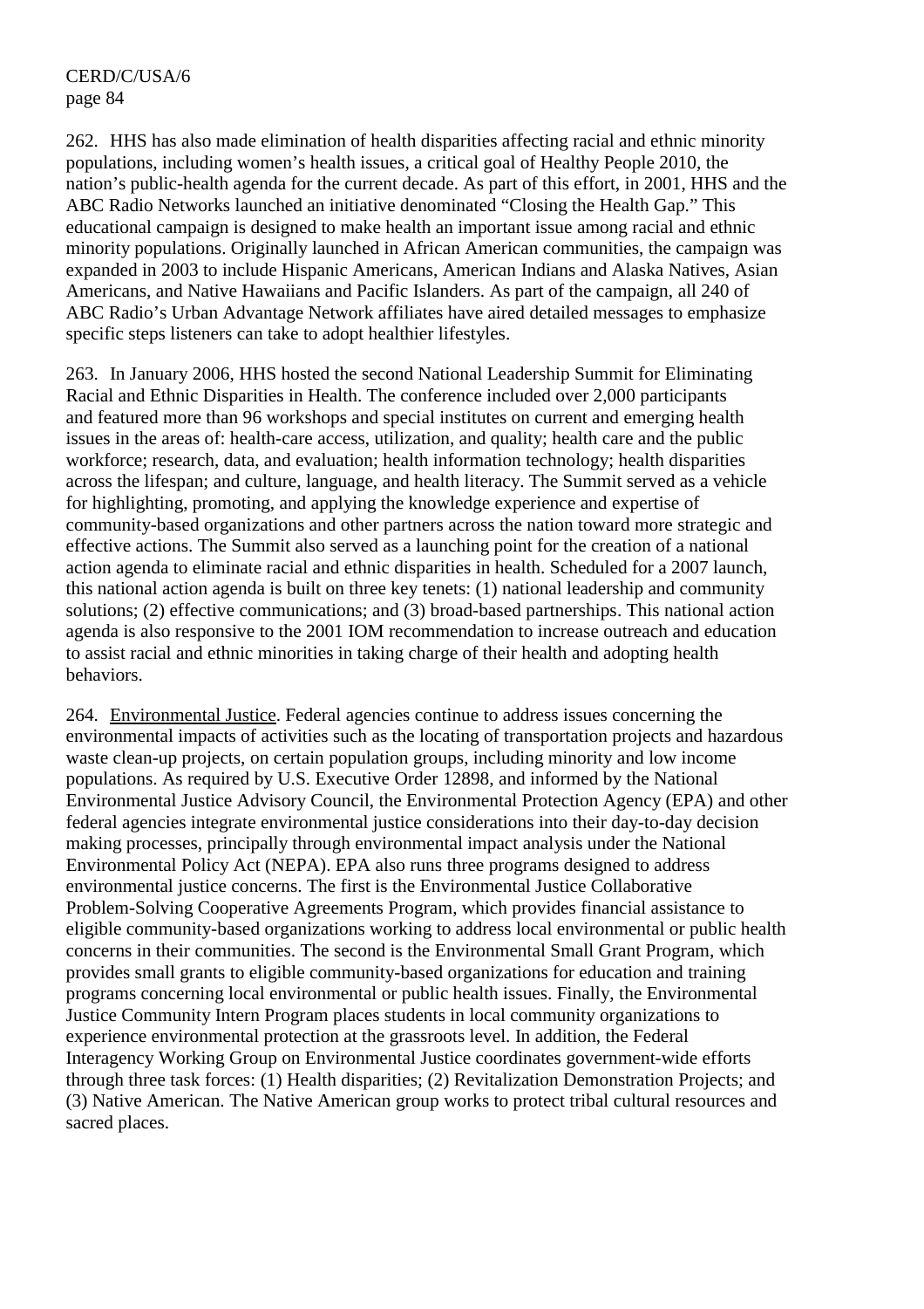262. HHS has also made elimination of health disparities affecting racial and ethnic minority populations, including women's health issues, a critical goal of Healthy People 2010, the nation's public-health agenda for the current decade. As part of this effort, in 2001, HHS and the ABC Radio Networks launched an initiative denominated "Closing the Health Gap." This educational campaign is designed to make health an important issue among racial and ethnic minority populations. Originally launched in African American communities, the campaign was expanded in 2003 to include Hispanic Americans, American Indians and Alaska Natives, Asian Americans, and Native Hawaiians and Pacific Islanders. As part of the campaign, all 240 of ABC Radio's Urban Advantage Network affiliates have aired detailed messages to emphasize specific steps listeners can take to adopt healthier lifestyles.

263. In January 2006, HHS hosted the second National Leadership Summit for Eliminating Racial and Ethnic Disparities in Health. The conference included over 2,000 participants and featured more than 96 workshops and special institutes on current and emerging health issues in the areas of: health-care access, utilization, and quality; health care and the public workforce; research, data, and evaluation; health information technology; health disparities across the lifespan; and culture, language, and health literacy. The Summit served as a vehicle for highlighting, promoting, and applying the knowledge experience and expertise of community-based organizations and other partners across the nation toward more strategic and effective actions. The Summit also served as a launching point for the creation of a national action agenda to eliminate racial and ethnic disparities in health. Scheduled for a 2007 launch, this national action agenda is built on three key tenets: (1) national leadership and community solutions; (2) effective communications; and (3) broad-based partnerships. This national action agenda is also responsive to the 2001 IOM recommendation to increase outreach and education to assist racial and ethnic minorities in taking charge of their health and adopting health behaviors.

264. Environmental Justice. Federal agencies continue to address issues concerning the environmental impacts of activities such as the locating of transportation projects and hazardous waste clean-up projects, on certain population groups, including minority and low income populations. As required by U.S. Executive Order 12898, and informed by the National Environmental Justice Advisory Council, the Environmental Protection Agency (EPA) and other federal agencies integrate environmental justice considerations into their day-to-day decision making processes, principally through environmental impact analysis under the National Environmental Policy Act (NEPA). EPA also runs three programs designed to address environmental justice concerns. The first is the Environmental Justice Collaborative Problem-Solving Cooperative Agreements Program, which provides financial assistance to eligible community-based organizations working to address local environmental or public health concerns in their communities. The second is the Environmental Small Grant Program, which provides small grants to eligible community-based organizations for education and training programs concerning local environmental or public health issues. Finally, the Environmental Justice Community Intern Program places students in local community organizations to experience environmental protection at the grassroots level. In addition, the Federal Interagency Working Group on Environmental Justice coordinates government-wide efforts through three task forces: (1) Health disparities; (2) Revitalization Demonstration Projects; and (3) Native American. The Native American group works to protect tribal cultural resources and sacred places.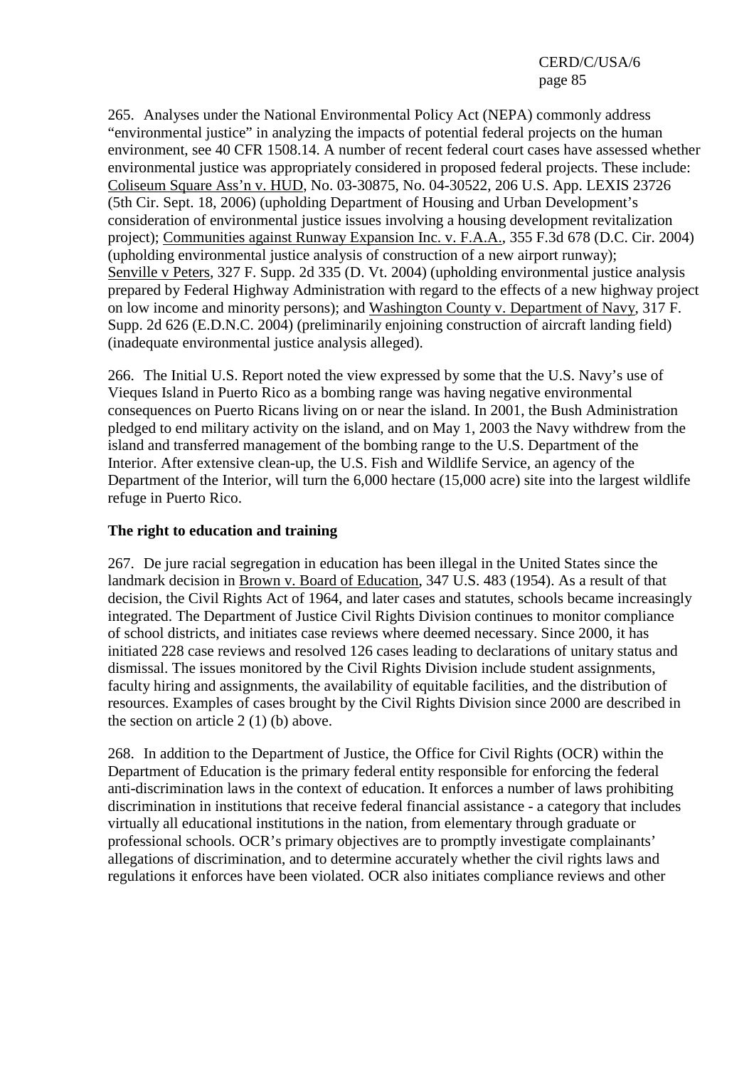265. Analyses under the National Environmental Policy Act (NEPA) commonly address "environmental justice" in analyzing the impacts of potential federal projects on the human environment, see 40 CFR 1508.14. A number of recent federal court cases have assessed whether environmental justice was appropriately considered in proposed federal projects. These include: Coliseum Square Ass'n v. HUD, No. 03-30875, No. 04-30522, 206 U.S. App. LEXIS 23726 (5th Cir. Sept. 18, 2006) (upholding Department of Housing and Urban Development's consideration of environmental justice issues involving a housing development revitalization project); Communities against Runway Expansion Inc. v. F.A.A., 355 F.3d 678 (D.C. Cir. 2004) (upholding environmental justice analysis of construction of a new airport runway); Senville v Peters, 327 F. Supp. 2d 335 (D. Vt. 2004) (upholding environmental justice analysis prepared by Federal Highway Administration with regard to the effects of a new highway project on low income and minority persons); and Washington County v. Department of Navy, 317 F. Supp. 2d 626 (E.D.N.C. 2004) (preliminarily enjoining construction of aircraft landing field) (inadequate environmental justice analysis alleged).

266. The Initial U.S. Report noted the view expressed by some that the U.S. Navy's use of Vieques Island in Puerto Rico as a bombing range was having negative environmental consequences on Puerto Ricans living on or near the island. In 2001, the Bush Administration pledged to end military activity on the island, and on May 1, 2003 the Navy withdrew from the island and transferred management of the bombing range to the U.S. Department of the Interior. After extensive clean-up, the U.S. Fish and Wildlife Service, an agency of the Department of the Interior, will turn the 6,000 hectare (15,000 acre) site into the largest wildlife refuge in Puerto Rico.

**The right to education and training**

267. De jure racial segregation in education has been illegal in the United States since the landmark decision in Brown v. Board of Education, 347 U.S. 483 (1954). As a result of that decision, the Civil Rights Act of 1964, and later cases and statutes, schools became increasingly integrated. The Department of Justice Civil Rights Division continues to monitor compliance of school districts, and initiates case reviews where deemed necessary. Since 2000, it has initiated 228 case reviews and resolved 126 cases leading to declarations of unitary status and dismissal. The issues monitored by the Civil Rights Division include student assignments, faculty hiring and assignments, the availability of equitable facilities, and the distribution of resources. Examples of cases brought by the Civil Rights Division since 2000 are described in the section on article 2 (1) (b) above.

268. In addition to the Department of Justice, the Office for Civil Rights (OCR) within the Department of Education is the primary federal entity responsible for enforcing the federal anti-discrimination laws in the context of education. It enforces a number of laws prohibiting discrimination in institutions that receive federal financial assistance - a category that includes virtually all educational institutions in the nation, from elementary through graduate or professional schools. OCR's primary objectives are to promptly investigate complainants' allegations of discrimination, and to determine accurately whether the civil rights laws and regulations it enforces have been violated. OCR also initiates compliance reviews and other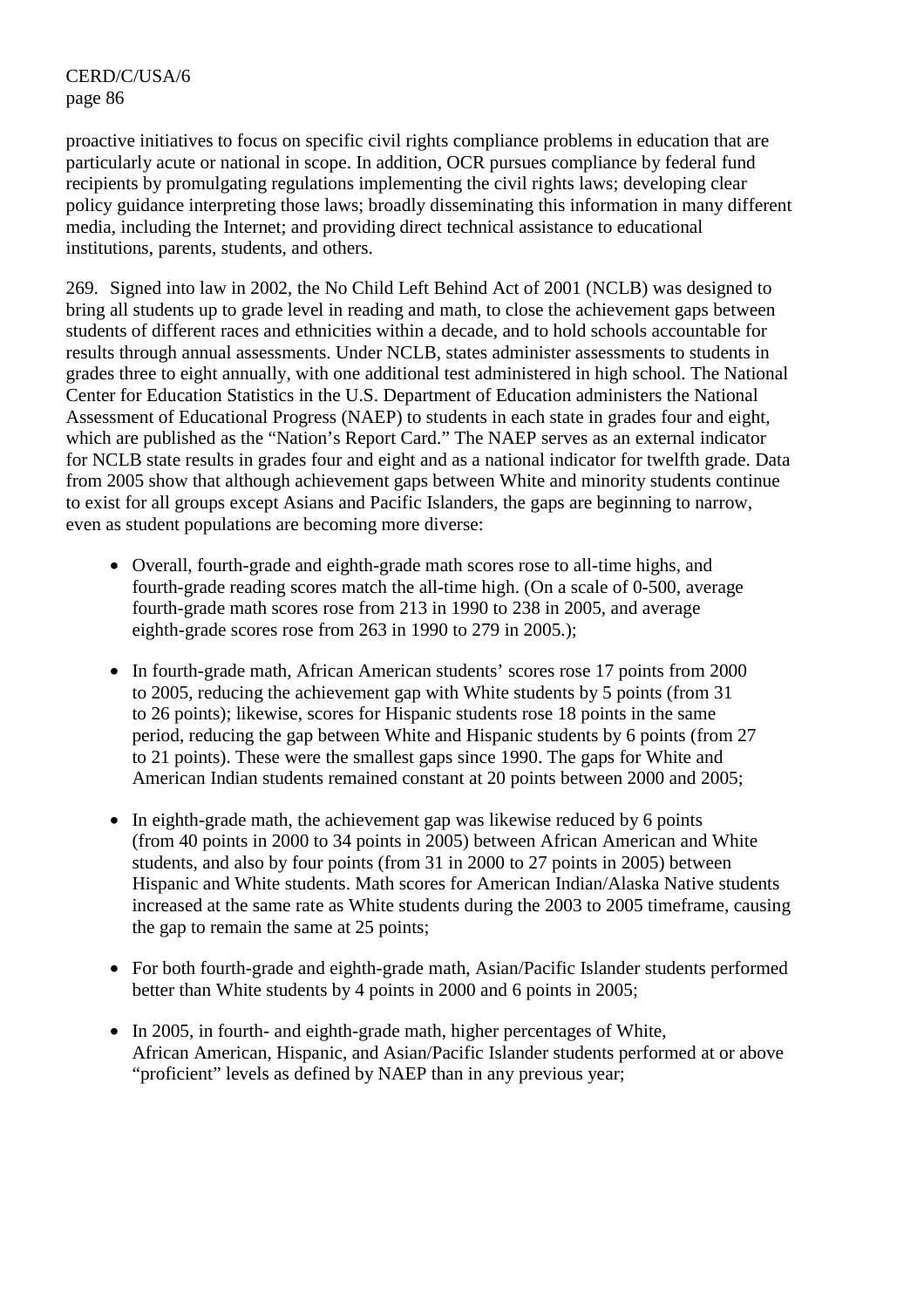proactive initiatives to focus on specific civil rights compliance problems in education that are particularly acute or national in scope. In addition, OCR pursues compliance by federal fund recipients by promulgating regulations implementing the civil rights laws; developing clear policy guidance interpreting those laws; broadly disseminating this information in many different media, including the Internet; and providing direct technical assistance to educational institutions, parents, students, and others.

269. Signed into law in 2002, the No Child Left Behind Act of 2001 (NCLB) was designed to bring all students up to grade level in reading and math, to close the achievement gaps between students of different races and ethnicities within a decade, and to hold schools accountable for results through annual assessments. Under NCLB, states administer assessments to students in grades three to eight annually, with one additional test administered in high school. The National Center for Education Statistics in the U.S. Department of Education administers the National Assessment of Educational Progress (NAEP) to students in each state in grades four and eight, which are published as the "Nation's Report Card." The NAEP serves as an external indicator for NCLB state results in grades four and eight and as a national indicator for twelfth grade. Data from 2005 show that although achievement gaps between White and minority students continue to exist for all groups except Asians and Pacific Islanders, the gaps are beginning to narrow, even as student populations are becoming more diverse:

- Overall, fourth-grade and eighth-grade math scores rose to all-time highs, and fourth-grade reading scores match the all-time high. (On a scale of 0-500, average fourth-grade math scores rose from 213 in 1990 to 238 in 2005, and average eighth-grade scores rose from 263 in 1990 to 279 in 2005.);

- In fourth-grade math, African American students' scores rose 17 points from 2000 to 2005, reducing the achievement gap with White students by 5 points (from 31 to 26 points); likewise, scores for Hispanic students rose 18 points in the same period, reducing the gap between White and Hispanic students by 6 points (from 27 to 21 points). These were the smallest gaps since 1990. The gaps for White and American Indian students remained constant at 20 points between 2000 and 2005;

- In eighth-grade math, the achievement gap was likewise reduced by 6 points (from 40 points in 2000 to 34 points in 2005) between African American and White students, and also by four points (from 31 in 2000 to 27 points in 2005) between Hispanic and White students. Math scores for American Indian/Alaska Native students increased at the same rate as White students during the 2003 to 2005 timeframe, causing the gap to remain the same at 25 points;

- For both fourth-grade and eighth-grade math, Asian/Pacific Islander students performed better than White students by 4 points in 2000 and 6 points in 2005;

- In 2005, in fourth- and eighth-grade math, higher percentages of White, African American, Hispanic, and Asian/Pacific Islander students performed at or above "proficient" levels as defined by NAEP than in any previous year;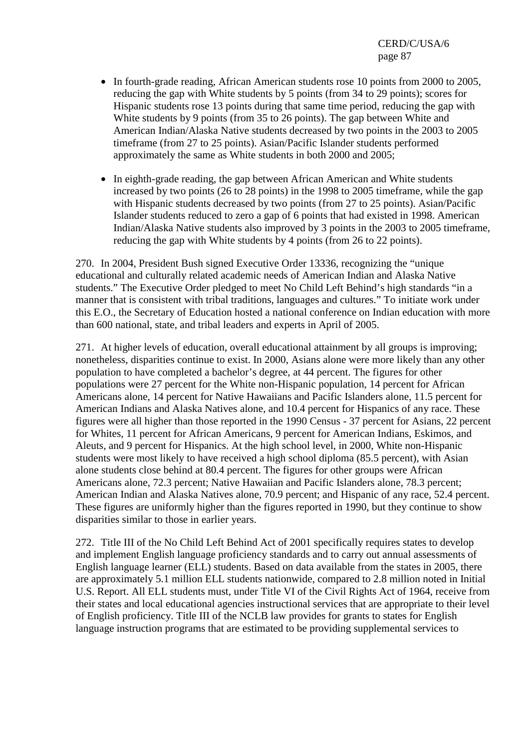- In fourth-grade reading, African American students rose 10 points from 2000 to 2005, reducing the gap with White students by 5 points (from 34 to 29 points); scores for Hispanic students rose 13 points during that same time period, reducing the gap with White students by 9 points (from 35 to 26 points). The gap between White and American Indian/Alaska Native students decreased by two points in the 2003 to 2005 timeframe (from 27 to 25 points). Asian/Pacific Islander students performed approximately the same as White students in both 2000 and 2005;

- In eighth-grade reading, the gap between African American and White students increased by two points (26 to 28 points) in the 1998 to 2005 timeframe, while the gap with Hispanic students decreased by two points (from 27 to 25 points). Asian/Pacific Islander students reduced to zero a gap of 6 points that had existed in 1998. American Indian/Alaska Native students also improved by 3 points in the 2003 to 2005 timeframe, reducing the gap with White students by 4 points (from 26 to 22 points).

270. In 2004, President Bush signed Executive Order 13336, recognizing the "unique educational and culturally related academic needs of American Indian and Alaska Native students." The Executive Order pledged to meet No Child Left Behind's high standards "in a manner that is consistent with tribal traditions, languages and cultures." To initiate work under this E.O., the Secretary of Education hosted a national conference on Indian education with more than 600 national, state, and tribal leaders and experts in April of 2005.

271. At higher levels of education, overall educational attainment by all groups is improving; nonetheless, disparities continue to exist. In 2000, Asians alone were more likely than any other population to have completed a bachelor's degree, at 44 percent. The figures for other populations were 27 percent for the White non-Hispanic population, 14 percent for African Americans alone, 14 percent for Native Hawaiians and Pacific Islanders alone, 11.5 percent for American Indians and Alaska Natives alone, and 10.4 percent for Hispanics of any race. These figures were all higher than those reported in the 1990 Census - 37 percent for Asians, 22 percent for Whites, 11 percent for African Americans, 9 percent for American Indians, Eskimos, and Aleuts, and 9 percent for Hispanics. At the high school level, in 2000, White non-Hispanic students were most likely to have received a high school diploma (85.5 percent), with Asian alone students close behind at 80.4 percent. The figures for other groups were African Americans alone, 72.3 percent; Native Hawaiian and Pacific Islanders alone, 78.3 percent; American Indian and Alaska Natives alone, 70.9 percent; and Hispanic of any race, 52.4 percent. These figures are uniformly higher than the figures reported in 1990, but they continue to show disparities similar to those in earlier years.

272. Title III of the No Child Left Behind Act of 2001 specifically requires states to develop and implement English language proficiency standards and to carry out annual assessments of English language learner (ELL) students. Based on data available from the states in 2005, there are approximately 5.1 million ELL students nationwide, compared to 2.8 million noted in Initial U.S. Report. All ELL students must, under Title VI of the Civil Rights Act of 1964, receive from their states and local educational agencies instructional services that are appropriate to their level of English proficiency. Title III of the NCLB law provides for grants to states for English language instruction programs that are estimated to be providing supplemental services to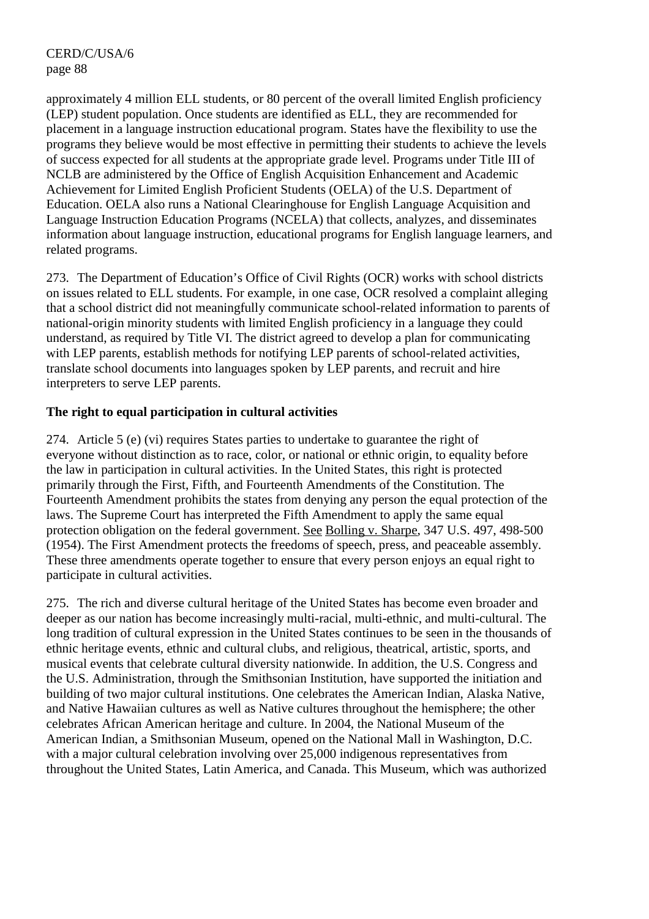approximately 4 million ELL students, or 80 percent of the overall limited English proficiency (LEP) student population. Once students are identified as ELL, they are recommended for placement in a language instruction educational program. States have the flexibility to use the programs they believe would be most effective in permitting their students to achieve the levels of success expected for all students at the appropriate grade level. Programs under Title III of NCLB are administered by the Office of English Acquisition Enhancement and Academic Achievement for Limited English Proficient Students (OELA) of the U.S. Department of Education. OELA also runs a National Clearinghouse for English Language Acquisition and Language Instruction Education Programs (NCELA) that collects, analyzes, and disseminates information about language instruction, educational programs for English language learners, and related programs.

273. The Department of Education's Office of Civil Rights (OCR) works with school districts on issues related to ELL students. For example, in one case, OCR resolved a complaint alleging that a school district did not meaningfully communicate school-related information to parents of national-origin minority students with limited English proficiency in a language they could understand, as required by Title VI. The district agreed to develop a plan for communicating with LEP parents, establish methods for notifying LEP parents of school-related activities, translate school documents into languages spoken by LEP parents, and recruit and hire interpreters to serve LEP parents.

**The right to equal participation in cultural activities**

274. Article 5 (e) (vi) requires States parties to undertake to guarantee the right of everyone without distinction as to race, color, or national or ethnic origin, to equality before the law in participation in cultural activities. In the United States, this right is protected primarily through the First, Fifth, and Fourteenth Amendments of the Constitution. The Fourteenth Amendment prohibits the states from denying any person the equal protection of the laws. The Supreme Court has interpreted the Fifth Amendment to apply the same equal protection obligation on the federal government. See Bolling v. Sharpe, 347 U.S. 497, 498-500 (1954). The First Amendment protects the freedoms of speech, press, and peaceable assembly. These three amendments operate together to ensure that every person enjoys an equal right to participate in cultural activities.

275. The rich and diverse cultural heritage of the United States has become even broader and deeper as our nation has become increasingly multi-racial, multi-ethnic, and multi-cultural. The long tradition of cultural expression in the United States continues to be seen in the thousands of ethnic heritage events, ethnic and cultural clubs, and religious, theatrical, artistic, sports, and musical events that celebrate cultural diversity nationwide. In addition, the U.S. Congress and the U.S. Administration, through the Smithsonian Institution, have supported the initiation and building of two major cultural institutions. One celebrates the American Indian, Alaska Native, and Native Hawaiian cultures as well as Native cultures throughout the hemisphere; the other celebrates African American heritage and culture. In 2004, the National Museum of the American Indian, a Smithsonian Museum, opened on the National Mall in Washington, D.C. with a major cultural celebration involving over 25,000 indigenous representatives from throughout the United States, Latin America, and Canada. This Museum, which was authorized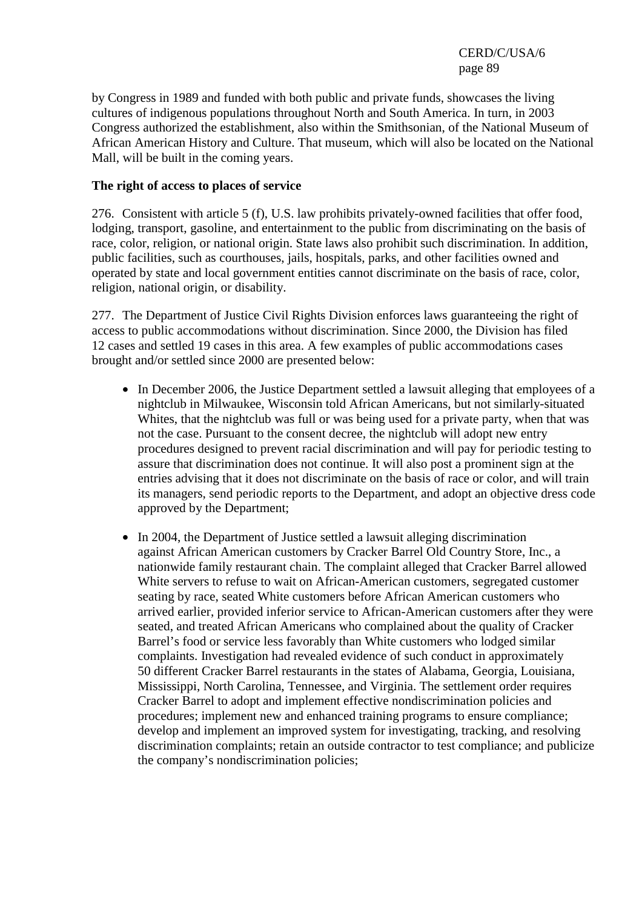by Congress in 1989 and funded with both public and private funds, showcases the living cultures of indigenous populations throughout North and South America. In turn, in 2003 Congress authorized the establishment, also within the Smithsonian, of the National Museum of African American History and Culture. That museum, which will also be located on the National Mall, will be built in the coming years.

**The right of access to places of service**

276. Consistent with article 5 (f), U.S. law prohibits privately-owned facilities that offer food, lodging, transport, gasoline, and entertainment to the public from discriminating on the basis of race, color, religion, or national origin. State laws also prohibit such discrimination. In addition, public facilities, such as courthouses, jails, hospitals, parks, and other facilities owned and operated by state and local government entities cannot discriminate on the basis of race, color, religion, national origin, or disability.

277. The Department of Justice Civil Rights Division enforces laws guaranteeing the right of access to public accommodations without discrimination. Since 2000, the Division has filed 12 cases and settled 19 cases in this area. A few examples of public accommodations cases brought and/or settled since 2000 are presented below:

- In December 2006, the Justice Department settled a lawsuit alleging that employees of a nightclub in Milwaukee, Wisconsin told African Americans, but not similarly-situated Whites, that the nightclub was full or was being used for a private party, when that was not the case. Pursuant to the consent decree, the nightclub will adopt new entry procedures designed to prevent racial discrimination and will pay for periodic testing to assure that discrimination does not continue. It will also post a prominent sign at the entries advising that it does not discriminate on the basis of race or color, and will train its managers, send periodic reports to the Department, and adopt an objective dress code approved by the Department;

- In 2004, the Department of Justice settled a lawsuit alleging discrimination against African American customers by Cracker Barrel Old Country Store, Inc., a nationwide family restaurant chain. The complaint alleged that Cracker Barrel allowed White servers to refuse to wait on African-American customers, segregated customer seating by race, seated White customers before African American customers who arrived earlier, provided inferior service to African-American customers after they were seated, and treated African Americans who complained about the quality of Cracker Barrel's food or service less favorably than White customers who lodged similar complaints. Investigation had revealed evidence of such conduct in approximately 50 different Cracker Barrel restaurants in the states of Alabama, Georgia, Louisiana, Mississippi, North Carolina, Tennessee, and Virginia. The settlement order requires Cracker Barrel to adopt and implement effective nondiscrimination policies and procedures; implement new and enhanced training programs to ensure compliance; develop and implement an improved system for investigating, tracking, and resolving discrimination complaints; retain an outside contractor to test compliance; and publicize the company's nondiscrimination policies;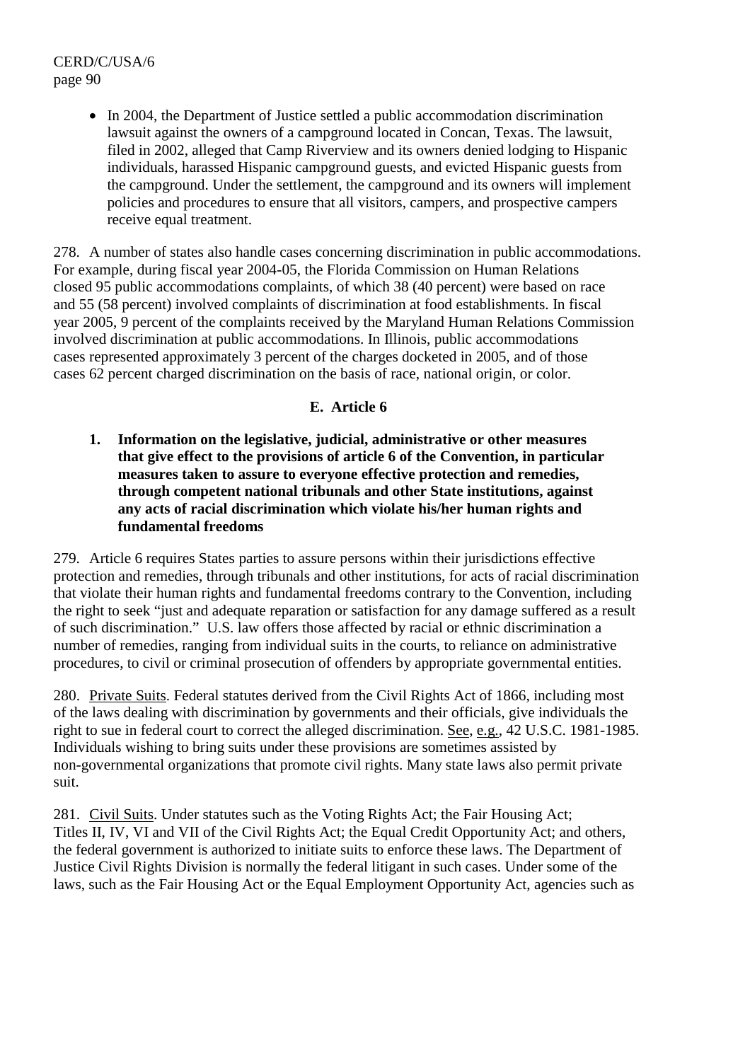- In 2004, the Department of Justice settled a public accommodation discrimination lawsuit against the owners of a campground located in Concan, Texas. The lawsuit, filed in 2002, alleged that Camp Riverview and its owners denied lodging to Hispanic individuals, harassed Hispanic campground guests, and evicted Hispanic guests from the campground. Under the settlement, the campground and its owners will implement policies and procedures to ensure that all visitors, campers, and prospective campers receive equal treatment.

278. A number of states also handle cases concerning discrimination in public accommodations. For example, during fiscal year 2004-05, the Florida Commission on Human Relations closed 95 public accommodations complaints, of which 38 (40 percent) were based on race and 55 (58 percent) involved complaints of discrimination at food establishments. In fiscal year 2005, 9 percent of the complaints received by the Maryland Human Relations Commission involved discrimination at public accommodations. In Illinois, public accommodations cases represented approximately 3 percent of the charges docketed in 2005, and of those cases 62 percent charged discrimination on the basis of race, national origin, or color.

## E. Article 6

### 1. Information on the legislative, judicial, administrative or other measures that give effect to the provisions of article 6 of the Convention, in particular measures taken to assure to everyone effective protection and remedies, through competent national tribunals and other State institutions, against any acts of racial discrimination which violate his/her human rights and fundamental freedoms

279. Article 6 requires States parties to assure persons within their jurisdictions effective protection and remedies, through tribunals and other institutions, for acts of racial discrimination that violate their human rights and fundamental freedoms contrary to the Convention, including the right to seek "just and adequate reparation or satisfaction for any damage suffered as a result of such discrimination." U.S. law offers those affected by racial or ethnic discrimination a number of remedies, ranging from individual suits in the courts, to reliance on administrative procedures, to civil or criminal prosecution of offenders by appropriate governmental entities.

280. Private Suits. Federal statutes derived from the Civil Rights Act of 1866, including most of the laws dealing with discrimination by governments and their officials, give individuals the right to sue in federal court to correct the alleged discrimination. See, e.g., 42 U.S.C. 1981-1985. Individuals wishing to bring suits under these provisions are sometimes assisted by non-governmental organizations that promote civil rights. Many state laws also permit private suit.

281. Civil Suits. Under statutes such as the Voting Rights Act; the Fair Housing Act; Titles II, IV, VI and VII of the Civil Rights Act; the Equal Credit Opportunity Act; and others, the federal government is authorized to initiate suits to enforce these laws. The Department of Justice Civil Rights Division is normally the federal litigant in such cases. Under some of the laws, such as the Fair Housing Act or the Equal Employment Opportunity Act, agencies such as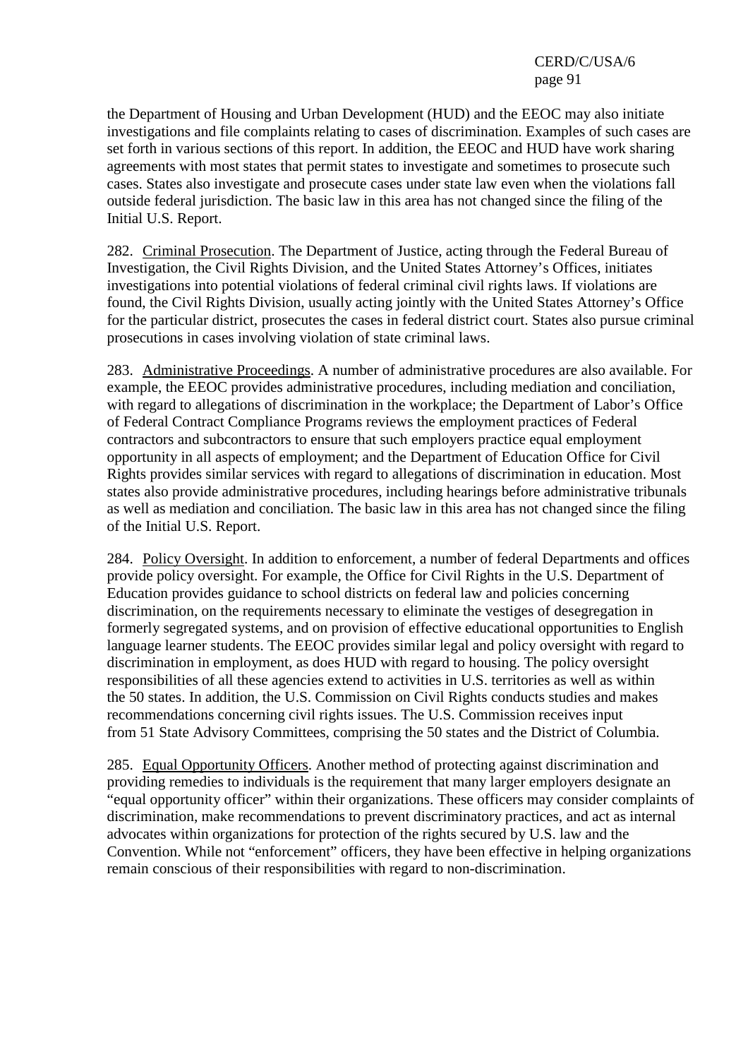the Department of Housing and Urban Development (HUD) and the EEOC may also initiate investigations and file complaints relating to cases of discrimination. Examples of such cases are set forth in various sections of this report. In addition, the EEOC and HUD have work sharing agreements with most states that permit states to investigate and sometimes to prosecute such cases. States also investigate and prosecute cases under state law even when the violations fall outside federal jurisdiction. The basic law in this area has not changed since the filing of the Initial U.S. Report.

282. Criminal Prosecution. The Department of Justice, acting through the Federal Bureau of Investigation, the Civil Rights Division, and the United States Attorney's Offices, initiates investigations into potential violations of federal criminal civil rights laws. If violations are found, the Civil Rights Division, usually acting jointly with the United States Attorney's Office for the particular district, prosecutes the cases in federal district court. States also pursue criminal prosecutions in cases involving violation of state criminal laws.

283. Administrative Proceedings. A number of administrative procedures are also available. For example, the EEOC provides administrative procedures, including mediation and conciliation, with regard to allegations of discrimination in the workplace; the Department of Labor's Office of Federal Contract Compliance Programs reviews the employment practices of Federal contractors and subcontractors to ensure that such employers practice equal employment opportunity in all aspects of employment; and the Department of Education Office for Civil Rights provides similar services with regard to allegations of discrimination in education. Most states also provide administrative procedures, including hearings before administrative tribunals as well as mediation and conciliation. The basic law in this area has not changed since the filing of the Initial U.S. Report.

284. Policy Oversight. In addition to enforcement, a number of federal Departments and offices provide policy oversight. For example, the Office for Civil Rights in the U.S. Department of Education provides guidance to school districts on federal law and policies concerning discrimination, on the requirements necessary to eliminate the vestiges of desegregation in formerly segregated systems, and on provision of effective educational opportunities to English language learner students. The EEOC provides similar legal and policy oversight with regard to discrimination in employment, as does HUD with regard to housing. The policy oversight responsibilities of all these agencies extend to activities in U.S. territories as well as within the 50 states. In addition, the U.S. Commission on Civil Rights conducts studies and makes recommendations concerning civil rights issues. The U.S. Commission receives input from 51 State Advisory Committees, comprising the 50 states and the District of Columbia.

285. Equal Opportunity Officers. Another method of protecting against discrimination and providing remedies to individuals is the requirement that many larger employers designate an "equal opportunity officer" within their organizations. These officers may consider complaints of discrimination, make recommendations to prevent discriminatory practices, and act as internal advocates within organizations for protection of the rights secured by U.S. law and the Convention. While not "enforcement" officers, they have been effective in helping organizations remain conscious of their responsibilities with regard to non-discrimination.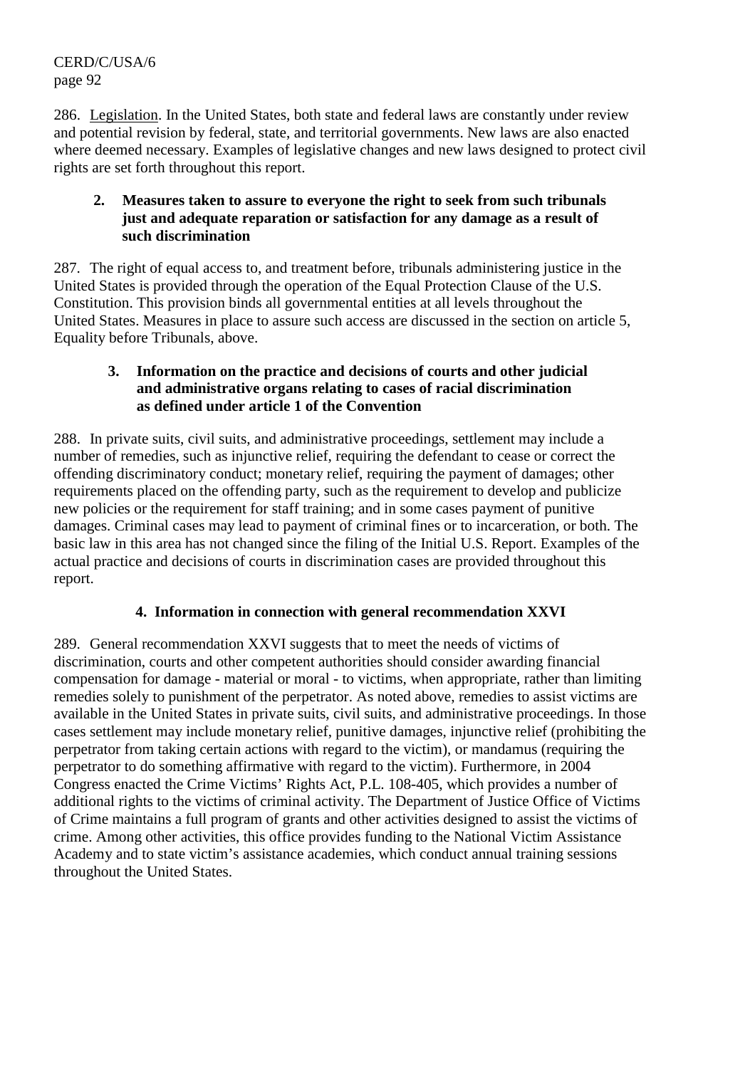286. Legislation. In the United States, both state and federal laws are constantly under review and potential revision by federal, state, and territorial governments. New laws are also enacted where deemed necessary. Examples of legislative changes and new laws designed to protect civil rights are set forth throughout this report.

### 2. Measures taken to assure to everyone the right to seek from such tribunals just and adequate reparation or satisfaction for any damage as a result of such discrimination

287. The right of equal access to, and treatment before, tribunals administering justice in the United States is provided through the operation of the Equal Protection Clause of the U.S. Constitution. This provision binds all governmental entities at all levels throughout the United States. Measures in place to assure such access are discussed in the section on article 5, Equality before Tribunals, above.

### 3. Information on the practice and decisions of courts and other judicial and administrative organs relating to cases of racial discrimination as defined under article 1 of the Convention

288. In private suits, civil suits, and administrative proceedings, settlement may include a number of remedies, such as injunctive relief, requiring the defendant to cease or correct the offending discriminatory conduct; monetary relief, requiring the payment of damages; other requirements placed on the offending party, such as the requirement to develop and publicize new policies or the requirement for staff training; and in some cases payment of punitive damages. Criminal cases may lead to payment of criminal fines or to incarceration, or both. The basic law in this area has not changed since the filing of the Initial U.S. Report. Examples of the actual practice and decisions of courts in discrimination cases are provided throughout this report.

### 4. Information in connection with general recommendation XXVI

289. General recommendation XXVI suggests that to meet the needs of victims of discrimination, courts and other competent authorities should consider awarding financial compensation for damage - material or moral - to victims, when appropriate, rather than limiting remedies solely to punishment of the perpetrator. As noted above, remedies to assist victims are available in the United States in private suits, civil suits, and administrative proceedings. In those cases settlement may include monetary relief, punitive damages, injunctive relief (prohibiting the perpetrator from taking certain actions with regard to the victim), or mandamus (requiring the perpetrator to do something affirmative with regard to the victim). Furthermore, in 2004 Congress enacted the Crime Victims' Rights Act, P.L. 108-405, which provides a number of additional rights to the victims of criminal activity. The Department of Justice Office of Victims of Crime maintains a full program of grants and other activities designed to assist the victims of crime. Among other activities, this office provides funding to the National Victim Assistance Academy and to state victim's assistance academies, which conduct annual training sessions throughout the United States.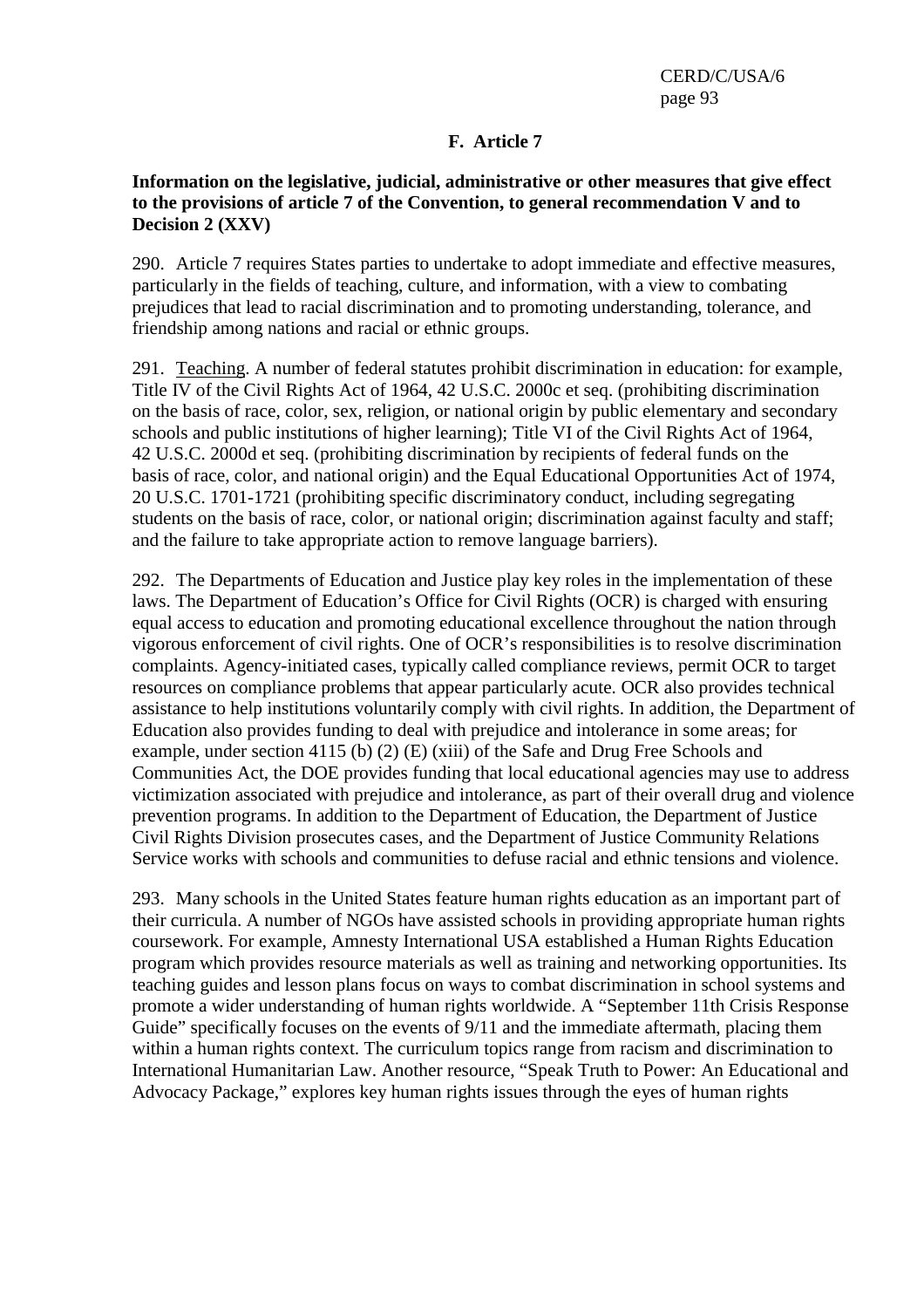## F. Article 7

**Information on the legislative, judicial, administrative or other measures that give effect to the provisions of article 7 of the Convention, to general recommendation V and to Decision 2 (XXV)**

290. Article 7 requires States parties to undertake to adopt immediate and effective measures, particularly in the fields of teaching, culture, and information, with a view to combating prejudices that lead to racial discrimination and to promoting understanding, tolerance, and friendship among nations and racial or ethnic groups.

291. Teaching. A number of federal statutes prohibit discrimination in education: for example, Title IV of the Civil Rights Act of 1964, 42 U.S.C. 2000c et seq. (prohibiting discrimination on the basis of race, color, sex, religion, or national origin by public elementary and secondary schools and public institutions of higher learning); Title VI of the Civil Rights Act of 1964, 42 U.S.C. 2000d et seq. (prohibiting discrimination by recipients of federal funds on the basis of race, color, and national origin) and the Equal Educational Opportunities Act of 1974, 20 U.S.C. 1701-1721 (prohibiting specific discriminatory conduct, including segregating students on the basis of race, color, or national origin; discrimination against faculty and staff; and the failure to take appropriate action to remove language barriers).

292. The Departments of Education and Justice play key roles in the implementation of these laws. The Department of Education's Office for Civil Rights (OCR) is charged with ensuring equal access to education and promoting educational excellence throughout the nation through vigorous enforcement of civil rights. One of OCR's responsibilities is to resolve discrimination complaints. Agency-initiated cases, typically called compliance reviews, permit OCR to target resources on compliance problems that appear particularly acute. OCR also provides technical assistance to help institutions voluntarily comply with civil rights. In addition, the Department of Education also provides funding to deal with prejudice and intolerance in some areas; for example, under section 4115 (b) (2) (E) (xiii) of the Safe and Drug Free Schools and Communities Act, the DOE provides funding that local educational agencies may use to address victimization associated with prejudice and intolerance, as part of their overall drug and violence prevention programs. In addition to the Department of Education, the Department of Justice Civil Rights Division prosecutes cases, and the Department of Justice Community Relations Service works with schools and communities to defuse racial and ethnic tensions and violence.

293. Many schools in the United States feature human rights education as an important part of their curricula. A number of NGOs have assisted schools in providing appropriate human rights coursework. For example, Amnesty International USA established a Human Rights Education program which provides resource materials as well as training and networking opportunities. Its teaching guides and lesson plans focus on ways to combat discrimination in school systems and promote a wider understanding of human rights worldwide. A "September 11th Crisis Response Guide" specifically focuses on the events of 9/11 and the immediate aftermath, placing them within a human rights context. The curriculum topics range from racism and discrimination to International Humanitarian Law. Another resource, "Speak Truth to Power: An Educational and Advocacy Package," explores key human rights issues through the eyes of human rights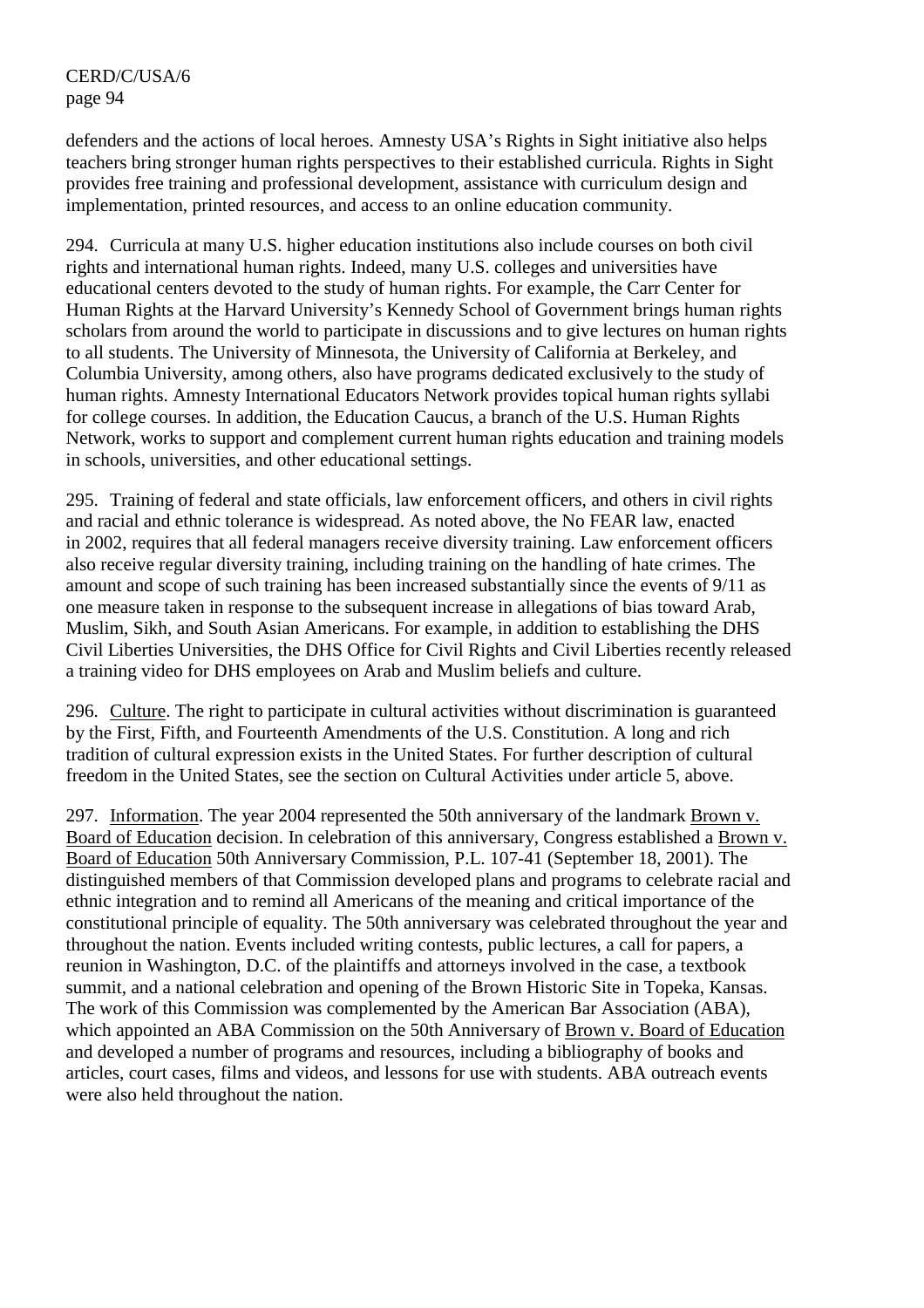defenders and the actions of local heroes. Amnesty USA's Rights in Sight initiative also helps teachers bring stronger human rights perspectives to their established curricula. Rights in Sight provides free training and professional development, assistance with curriculum design and implementation, printed resources, and access to an online education community.

294. Curricula at many U.S. higher education institutions also include courses on both civil rights and international human rights. Indeed, many U.S. colleges and universities have educational centers devoted to the study of human rights. For example, the Carr Center for Human Rights at the Harvard University's Kennedy School of Government brings human rights scholars from around the world to participate in discussions and to give lectures on human rights to all students. The University of Minnesota, the University of California at Berkeley, and Columbia University, among others, also have programs dedicated exclusively to the study of human rights. Amnesty International Educators Network provides topical human rights syllabi for college courses. In addition, the Education Caucus, a branch of the U.S. Human Rights Network, works to support and complement current human rights education and training models in schools, universities, and other educational settings.

295. Training of federal and state officials, law enforcement officers, and others in civil rights and racial and ethnic tolerance is widespread. As noted above, the No FEAR law, enacted in 2002, requires that all federal managers receive diversity training. Law enforcement officers also receive regular diversity training, including training on the handling of hate crimes. The amount and scope of such training has been increased substantially since the events of 9/11 as one measure taken in response to the subsequent increase in allegations of bias toward Arab, Muslim, Sikh, and South Asian Americans. For example, in addition to establishing the DHS Civil Liberties Universities, the DHS Office for Civil Rights and Civil Liberties recently released a training video for DHS employees on Arab and Muslim beliefs and culture.

296. Culture. The right to participate in cultural activities without discrimination is guaranteed by the First, Fifth, and Fourteenth Amendments of the U.S. Constitution. A long and rich tradition of cultural expression exists in the United States. For further description of cultural freedom in the United States, see the section on Cultural Activities under article 5, above.

297. Information. The year 2004 represented the 50th anniversary of the landmark Brown v. Board of Education decision. In celebration of this anniversary, Congress established a Brown v. Board of Education 50th Anniversary Commission, P.L. 107-41 (September 18, 2001). The distinguished members of that Commission developed plans and programs to celebrate racial and ethnic integration and to remind all Americans of the meaning and critical importance of the constitutional principle of equality. The 50th anniversary was celebrated throughout the year and throughout the nation. Events included writing contests, public lectures, a call for papers, a reunion in Washington, D.C. of the plaintiffs and attorneys involved in the case, a textbook summit, and a national celebration and opening of the Brown Historic Site in Topeka, Kansas. The work of this Commission was complemented by the American Bar Association (ABA), which appointed an ABA Commission on the 50th Anniversary of Brown v. Board of Education and developed a number of programs and resources, including a bibliography of books and articles, court cases, films and videos, and lessons for use with students. ABA outreach events were also held throughout the nation.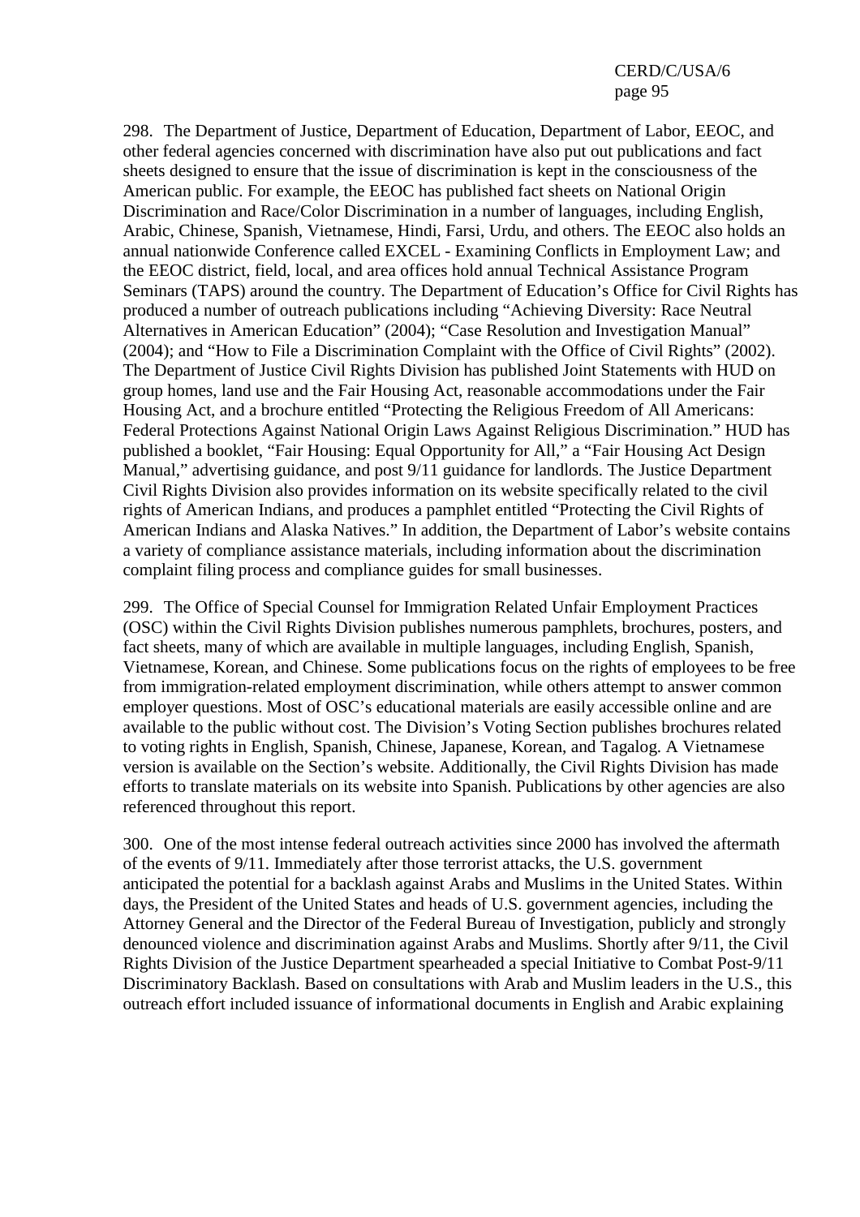298. The Department of Justice, Department of Education, Department of Labor, EEOC, and other federal agencies concerned with discrimination have also put out publications and fact sheets designed to ensure that the issue of discrimination is kept in the consciousness of the American public. For example, the EEOC has published fact sheets on National Origin Discrimination and Race/Color Discrimination in a number of languages, including English, Arabic, Chinese, Spanish, Vietnamese, Hindi, Farsi, Urdu, and others. The EEOC also holds an annual nationwide Conference called EXCEL - Examining Conflicts in Employment Law; and the EEOC district, field, local, and area offices hold annual Technical Assistance Program Seminars (TAPS) around the country. The Department of Education's Office for Civil Rights has produced a number of outreach publications including "Achieving Diversity: Race Neutral Alternatives in American Education" (2004); "Case Resolution and Investigation Manual" (2004); and "How to File a Discrimination Complaint with the Office of Civil Rights" (2002). The Department of Justice Civil Rights Division has published Joint Statements with HUD on group homes, land use and the Fair Housing Act, reasonable accommodations under the Fair Housing Act, and a brochure entitled "Protecting the Religious Freedom of All Americans: Federal Protections Against National Origin Laws Against Religious Discrimination." HUD has published a booklet, "Fair Housing: Equal Opportunity for All," a "Fair Housing Act Design Manual," advertising guidance, and post 9/11 guidance for landlords. The Justice Department Civil Rights Division also provides information on its website specifically related to the civil rights of American Indians, and produces a pamphlet entitled "Protecting the Civil Rights of American Indians and Alaska Natives." In addition, the Department of Labor's website contains a variety of compliance assistance materials, including information about the discrimination complaint filing process and compliance guides for small businesses.

299. The Office of Special Counsel for Immigration Related Unfair Employment Practices (OSC) within the Civil Rights Division publishes numerous pamphlets, brochures, posters, and fact sheets, many of which are available in multiple languages, including English, Spanish, Vietnamese, Korean, and Chinese. Some publications focus on the rights of employees to be free from immigration-related employment discrimination, while others attempt to answer common employer questions. Most of OSC's educational materials are easily accessible online and are available to the public without cost. The Division's Voting Section publishes brochures related to voting rights in English, Spanish, Chinese, Japanese, Korean, and Tagalog. A Vietnamese version is available on the Section's website. Additionally, the Civil Rights Division has made efforts to translate materials on its website into Spanish. Publications by other agencies are also referenced throughout this report.

300. One of the most intense federal outreach activities since 2000 has involved the aftermath of the events of 9/11. Immediately after those terrorist attacks, the U.S. government anticipated the potential for a backlash against Arabs and Muslims in the United States. Within days, the President of the United States and heads of U.S. government agencies, including the Attorney General and the Director of the Federal Bureau of Investigation, publicly and strongly denounced violence and discrimination against Arabs and Muslims. Shortly after 9/11, the Civil Rights Division of the Justice Department spearheaded a special Initiative to Combat Post-9/11 Discriminatory Backlash. Based on consultations with Arab and Muslim leaders in the U.S., this outreach effort included issuance of informational documents in English and Arabic explaining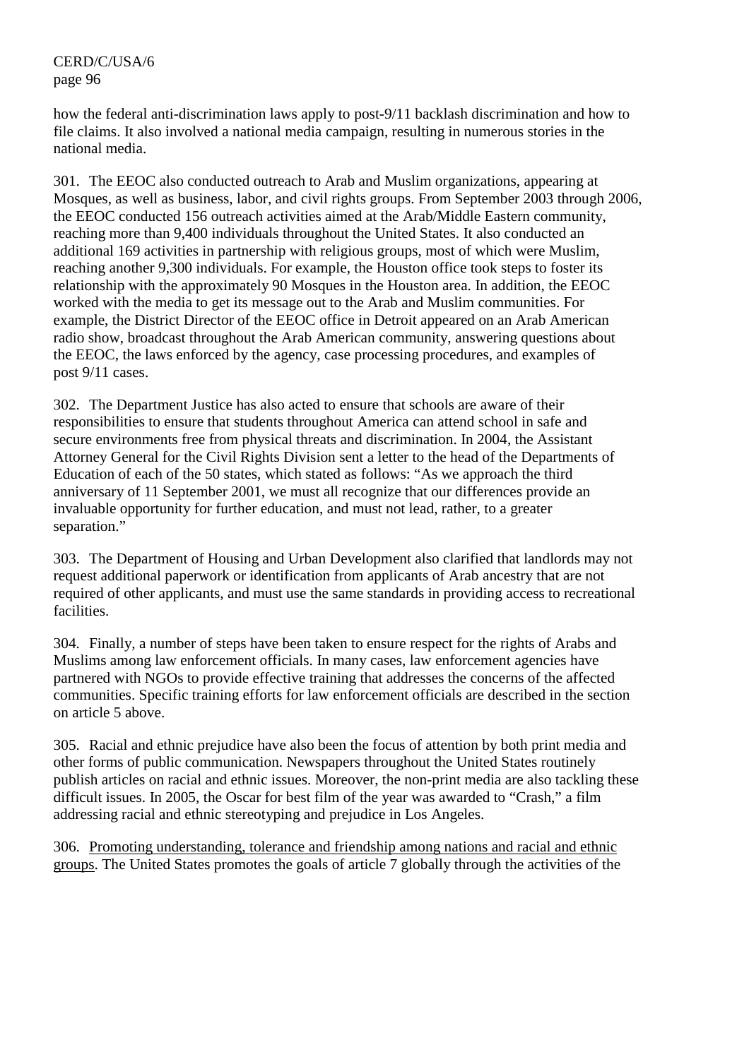how the federal anti-discrimination laws apply to post-9/11 backlash discrimination and how to file claims. It also involved a national media campaign, resulting in numerous stories in the national media.

301. The EEOC also conducted outreach to Arab and Muslim organizations, appearing at Mosques, as well as business, labor, and civil rights groups. From September 2003 through 2006, the EEOC conducted 156 outreach activities aimed at the Arab/Middle Eastern community, reaching more than 9,400 individuals throughout the United States. It also conducted an additional 169 activities in partnership with religious groups, most of which were Muslim, reaching another 9,300 individuals. For example, the Houston office took steps to foster its relationship with the approximately 90 Mosques in the Houston area. In addition, the EEOC worked with the media to get its message out to the Arab and Muslim communities. For example, the District Director of the EEOC office in Detroit appeared on an Arab American radio show, broadcast throughout the Arab American community, answering questions about the EEOC, the laws enforced by the agency, case processing procedures, and examples of post 9/11 cases.

302. The Department Justice has also acted to ensure that schools are aware of their responsibilities to ensure that students throughout America can attend school in safe and secure environments free from physical threats and discrimination. In 2004, the Assistant Attorney General for the Civil Rights Division sent a letter to the head of the Departments of Education of each of the 50 states, which stated as follows: "As we approach the third anniversary of 11 September 2001, we must all recognize that our differences provide an invaluable opportunity for further education, and must not lead, rather, to a greater separation."

303. The Department of Housing and Urban Development also clarified that landlords may not request additional paperwork or identification from applicants of Arab ancestry that are not required of other applicants, and must use the same standards in providing access to recreational facilities.

304. Finally, a number of steps have been taken to ensure respect for the rights of Arabs and Muslims among law enforcement officials. In many cases, law enforcement agencies have partnered with NGOs to provide effective training that addresses the concerns of the affected communities. Specific training efforts for law enforcement officials are described in the section on article 5 above.

305. Racial and ethnic prejudice have also been the focus of attention by both print media and other forms of public communication. Newspapers throughout the United States routinely publish articles on racial and ethnic issues. Moreover, the non-print media are also tackling these difficult issues. In 2005, the Oscar for best film of the year was awarded to "Crash," a film addressing racial and ethnic stereotyping and prejudice in Los Angeles.

306. Promoting understanding, tolerance and friendship among nations and racial and ethnic groups. The United States promotes the goals of article 7 globally through the activities of the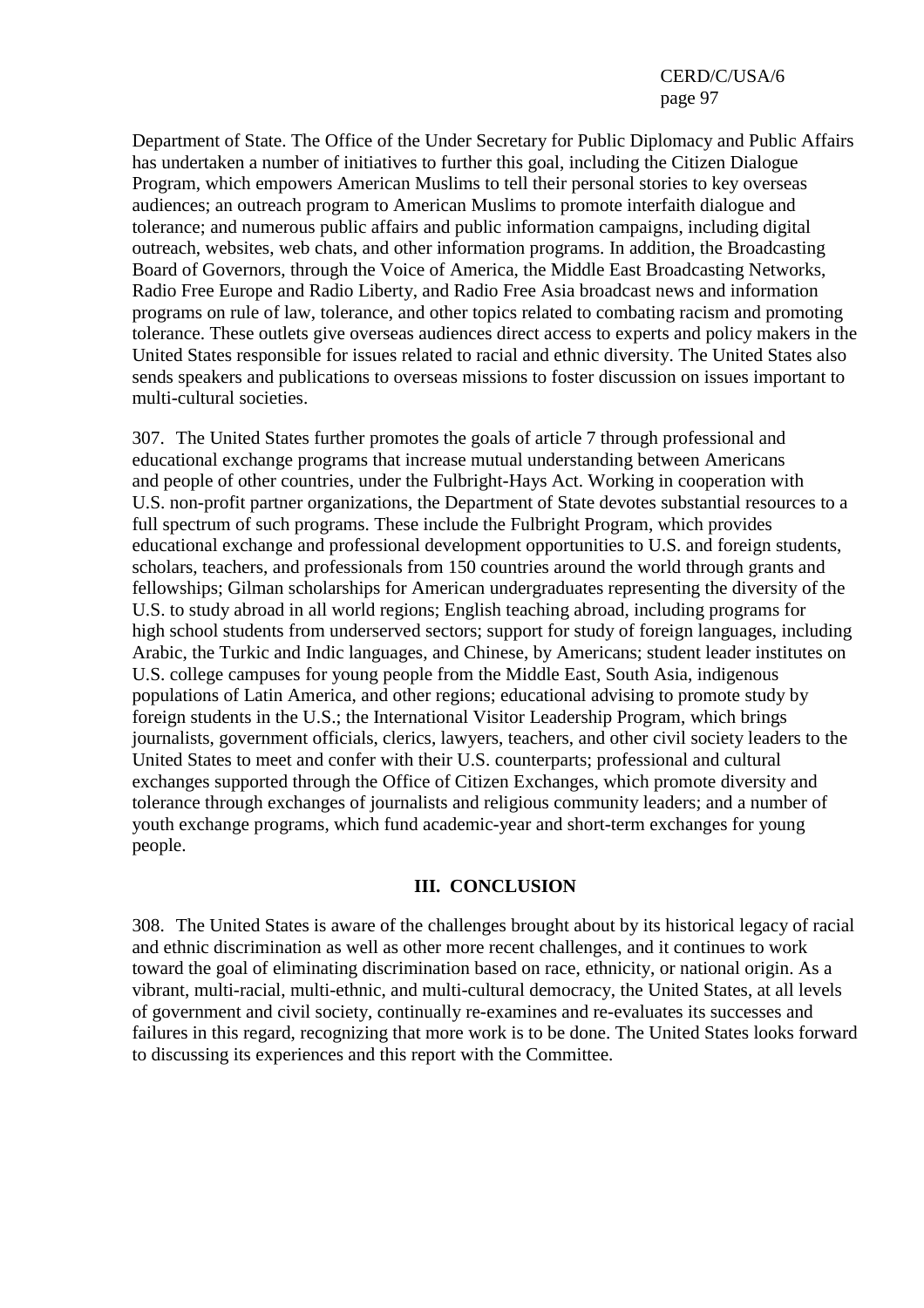Department of State. The Office of the Under Secretary for Public Diplomacy and Public Affairs has undertaken a number of initiatives to further this goal, including the Citizen Dialogue Program, which empowers American Muslims to tell their personal stories to key overseas audiences; an outreach program to American Muslims to promote interfaith dialogue and tolerance; and numerous public affairs and public information campaigns, including digital outreach, websites, web chats, and other information programs. In addition, the Broadcasting Board of Governors, through the Voice of America, the Middle East Broadcasting Networks, Radio Free Europe and Radio Liberty, and Radio Free Asia broadcast news and information programs on rule of law, tolerance, and other topics related to combating racism and promoting tolerance. These outlets give overseas audiences direct access to experts and policy makers in the United States responsible for issues related to racial and ethnic diversity. The United States also sends speakers and publications to overseas missions to foster discussion on issues important to multi-cultural societies.

307. The United States further promotes the goals of article 7 through professional and educational exchange programs that increase mutual understanding between Americans and people of other countries, under the Fulbright-Hays Act. Working in cooperation with U.S. non-profit partner organizations, the Department of State devotes substantial resources to a full spectrum of such programs. These include the Fulbright Program, which provides educational exchange and professional development opportunities to U.S. and foreign students, scholars, teachers, and professionals from 150 countries around the world through grants and fellowships; Gilman scholarships for American undergraduates representing the diversity of the U.S. to study abroad in all world regions; English teaching abroad, including programs for high school students from underserved sectors; support for study of foreign languages, including Arabic, the Turkic and Indic languages, and Chinese, by Americans; student leader institutes on U.S. college campuses for young people from the Middle East, South Asia, indigenous populations of Latin America, and other regions; educational advising to promote study by foreign students in the U.S.; the International Visitor Leadership Program, which brings journalists, government officials, clerics, lawyers, teachers, and other civil society leaders to the United States to meet and confer with their U.S. counterparts; professional and cultural exchanges supported through the Office of Citizen Exchanges, which promote diversity and tolerance through exchanges of journalists and religious community leaders; and a number of youth exchange programs, which fund academic-year and short-term exchanges for young people.

## III. CONCLUSION

308. The United States is aware of the challenges brought about by its historical legacy of racial and ethnic discrimination as well as other more recent challenges, and it continues to work toward the goal of eliminating discrimination based on race, ethnicity, or national origin. As a vibrant, multi-racial, multi-ethnic, and multi-cultural democracy, the United States, at all levels of government and civil society, continually re-examines and re-evaluates its successes and failures in this regard, recognizing that more work is to be done. The United States looks forward to discussing its experiences and this report with the Committee.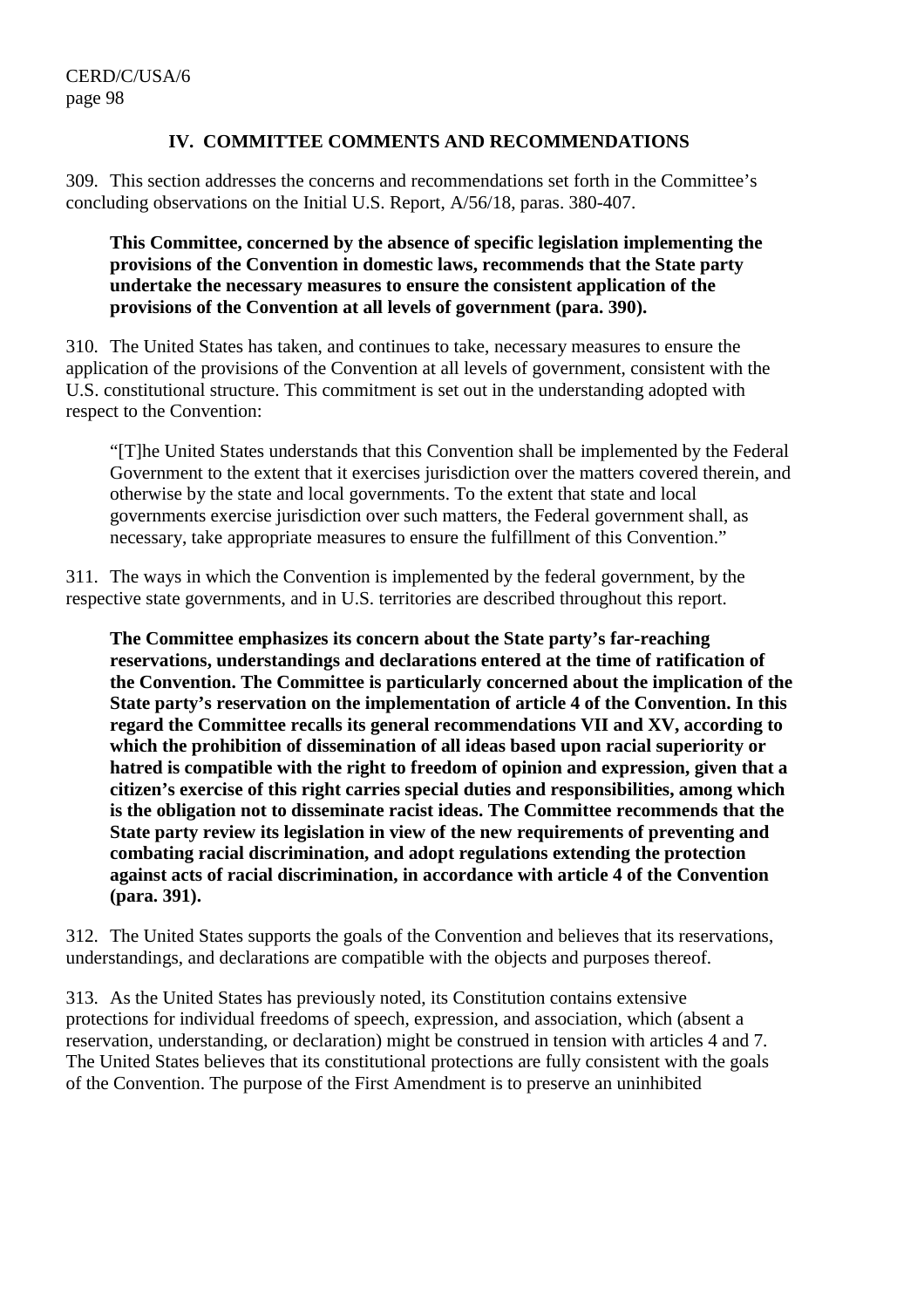## IV. COMMITTEE COMMENTS AND RECOMMENDATIONS

309. This section addresses the concerns and recommendations set forth in the Committee's concluding observations on the Initial U.S. Report, A/56/18, paras. 380-407.

> **This Committee, concerned by the absence of specific legislation implementing the provisions of the Convention in domestic laws, recommends that the State party undertake the necessary measures to ensure the consistent application of the provisions of the Convention at all levels of government (para. 390).**

310. The United States has taken, and continues to take, necessary measures to ensure the application of the provisions of the Convention at all levels of government, consistent with the U.S. constitutional structure. This commitment is set out in the understanding adopted with respect to the Convention:

> "[T]he United States understands that this Convention shall be implemented by the Federal Government to the extent that it exercises jurisdiction over the matters covered therein, and otherwise by the state and local governments. To the extent that state and local governments exercise jurisdiction over such matters, the Federal government shall, as necessary, take appropriate measures to ensure the fulfillment of this Convention."

311. The ways in which the Convention is implemented by the federal government, by the respective state governments, and in U.S. territories are described throughout this report.

> **The Committee emphasizes its concern about the State party's far-reaching reservations, understandings and declarations entered at the time of ratification of the Convention. The Committee is particularly concerned about the implication of the State party's reservation on the implementation of article 4 of the Convention. In this regard the Committee recalls its general recommendations VII and XV, according to which the prohibition of dissemination of all ideas based upon racial superiority or hatred is compatible with the right to freedom of opinion and expression, given that a citizen's exercise of this right carries special duties and responsibilities, among which is the obligation not to disseminate racist ideas. The Committee recommends that the State party review its legislation in view of the new requirements of preventing and combating racial discrimination, and adopt regulations extending the protection against acts of racial discrimination, in accordance with article 4 of the Convention (para. 391).**

312. The United States supports the goals of the Convention and believes that its reservations, understandings, and declarations are compatible with the objects and purposes thereof.

313. As the United States has previously noted, its Constitution contains extensive protections for individual freedoms of speech, expression, and association, which (absent a reservation, understanding, or declaration) might be construed in tension with articles 4 and 7. The United States believes that its constitutional protections are fully consistent with the goals of the Convention. The purpose of the First Amendment is to preserve an uninhibited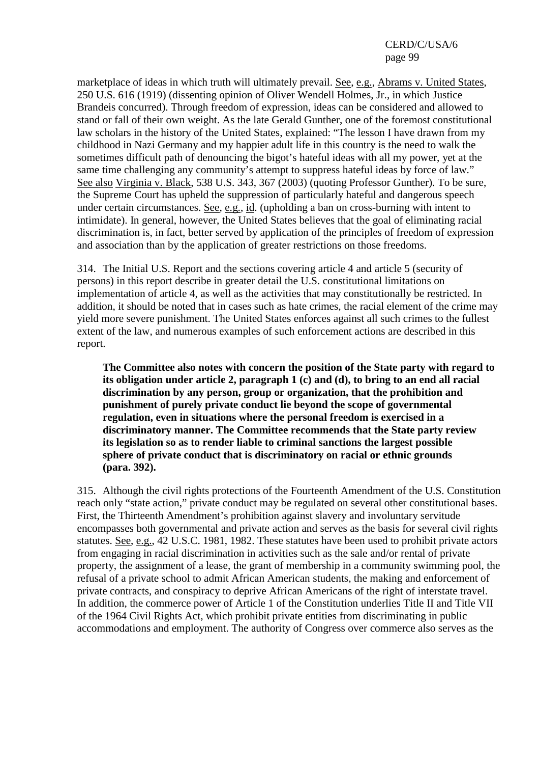marketplace of ideas in which truth will ultimately prevail. See, e.g., Abrams v. United States, 250 U.S. 616 (1919) (dissenting opinion of Oliver Wendell Holmes, Jr., in which Justice Brandeis concurred). Through freedom of expression, ideas can be considered and allowed to stand or fall of their own weight. As the late Gerald Gunther, one of the foremost constitutional law scholars in the history of the United States, explained: "The lesson I have drawn from my childhood in Nazi Germany and my happier adult life in this country is the need to walk the sometimes difficult path of denouncing the bigot's hateful ideas with all my power, yet at the same time challenging any community's attempt to suppress hateful ideas by force of law." See also Virginia v. Black, 538 U.S. 343, 367 (2003) (quoting Professor Gunther). To be sure, the Supreme Court has upheld the suppression of particularly hateful and dangerous speech under certain circumstances. See, e.g., id. (upholding a ban on cross-burning with intent to intimidate). In general, however, the United States believes that the goal of eliminating racial discrimination is, in fact, better served by application of the principles of freedom of expression and association than by the application of greater restrictions on those freedoms.

314. The Initial U.S. Report and the sections covering article 4 and article 5 (security of persons) in this report describe in greater detail the U.S. constitutional limitations on implementation of article 4, as well as the activities that may constitutionally be restricted. In addition, it should be noted that in cases such as hate crimes, the racial element of the crime may yield more severe punishment. The United States enforces against all such crimes to the fullest extent of the law, and numerous examples of such enforcement actions are described in this report.

> **The Committee also notes with concern the position of the State party with regard to its obligation under article 2, paragraph 1 (c) and (d), to bring to an end all racial discrimination by any person, group or organization, that the prohibition and punishment of purely private conduct lie beyond the scope of governmental regulation, even in situations where the personal freedom is exercised in a discriminatory manner. The Committee recommends that the State party review its legislation so as to render liable to criminal sanctions the largest possible sphere of private conduct that is discriminatory on racial or ethnic grounds (para. 392).**

315. Although the civil rights protections of the Fourteenth Amendment of the U.S. Constitution reach only "state action," private conduct may be regulated on several other constitutional bases. First, the Thirteenth Amendment's prohibition against slavery and involuntary servitude encompasses both governmental and private action and serves as the basis for several civil rights statutes. See, e.g., 42 U.S.C. 1981, 1982. These statutes have been used to prohibit private actors from engaging in racial discrimination in activities such as the sale and/or rental of private property, the assignment of a lease, the grant of membership in a community swimming pool, the refusal of a private school to admit African American students, the making and enforcement of private contracts, and conspiracy to deprive African Americans of the right of interstate travel. In addition, the commerce power of Article 1 of the Constitution underlies Title II and Title VII of the 1964 Civil Rights Act, which prohibit private entities from discriminating in public accommodations and employment. The authority of Congress over commerce also serves as the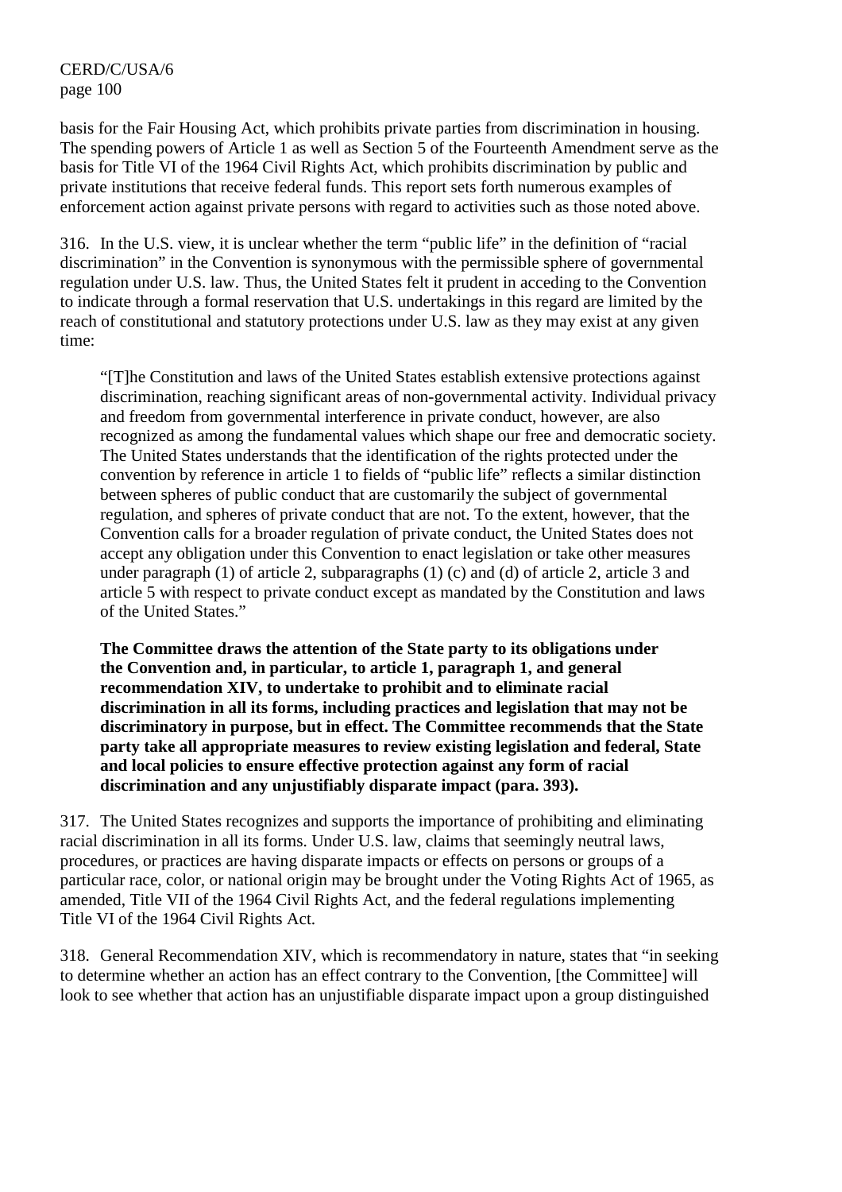basis for the Fair Housing Act, which prohibits private parties from discrimination in housing. The spending powers of Article 1 as well as Section 5 of the Fourteenth Amendment serve as the basis for Title VI of the 1964 Civil Rights Act, which prohibits discrimination by public and private institutions that receive federal funds. This report sets forth numerous examples of enforcement action against private persons with regard to activities such as those noted above.

316. In the U.S. view, it is unclear whether the term "public life" in the definition of "racial discrimination" in the Convention is synonymous with the permissible sphere of governmental regulation under U.S. law. Thus, the United States felt it prudent in acceding to the Convention to indicate through a formal reservation that U.S. undertakings in this regard are limited by the reach of constitutional and statutory protections under U.S. law as they may exist at any given time:

> "[T]he Constitution and laws of the United States establish extensive protections against discrimination, reaching significant areas of non-governmental activity. Individual privacy and freedom from governmental interference in private conduct, however, are also recognized as among the fundamental values which shape our free and democratic society. The United States understands that the identification of the rights protected under the convention by reference in article 1 to fields of "public life" reflects a similar distinction between spheres of public conduct that are customarily the subject of governmental regulation, and spheres of private conduct that are not. To the extent, however, that the Convention calls for a broader regulation of private conduct, the United States does not accept any obligation under this Convention to enact legislation or take other measures under paragraph (1) of article 2, subparagraphs (1) (c) and (d) of article 2, article 3 and article 5 with respect to private conduct except as mandated by the Constitution and laws of the United States."
>
> **The Committee draws the attention of the State party to its obligations under the Convention and, in particular, to article 1, paragraph 1, and general recommendation XIV, to undertake to prohibit and to eliminate racial discrimination in all its forms, including practices and legislation that may not be discriminatory in purpose, but in effect. The Committee recommends that the State party take all appropriate measures to review existing legislation and federal, State and local policies to ensure effective protection against any form of racial discrimination and any unjustifiably disparate impact (para. 393).**

317. The United States recognizes and supports the importance of prohibiting and eliminating racial discrimination in all its forms. Under U.S. law, claims that seemingly neutral laws, procedures, or practices are having disparate impacts or effects on persons or groups of a particular race, color, or national origin may be brought under the Voting Rights Act of 1965, as amended, Title VII of the 1964 Civil Rights Act, and the federal regulations implementing Title VI of the 1964 Civil Rights Act.

318. General Recommendation XIV, which is recommendatory in nature, states that "in seeking to determine whether an action has an effect contrary to the Convention, [the Committee] will look to see whether that action has an unjustifiable disparate impact upon a group distinguished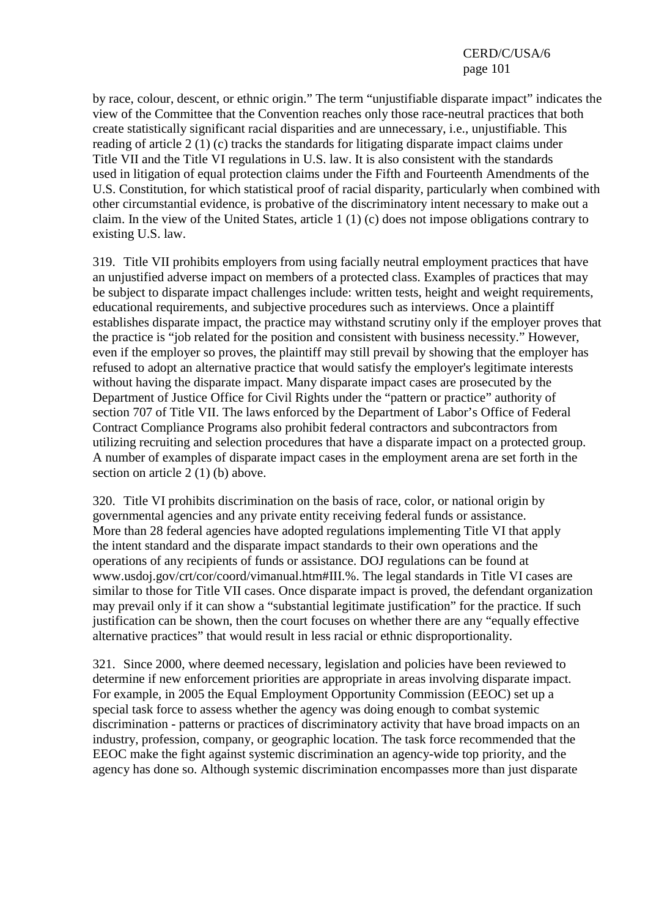by race, colour, descent, or ethnic origin." The term "unjustifiable disparate impact" indicates the view of the Committee that the Convention reaches only those race-neutral practices that both create statistically significant racial disparities and are unnecessary, i.e., unjustifiable. This reading of article 2 (1) (c) tracks the standards for litigating disparate impact claims under Title VII and the Title VI regulations in U.S. law. It is also consistent with the standards used in litigation of equal protection claims under the Fifth and Fourteenth Amendments of the U.S. Constitution, for which statistical proof of racial disparity, particularly when combined with other circumstantial evidence, is probative of the discriminatory intent necessary to make out a claim. In the view of the United States, article 1 (1) (c) does not impose obligations contrary to existing U.S. law.

319. Title VII prohibits employers from using facially neutral employment practices that have an unjustified adverse impact on members of a protected class. Examples of practices that may be subject to disparate impact challenges include: written tests, height and weight requirements, educational requirements, and subjective procedures such as interviews. Once a plaintiff establishes disparate impact, the practice may withstand scrutiny only if the employer proves that the practice is "job related for the position and consistent with business necessity." However, even if the employer so proves, the plaintiff may still prevail by showing that the employer has refused to adopt an alternative practice that would satisfy the employer's legitimate interests without having the disparate impact. Many disparate impact cases are prosecuted by the Department of Justice Office for Civil Rights under the "pattern or practice" authority of section 707 of Title VII. The laws enforced by the Department of Labor's Office of Federal Contract Compliance Programs also prohibit federal contractors and subcontractors from utilizing recruiting and selection procedures that have a disparate impact on a protected group. A number of examples of disparate impact cases in the employment arena are set forth in the section on article 2 (1) (b) above.

320. Title VI prohibits discrimination on the basis of race, color, or national origin by governmental agencies and any private entity receiving federal funds or assistance. More than 28 federal agencies have adopted regulations implementing Title VI that apply the intent standard and the disparate impact standards to their own operations and the operations of any recipients of funds or assistance. DOJ regulations can be found at www.usdoj.gov/crt/cor/coord/vimanual.htm#III.%. The legal standards in Title VI cases are similar to those for Title VII cases. Once disparate impact is proved, the defendant organization may prevail only if it can show a "substantial legitimate justification" for the practice. If such justification can be shown, then the court focuses on whether there are any "equally effective alternative practices" that would result in less racial or ethnic disproportionality.

321. Since 2000, where deemed necessary, legislation and policies have been reviewed to determine if new enforcement priorities are appropriate in areas involving disparate impact. For example, in 2005 the Equal Employment Opportunity Commission (EEOC) set up a special task force to assess whether the agency was doing enough to combat systemic discrimination - patterns or practices of discriminatory activity that have broad impacts on an industry, profession, company, or geographic location. The task force recommended that the EEOC make the fight against systemic discrimination an agency-wide top priority, and the agency has done so. Although systemic discrimination encompasses more than just disparate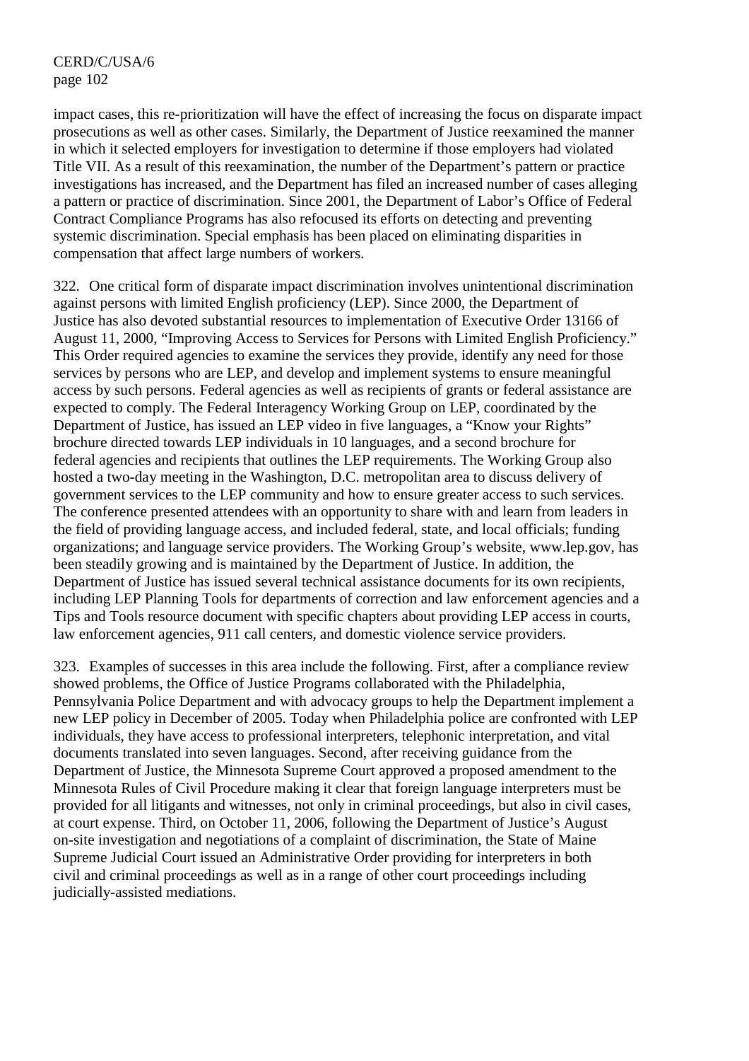impact cases, this re-prioritization will have the effect of increasing the focus on disparate impact prosecutions as well as other cases. Similarly, the Department of Justice reexamined the manner in which it selected employers for investigation to determine if those employers had violated Title VII. As a result of this reexamination, the number of the Department's pattern or practice investigations has increased, and the Department has filed an increased number of cases alleging a pattern or practice of discrimination. Since 2001, the Department of Labor's Office of Federal Contract Compliance Programs has also refocused its efforts on detecting and preventing systemic discrimination. Special emphasis has been placed on eliminating disparities in compensation that affect large numbers of workers.

322. One critical form of disparate impact discrimination involves unintentional discrimination against persons with limited English proficiency (LEP). Since 2000, the Department of Justice has also devoted substantial resources to implementation of Executive Order 13166 of August 11, 2000, "Improving Access to Services for Persons with Limited English Proficiency." This Order required agencies to examine the services they provide, identify any need for those services by persons who are LEP, and develop and implement systems to ensure meaningful access by such persons. Federal agencies as well as recipients of grants or federal assistance are expected to comply. The Federal Interagency Working Group on LEP, coordinated by the Department of Justice, has issued an LEP video in five languages, a "Know your Rights" brochure directed towards LEP individuals in 10 languages, and a second brochure for federal agencies and recipients that outlines the LEP requirements. The Working Group also hosted a two-day meeting in the Washington, D.C. metropolitan area to discuss delivery of government services to the LEP community and how to ensure greater access to such services. The conference presented attendees with an opportunity to share with and learn from leaders in the field of providing language access, and included federal, state, and local officials; funding organizations; and language service providers. The Working Group's website, www.lep.gov, has been steadily growing and is maintained by the Department of Justice. In addition, the Department of Justice has issued several technical assistance documents for its own recipients, including LEP Planning Tools for departments of correction and law enforcement agencies and a Tips and Tools resource document with specific chapters about providing LEP access in courts, law enforcement agencies, 911 call centers, and domestic violence service providers.

323. Examples of successes in this area include the following. First, after a compliance review showed problems, the Office of Justice Programs collaborated with the Philadelphia, Pennsylvania Police Department and with advocacy groups to help the Department implement a new LEP policy in December of 2005. Today when Philadelphia police are confronted with LEP individuals, they have access to professional interpreters, telephonic interpretation, and vital documents translated into seven languages. Second, after receiving guidance from the Department of Justice, the Minnesota Supreme Court approved a proposed amendment to the Minnesota Rules of Civil Procedure making it clear that foreign language interpreters must be provided for all litigants and witnesses, not only in criminal proceedings, but also in civil cases, at court expense. Third, on October 11, 2006, following the Department of Justice's August on-site investigation and negotiations of a complaint of discrimination, the State of Maine Supreme Judicial Court issued an Administrative Order providing for interpreters in both civil and criminal proceedings as well as in a range of other court proceedings including judicially-assisted mediations.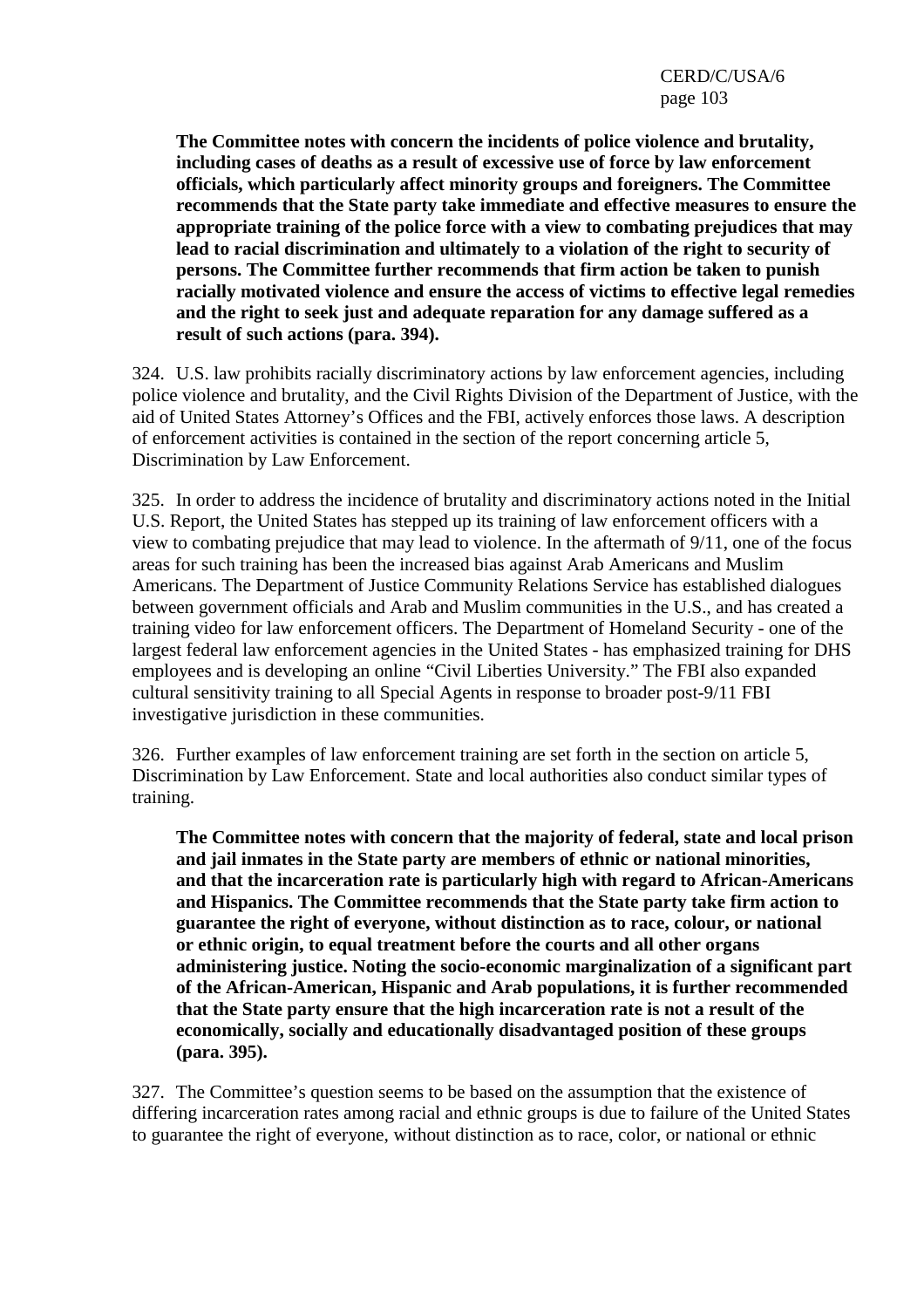**The Committee notes with concern the incidents of police violence and brutality, including cases of deaths as a result of excessive use of force by law enforcement officials, which particularly affect minority groups and foreigners. The Committee recommends that the State party take immediate and effective measures to ensure the appropriate training of the police force with a view to combating prejudices that may lead to racial discrimination and ultimately to a violation of the right to security of persons. The Committee further recommends that firm action be taken to punish racially motivated violence and ensure the access of victims to effective legal remedies and the right to seek just and adequate reparation for any damage suffered as a result of such actions (para. 394).**

324. U.S. law prohibits racially discriminatory actions by law enforcement agencies, including police violence and brutality, and the Civil Rights Division of the Department of Justice, with the aid of United States Attorney's Offices and the FBI, actively enforces those laws. A description of enforcement activities is contained in the section of the report concerning article 5, Discrimination by Law Enforcement.

325. In order to address the incidence of brutality and discriminatory actions noted in the Initial U.S. Report, the United States has stepped up its training of law enforcement officers with a view to combating prejudice that may lead to violence. In the aftermath of 9/11, one of the focus areas for such training has been the increased bias against Arab Americans and Muslim Americans. The Department of Justice Community Relations Service has established dialogues between government officials and Arab and Muslim communities in the U.S., and has created a training video for law enforcement officers. The Department of Homeland Security - one of the largest federal law enforcement agencies in the United States - has emphasized training for DHS employees and is developing an online "Civil Liberties University." The FBI also expanded cultural sensitivity training to all Special Agents in response to broader post-9/11 FBI investigative jurisdiction in these communities.

326. Further examples of law enforcement training are set forth in the section on article 5, Discrimination by Law Enforcement. State and local authorities also conduct similar types of training.

**The Committee notes with concern that the majority of federal, state and local prison and jail inmates in the State party are members of ethnic or national minorities, and that the incarceration rate is particularly high with regard to African-Americans and Hispanics. The Committee recommends that the State party take firm action to guarantee the right of everyone, without distinction as to race, colour, or national or ethnic origin, to equal treatment before the courts and all other organs administering justice. Noting the socio-economic marginalization of a significant part of the African-American, Hispanic and Arab populations, it is further recommended that the State party ensure that the high incarceration rate is not a result of the economically, socially and educationally disadvantaged position of these groups (para. 395).**

327. The Committee's question seems to be based on the assumption that the existence of differing incarceration rates among racial and ethnic groups is due to failure of the United States to guarantee the right of everyone, without distinction as to race, color, or national or ethnic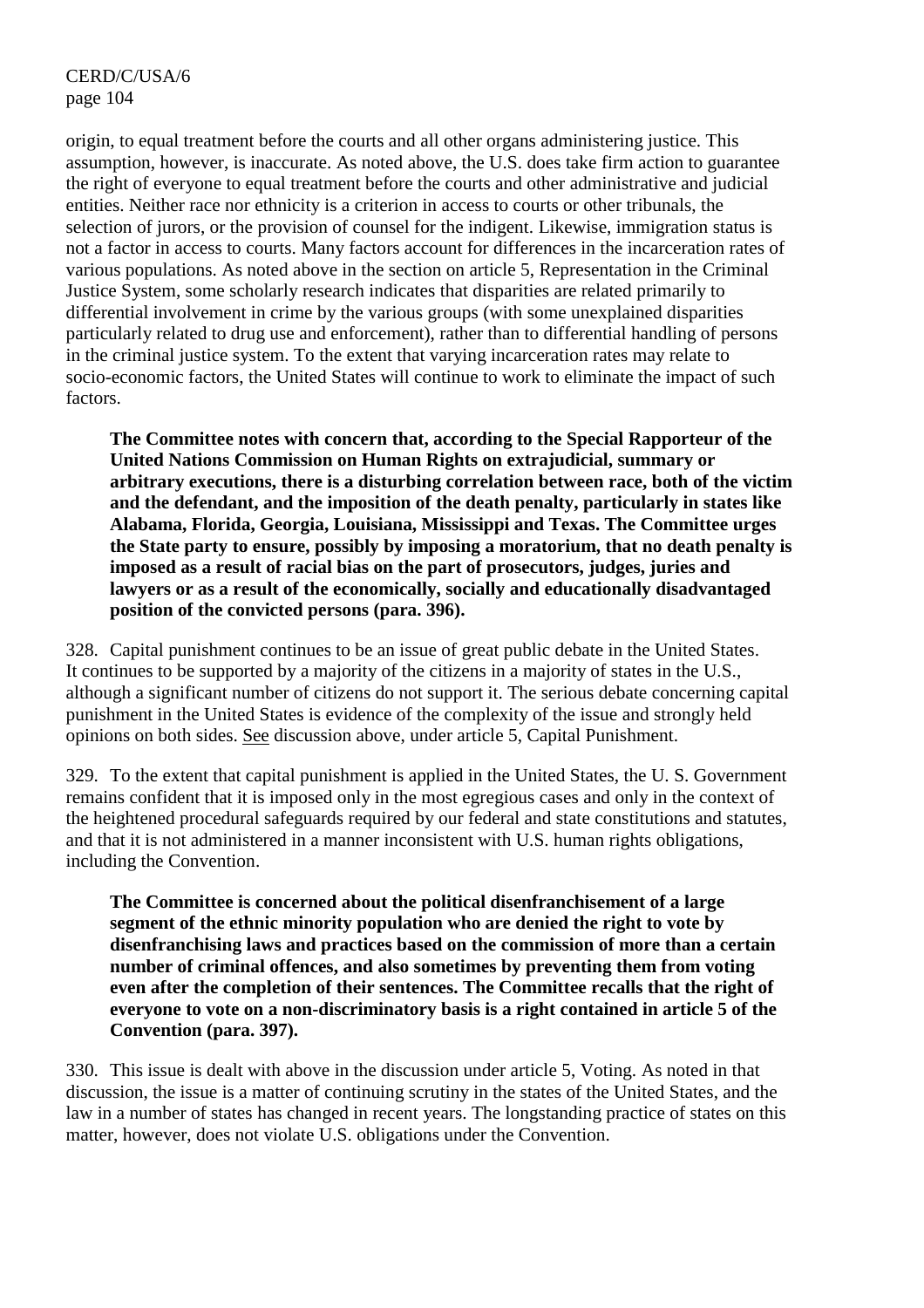origin, to equal treatment before the courts and all other organs administering justice. This assumption, however, is inaccurate. As noted above, the U.S. does take firm action to guarantee the right of everyone to equal treatment before the courts and other administrative and judicial entities. Neither race nor ethnicity is a criterion in access to courts or other tribunals, the selection of jurors, or the provision of counsel for the indigent. Likewise, immigration status is not a factor in access to courts. Many factors account for differences in the incarceration rates of various populations. As noted above in the section on article 5, Representation in the Criminal Justice System, some scholarly research indicates that disparities are related primarily to differential involvement in crime by the various groups (with some unexplained disparities particularly related to drug use and enforcement), rather than to differential handling of persons in the criminal justice system. To the extent that varying incarceration rates may relate to socio-economic factors, the United States will continue to work to eliminate the impact of such factors.

> **The Committee notes with concern that, according to the Special Rapporteur of the United Nations Commission on Human Rights on extrajudicial, summary or arbitrary executions, there is a disturbing correlation between race, both of the victim and the defendant, and the imposition of the death penalty, particularly in states like Alabama, Florida, Georgia, Louisiana, Mississippi and Texas. The Committee urges the State party to ensure, possibly by imposing a moratorium, that no death penalty is imposed as a result of racial bias on the part of prosecutors, judges, juries and lawyers or as a result of the economically, socially and educationally disadvantaged position of the convicted persons (para. 396).**

328. Capital punishment continues to be an issue of great public debate in the United States. It continues to be supported by a majority of the citizens in a majority of states in the U.S., although a significant number of citizens do not support it. The serious debate concerning capital punishment in the United States is evidence of the complexity of the issue and strongly held opinions on both sides. See discussion above, under article 5, Capital Punishment.

329. To the extent that capital punishment is applied in the United States, the U. S. Government remains confident that it is imposed only in the most egregious cases and only in the context of the heightened procedural safeguards required by our federal and state constitutions and statutes, and that it is not administered in a manner inconsistent with U.S. human rights obligations, including the Convention.

> **The Committee is concerned about the political disenfranchisement of a large segment of the ethnic minority population who are denied the right to vote by disenfranchising laws and practices based on the commission of more than a certain number of criminal offences, and also sometimes by preventing them from voting even after the completion of their sentences. The Committee recalls that the right of everyone to vote on a non-discriminatory basis is a right contained in article 5 of the Convention (para. 397).**

330. This issue is dealt with above in the discussion under article 5, Voting. As noted in that discussion, the issue is a matter of continuing scrutiny in the states of the United States, and the law in a number of states has changed in recent years. The longstanding practice of states on this matter, however, does not violate U.S. obligations under the Convention.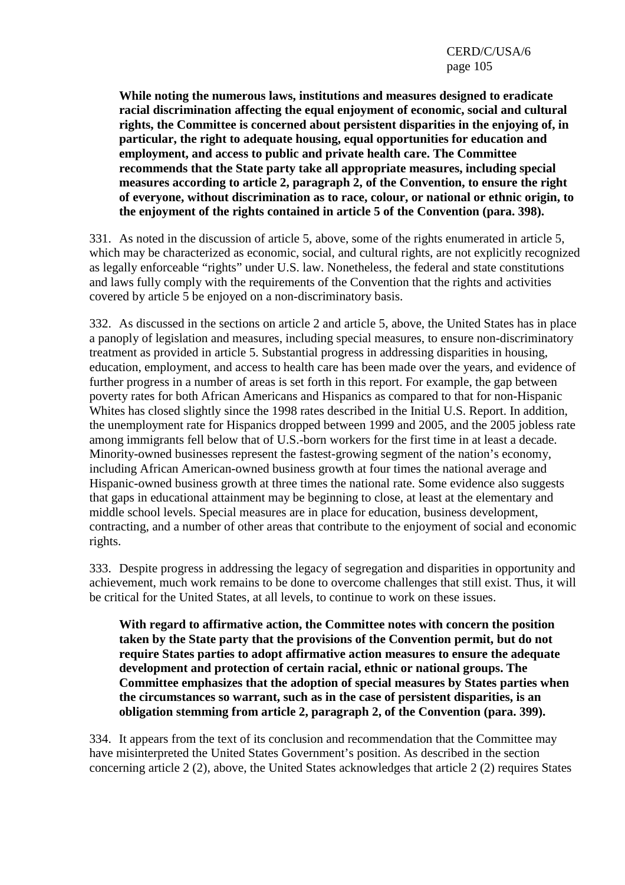**While noting the numerous laws, institutions and measures designed to eradicate racial discrimination affecting the equal enjoyment of economic, social and cultural rights, the Committee is concerned about persistent disparities in the enjoying of, in particular, the right to adequate housing, equal opportunities for education and employment, and access to public and private health care. The Committee recommends that the State party take all appropriate measures, including special measures according to article 2, paragraph 2, of the Convention, to ensure the right of everyone, without discrimination as to race, colour, or national or ethnic origin, to the enjoyment of the rights contained in article 5 of the Convention (para. 398).**

331. As noted in the discussion of article 5, above, some of the rights enumerated in article 5, which may be characterized as economic, social, and cultural rights, are not explicitly recognized as legally enforceable "rights" under U.S. law. Nonetheless, the federal and state constitutions and laws fully comply with the requirements of the Convention that the rights and activities covered by article 5 be enjoyed on a non-discriminatory basis.

332. As discussed in the sections on article 2 and article 5, above, the United States has in place a panoply of legislation and measures, including special measures, to ensure non-discriminatory treatment as provided in article 5. Substantial progress in addressing disparities in housing, education, employment, and access to health care has been made over the years, and evidence of further progress in a number of areas is set forth in this report. For example, the gap between poverty rates for both African Americans and Hispanics as compared to that for non-Hispanic Whites has closed slightly since the 1998 rates described in the Initial U.S. Report. In addition, the unemployment rate for Hispanics dropped between 1999 and 2005, and the 2005 jobless rate among immigrants fell below that of U.S.-born workers for the first time in at least a decade. Minority-owned businesses represent the fastest-growing segment of the nation's economy, including African American-owned business growth at four times the national average and Hispanic-owned business growth at three times the national rate. Some evidence also suggests that gaps in educational attainment may be beginning to close, at least at the elementary and middle school levels. Special measures are in place for education, business development, contracting, and a number of other areas that contribute to the enjoyment of social and economic rights.

333. Despite progress in addressing the legacy of segregation and disparities in opportunity and achievement, much work remains to be done to overcome challenges that still exist. Thus, it will be critical for the United States, at all levels, to continue to work on these issues.

**With regard to affirmative action, the Committee notes with concern the position taken by the State party that the provisions of the Convention permit, but do not require States parties to adopt affirmative action measures to ensure the adequate development and protection of certain racial, ethnic or national groups. The Committee emphasizes that the adoption of special measures by States parties when the circumstances so warrant, such as in the case of persistent disparities, is an obligation stemming from article 2, paragraph 2, of the Convention (para. 399).**

334. It appears from the text of its conclusion and recommendation that the Committee may have misinterpreted the United States Government's position. As described in the section concerning article 2 (2), above, the United States acknowledges that article 2 (2) requires States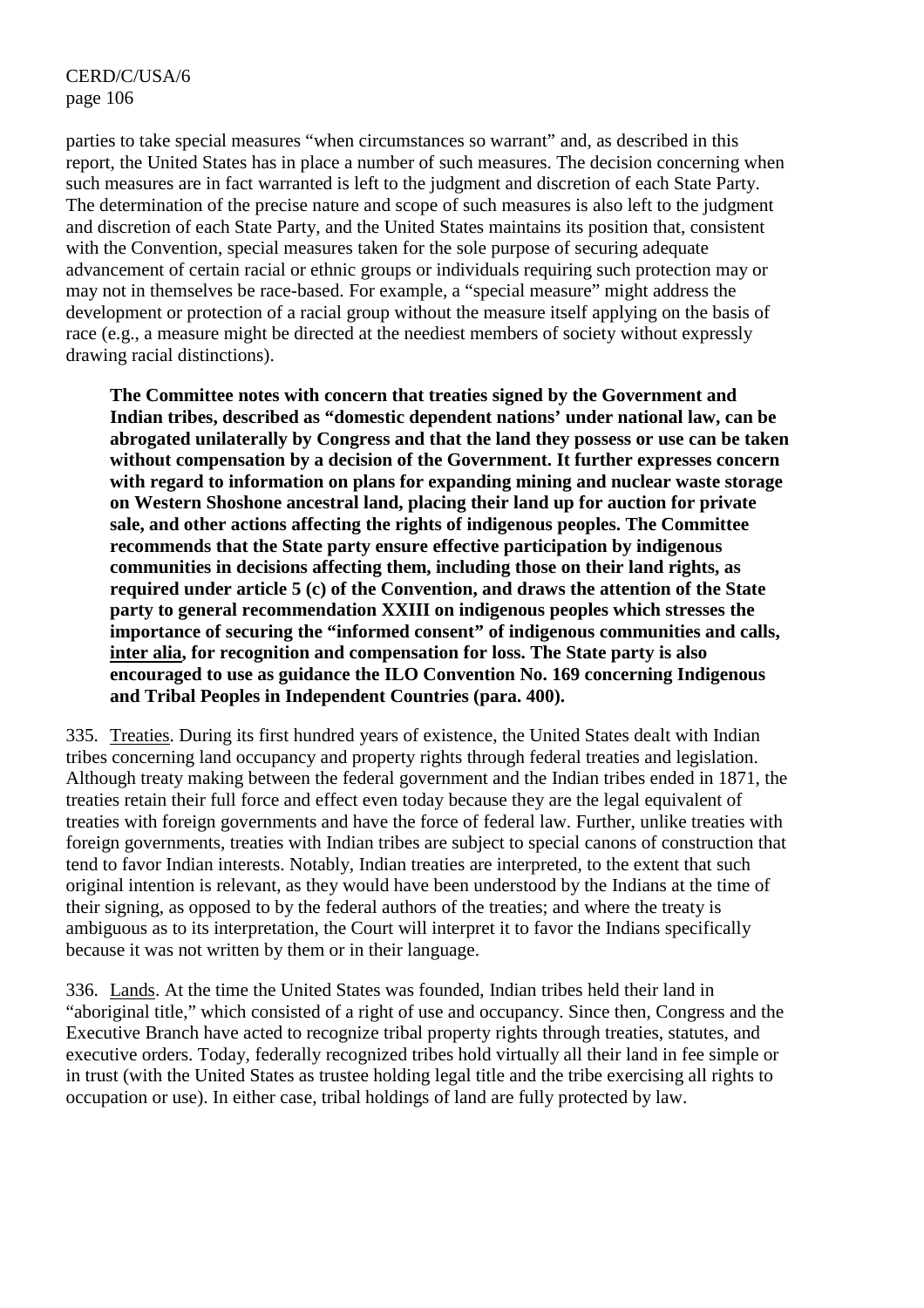parties to take special measures "when circumstances so warrant" and, as described in this report, the United States has in place a number of such measures. The decision concerning when such measures are in fact warranted is left to the judgment and discretion of each State Party. The determination of the precise nature and scope of such measures is also left to the judgment and discretion of each State Party, and the United States maintains its position that, consistent with the Convention, special measures taken for the sole purpose of securing adequate advancement of certain racial or ethnic groups or individuals requiring such protection may or may not in themselves be race-based. For example, a "special measure" might address the development or protection of a racial group without the measure itself applying on the basis of race (e.g., a measure might be directed at the neediest members of society without expressly drawing racial distinctions).

> **The Committee notes with concern that treaties signed by the Government and Indian tribes, described as "domestic dependent nations' under national law, can be abrogated unilaterally by Congress and that the land they possess or use can be taken without compensation by a decision of the Government. It further expresses concern with regard to information on plans for expanding mining and nuclear waste storage on Western Shoshone ancestral land, placing their land up for auction for private sale, and other actions affecting the rights of indigenous peoples. The Committee recommends that the State party ensure effective participation by indigenous communities in decisions affecting them, including those on their land rights, as required under article 5 (c) of the Convention, and draws the attention of the State party to general recommendation XXIII on indigenous peoples which stresses the importance of securing the "informed consent" of indigenous communities and calls, <u>inter alia</u>, for recognition and compensation for loss. The State party is also encouraged to use as guidance the ILO Convention No. 169 concerning Indigenous and Tribal Peoples in Independent Countries (para. 400).**

335. <u>Treaties</u>. During its first hundred years of existence, the United States dealt with Indian tribes concerning land occupancy and property rights through federal treaties and legislation. Although treaty making between the federal government and the Indian tribes ended in 1871, the treaties retain their full force and effect even today because they are the legal equivalent of treaties with foreign governments and have the force of federal law. Further, unlike treaties with foreign governments, treaties with Indian tribes are subject to special canons of construction that tend to favor Indian interests. Notably, Indian treaties are interpreted, to the extent that such original intention is relevant, as they would have been understood by the Indians at the time of their signing, as opposed to by the federal authors of the treaties; and where the treaty is ambiguous as to its interpretation, the Court will interpret it to favor the Indians specifically because it was not written by them or in their language.

336. <u>Lands</u>. At the time the United States was founded, Indian tribes held their land in "aboriginal title," which consisted of a right of use and occupancy. Since then, Congress and the Executive Branch have acted to recognize tribal property rights through treaties, statutes, and executive orders. Today, federally recognized tribes hold virtually all their land in fee simple or in trust (with the United States as trustee holding legal title and the tribe exercising all rights to occupation or use). In either case, tribal holdings of land are fully protected by law.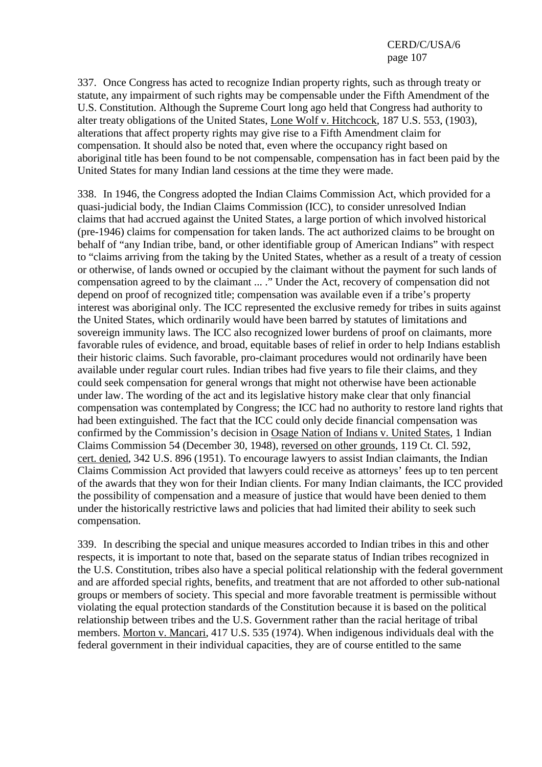337. Once Congress has acted to recognize Indian property rights, such as through treaty or statute, any impairment of such rights may be compensable under the Fifth Amendment of the U.S. Constitution. Although the Supreme Court long ago held that Congress had authority to alter treaty obligations of the United States, Lone Wolf v. Hitchcock, 187 U.S. 553, (1903), alterations that affect property rights may give rise to a Fifth Amendment claim for compensation. It should also be noted that, even where the occupancy right based on aboriginal title has been found to be not compensable, compensation has in fact been paid by the United States for many Indian land cessions at the time they were made.

338. In 1946, the Congress adopted the Indian Claims Commission Act, which provided for a quasi-judicial body, the Indian Claims Commission (ICC), to consider unresolved Indian claims that had accrued against the United States, a large portion of which involved historical (pre-1946) claims for compensation for taken lands. The act authorized claims to be brought on behalf of "any Indian tribe, band, or other identifiable group of American Indians" with respect to "claims arriving from the taking by the United States, whether as a result of a treaty of cession or otherwise, of lands owned or occupied by the claimant without the payment for such lands of compensation agreed to by the claimant ... ." Under the Act, recovery of compensation did not depend on proof of recognized title; compensation was available even if a tribe's property interest was aboriginal only. The ICC represented the exclusive remedy for tribes in suits against the United States, which ordinarily would have been barred by statutes of limitations and sovereign immunity laws. The ICC also recognized lower burdens of proof on claimants, more favorable rules of evidence, and broad, equitable bases of relief in order to help Indians establish their historic claims. Such favorable, pro-claimant procedures would not ordinarily have been available under regular court rules. Indian tribes had five years to file their claims, and they could seek compensation for general wrongs that might not otherwise have been actionable under law. The wording of the act and its legislative history make clear that only financial compensation was contemplated by Congress; the ICC had no authority to restore land rights that had been extinguished. The fact that the ICC could only decide financial compensation was confirmed by the Commission's decision in Osage Nation of Indians v. United States, 1 Indian Claims Commission 54 (December 30, 1948), reversed on other grounds, 119 Ct. Cl. 592, cert. denied, 342 U.S. 896 (1951). To encourage lawyers to assist Indian claimants, the Indian Claims Commission Act provided that lawyers could receive as attorneys' fees up to ten percent of the awards that they won for their Indian clients. For many Indian claimants, the ICC provided the possibility of compensation and a measure of justice that would have been denied to them under the historically restrictive laws and policies that had limited their ability to seek such compensation.

339. In describing the special and unique measures accorded to Indian tribes in this and other respects, it is important to note that, based on the separate status of Indian tribes recognized in the U.S. Constitution, tribes also have a special political relationship with the federal government and are afforded special rights, benefits, and treatment that are not afforded to other sub-national groups or members of society. This special and more favorable treatment is permissible without violating the equal protection standards of the Constitution because it is based on the political relationship between tribes and the U.S. Government rather than the racial heritage of tribal members. Morton v. Mancari, 417 U.S. 535 (1974). When indigenous individuals deal with the federal government in their individual capacities, they are of course entitled to the same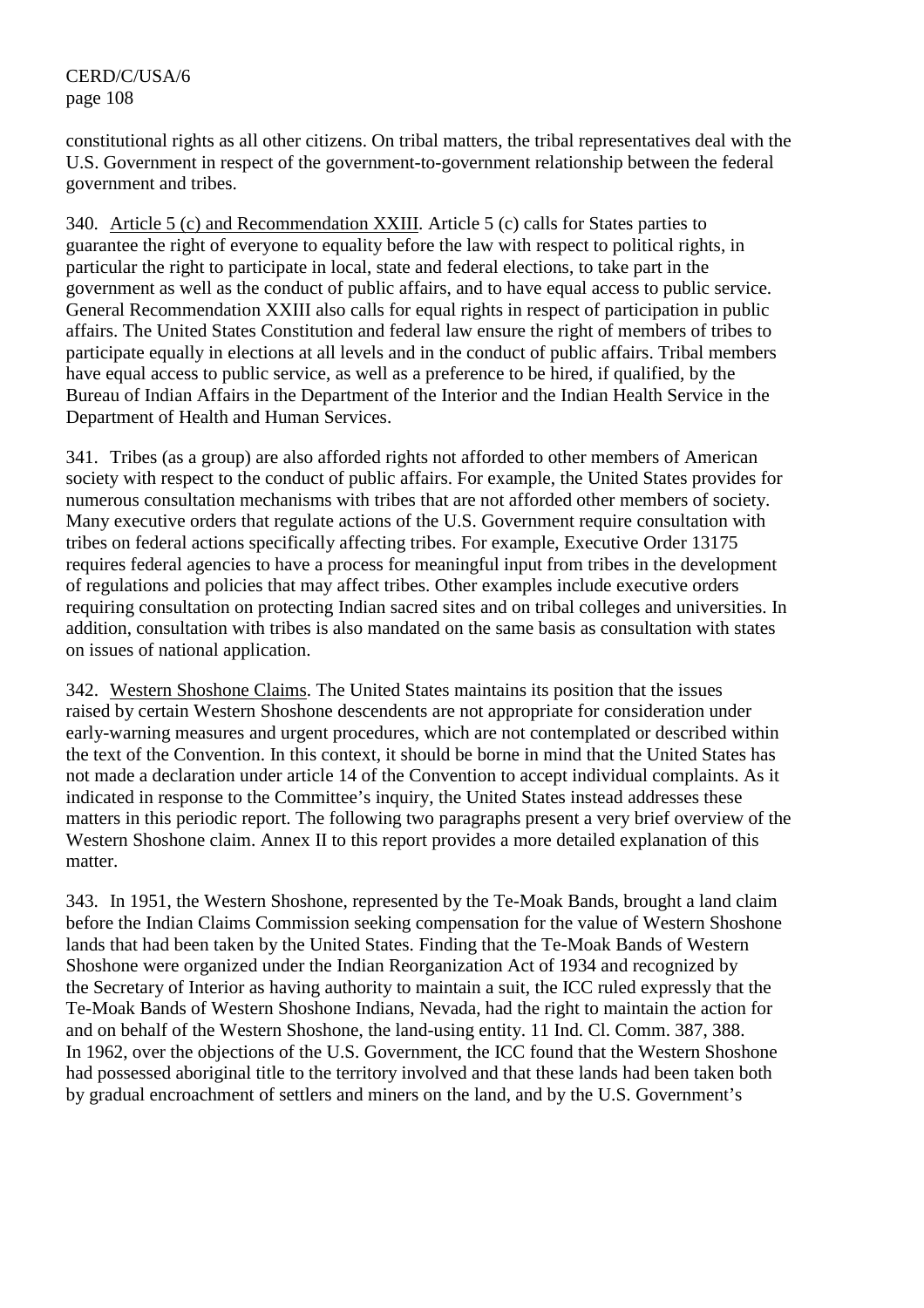constitutional rights as all other citizens. On tribal matters, the tribal representatives deal with the U.S. Government in respect of the government-to-government relationship between the federal government and tribes.

340. Article 5 (c) and Recommendation XXIII. Article 5 (c) calls for States parties to guarantee the right of everyone to equality before the law with respect to political rights, in particular the right to participate in local, state and federal elections, to take part in the government as well as the conduct of public affairs, and to have equal access to public service. General Recommendation XXIII also calls for equal rights in respect of participation in public affairs. The United States Constitution and federal law ensure the right of members of tribes to participate equally in elections at all levels and in the conduct of public affairs. Tribal members have equal access to public service, as well as a preference to be hired, if qualified, by the Bureau of Indian Affairs in the Department of the Interior and the Indian Health Service in the Department of Health and Human Services.

341. Tribes (as a group) are also afforded rights not afforded to other members of American society with respect to the conduct of public affairs. For example, the United States provides for numerous consultation mechanisms with tribes that are not afforded other members of society. Many executive orders that regulate actions of the U.S. Government require consultation with tribes on federal actions specifically affecting tribes. For example, Executive Order 13175 requires federal agencies to have a process for meaningful input from tribes in the development of regulations and policies that may affect tribes. Other examples include executive orders requiring consultation on protecting Indian sacred sites and on tribal colleges and universities. In addition, consultation with tribes is also mandated on the same basis as consultation with states on issues of national application.

342. Western Shoshone Claims. The United States maintains its position that the issues raised by certain Western Shoshone descendents are not appropriate for consideration under early-warning measures and urgent procedures, which are not contemplated or described within the text of the Convention. In this context, it should be borne in mind that the United States has not made a declaration under article 14 of the Convention to accept individual complaints. As it indicated in response to the Committee's inquiry, the United States instead addresses these matters in this periodic report. The following two paragraphs present a very brief overview of the Western Shoshone claim. Annex II to this report provides a more detailed explanation of this matter.

343. In 1951, the Western Shoshone, represented by the Te-Moak Bands, brought a land claim before the Indian Claims Commission seeking compensation for the value of Western Shoshone lands that had been taken by the United States. Finding that the Te-Moak Bands of Western Shoshone were organized under the Indian Reorganization Act of 1934 and recognized by the Secretary of Interior as having authority to maintain a suit, the ICC ruled expressly that the Te-Moak Bands of Western Shoshone Indians, Nevada, had the right to maintain the action for and on behalf of the Western Shoshone, the land-using entity. 11 Ind. Cl. Comm. 387, 388. In 1962, over the objections of the U.S. Government, the ICC found that the Western Shoshone had possessed aboriginal title to the territory involved and that these lands had been taken both by gradual encroachment of settlers and miners on the land, and by the U.S. Government's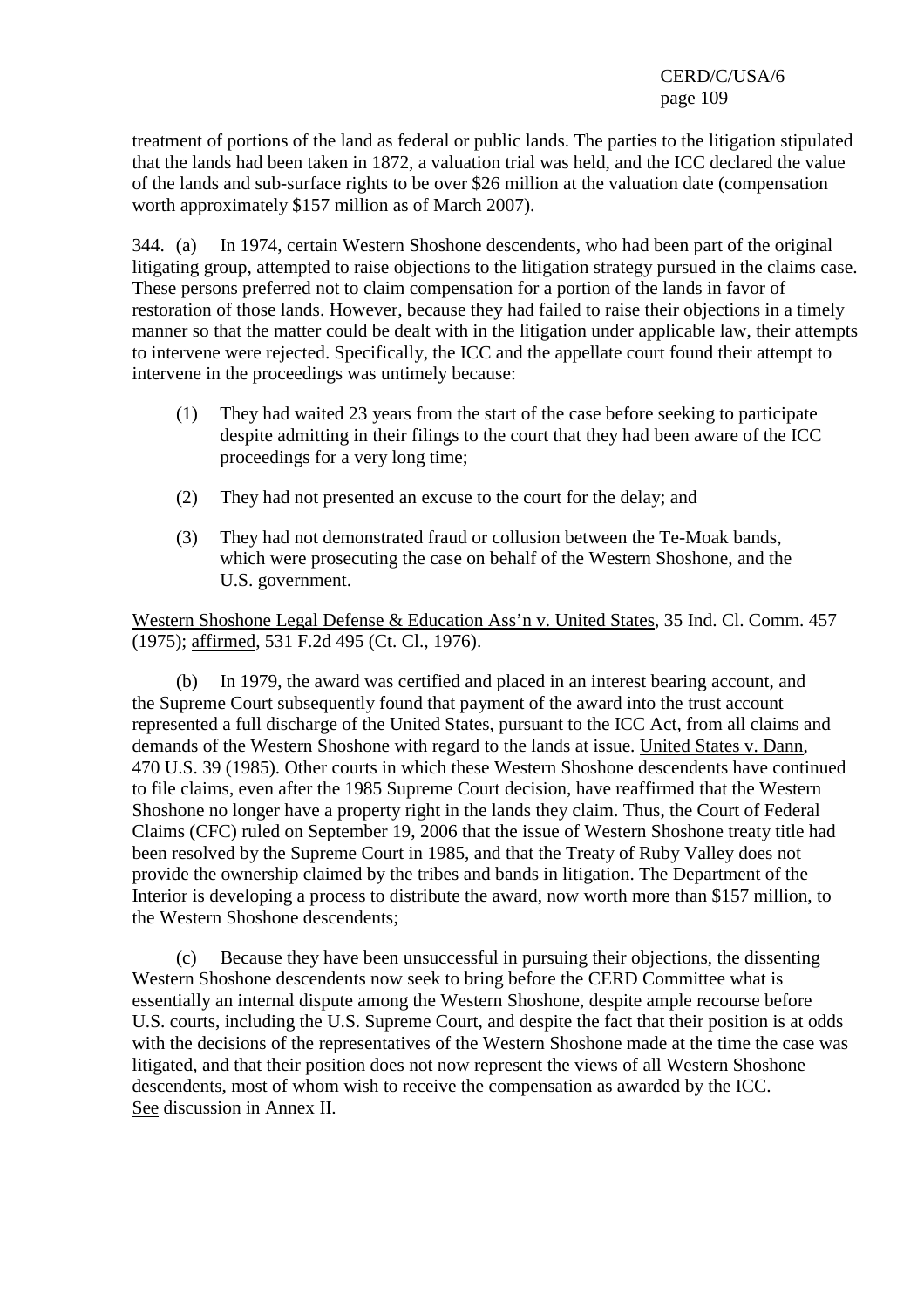treatment of portions of the land as federal or public lands. The parties to the litigation stipulated that the lands had been taken in 1872, a valuation trial was held, and the ICC declared the value of the lands and sub-surface rights to be over $26 million at the valuation date (compensation worth approximately $157 million as of March 2007).

344. (a) In 1974, certain Western Shoshone descendents, who had been part of the original litigating group, attempted to raise objections to the litigation strategy pursued in the claims case. These persons preferred not to claim compensation for a portion of the lands in favor of restoration of those lands. However, because they had failed to raise their objections in a timely manner so that the matter could be dealt with in the litigation under applicable law, their attempts to intervene were rejected. Specifically, the ICC and the appellate court found their attempt to intervene in the proceedings was untimely because:

(1) They had waited 23 years from the start of the case before seeking to participate despite admitting in their filings to the court that they had been aware of the ICC proceedings for a very long time;

(2) They had not presented an excuse to the court for the delay; and

(3) They had not demonstrated fraud or collusion between the Te-Moak bands, which were prosecuting the case on behalf of the Western Shoshone, and the U.S. government.

Western Shoshone Legal Defense & Education Ass'n v. United States, 35 Ind. Cl. Comm. 457 (1975); affirmed, 531 F.2d 495 (Ct. Cl., 1976).

(b) In 1979, the award was certified and placed in an interest bearing account, and the Supreme Court subsequently found that payment of the award into the trust account represented a full discharge of the United States, pursuant to the ICC Act, from all claims and demands of the Western Shoshone with regard to the lands at issue. United States v. Dann, 470 U.S. 39 (1985). Other courts in which these Western Shoshone descendents have continued to file claims, even after the 1985 Supreme Court decision, have reaffirmed that the Western Shoshone no longer have a property right in the lands they claim. Thus, the Court of Federal Claims (CFC) ruled on September 19, 2006 that the issue of Western Shoshone treaty title had been resolved by the Supreme Court in 1985, and that the Treaty of Ruby Valley does not provide the ownership claimed by the tribes and bands in litigation. The Department of the Interior is developing a process to distribute the award, now worth more than $157 million, to the Western Shoshone descendents;

(c) Because they have been unsuccessful in pursuing their objections, the dissenting Western Shoshone descendents now seek to bring before the CERD Committee what is essentially an internal dispute among the Western Shoshone, despite ample recourse before U.S. courts, including the U.S. Supreme Court, and despite the fact that their position is at odds with the decisions of the representatives of the Western Shoshone made at the time the case was litigated, and that their position does not now represent the views of all Western Shoshone descendents, most of whom wish to receive the compensation as awarded by the ICC. See discussion in Annex II.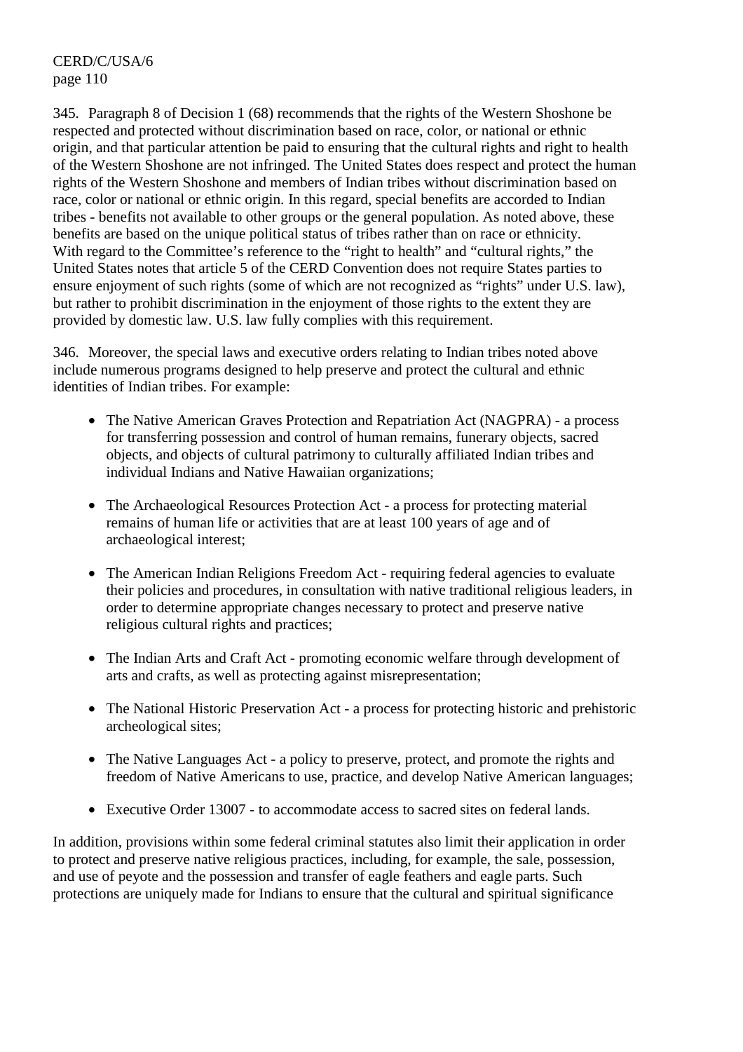345. Paragraph 8 of Decision 1 (68) recommends that the rights of the Western Shoshone be respected and protected without discrimination based on race, color, or national or ethnic origin, and that particular attention be paid to ensuring that the cultural rights and right to health of the Western Shoshone are not infringed. The United States does respect and protect the human rights of the Western Shoshone and members of Indian tribes without discrimination based on race, color or national or ethnic origin. In this regard, special benefits are accorded to Indian tribes - benefits not available to other groups or the general population. As noted above, these benefits are based on the unique political status of tribes rather than on race or ethnicity. With regard to the Committee's reference to the "right to health" and "cultural rights," the United States notes that article 5 of the CERD Convention does not require States parties to ensure enjoyment of such rights (some of which are not recognized as "rights" under U.S. law), but rather to prohibit discrimination in the enjoyment of those rights to the extent they are provided by domestic law. U.S. law fully complies with this requirement.

346. Moreover, the special laws and executive orders relating to Indian tribes noted above include numerous programs designed to help preserve and protect the cultural and ethnic identities of Indian tribes. For example:

- The Native American Graves Protection and Repatriation Act (NAGPRA) - a process for transferring possession and control of human remains, funerary objects, sacred objects, and objects of cultural patrimony to culturally affiliated Indian tribes and individual Indians and Native Hawaiian organizations;

- The Archaeological Resources Protection Act - a process for protecting material remains of human life or activities that are at least 100 years of age and of archaeological interest;

- The American Indian Religions Freedom Act - requiring federal agencies to evaluate their policies and procedures, in consultation with native traditional religious leaders, in order to determine appropriate changes necessary to protect and preserve native religious cultural rights and practices;

- The Indian Arts and Craft Act - promoting economic welfare through development of arts and crafts, as well as protecting against misrepresentation;

- The National Historic Preservation Act - a process for protecting historic and prehistoric archeological sites;

- The Native Languages Act - a policy to preserve, protect, and promote the rights and freedom of Native Americans to use, practice, and develop Native American languages;

- Executive Order 13007 - to accommodate access to sacred sites on federal lands.

In addition, provisions within some federal criminal statutes also limit their application in order to protect and preserve native religious practices, including, for example, the sale, possession, and use of peyote and the possession and transfer of eagle feathers and eagle parts. Such protections are uniquely made for Indians to ensure that the cultural and spiritual significance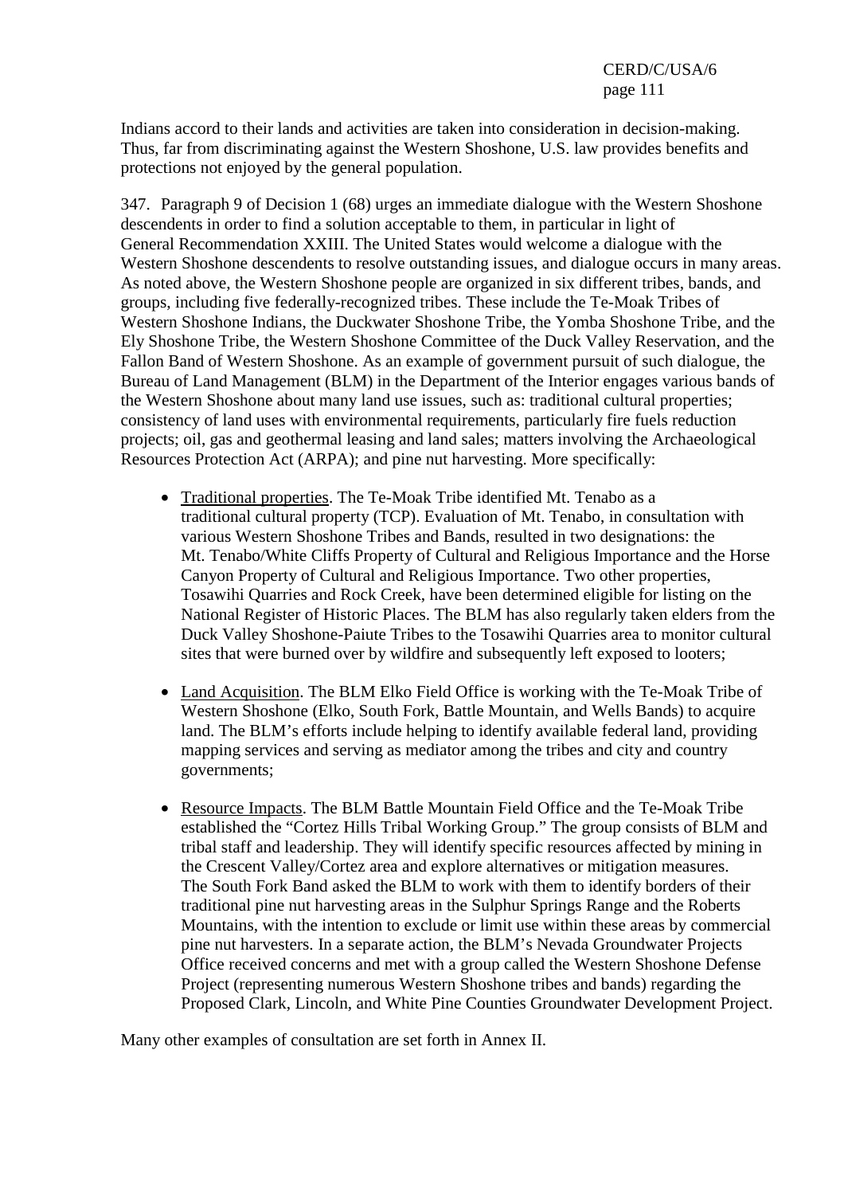Indians accord to their lands and activities are taken into consideration in decision-making. Thus, far from discriminating against the Western Shoshone, U.S. law provides benefits and protections not enjoyed by the general population.

347. Paragraph 9 of Decision 1 (68) urges an immediate dialogue with the Western Shoshone descendents in order to find a solution acceptable to them, in particular in light of General Recommendation XXIII. The United States would welcome a dialogue with the Western Shoshone descendents to resolve outstanding issues, and dialogue occurs in many areas. As noted above, the Western Shoshone people are organized in six different tribes, bands, and groups, including five federally-recognized tribes. These include the Te-Moak Tribes of Western Shoshone Indians, the Duckwater Shoshone Tribe, the Yomba Shoshone Tribe, and the Ely Shoshone Tribe, the Western Shoshone Committee of the Duck Valley Reservation, and the Fallon Band of Western Shoshone. As an example of government pursuit of such dialogue, the Bureau of Land Management (BLM) in the Department of the Interior engages various bands of the Western Shoshone about many land use issues, such as: traditional cultural properties; consistency of land uses with environmental requirements, particularly fire fuels reduction projects; oil, gas and geothermal leasing and land sales; matters involving the Archaeological Resources Protection Act (ARPA); and pine nut harvesting. More specifically:

- Traditional properties. The Te-Moak Tribe identified Mt. Tenabo as a traditional cultural property (TCP). Evaluation of Mt. Tenabo, in consultation with various Western Shoshone Tribes and Bands, resulted in two designations: the Mt. Tenabo/White Cliffs Property of Cultural and Religious Importance and the Horse Canyon Property of Cultural and Religious Importance. Two other properties, Tosawihi Quarries and Rock Creek, have been determined eligible for listing on the National Register of Historic Places. The BLM has also regularly taken elders from the Duck Valley Shoshone-Paiute Tribes to the Tosawihi Quarries area to monitor cultural sites that were burned over by wildfire and subsequently left exposed to looters;

- Land Acquisition. The BLM Elko Field Office is working with the Te-Moak Tribe of Western Shoshone (Elko, South Fork, Battle Mountain, and Wells Bands) to acquire land. The BLM's efforts include helping to identify available federal land, providing mapping services and serving as mediator among the tribes and city and country governments;

- Resource Impacts. The BLM Battle Mountain Field Office and the Te-Moak Tribe established the "Cortez Hills Tribal Working Group." The group consists of BLM and tribal staff and leadership. They will identify specific resources affected by mining in the Crescent Valley/Cortez area and explore alternatives or mitigation measures. The South Fork Band asked the BLM to work with them to identify borders of their traditional pine nut harvesting areas in the Sulphur Springs Range and the Roberts Mountains, with the intention to exclude or limit use within these areas by commercial pine nut harvesters. In a separate action, the BLM's Nevada Groundwater Projects Office received concerns and met with a group called the Western Shoshone Defense Project (representing numerous Western Shoshone tribes and bands) regarding the Proposed Clark, Lincoln, and White Pine Counties Groundwater Development Project.

Many other examples of consultation are set forth in Annex II.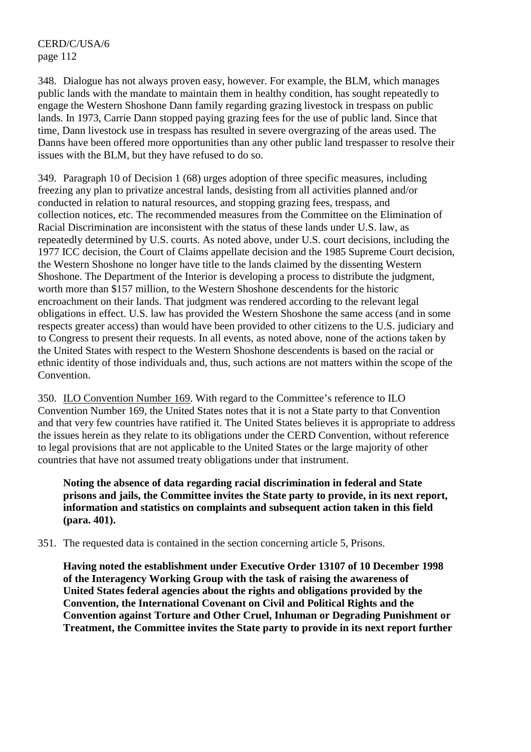348. Dialogue has not always proven easy, however. For example, the BLM, which manages public lands with the mandate to maintain them in healthy condition, has sought repeatedly to engage the Western Shoshone Dann family regarding grazing livestock in trespass on public lands. In 1973, Carrie Dann stopped paying grazing fees for the use of public land. Since that time, Dann livestock use in trespass has resulted in severe overgrazing of the areas used. The Danns have been offered more opportunities than any other public land trespasser to resolve their issues with the BLM, but they have refused to do so.

349. Paragraph 10 of Decision 1 (68) urges adoption of three specific measures, including freezing any plan to privatize ancestral lands, desisting from all activities planned and/or conducted in relation to natural resources, and stopping grazing fees, trespass, and collection notices, etc. The recommended measures from the Committee on the Elimination of Racial Discrimination are inconsistent with the status of these lands under U.S. law, as repeatedly determined by U.S. courts. As noted above, under U.S. court decisions, including the 1977 ICC decision, the Court of Claims appellate decision and the 1985 Supreme Court decision, the Western Shoshone no longer have title to the lands claimed by the dissenting Western Shoshone. The Department of the Interior is developing a process to distribute the judgment, worth more than $157 million, to the Western Shoshone descendents for the historic encroachment on their lands. That judgment was rendered according to the relevant legal obligations in effect. U.S. law has provided the Western Shoshone the same access (and in some respects greater access) than would have been provided to other citizens to the U.S. judiciary and to Congress to present their requests. In all events, as noted above, none of the actions taken by the United States with respect to the Western Shoshone descendents is based on the racial or ethnic identity of those individuals and, thus, such actions are not matters within the scope of the Convention.

350. ILO Convention Number 169. With regard to the Committee's reference to ILO Convention Number 169, the United States notes that it is not a State party to that Convention and that very few countries have ratified it. The United States believes it is appropriate to address the issues herein as they relate to its obligations under the CERD Convention, without reference to legal provisions that are not applicable to the United States or the large majority of other countries that have not assumed treaty obligations under that instrument.

> **Noting the absence of data regarding racial discrimination in federal and State prisons and jails, the Committee invites the State party to provide, in its next report, information and statistics on complaints and subsequent action taken in this field (para. 401).**

351. The requested data is contained in the section concerning article 5, Prisons.

> **Having noted the establishment under Executive Order 13107 of 10 December 1998 of the Interagency Working Group with the task of raising the awareness of United States federal agencies about the rights and obligations provided by the Convention, the International Covenant on Civil and Political Rights and the Convention against Torture and Other Cruel, Inhuman or Degrading Punishment or Treatment, the Committee invites the State party to provide in its next report further**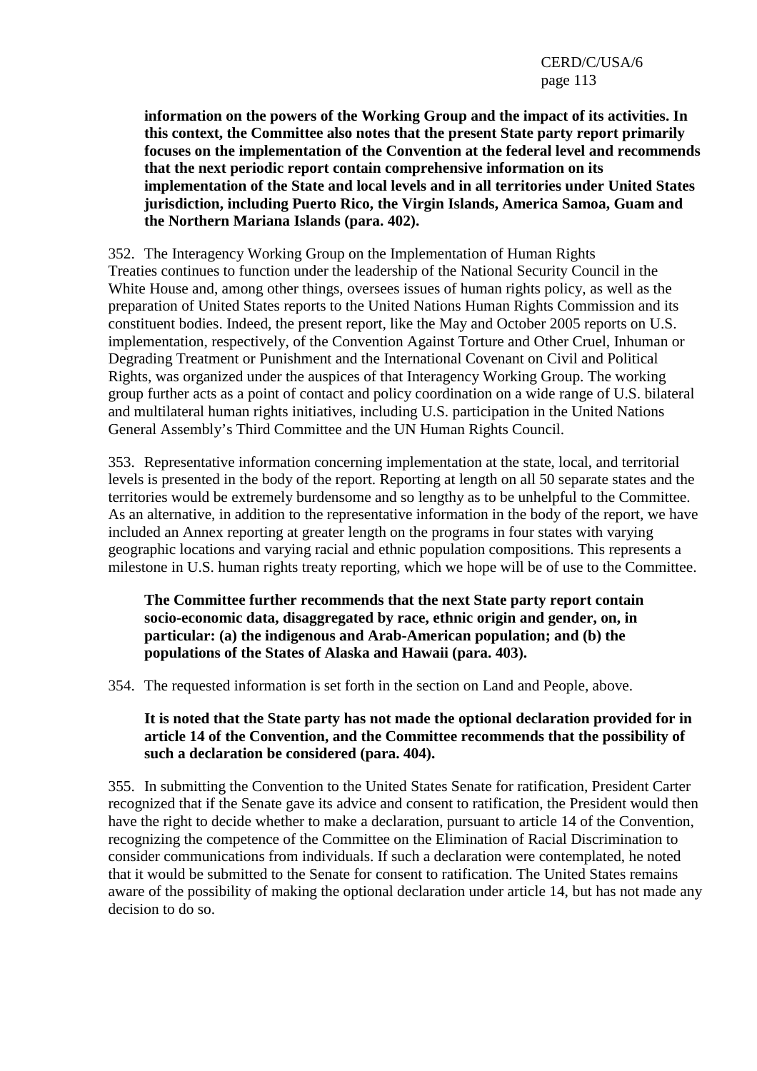**information on the powers of the Working Group and the impact of its activities. In this context, the Committee also notes that the present State party report primarily focuses on the implementation of the Convention at the federal level and recommends that the next periodic report contain comprehensive information on its implementation of the State and local levels and in all territories under United States jurisdiction, including Puerto Rico, the Virgin Islands, America Samoa, Guam and the Northern Mariana Islands (para. 402).**

352. The Interagency Working Group on the Implementation of Human Rights Treaties continues to function under the leadership of the National Security Council in the White House and, among other things, oversees issues of human rights policy, as well as the preparation of United States reports to the United Nations Human Rights Commission and its constituent bodies. Indeed, the present report, like the May and October 2005 reports on U.S. implementation, respectively, of the Convention Against Torture and Other Cruel, Inhuman or Degrading Treatment or Punishment and the International Covenant on Civil and Political Rights, was organized under the auspices of that Interagency Working Group. The working group further acts as a point of contact and policy coordination on a wide range of U.S. bilateral and multilateral human rights initiatives, including U.S. participation in the United Nations General Assembly's Third Committee and the UN Human Rights Council.

353. Representative information concerning implementation at the state, local, and territorial levels is presented in the body of the report. Reporting at length on all 50 separate states and the territories would be extremely burdensome and so lengthy as to be unhelpful to the Committee. As an alternative, in addition to the representative information in the body of the report, we have included an Annex reporting at greater length on the programs in four states with varying geographic locations and varying racial and ethnic population compositions. This represents a milestone in U.S. human rights treaty reporting, which we hope will be of use to the Committee.

**The Committee further recommends that the next State party report contain socio-economic data, disaggregated by race, ethnic origin and gender, on, in particular: (a) the indigenous and Arab-American population; and (b) the populations of the States of Alaska and Hawaii (para. 403).**

354. The requested information is set forth in the section on Land and People, above.

**It is noted that the State party has not made the optional declaration provided for in article 14 of the Convention, and the Committee recommends that the possibility of such a declaration be considered (para. 404).**

355. In submitting the Convention to the United States Senate for ratification, President Carter recognized that if the Senate gave its advice and consent to ratification, the President would then have the right to decide whether to make a declaration, pursuant to article 14 of the Convention, recognizing the competence of the Committee on the Elimination of Racial Discrimination to consider communications from individuals. If such a declaration were contemplated, he noted that it would be submitted to the Senate for consent to ratification. The United States remains aware of the possibility of making the optional declaration under article 14, but has not made any decision to do so.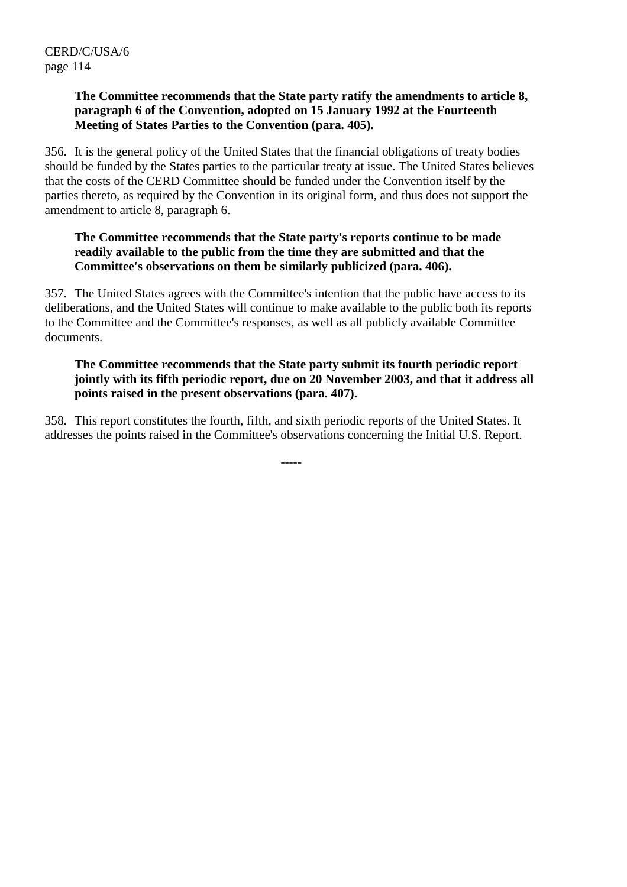**The Committee recommends that the State party ratify the amendments to article 8, paragraph 6 of the Convention, adopted on 15 January 1992 at the Fourteenth Meeting of States Parties to the Convention (para. 405).**

356. It is the general policy of the United States that the financial obligations of treaty bodies should be funded by the States parties to the particular treaty at issue. The United States believes that the costs of the CERD Committee should be funded under the Convention itself by the parties thereto, as required by the Convention in its original form, and thus does not support the amendment to article 8, paragraph 6.

**The Committee recommends that the State party's reports continue to be made readily available to the public from the time they are submitted and that the Committee's observations on them be similarly publicized (para. 406).**

357. The United States agrees with the Committee's intention that the public have access to its deliberations, and the United States will continue to make available to the public both its reports to the Committee and the Committee's responses, as well as all publicly available Committee documents.

**The Committee recommends that the State party submit its fourth periodic report jointly with its fifth periodic report, due on 20 November 2003, and that it address all points raised in the present observations (para. 407).**

358. This report constitutes the fourth, fifth, and sixth periodic reports of the United States. It addresses the points raised in the Committee's observations concerning the Initial U.S. Report.

-----